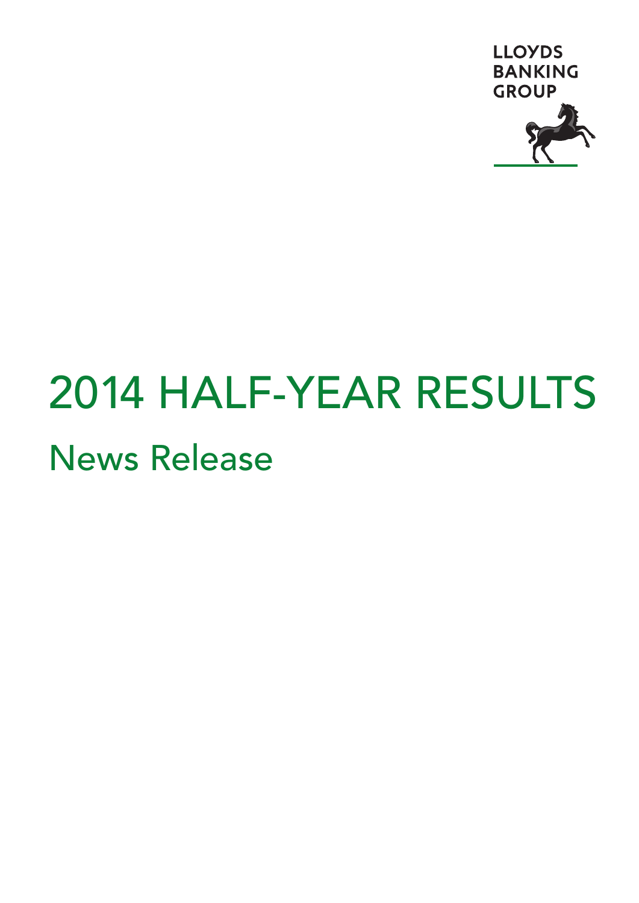LLOYDS BANKING GROUP

# 2014 HALF-YEAR RESULTS

## News Release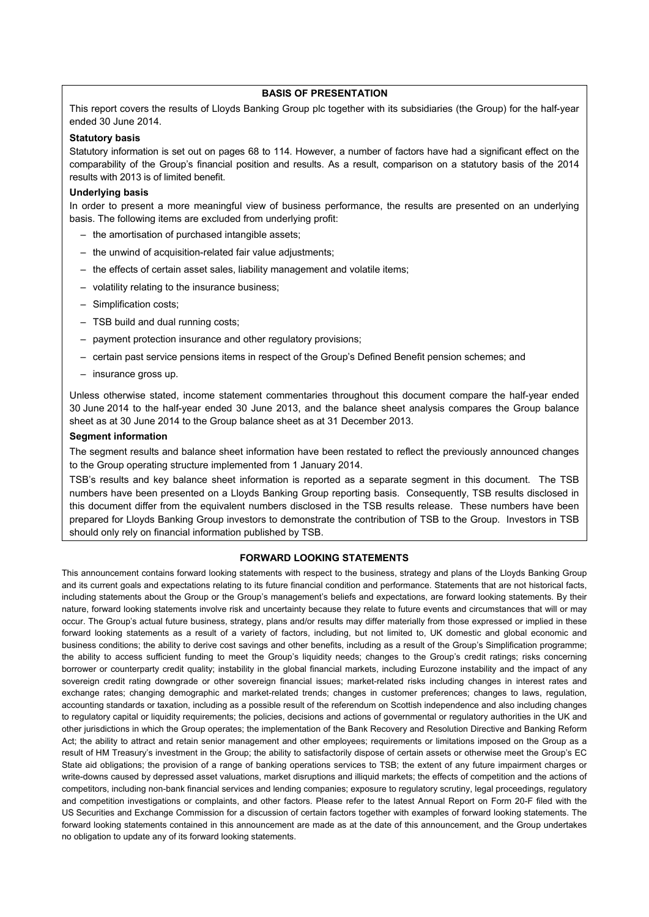## BASIS OF PRESENTATION

This report covers the results of Lloyds Banking Group plc together with its subsidiaries (the Group) for the half-year ended 30 June 2014.

### Statutory basis

Statutory information is set out on pages 68 to 114. However, a number of factors have had a significant effect on the comparability of the Group's financial position and results. As a result, comparison on a statutory basis of the 2014 results with 2013 is of limited benefit.

### Underlying basis

In order to present a more meaningful view of business performance, the results are presented on an underlying basis. The following items are excluded from underlying profit:

- the amortisation of purchased intangible assets;
- the unwind of acquisition-related fair value adjustments;
- the effects of certain asset sales, liability management and volatile items;
- volatility relating to the insurance business;
- Simplification costs;
- TSB build and dual running costs;
- payment protection insurance and other regulatory provisions;
- certain past service pensions items in respect of the Group's Defined Benefit pension schemes; and
- insurance gross up.

Unless otherwise stated, income statement commentaries throughout this document compare the half-year ended 30 June 2014 to the half-year ended 30 June 2013, and the balance sheet analysis compares the Group balance sheet as at 30 June 2014 to the Group balance sheet as at 31 December 2013.

### Segment information

The segment results and balance sheet information have been restated to reflect the previously announced changes to the Group operating structure implemented from 1 January 2014.

TSB's results and key balance sheet information is reported as a separate segment in this document. The TSB numbers have been presented on a Lloyds Banking Group reporting basis. Consequently, TSB results disclosed in this document differ from the equivalent numbers disclosed in the TSB results release. These numbers have been prepared for Lloyds Banking Group investors to demonstrate the contribution of TSB to the Group. Investors in TSB should only rely on financial information published by TSB.

## FORWARD LOOKING STATEMENTS

This announcement contains forward looking statements with respect to the business, strategy and plans of the Lloyds Banking Group and its current goals and expectations relating to its future financial condition and performance. Statements that are not historical facts, including statements about the Group or the Group's management's beliefs and expectations, are forward looking statements. By their nature, forward looking statements involve risk and uncertainty because they relate to future events and circumstances that will or may occur. The Group's actual future business, strategy, plans and/or results may differ materially from those expressed or implied in these forward looking statements as a result of a variety of factors, including, but not limited to, UK domestic and global economic and business conditions; the ability to derive cost savings and other benefits, including as a result of the Group's Simplification programme; the ability to access sufficient funding to meet the Group's liquidity needs; changes to the Group's credit ratings; risks concerning borrower or counterparty credit quality; instability in the global financial markets, including Eurozone instability and the impact of any sovereign credit rating downgrade or other sovereign financial issues; market-related risks including changes in interest rates and exchange rates; changing demographic and market-related trends; changes in customer preferences; changes to laws, regulation, accounting standards or taxation, including as a possible result of the referendum on Scottish independence and also including changes to regulatory capital or liquidity requirements; the policies, decisions and actions of governmental or regulatory authorities in the UK and other jurisdictions in which the Group operates; the implementation of the Bank Recovery and Resolution Directive and Banking Reform Act; the ability to attract and retain senior management and other employees; requirements or limitations imposed on the Group as a result of HM Treasury's investment in the Group; the ability to satisfactorily dispose of certain assets or otherwise meet the Group's EC State aid obligations; the provision of a range of banking operations services to TSB; the extent of any future impairment charges or write-downs caused by depressed asset valuations, market disruptions and illiquid markets; the effects of competition and the actions of competitors, including non-bank financial services and lending companies; exposure to regulatory scrutiny, legal proceedings, regulatory and competition investigations or complaints, and other factors. Please refer to the latest Annual Report on Form 20-F filed with the US Securities and Exchange Commission for a discussion of certain factors together with examples of forward looking statements. The forward looking statements contained in this announcement are made as at the date of this announcement, and the Group undertakes no obligation to update any of its forward looking statements.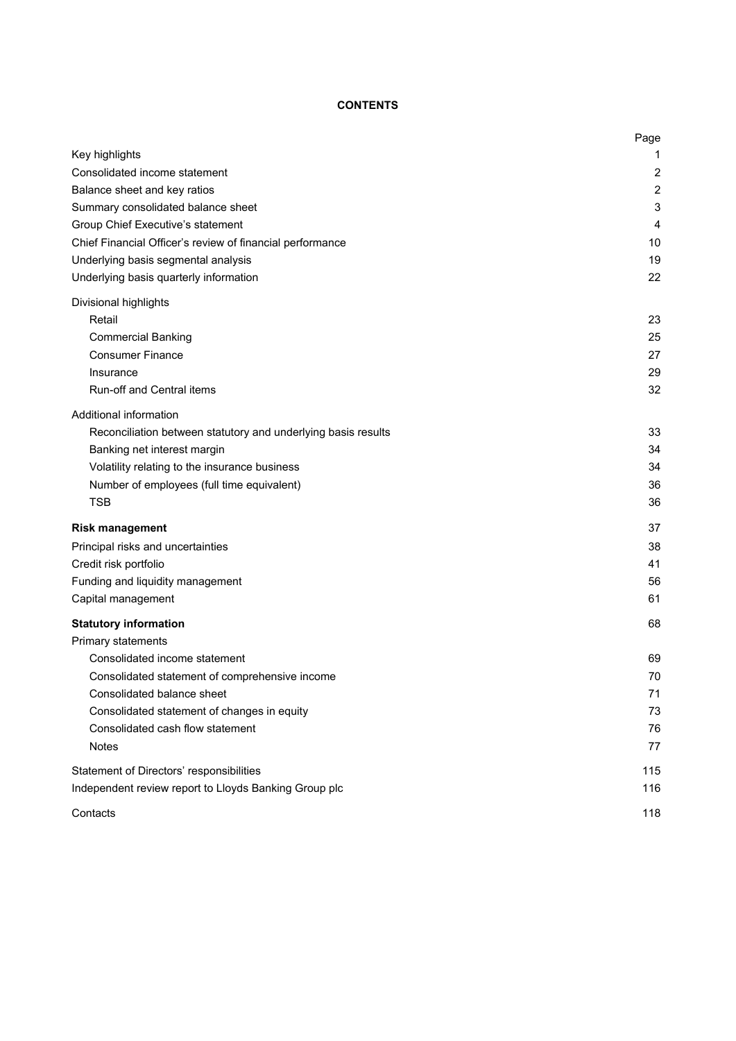**CONTENTS**

| | Page |
|---|---|
| Key highlights | 1 |
| Consolidated income statement | 2 |
| Balance sheet and key ratios | 2 |
| Summary consolidated balance sheet | 3 |
| Group Chief Executive's statement | 4 |
| Chief Financial Officer's review of financial performance | 10 |
| Underlying basis segmental analysis | 19 |
| Underlying basis quarterly information | 22 |
| Divisional highlights | |
| Retail | 23 |
| Commercial Banking | 25 |
| Consumer Finance | 27 |
| Insurance | 29 |
| Run-off and Central items | 32 |
| Additional information | |
| Reconciliation between statutory and underlying basis results | 33 |
| Banking net interest margin | 34 |
| Volatility relating to the insurance business | 34 |
| Number of employees (full time equivalent) | 36 |
| TSB | 36 |
| **Risk management** | 37 |
| Principal risks and uncertainties | 38 |
| Credit risk portfolio | 41 |
| Funding and liquidity management | 56 |
| Capital management | 61 |
| **Statutory information** | 68 |
| Primary statements | |
| Consolidated income statement | 69 |
| Consolidated statement of comprehensive income | 70 |
| Consolidated balance sheet | 71 |
| Consolidated statement of changes in equity | 73 |
| Consolidated cash flow statement | 76 |
| Notes | 77 |
| Statement of Directors' responsibilities | 115 |
| Independent review report to Lloyds Banking Group plc | 116 |
| Contacts | 118 |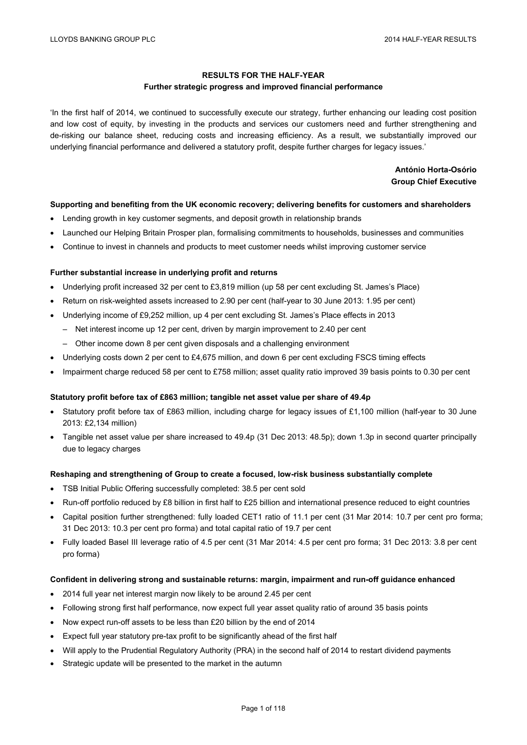## RESULTS FOR THE HALF-YEAR

### Further strategic progress and improved financial performance

'In the first half of 2014, we continued to successfully execute our strategy, further enhancing our leading cost position and low cost of equity, by investing in the products and services our customers need and further strengthening and de-risking our balance sheet, reducing costs and increasing efficiency. As a result, we substantially improved our underlying financial performance and delivered a statutory profit, despite further charges for legacy issues.'

**António Horta-Osório**
**Group Chief Executive**

**Supporting and benefiting from the UK economic recovery; delivering benefits for customers and shareholders**

- Lending growth in key customer segments, and deposit growth in relationship brands
- Launched our Helping Britain Prosper plan, formalising commitments to households, businesses and communities
- Continue to invest in channels and products to meet customer needs whilst improving customer service

**Further substantial increase in underlying profit and returns**

- Underlying profit increased 32 per cent to £3,819 million (up 58 per cent excluding St. James's Place)
- Return on risk-weighted assets increased to 2.90 per cent (half-year to 30 June 2013: 1.95 per cent)
- Underlying income of £9,252 million, up 4 per cent excluding St. James's Place effects in 2013
  - Net interest income up 12 per cent, driven by margin improvement to 2.40 per cent
  - Other income down 8 per cent given disposals and a challenging environment
- Underlying costs down 2 per cent to £4,675 million, and down 6 per cent excluding FSCS timing effects
- Impairment charge reduced 58 per cent to £758 million; asset quality ratio improved 39 basis points to 0.30 per cent

**Statutory profit before tax of £863 million; tangible net asset value per share of 49.4p**

- Statutory profit before tax of £863 million, including charge for legacy issues of £1,100 million (half-year to 30 June 2013: £2,134 million)
- Tangible net asset value per share increased to 49.4p (31 Dec 2013: 48.5p); down 1.3p in second quarter principally due to legacy charges

**Reshaping and strengthening of Group to create a focused, low-risk business substantially complete**

- TSB Initial Public Offering successfully completed: 38.5 per cent sold
- Run-off portfolio reduced by £8 billion in first half to £25 billion and international presence reduced to eight countries
- Capital position further strengthened: fully loaded CET1 ratio of 11.1 per cent (31 Mar 2014: 10.7 per cent pro forma; 31 Dec 2013: 10.3 per cent pro forma) and total capital ratio of 19.7 per cent
- Fully loaded Basel III leverage ratio of 4.5 per cent (31 Mar 2014: 4.5 per cent pro forma; 31 Dec 2013: 3.8 per cent pro forma)

**Confident in delivering strong and sustainable returns: margin, impairment and run-off guidance enhanced**

- 2014 full year net interest margin now likely to be around 2.45 per cent
- Following strong first half performance, now expect full year asset quality ratio of around 35 basis points
- Now expect run-off assets to be less than £20 billion by the end of 2014
- Expect full year statutory pre-tax profit to be significantly ahead of the first half
- Will apply to the Prudential Regulatory Authority (PRA) in the second half of 2014 to restart dividend payments
- Strategic update will be presented to the market in the autumn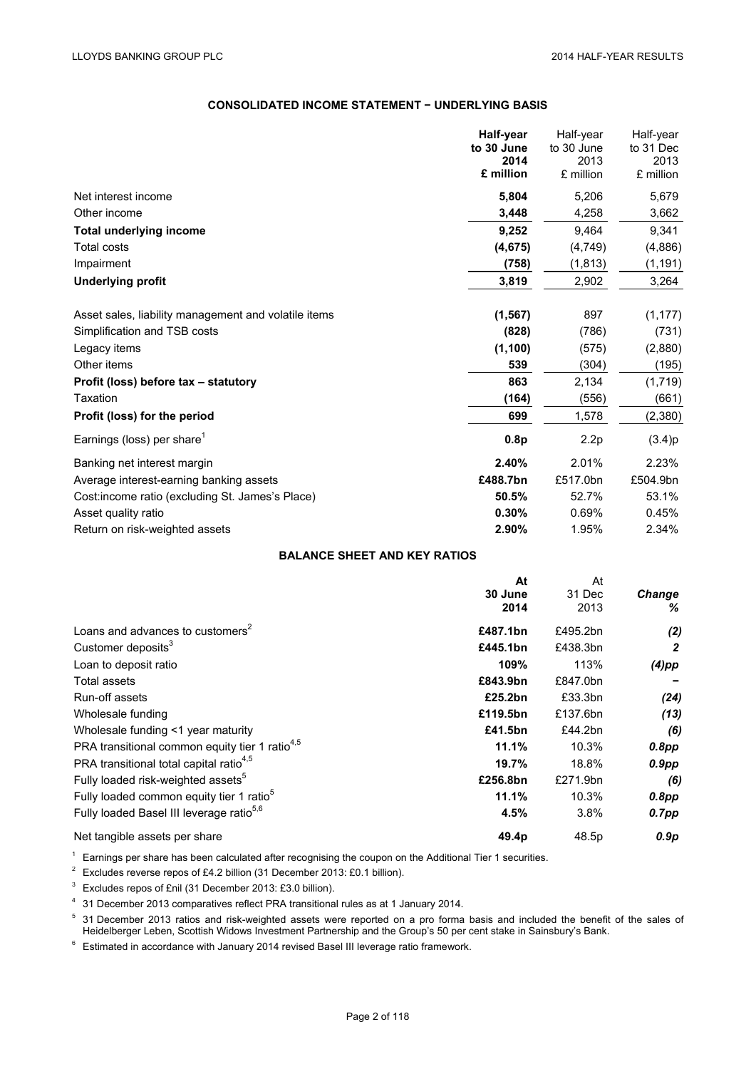## CONSOLIDATED INCOME STATEMENT − UNDERLYING BASIS

| | **Half-year to 30 June 2014 £ million** | Half-year to 30 June 2013 £ million | Half-year to 31 Dec 2013 £ million |
|---|---|---|---|
| Net interest income | **5,804** | 5,206 | 5,679 |
| Other income | **3,448** | 4,258 | 3,662 |
| **Total underlying income** | **9,252** | 9,464 | 9,341 |
| Total costs | **(4,675)** | (4,749) | (4,886) |
| Impairment | **(758)** | (1,813) | (1,191) |
| **Underlying profit** | **3,819** | 2,902 | 3,264 |
| Asset sales, liability management and volatile items | **(1,567)** | 897 | (1,177) |
| Simplification and TSB costs | **(828)** | (786) | (731) |
| Legacy items | **(1,100)** | (575) | (2,880) |
| Other items | **539** | (304) | (195) |
| **Profit (loss) before tax – statutory** | **863** | 2,134 | (1,719) |
| Taxation | **(164)** | (556) | (661) |
| **Profit (loss) for the period** | **699** | 1,578 | (2,380) |
| Earnings (loss) per share[1] | **0.8p** | 2.2p | (3.4)p |
| Banking net interest margin | **2.40%** | 2.01% | 2.23% |
| Average interest-earning banking assets | **£488.7bn** | £517.0bn | £504.9bn |
| Cost:income ratio (excluding St. James's Place) | **50.5%** | 52.7% | 53.1% |
| Asset quality ratio | **0.30%** | 0.69% | 0.45% |
| Return on risk-weighted assets | **2.90%** | 1.95% | 2.34% |

## BALANCE SHEET AND KEY RATIOS

| | **At 30 June 2014** | At 31 Dec 2013 | ***Change %*** |
|---|---|---|---|
| Loans and advances to customers[2] | **£487.1bn** | £495.2bn | ***(2)*** |
| Customer deposits[3] | **£445.1bn** | £438.3bn | ***2*** |
| Loan to deposit ratio | **109%** | 113% | ***(4)pp*** |
| Total assets | **£843.9bn** | £847.0bn | ***−*** |
| Run-off assets | **£25.2bn** | £33.3bn | ***(24)*** |
| Wholesale funding | **£119.5bn** | £137.6bn | ***(13)*** |
| Wholesale funding <1 year maturity | **£41.5bn** | £44.2bn | ***(6)*** |
| PRA transitional common equity tier 1 ratio[4,5] | **11.1%** | 10.3% | ***0.8pp*** |
| PRA transitional total capital ratio[4,5] | **19.7%** | 18.8% | ***0.9pp*** |
| Fully loaded risk-weighted assets[5] | **£256.8bn** | £271.9bn | ***(6)*** |
| Fully loaded common equity tier 1 ratio[5] | **11.1%** | 10.3% | ***0.8pp*** |
| Fully loaded Basel III leverage ratio[5,6] | **4.5%** | 3.8% | ***0.7pp*** |
| Net tangible assets per share | **49.4p** | 48.5p | ***0.9p*** |

[1] Earnings per share has been calculated after recognising the coupon on the Additional Tier 1 securities.

[2] Excludes reverse repos of £4.2 billion (31 December 2013: £0.1 billion).

[3] Excludes repos of £nil (31 December 2013: £3.0 billion).

[4] 31 December 2013 comparatives reflect PRA transitional rules as at 1 January 2014.

[5] 31 December 2013 ratios and risk-weighted assets were reported on a pro forma basis and included the benefit of the sales of Heidelberger Leben, Scottish Widows Investment Partnership and the Group's 50 per cent stake in Sainsbury's Bank.

[6] Estimated in accordance with January 2014 revised Basel III leverage ratio framework.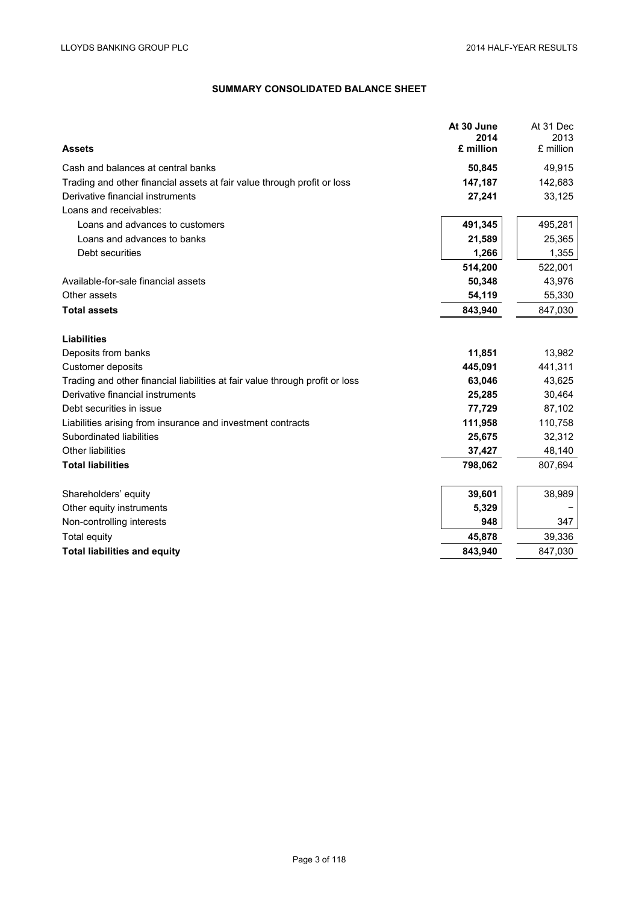# SUMMARY CONSOLIDATED BALANCE SHEET

| Assets | At 30 June 2014 £ million | At 31 Dec 2013 £ million |
|---|---|---|
| Cash and balances at central banks | **50,845** | 49,915 |
| Trading and other financial assets at fair value through profit or loss | **147,187** | 142,683 |
| Derivative financial instruments | **27,241** | 33,125 |
| Loans and receivables: | | |
| Loans and advances to customers | **491,345** | 495,281 |
| Loans and advances to banks | **21,589** | 25,365 |
| Debt securities | **1,266** | 1,355 |
| | **514,200** | 522,001 |
| Available-for-sale financial assets | **50,348** | 43,976 |
| Other assets | **54,119** | 55,330 |
| **Total assets** | **843,940** | 847,030 |
| | | |
| **Liabilities** | | |
| Deposits from banks | **11,851** | 13,982 |
| Customer deposits | **445,091** | 441,311 |
| Trading and other financial liabilities at fair value through profit or loss | **63,046** | 43,625 |
| Derivative financial instruments | **25,285** | 30,464 |
| Debt securities in issue | **77,729** | 87,102 |
| Liabilities arising from insurance and investment contracts | **111,958** | 110,758 |
| Subordinated liabilities | **25,675** | 32,312 |
| Other liabilities | **37,427** | 48,140 |
| **Total liabilities** | **798,062** | 807,694 |
| | | |
| Shareholders' equity | **39,601** | 38,989 |
| Other equity instruments | **5,329** | – |
| Non-controlling interests | **948** | 347 |
| Total equity | **45,878** | 39,336 |
| **Total liabilities and equity** | **843,940** | 847,030 |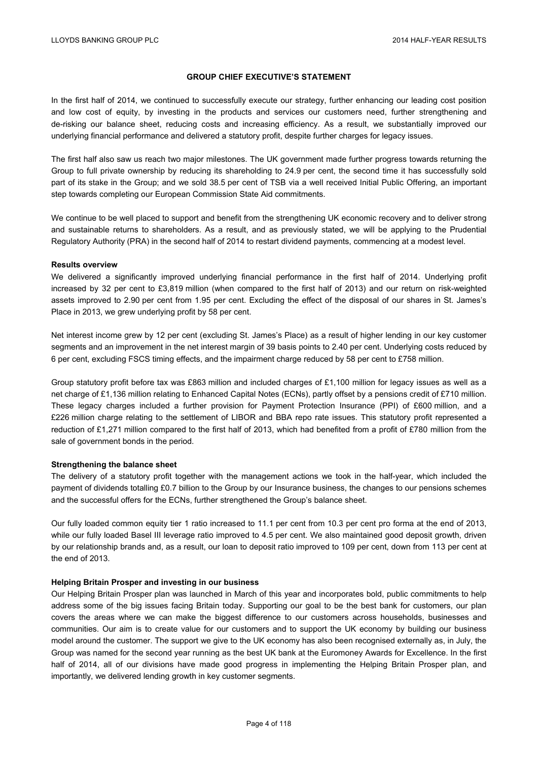# GROUP CHIEF EXECUTIVE'S STATEMENT

In the first half of 2014, we continued to successfully execute our strategy, further enhancing our leading cost position and low cost of equity, by investing in the products and services our customers need, further strengthening and de-risking our balance sheet, reducing costs and increasing efficiency. As a result, we substantially improved our underlying financial performance and delivered a statutory profit, despite further charges for legacy issues.

The first half also saw us reach two major milestones. The UK government made further progress towards returning the Group to full private ownership by reducing its shareholding to 24.9 per cent, the second time it has successfully sold part of its stake in the Group; and we sold 38.5 per cent of TSB via a well received Initial Public Offering, an important step towards completing our European Commission State Aid commitments.

We continue to be well placed to support and benefit from the strengthening UK economic recovery and to deliver strong and sustainable returns to shareholders. As a result, and as previously stated, we will be applying to the Prudential Regulatory Authority (PRA) in the second half of 2014 to restart dividend payments, commencing at a modest level.

**Results overview**

We delivered a significantly improved underlying financial performance in the first half of 2014. Underlying profit increased by 32 per cent to £3,819 million (when compared to the first half of 2013) and our return on risk-weighted assets improved to 2.90 per cent from 1.95 per cent. Excluding the effect of the disposal of our shares in St. James's Place in 2013, we grew underlying profit by 58 per cent.

Net interest income grew by 12 per cent (excluding St. James's Place) as a result of higher lending in our key customer segments and an improvement in the net interest margin of 39 basis points to 2.40 per cent. Underlying costs reduced by 6 per cent, excluding FSCS timing effects, and the impairment charge reduced by 58 per cent to £758 million.

Group statutory profit before tax was £863 million and included charges of £1,100 million for legacy issues as well as a net charge of £1,136 million relating to Enhanced Capital Notes (ECNs), partly offset by a pensions credit of £710 million. These legacy charges included a further provision for Payment Protection Insurance (PPI) of £600 million, and a £226 million charge relating to the settlement of LIBOR and BBA repo rate issues. This statutory profit represented a reduction of £1,271 million compared to the first half of 2013, which had benefited from a profit of £780 million from the sale of government bonds in the period.

**Strengthening the balance sheet**

The delivery of a statutory profit together with the management actions we took in the half-year, which included the payment of dividends totalling £0.7 billion to the Group by our Insurance business, the changes to our pensions schemes and the successful offers for the ECNs, further strengthened the Group's balance sheet.

Our fully loaded common equity tier 1 ratio increased to 11.1 per cent from 10.3 per cent pro forma at the end of 2013, while our fully loaded Basel III leverage ratio improved to 4.5 per cent. We also maintained good deposit growth, driven by our relationship brands and, as a result, our loan to deposit ratio improved to 109 per cent, down from 113 per cent at the end of 2013.

**Helping Britain Prosper and investing in our business**

Our Helping Britain Prosper plan was launched in March of this year and incorporates bold, public commitments to help address some of the big issues facing Britain today. Supporting our goal to be the best bank for customers, our plan covers the areas where we can make the biggest difference to our customers across households, businesses and communities. Our aim is to create value for our customers and to support the UK economy by building our business model around the customer. The support we give to the UK economy has also been recognised externally as, in July, the Group was named for the second year running as the best UK bank at the Euromoney Awards for Excellence. In the first half of 2014, all of our divisions have made good progress in implementing the Helping Britain Prosper plan, and importantly, we delivered lending growth in key customer segments.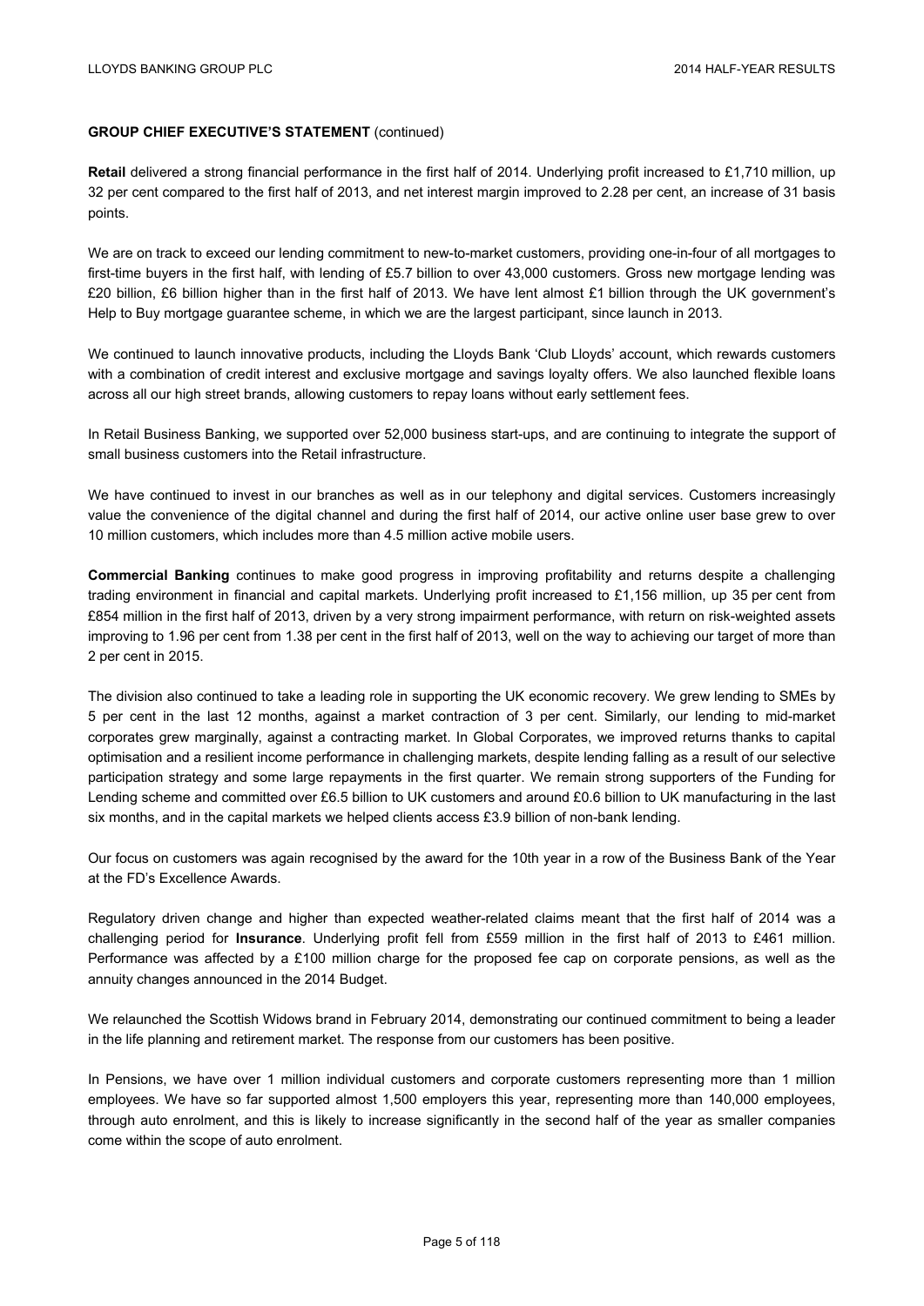**GROUP CHIEF EXECUTIVE'S STATEMENT** (continued)

**Retail** delivered a strong financial performance in the first half of 2014. Underlying profit increased to £1,710 million, up 32 per cent compared to the first half of 2013, and net interest margin improved to 2.28 per cent, an increase of 31 basis points.

We are on track to exceed our lending commitment to new-to-market customers, providing one-in-four of all mortgages to first-time buyers in the first half, with lending of £5.7 billion to over 43,000 customers. Gross new mortgage lending was £20 billion, £6 billion higher than in the first half of 2013. We have lent almost £1 billion through the UK government's Help to Buy mortgage guarantee scheme, in which we are the largest participant, since launch in 2013.

We continued to launch innovative products, including the Lloyds Bank 'Club Lloyds' account, which rewards customers with a combination of credit interest and exclusive mortgage and savings loyalty offers. We also launched flexible loans across all our high street brands, allowing customers to repay loans without early settlement fees.

In Retail Business Banking, we supported over 52,000 business start-ups, and are continuing to integrate the support of small business customers into the Retail infrastructure.

We have continued to invest in our branches as well as in our telephony and digital services. Customers increasingly value the convenience of the digital channel and during the first half of 2014, our active online user base grew to over 10 million customers, which includes more than 4.5 million active mobile users.

**Commercial Banking** continues to make good progress in improving profitability and returns despite a challenging trading environment in financial and capital markets. Underlying profit increased to £1,156 million, up 35 per cent from £854 million in the first half of 2013, driven by a very strong impairment performance, with return on risk-weighted assets improving to 1.96 per cent from 1.38 per cent in the first half of 2013, well on the way to achieving our target of more than 2 per cent in 2015.

The division also continued to take a leading role in supporting the UK economic recovery. We grew lending to SMEs by 5 per cent in the last 12 months, against a market contraction of 3 per cent. Similarly, our lending to mid-market corporates grew marginally, against a contracting market. In Global Corporates, we improved returns thanks to capital optimisation and a resilient income performance in challenging markets, despite lending falling as a result of our selective participation strategy and some large repayments in the first quarter. We remain strong supporters of the Funding for Lending scheme and committed over £6.5 billion to UK customers and around £0.6 billion to UK manufacturing in the last six months, and in the capital markets we helped clients access £3.9 billion of non-bank lending.

Our focus on customers was again recognised by the award for the 10th year in a row of the Business Bank of the Year at the FD's Excellence Awards.

Regulatory driven change and higher than expected weather-related claims meant that the first half of 2014 was a challenging period for **Insurance**. Underlying profit fell from £559 million in the first half of 2013 to £461 million. Performance was affected by a £100 million charge for the proposed fee cap on corporate pensions, as well as the annuity changes announced in the 2014 Budget.

We relaunched the Scottish Widows brand in February 2014, demonstrating our continued commitment to being a leader in the life planning and retirement market. The response from our customers has been positive.

In Pensions, we have over 1 million individual customers and corporate customers representing more than 1 million employees. We have so far supported almost 1,500 employers this year, representing more than 140,000 employees, through auto enrolment, and this is likely to increase significantly in the second half of the year as smaller companies come within the scope of auto enrolment.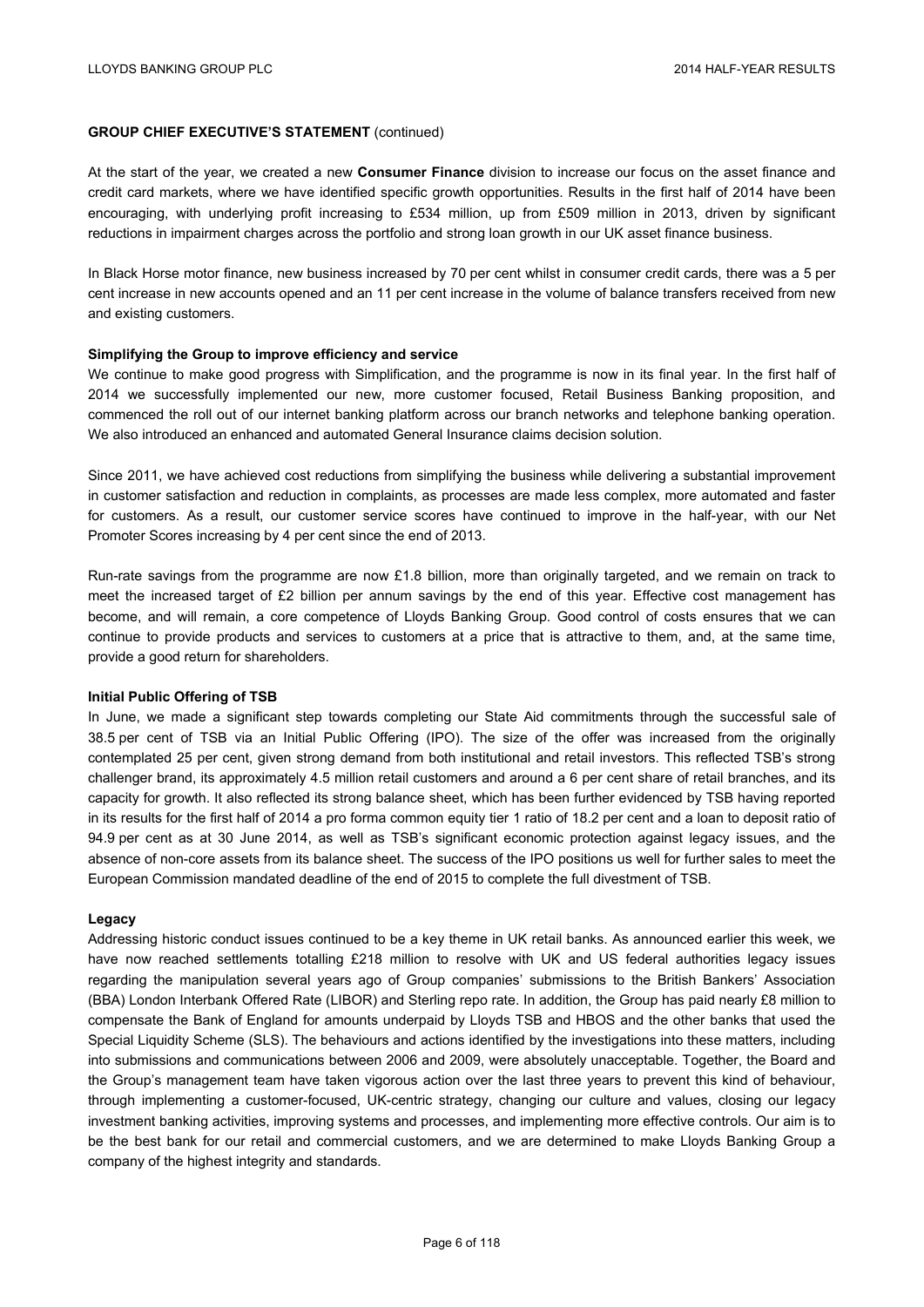**GROUP CHIEF EXECUTIVE'S STATEMENT** (continued)

At the start of the year, we created a new **Consumer Finance** division to increase our focus on the asset finance and credit card markets, where we have identified specific growth opportunities. Results in the first half of 2014 have been encouraging, with underlying profit increasing to £534 million, up from £509 million in 2013, driven by significant reductions in impairment charges across the portfolio and strong loan growth in our UK asset finance business.

In Black Horse motor finance, new business increased by 70 per cent whilst in consumer credit cards, there was a 5 per cent increase in new accounts opened and an 11 per cent increase in the volume of balance transfers received from new and existing customers.

**Simplifying the Group to improve efficiency and service**

We continue to make good progress with Simplification, and the programme is now in its final year. In the first half of 2014 we successfully implemented our new, more customer focused, Retail Business Banking proposition, and commenced the roll out of our internet banking platform across our branch networks and telephone banking operation. We also introduced an enhanced and automated General Insurance claims decision solution.

Since 2011, we have achieved cost reductions from simplifying the business while delivering a substantial improvement in customer satisfaction and reduction in complaints, as processes are made less complex, more automated and faster for customers. As a result, our customer service scores have continued to improve in the half-year, with our Net Promoter Scores increasing by 4 per cent since the end of 2013.

Run-rate savings from the programme are now £1.8 billion, more than originally targeted, and we remain on track to meet the increased target of £2 billion per annum savings by the end of this year. Effective cost management has become, and will remain, a core competence of Lloyds Banking Group. Good control of costs ensures that we can continue to provide products and services to customers at a price that is attractive to them, and, at the same time, provide a good return for shareholders.

**Initial Public Offering of TSB**

In June, we made a significant step towards completing our State Aid commitments through the successful sale of 38.5 per cent of TSB via an Initial Public Offering (IPO). The size of the offer was increased from the originally contemplated 25 per cent, given strong demand from both institutional and retail investors. This reflected TSB's strong challenger brand, its approximately 4.5 million retail customers and around a 6 per cent share of retail branches, and its capacity for growth. It also reflected its strong balance sheet, which has been further evidenced by TSB having reported in its results for the first half of 2014 a pro forma common equity tier 1 ratio of 18.2 per cent and a loan to deposit ratio of 94.9 per cent as at 30 June 2014, as well as TSB's significant economic protection against legacy issues, and the absence of non-core assets from its balance sheet. The success of the IPO positions us well for further sales to meet the European Commission mandated deadline of the end of 2015 to complete the full divestment of TSB.

**Legacy**

Addressing historic conduct issues continued to be a key theme in UK retail banks. As announced earlier this week, we have now reached settlements totalling £218 million to resolve with UK and US federal authorities legacy issues regarding the manipulation several years ago of Group companies' submissions to the British Bankers' Association (BBA) London Interbank Offered Rate (LIBOR) and Sterling repo rate. In addition, the Group has paid nearly £8 million to compensate the Bank of England for amounts underpaid by Lloyds TSB and HBOS and the other banks that used the Special Liquidity Scheme (SLS). The behaviours and actions identified by the investigations into these matters, including into submissions and communications between 2006 and 2009, were absolutely unacceptable. Together, the Board and the Group's management team have taken vigorous action over the last three years to prevent this kind of behaviour, through implementing a customer-focused, UK-centric strategy, changing our culture and values, closing our legacy investment banking activities, improving systems and processes, and implementing more effective controls. Our aim is to be the best bank for our retail and commercial customers, and we are determined to make Lloyds Banking Group a company of the highest integrity and standards.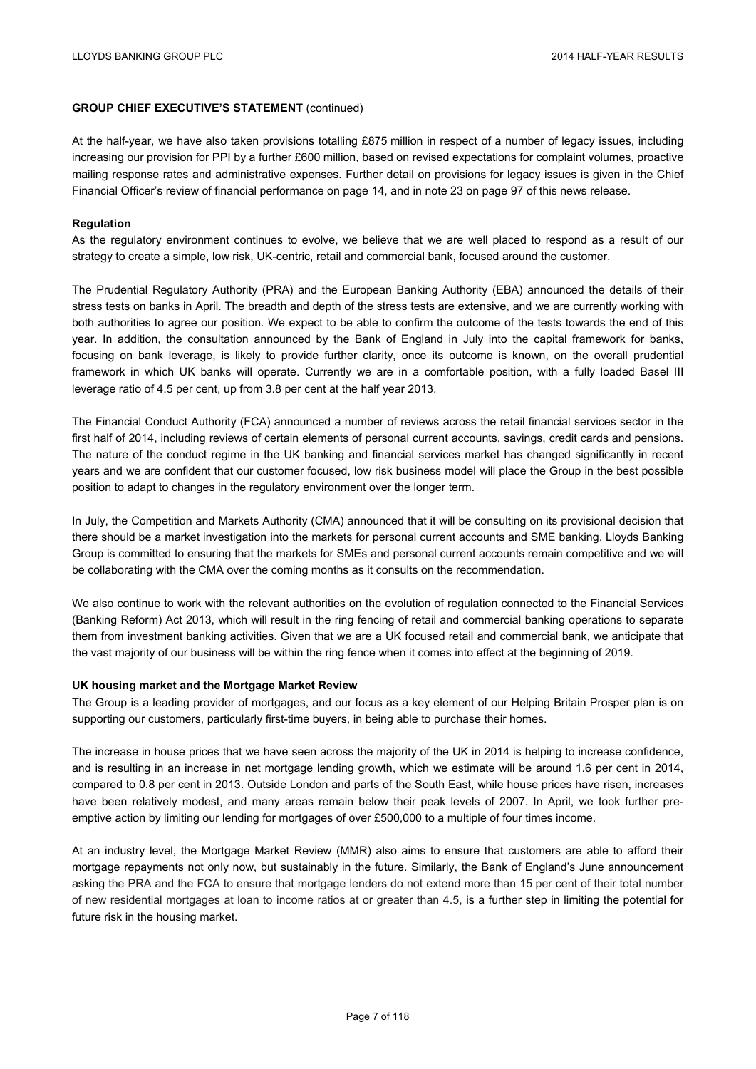**GROUP CHIEF EXECUTIVE'S STATEMENT** (continued)

At the half-year, we have also taken provisions totalling £875 million in respect of a number of legacy issues, including increasing our provision for PPI by a further £600 million, based on revised expectations for complaint volumes, proactive mailing response rates and administrative expenses. Further detail on provisions for legacy issues is given in the Chief Financial Officer's review of financial performance on page 14, and in note 23 on page 97 of this news release.

**Regulation**

As the regulatory environment continues to evolve, we believe that we are well placed to respond as a result of our strategy to create a simple, low risk, UK-centric, retail and commercial bank, focused around the customer.

The Prudential Regulatory Authority (PRA) and the European Banking Authority (EBA) announced the details of their stress tests on banks in April. The breadth and depth of the stress tests are extensive, and we are currently working with both authorities to agree our position. We expect to be able to confirm the outcome of the tests towards the end of this year. In addition, the consultation announced by the Bank of England in July into the capital framework for banks, focusing on bank leverage, is likely to provide further clarity, once its outcome is known, on the overall prudential framework in which UK banks will operate. Currently we are in a comfortable position, with a fully loaded Basel III leverage ratio of 4.5 per cent, up from 3.8 per cent at the half year 2013.

The Financial Conduct Authority (FCA) announced a number of reviews across the retail financial services sector in the first half of 2014, including reviews of certain elements of personal current accounts, savings, credit cards and pensions. The nature of the conduct regime in the UK banking and financial services market has changed significantly in recent years and we are confident that our customer focused, low risk business model will place the Group in the best possible position to adapt to changes in the regulatory environment over the longer term.

In July, the Competition and Markets Authority (CMA) announced that it will be consulting on its provisional decision that there should be a market investigation into the markets for personal current accounts and SME banking. Lloyds Banking Group is committed to ensuring that the markets for SMEs and personal current accounts remain competitive and we will be collaborating with the CMA over the coming months as it consults on the recommendation.

We also continue to work with the relevant authorities on the evolution of regulation connected to the Financial Services (Banking Reform) Act 2013, which will result in the ring fencing of retail and commercial banking operations to separate them from investment banking activities. Given that we are a UK focused retail and commercial bank, we anticipate that the vast majority of our business will be within the ring fence when it comes into effect at the beginning of 2019.

**UK housing market and the Mortgage Market Review**

The Group is a leading provider of mortgages, and our focus as a key element of our Helping Britain Prosper plan is on supporting our customers, particularly first-time buyers, in being able to purchase their homes.

The increase in house prices that we have seen across the majority of the UK in 2014 is helping to increase confidence, and is resulting in an increase in net mortgage lending growth, which we estimate will be around 1.6 per cent in 2014, compared to 0.8 per cent in 2013. Outside London and parts of the South East, while house prices have risen, increases have been relatively modest, and many areas remain below their peak levels of 2007. In April, we took further pre-emptive action by limiting our lending for mortgages of over £500,000 to a multiple of four times income.

At an industry level, the Mortgage Market Review (MMR) also aims to ensure that customers are able to afford their mortgage repayments not only now, but sustainably in the future. Similarly, the Bank of England's June announcement asking the PRA and the FCA to ensure that mortgage lenders do not extend more than 15 per cent of their total number of new residential mortgages at loan to income ratios at or greater than 4.5, is a further step in limiting the potential for future risk in the housing market.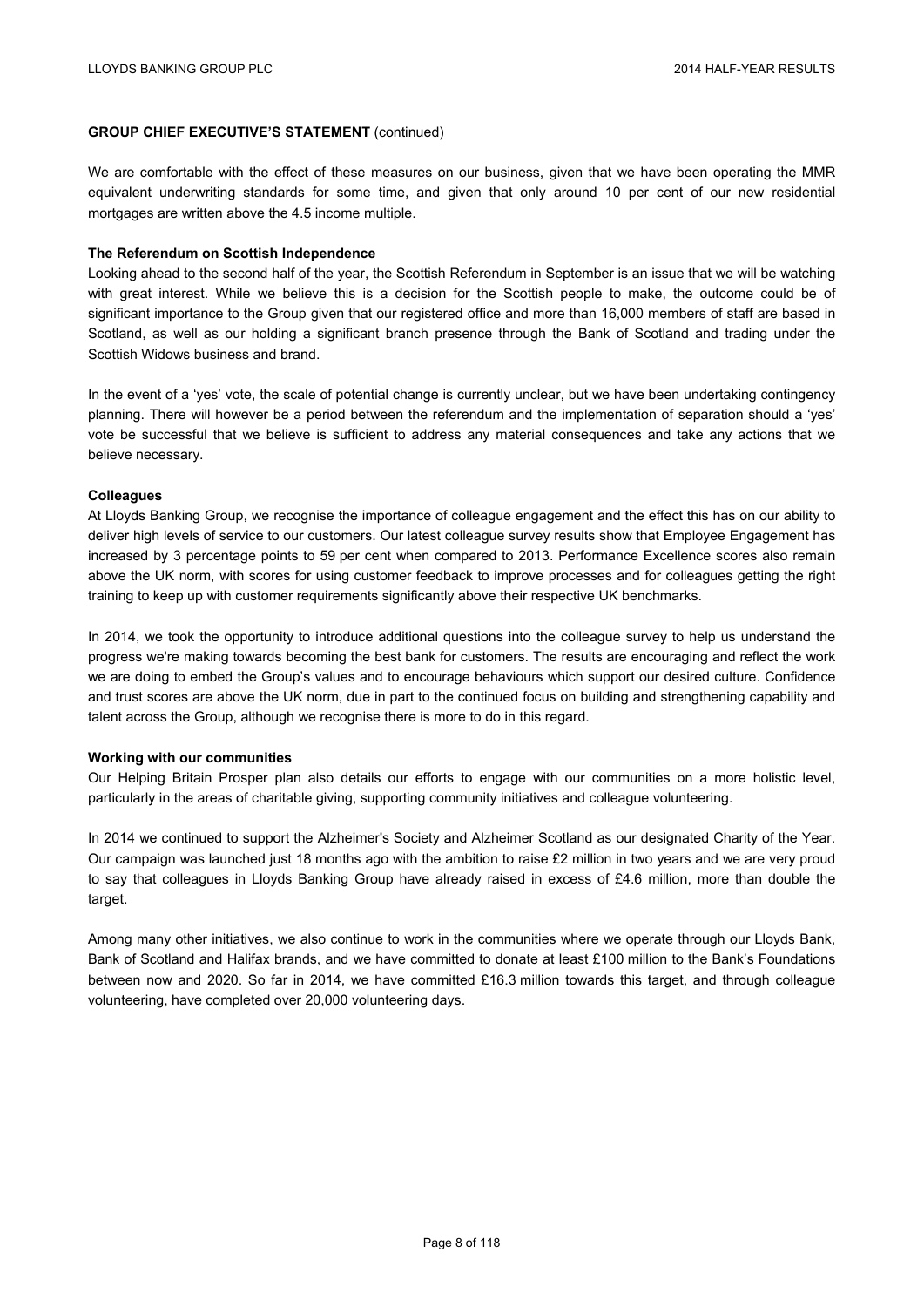**GROUP CHIEF EXECUTIVE'S STATEMENT** (continued)

We are comfortable with the effect of these measures on our business, given that we have been operating the MMR equivalent underwriting standards for some time, and given that only around 10 per cent of our new residential mortgages are written above the 4.5 income multiple.

**The Referendum on Scottish Independence**

Looking ahead to the second half of the year, the Scottish Referendum in September is an issue that we will be watching with great interest. While we believe this is a decision for the Scottish people to make, the outcome could be of significant importance to the Group given that our registered office and more than 16,000 members of staff are based in Scotland, as well as our holding a significant branch presence through the Bank of Scotland and trading under the Scottish Widows business and brand.

In the event of a 'yes' vote, the scale of potential change is currently unclear, but we have been undertaking contingency planning. There will however be a period between the referendum and the implementation of separation should a 'yes' vote be successful that we believe is sufficient to address any material consequences and take any actions that we believe necessary.

**Colleagues**

At Lloyds Banking Group, we recognise the importance of colleague engagement and the effect this has on our ability to deliver high levels of service to our customers. Our latest colleague survey results show that Employee Engagement has increased by 3 percentage points to 59 per cent when compared to 2013. Performance Excellence scores also remain above the UK norm, with scores for using customer feedback to improve processes and for colleagues getting the right training to keep up with customer requirements significantly above their respective UK benchmarks.

In 2014, we took the opportunity to introduce additional questions into the colleague survey to help us understand the progress we're making towards becoming the best bank for customers. The results are encouraging and reflect the work we are doing to embed the Group's values and to encourage behaviours which support our desired culture. Confidence and trust scores are above the UK norm, due in part to the continued focus on building and strengthening capability and talent across the Group, although we recognise there is more to do in this regard.

**Working with our communities**

Our Helping Britain Prosper plan also details our efforts to engage with our communities on a more holistic level, particularly in the areas of charitable giving, supporting community initiatives and colleague volunteering.

In 2014 we continued to support the Alzheimer's Society and Alzheimer Scotland as our designated Charity of the Year. Our campaign was launched just 18 months ago with the ambition to raise £2 million in two years and we are very proud to say that colleagues in Lloyds Banking Group have already raised in excess of £4.6 million, more than double the target.

Among many other initiatives, we also continue to work in the communities where we operate through our Lloyds Bank, Bank of Scotland and Halifax brands, and we have committed to donate at least £100 million to the Bank's Foundations between now and 2020. So far in 2014, we have committed £16.3 million towards this target, and through colleague volunteering, have completed over 20,000 volunteering days.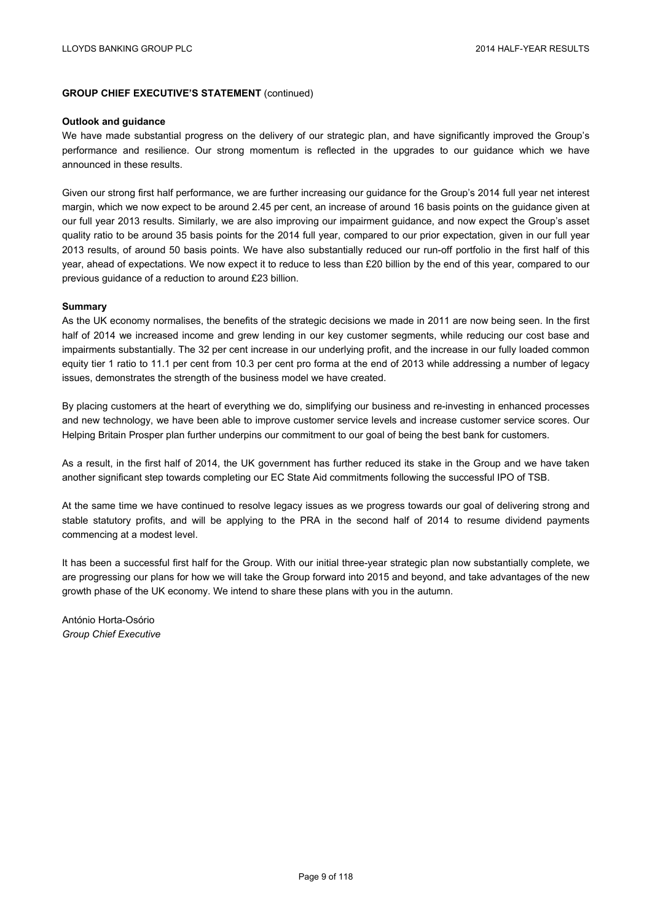**GROUP CHIEF EXECUTIVE'S STATEMENT** (continued)

**Outlook and guidance**

We have made substantial progress on the delivery of our strategic plan, and have significantly improved the Group's performance and resilience. Our strong momentum is reflected in the upgrades to our guidance which we have announced in these results.

Given our strong first half performance, we are further increasing our guidance for the Group's 2014 full year net interest margin, which we now expect to be around 2.45 per cent, an increase of around 16 basis points on the guidance given at our full year 2013 results. Similarly, we are also improving our impairment guidance, and now expect the Group's asset quality ratio to be around 35 basis points for the 2014 full year, compared to our prior expectation, given in our full year 2013 results, of around 50 basis points. We have also substantially reduced our run-off portfolio in the first half of this year, ahead of expectations. We now expect it to reduce to less than £20 billion by the end of this year, compared to our previous guidance of a reduction to around £23 billion.

**Summary**

As the UK economy normalises, the benefits of the strategic decisions we made in 2011 are now being seen. In the first half of 2014 we increased income and grew lending in our key customer segments, while reducing our cost base and impairments substantially. The 32 per cent increase in our underlying profit, and the increase in our fully loaded common equity tier 1 ratio to 11.1 per cent from 10.3 per cent pro forma at the end of 2013 while addressing a number of legacy issues, demonstrates the strength of the business model we have created.

By placing customers at the heart of everything we do, simplifying our business and re-investing in enhanced processes and new technology, we have been able to improve customer service levels and increase customer service scores. Our Helping Britain Prosper plan further underpins our commitment to our goal of being the best bank for customers.

As a result, in the first half of 2014, the UK government has further reduced its stake in the Group and we have taken another significant step towards completing our EC State Aid commitments following the successful IPO of TSB.

At the same time we have continued to resolve legacy issues as we progress towards our goal of delivering strong and stable statutory profits, and will be applying to the PRA in the second half of 2014 to resume dividend payments commencing at a modest level.

It has been a successful first half for the Group. With our initial three-year strategic plan now substantially complete, we are progressing our plans for how we will take the Group forward into 2015 and beyond, and take advantages of the new growth phase of the UK economy. We intend to share these plans with you in the autumn.

António Horta-Osório
*Group Chief Executive*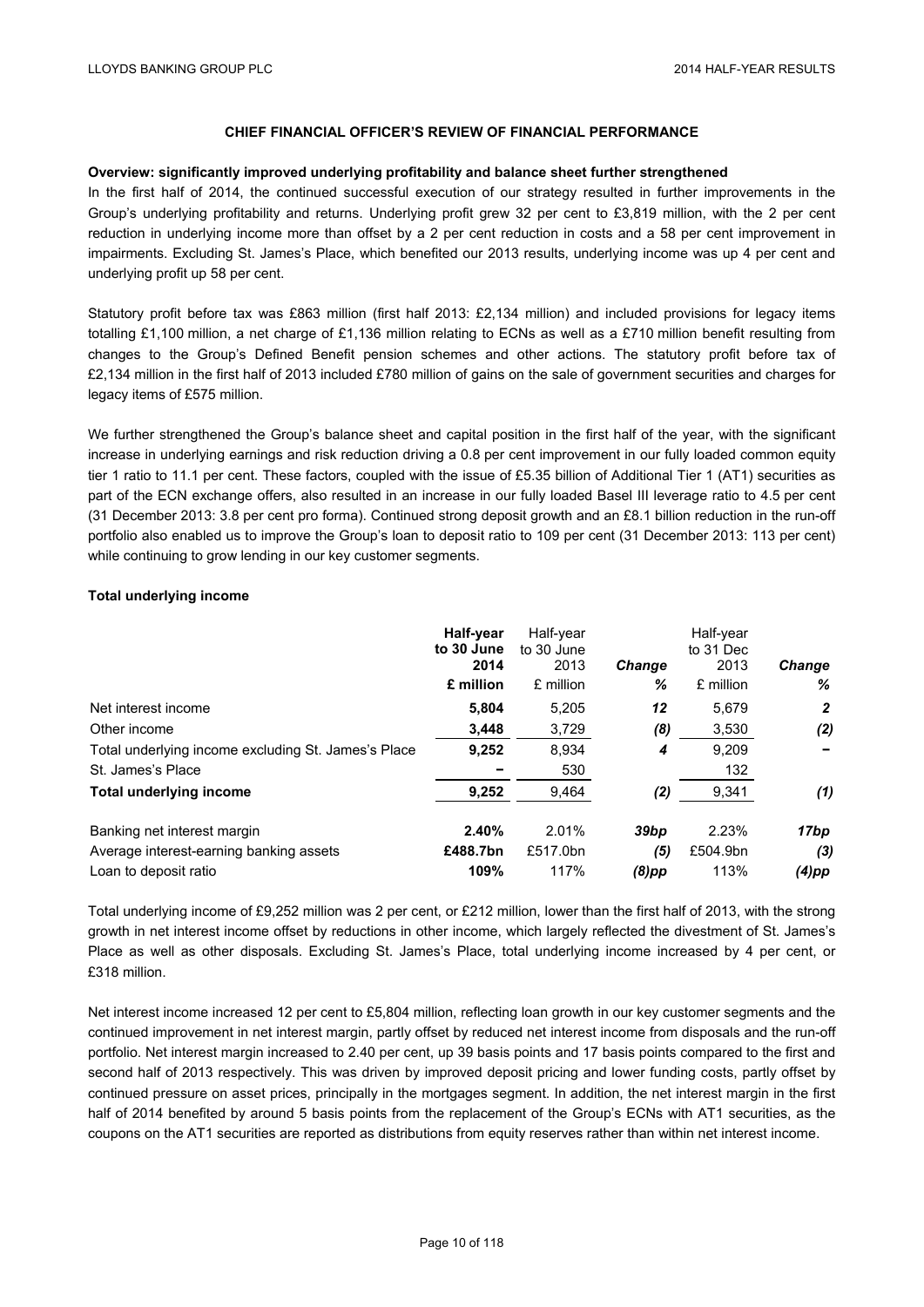## CHIEF FINANCIAL OFFICER'S REVIEW OF FINANCIAL PERFORMANCE

**Overview: significantly improved underlying profitability and balance sheet further strengthened**

In the first half of 2014, the continued successful execution of our strategy resulted in further improvements in the Group's underlying profitability and returns. Underlying profit grew 32 per cent to £3,819 million, with the 2 per cent reduction in underlying income more than offset by a 2 per cent reduction in costs and a 58 per cent improvement in impairments. Excluding St. James's Place, which benefited our 2013 results, underlying income was up 4 per cent and underlying profit up 58 per cent.

Statutory profit before tax was £863 million (first half 2013: £2,134 million) and included provisions for legacy items totalling £1,100 million, a net charge of £1,136 million relating to ECNs as well as a £710 million benefit resulting from changes to the Group's Defined Benefit pension schemes and other actions. The statutory profit before tax of £2,134 million in the first half of 2013 included £780 million of gains on the sale of government securities and charges for legacy items of £575 million.

We further strengthened the Group's balance sheet and capital position in the first half of the year, with the significant increase in underlying earnings and risk reduction driving a 0.8 per cent improvement in our fully loaded common equity tier 1 ratio to 11.1 per cent. These factors, coupled with the issue of £5.35 billion of Additional Tier 1 (AT1) securities as part of the ECN exchange offers, also resulted in an increase in our fully loaded Basel III leverage ratio to 4.5 per cent (31 December 2013: 3.8 per cent pro forma). Continued strong deposit growth and an £8.1 billion reduction in the run-off portfolio also enabled us to improve the Group's loan to deposit ratio to 109 per cent (31 December 2013: 113 per cent) while continuing to grow lending in our key customer segments.

**Total underlying income**

| | **Half-year to 30 June 2014 £ million** | Half-year to 30 June 2013 £ million | *Change %* | Half-year to 31 Dec 2013 £ million | *Change %* |
|---|---|---|---|---|---|
| Net interest income | **5,804** | 5,205 | ***12*** | 5,679 | ***2*** |
| Other income | **3,448** | 3,729 | ***(8)*** | 3,530 | ***(2)*** |
| Total underlying income excluding St. James's Place | **9,252** | 8,934 | ***4*** | 9,209 | ***–*** |
| St. James's Place | **–** | 530 | | 132 | |
| **Total underlying income** | **9,252** | 9,464 | ***(2)*** | 9,341 | ***(1)*** |
| Banking net interest margin | **2.40%** | 2.01% | ***39bp*** | 2.23% | ***17bp*** |
| Average interest-earning banking assets | **£488.7bn** | £517.0bn | ***(5)*** | £504.9bn | ***(3)*** |
| Loan to deposit ratio | **109%** | 117% | ***(8)pp*** | 113% | ***(4)pp*** |

Total underlying income of £9,252 million was 2 per cent, or £212 million, lower than the first half of 2013, with the strong growth in net interest income offset by reductions in other income, which largely reflected the divestment of St. James's Place as well as other disposals. Excluding St. James's Place, total underlying income increased by 4 per cent, or £318 million.

Net interest income increased 12 per cent to £5,804 million, reflecting loan growth in our key customer segments and the continued improvement in net interest margin, partly offset by reduced net interest income from disposals and the run-off portfolio. Net interest margin increased to 2.40 per cent, up 39 basis points and 17 basis points compared to the first and second half of 2013 respectively. This was driven by improved deposit pricing and lower funding costs, partly offset by continued pressure on asset prices, principally in the mortgages segment. In addition, the net interest margin in the first half of 2014 benefited by around 5 basis points from the replacement of the Group's ECNs with AT1 securities, as the coupons on the AT1 securities are reported as distributions from equity reserves rather than within net interest income.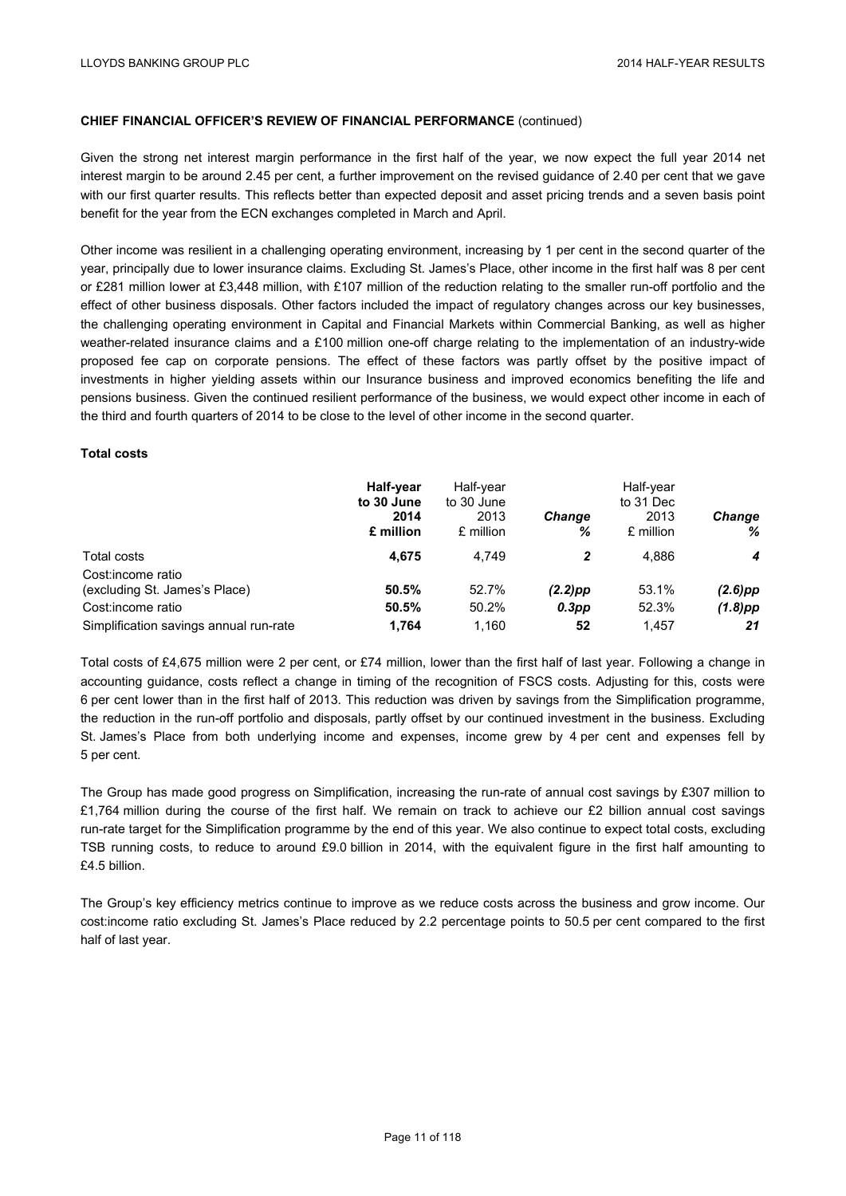**CHIEF FINANCIAL OFFICER'S REVIEW OF FINANCIAL PERFORMANCE** (continued)

Given the strong net interest margin performance in the first half of the year, we now expect the full year 2014 net interest margin to be around 2.45 per cent, a further improvement on the revised guidance of 2.40 per cent that we gave with our first quarter results. This reflects better than expected deposit and asset pricing trends and a seven basis point benefit for the year from the ECN exchanges completed in March and April.

Other income was resilient in a challenging operating environment, increasing by 1 per cent in the second quarter of the year, principally due to lower insurance claims. Excluding St. James's Place, other income in the first half was 8 per cent or £281 million lower at £3,448 million, with £107 million of the reduction relating to the smaller run-off portfolio and the effect of other business disposals. Other factors included the impact of regulatory changes across our key businesses, the challenging operating environment in Capital and Financial Markets within Commercial Banking, as well as higher weather-related insurance claims and a £100 million one-off charge relating to the implementation of an industry-wide proposed fee cap on corporate pensions. The effect of these factors was partly offset by the positive impact of investments in higher yielding assets within our Insurance business and improved economics benefiting the life and pensions business. Given the continued resilient performance of the business, we would expect other income in each of the third and fourth quarters of 2014 to be close to the level of other income in the second quarter.

**Total costs**

| | **Half-year to 30 June 2014 £ million** | Half-year to 30 June 2013 £ million | ***Change %*** | Half-year to 31 Dec 2013 £ million | ***Change %*** |
|---|---|---|---|---|---|
| Total costs | **4,675** | 4,749 | ***2*** | 4,886 | ***4*** |
| Cost:income ratio (excluding St. James's Place) | **50.5%** | 52.7% | ***(2.2)pp*** | 53.1% | ***(2.6)pp*** |
| Cost:income ratio | **50.5%** | 50.2% | ***0.3pp*** | 52.3% | ***(1.8)pp*** |
| Simplification savings annual run-rate | **1,764** | 1,160 | ***52*** | 1,457 | ***21*** |

Total costs of £4,675 million were 2 per cent, or £74 million, lower than the first half of last year. Following a change in accounting guidance, costs reflect a change in timing of the recognition of FSCS costs. Adjusting for this, costs were 6 per cent lower than in the first half of 2013. This reduction was driven by savings from the Simplification programme, the reduction in the run-off portfolio and disposals, partly offset by our continued investment in the business. Excluding St. James's Place from both underlying income and expenses, income grew by 4 per cent and expenses fell by 5 per cent.

The Group has made good progress on Simplification, increasing the run-rate of annual cost savings by £307 million to £1,764 million during the course of the first half. We remain on track to achieve our £2 billion annual cost savings run-rate target for the Simplification programme by the end of this year. We also continue to expect total costs, excluding TSB running costs, to reduce to around £9.0 billion in 2014, with the equivalent figure in the first half amounting to £4.5 billion.

The Group's key efficiency metrics continue to improve as we reduce costs across the business and grow income. Our cost:income ratio excluding St. James's Place reduced by 2.2 percentage points to 50.5 per cent compared to the first half of last year.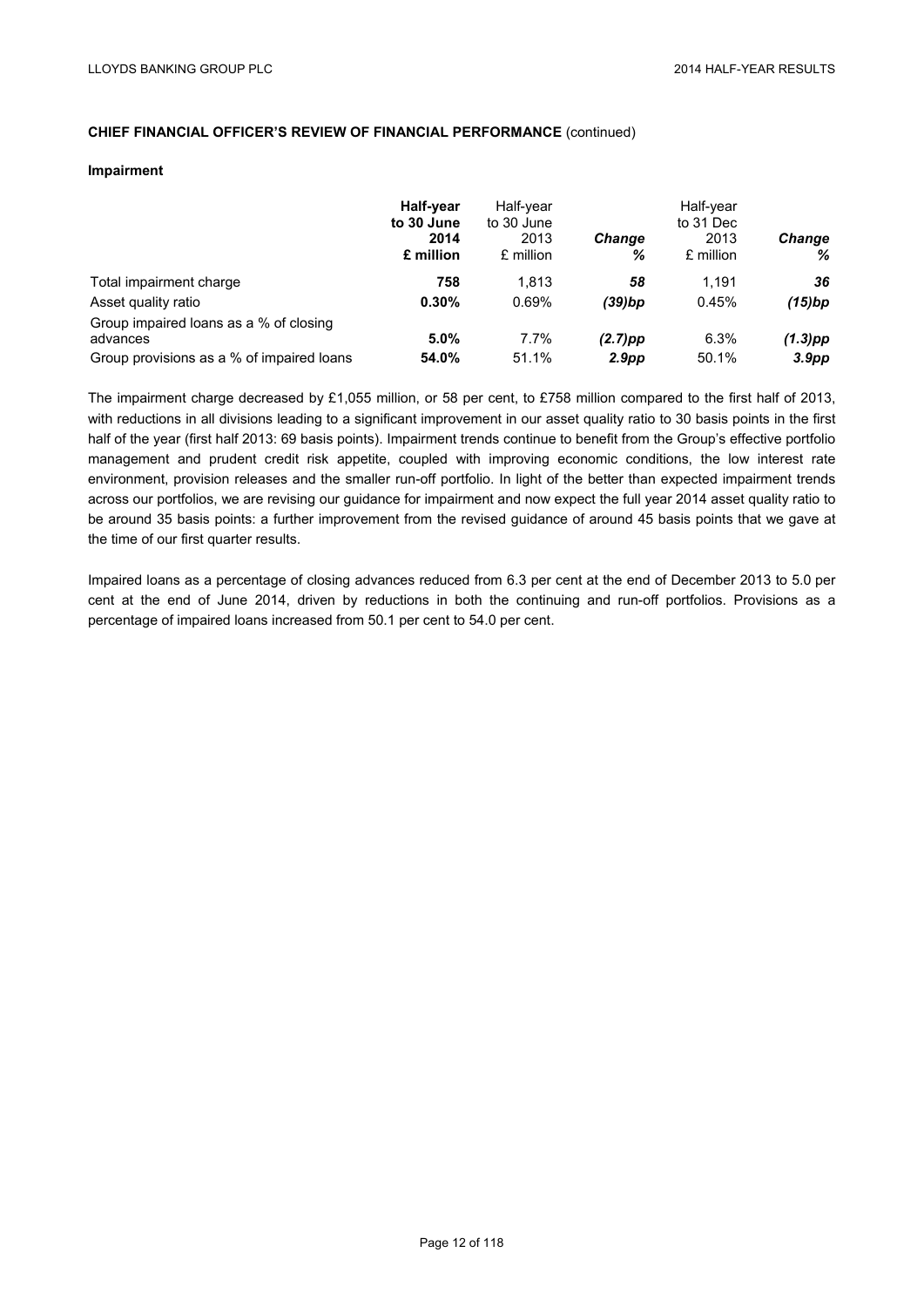**CHIEF FINANCIAL OFFICER'S REVIEW OF FINANCIAL PERFORMANCE** (continued)

**Impairment**

| | **Half-year to 30 June 2014 £ million** | Half-year to 30 June 2013 £ million | ***Change %*** | Half-year to 31 Dec 2013 £ million | ***Change %*** |
|---|---|---|---|---|---|
| Total impairment charge | **758** | 1,813 | ***58*** | 1,191 | ***36*** |
| Asset quality ratio | **0.30%** | 0.69% | ***(39)bp*** | 0.45% | ***(15)bp*** |
| Group impaired loans as a % of closing advances | **5.0%** | 7.7% | ***(2.7)pp*** | 6.3% | ***(1.3)pp*** |
| Group provisions as a % of impaired loans | **54.0%** | 51.1% | ***2.9pp*** | 50.1% | ***3.9pp*** |

The impairment charge decreased by £1,055 million, or 58 per cent, to £758 million compared to the first half of 2013, with reductions in all divisions leading to a significant improvement in our asset quality ratio to 30 basis points in the first half of the year (first half 2013: 69 basis points). Impairment trends continue to benefit from the Group's effective portfolio management and prudent credit risk appetite, coupled with improving economic conditions, the low interest rate environment, provision releases and the smaller run-off portfolio. In light of the better than expected impairment trends across our portfolios, we are revising our guidance for impairment and now expect the full year 2014 asset quality ratio to be around 35 basis points: a further improvement from the revised guidance of around 45 basis points that we gave at the time of our first quarter results.

Impaired loans as a percentage of closing advances reduced from 6.3 per cent at the end of December 2013 to 5.0 per cent at the end of June 2014, driven by reductions in both the continuing and run-off portfolios. Provisions as a percentage of impaired loans increased from 50.1 per cent to 54.0 per cent.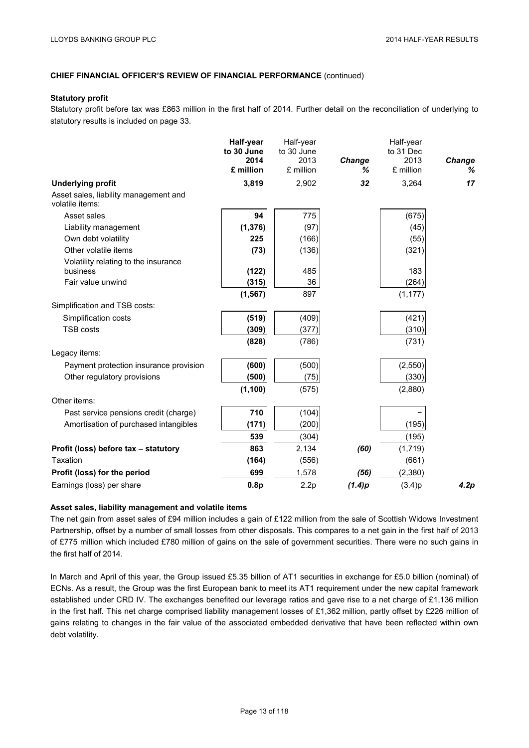**CHIEF FINANCIAL OFFICER'S REVIEW OF FINANCIAL PERFORMANCE** (continued)

**Statutory profit**

Statutory profit before tax was £863 million in the first half of 2014. Further detail on the reconciliation of underlying to statutory results is included on page 33.

| | **Half-year to 30 June 2014 £ million** | Half-year to 30 June 2013 £ million | ***Change %*** | Half-year to 31 Dec 2013 £ million | ***Change %*** |
|---|---|---|---|---|---|
| **Underlying profit** | **3,819** | 2,902 | ***32*** | 3,264 | ***17*** |
| Asset sales, liability management and volatile items: | | | | | |
| Asset sales | **94** | 775 | | (675) | |
| Liability management | **(1,376)** | (97) | | (45) | |
| Own debt volatility | **225** | (166) | | (55) | |
| Other volatile items | **(73)** | (136) | | (321) | |
| Volatility relating to the insurance business | **(122)** | 485 | | 183 | |
| Fair value unwind | **(315)** | 36 | | (264) | |
| | **(1,567)** | 897 | | (1,177) | |
| Simplification and TSB costs: | | | | | |
| Simplification costs | **(519)** | (409) | | (421) | |
| TSB costs | **(309)** | (377) | | (310) | |
| | **(828)** | (786) | | (731) | |
| Legacy items: | | | | | |
| Payment protection insurance provision | **(600)** | (500) | | (2,550) | |
| Other regulatory provisions | **(500)** | (75) | | (330) | |
| | **(1,100)** | (575) | | (2,880) | |
| Other items: | | | | | |
| Past service pensions credit (charge) | **710** | (104) | | – | |
| Amortisation of purchased intangibles | **(171)** | (200) | | (195) | |
| | **539** | (304) | | (195) | |
| **Profit (loss) before tax – statutory** | **863** | 2,134 | ***(60)*** | (1,719) | |
| Taxation | **(164)** | (556) | | (661) | |
| **Profit (loss) for the period** | **699** | 1,578 | ***(56)*** | (2,380) | |
| Earnings (loss) per share | **0.8p** | 2.2p | ***(1.4)p*** | (3.4)p | ***4.2p*** |

**Asset sales, liability management and volatile items**

The net gain from asset sales of £94 million includes a gain of £122 million from the sale of Scottish Widows Investment Partnership, offset by a number of small losses from other disposals. This compares to a net gain in the first half of 2013 of £775 million which included £780 million of gains on the sale of government securities. There were no such gains in the first half of 2014.

In March and April of this year, the Group issued £5.35 billion of AT1 securities in exchange for £5.0 billion (nominal) of ECNs. As a result, the Group was the first European bank to meet its AT1 requirement under the new capital framework established under CRD IV. The exchanges benefited our leverage ratios and gave rise to a net charge of £1,136 million in the first half. This net charge comprised liability management losses of £1,362 million, partly offset by £226 million of gains relating to changes in the fair value of the associated embedded derivative that have been reflected within own debt volatility.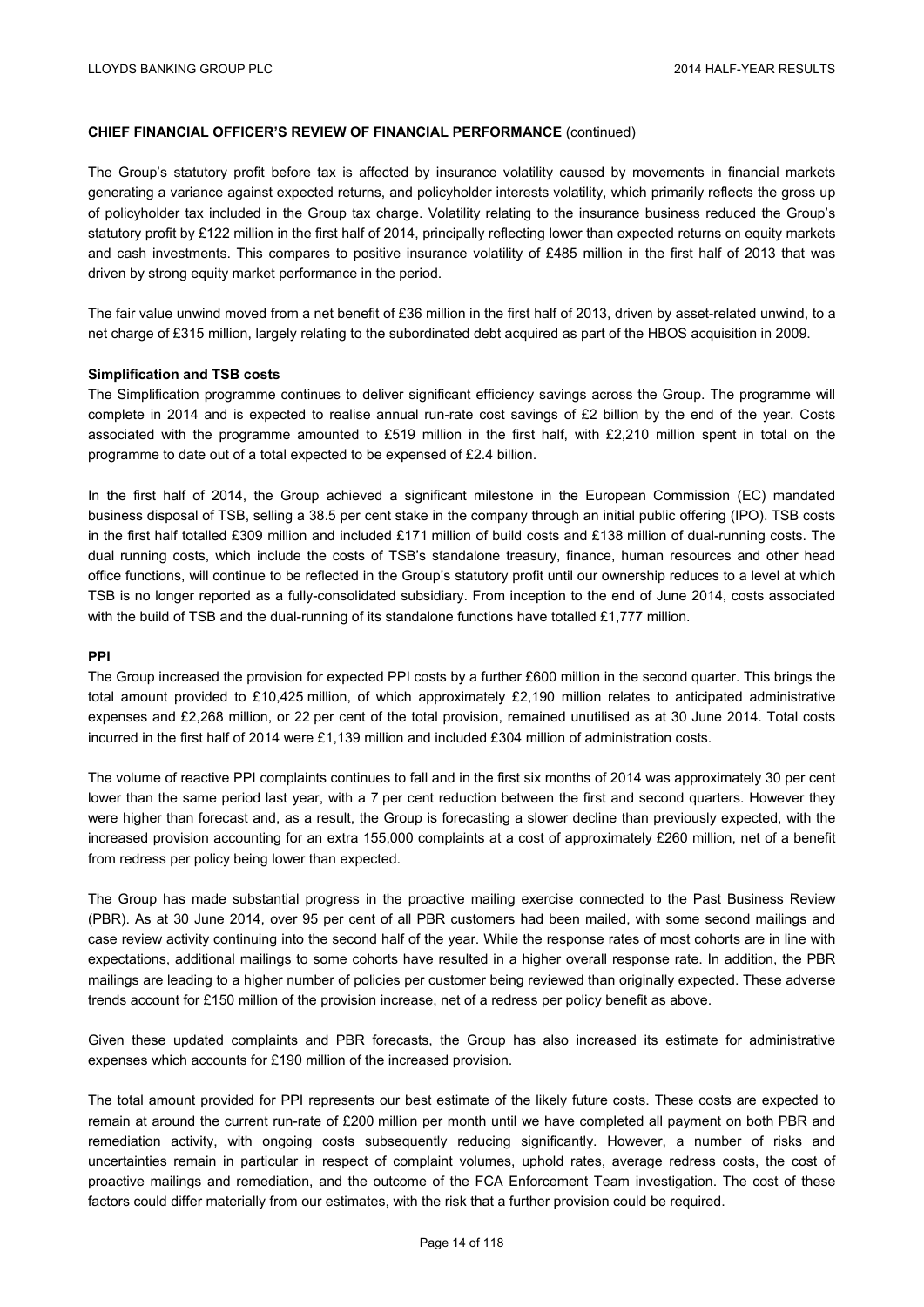**CHIEF FINANCIAL OFFICER'S REVIEW OF FINANCIAL PERFORMANCE** (continued)

The Group's statutory profit before tax is affected by insurance volatility caused by movements in financial markets generating a variance against expected returns, and policyholder interests volatility, which primarily reflects the gross up of policyholder tax included in the Group tax charge. Volatility relating to the insurance business reduced the Group's statutory profit by £122 million in the first half of 2014, principally reflecting lower than expected returns on equity markets and cash investments. This compares to positive insurance volatility of £485 million in the first half of 2013 that was driven by strong equity market performance in the period.

The fair value unwind moved from a net benefit of £36 million in the first half of 2013, driven by asset-related unwind, to a net charge of £315 million, largely relating to the subordinated debt acquired as part of the HBOS acquisition in 2009.

**Simplification and TSB costs**

The Simplification programme continues to deliver significant efficiency savings across the Group. The programme will complete in 2014 and is expected to realise annual run-rate cost savings of £2 billion by the end of the year. Costs associated with the programme amounted to £519 million in the first half, with £2,210 million spent in total on the programme to date out of a total expected to be expensed of £2.4 billion.

In the first half of 2014, the Group achieved a significant milestone in the European Commission (EC) mandated business disposal of TSB, selling a 38.5 per cent stake in the company through an initial public offering (IPO). TSB costs in the first half totalled £309 million and included £171 million of build costs and £138 million of dual-running costs. The dual running costs, which include the costs of TSB's standalone treasury, finance, human resources and other head office functions, will continue to be reflected in the Group's statutory profit until our ownership reduces to a level at which TSB is no longer reported as a fully-consolidated subsidiary. From inception to the end of June 2014, costs associated with the build of TSB and the dual-running of its standalone functions have totalled £1,777 million.

**PPI**

The Group increased the provision for expected PPI costs by a further £600 million in the second quarter. This brings the total amount provided to £10,425 million, of which approximately £2,190 million relates to anticipated administrative expenses and £2,268 million, or 22 per cent of the total provision, remained unutilised as at 30 June 2014. Total costs incurred in the first half of 2014 were £1,139 million and included £304 million of administration costs.

The volume of reactive PPI complaints continues to fall and in the first six months of 2014 was approximately 30 per cent lower than the same period last year, with a 7 per cent reduction between the first and second quarters. However they were higher than forecast and, as a result, the Group is forecasting a slower decline than previously expected, with the increased provision accounting for an extra 155,000 complaints at a cost of approximately £260 million, net of a benefit from redress per policy being lower than expected.

The Group has made substantial progress in the proactive mailing exercise connected to the Past Business Review (PBR). As at 30 June 2014, over 95 per cent of all PBR customers had been mailed, with some second mailings and case review activity continuing into the second half of the year. While the response rates of most cohorts are in line with expectations, additional mailings to some cohorts have resulted in a higher overall response rate. In addition, the PBR mailings are leading to a higher number of policies per customer being reviewed than originally expected. These adverse trends account for £150 million of the provision increase, net of a redress per policy benefit as above.

Given these updated complaints and PBR forecasts, the Group has also increased its estimate for administrative expenses which accounts for £190 million of the increased provision.

The total amount provided for PPI represents our best estimate of the likely future costs. These costs are expected to remain at around the current run-rate of £200 million per month until we have completed all payment on both PBR and remediation activity, with ongoing costs subsequently reducing significantly. However, a number of risks and uncertainties remain in particular in respect of complaint volumes, uphold rates, average redress costs, the cost of proactive mailings and remediation, and the outcome of the FCA Enforcement Team investigation. The cost of these factors could differ materially from our estimates, with the risk that a further provision could be required.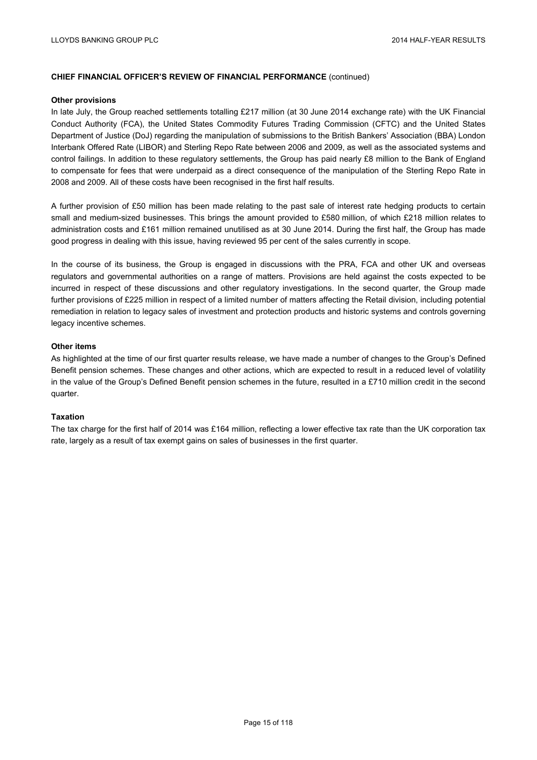**CHIEF FINANCIAL OFFICER'S REVIEW OF FINANCIAL PERFORMANCE** (continued)

**Other provisions**

In late July, the Group reached settlements totalling £217 million (at 30 June 2014 exchange rate) with the UK Financial Conduct Authority (FCA), the United States Commodity Futures Trading Commission (CFTC) and the United States Department of Justice (DoJ) regarding the manipulation of submissions to the British Bankers' Association (BBA) London Interbank Offered Rate (LIBOR) and Sterling Repo Rate between 2006 and 2009, as well as the associated systems and control failings. In addition to these regulatory settlements, the Group has paid nearly £8 million to the Bank of England to compensate for fees that were underpaid as a direct consequence of the manipulation of the Sterling Repo Rate in 2008 and 2009. All of these costs have been recognised in the first half results.

A further provision of £50 million has been made relating to the past sale of interest rate hedging products to certain small and medium-sized businesses. This brings the amount provided to £580 million, of which £218 million relates to administration costs and £161 million remained unutilised as at 30 June 2014. During the first half, the Group has made good progress in dealing with this issue, having reviewed 95 per cent of the sales currently in scope.

In the course of its business, the Group is engaged in discussions with the PRA, FCA and other UK and overseas regulators and governmental authorities on a range of matters. Provisions are held against the costs expected to be incurred in respect of these discussions and other regulatory investigations. In the second quarter, the Group made further provisions of £225 million in respect of a limited number of matters affecting the Retail division, including potential remediation in relation to legacy sales of investment and protection products and historic systems and controls governing legacy incentive schemes.

**Other items**

As highlighted at the time of our first quarter results release, we have made a number of changes to the Group's Defined Benefit pension schemes. These changes and other actions, which are expected to result in a reduced level of volatility in the value of the Group's Defined Benefit pension schemes in the future, resulted in a £710 million credit in the second quarter.

**Taxation**

The tax charge for the first half of 2014 was £164 million, reflecting a lower effective tax rate than the UK corporation tax rate, largely as a result of tax exempt gains on sales of businesses in the first quarter.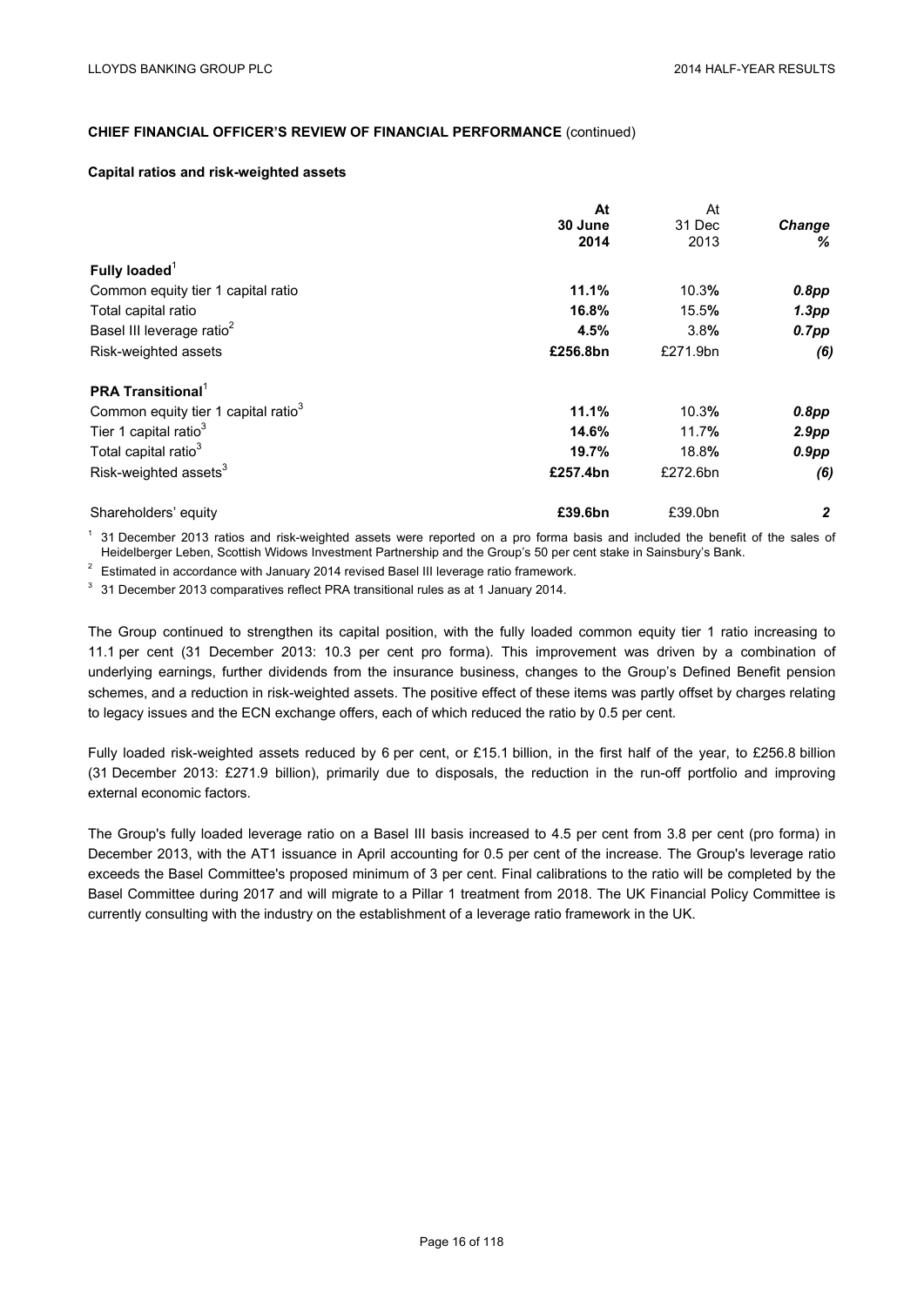**CHIEF FINANCIAL OFFICER'S REVIEW OF FINANCIAL PERFORMANCE** (continued)

**Capital ratios and risk-weighted assets**

| | **At 30 June 2014** | At 31 Dec 2013 | ***Change %*** |
|---|---|---|---|
| **Fully loaded**[1] | | | |
| Common equity tier 1 capital ratio | **11.1%** | 10.3% | ***0.8pp*** |
| Total capital ratio | **16.8%** | 15.5% | ***1.3pp*** |
| Basel III leverage ratio[2] | **4.5%** | 3.8% | ***0.7pp*** |
| Risk-weighted assets | **£256.8bn** | £271.9bn | ***(6)*** |
| **PRA Transitional**[1] | | | |
| Common equity tier 1 capital ratio[3] | **11.1%** | 10.3% | ***0.8pp*** |
| Tier 1 capital ratio[3] | **14.6%** | 11.7% | ***2.9pp*** |
| Total capital ratio[3] | **19.7%** | 18.8% | ***0.9pp*** |
| Risk-weighted assets[3] | **£257.4bn** | £272.6bn | ***(6)*** |
| Shareholders' equity | **£39.6bn** | £39.0bn | ***2*** |

[1] 31 December 2013 ratios and risk-weighted assets were reported on a pro forma basis and included the benefit of the sales of Heidelberger Leben, Scottish Widows Investment Partnership and the Group's 50 per cent stake in Sainsbury's Bank.

[2] Estimated in accordance with January 2014 revised Basel III leverage ratio framework.

[3] 31 December 2013 comparatives reflect PRA transitional rules as at 1 January 2014.

The Group continued to strengthen its capital position, with the fully loaded common equity tier 1 ratio increasing to 11.1 per cent (31 December 2013: 10.3 per cent pro forma). This improvement was driven by a combination of underlying earnings, further dividends from the insurance business, changes to the Group's Defined Benefit pension schemes, and a reduction in risk-weighted assets. The positive effect of these items was partly offset by charges relating to legacy issues and the ECN exchange offers, each of which reduced the ratio by 0.5 per cent.

Fully loaded risk-weighted assets reduced by 6 per cent, or £15.1 billion, in the first half of the year, to £256.8 billion (31 December 2013: £271.9 billion), primarily due to disposals, the reduction in the run-off portfolio and improving external economic factors.

The Group's fully loaded leverage ratio on a Basel III basis increased to 4.5 per cent from 3.8 per cent (pro forma) in December 2013, with the AT1 issuance in April accounting for 0.5 per cent of the increase. The Group's leverage ratio exceeds the Basel Committee's proposed minimum of 3 per cent. Final calibrations to the ratio will be completed by the Basel Committee during 2017 and will migrate to a Pillar 1 treatment from 2018. The UK Financial Policy Committee is currently consulting with the industry on the establishment of a leverage ratio framework in the UK.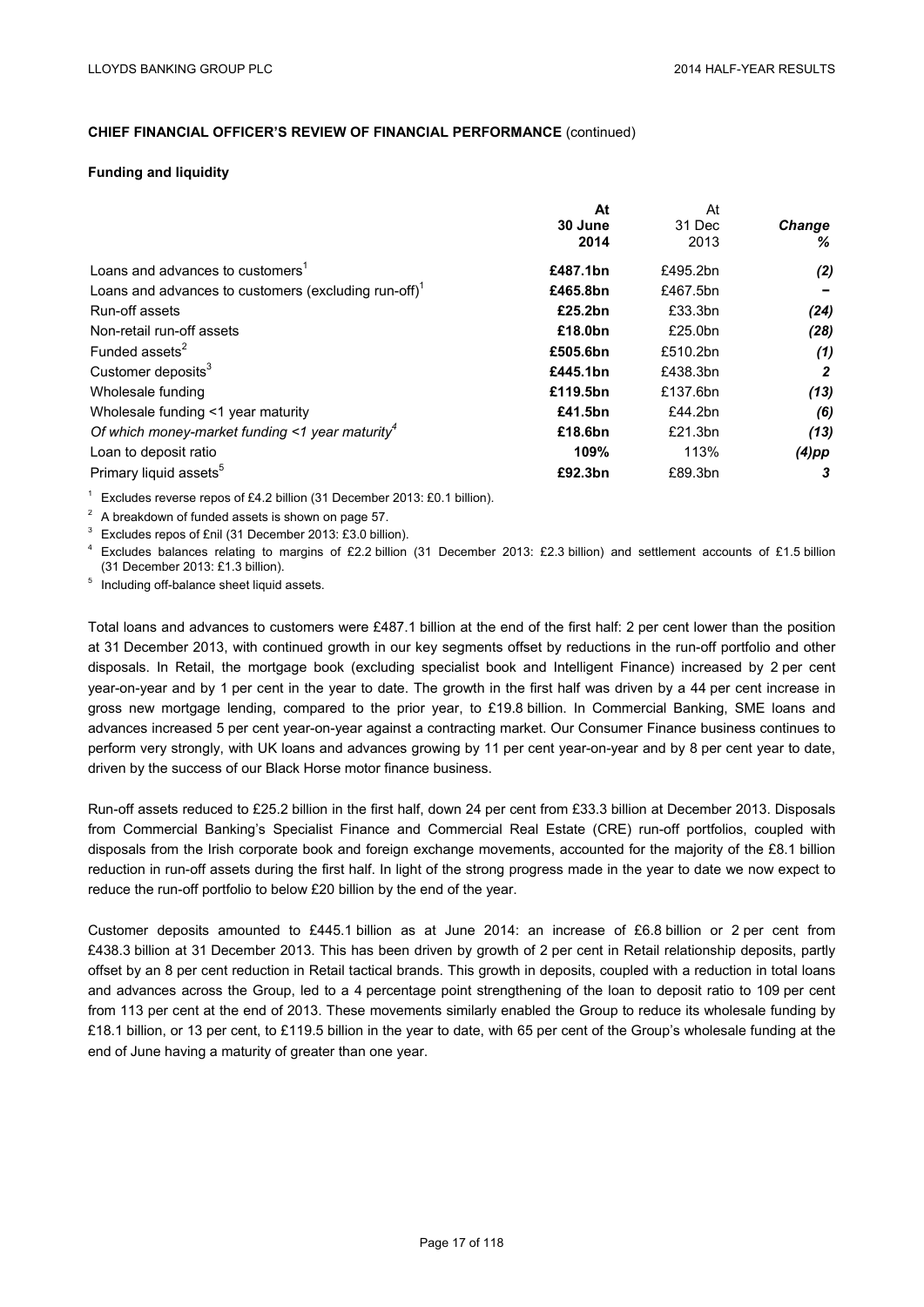**CHIEF FINANCIAL OFFICER'S REVIEW OF FINANCIAL PERFORMANCE** (continued)

**Funding and liquidity**

| | **At 30 June 2014** | At 31 Dec 2013 | ***Change %*** |
|---|---|---|---|
| Loans and advances to customers[1] | **£487.1bn** | £495.2bn | ***(2)*** |
| Loans and advances to customers (excluding run-off)[1] | **£465.8bn** | £467.5bn | ***–*** |
| Run-off assets | **£25.2bn** | £33.3bn | ***(24)*** |
| Non-retail run-off assets | **£18.0bn** | £25.0bn | ***(28)*** |
| Funded assets[2] | **£505.6bn** | £510.2bn | ***(1)*** |
| Customer deposits[3] | **£445.1bn** | £438.3bn | ***2*** |
| Wholesale funding | **£119.5bn** | £137.6bn | ***(13)*** |
| Wholesale funding <1 year maturity | **£41.5bn** | £44.2bn | ***(6)*** |
| *Of which money-market funding <1 year maturity*[4] | **£18.6bn** | £21.3bn | ***(13)*** |
| Loan to deposit ratio | **109%** | 113% | ***(4)pp*** |
| Primary liquid assets[5] | **£92.3bn** | £89.3bn | ***3*** |

[1] Excludes reverse repos of £4.2 billion (31 December 2013: £0.1 billion).

[2] A breakdown of funded assets is shown on page 57.

[3] Excludes repos of £nil (31 December 2013: £3.0 billion).

[4] Excludes balances relating to margins of £2.2 billion (31 December 2013: £2.3 billion) and settlement accounts of £1.5 billion (31 December 2013: £1.3 billion).

[5] Including off-balance sheet liquid assets.

Total loans and advances to customers were £487.1 billion at the end of the first half: 2 per cent lower than the position at 31 December 2013, with continued growth in our key segments offset by reductions in the run-off portfolio and other disposals. In Retail, the mortgage book (excluding specialist book and Intelligent Finance) increased by 2 per cent year-on-year and by 1 per cent in the year to date. The growth in the first half was driven by a 44 per cent increase in gross new mortgage lending, compared to the prior year, to £19.8 billion. In Commercial Banking, SME loans and advances increased 5 per cent year-on-year against a contracting market. Our Consumer Finance business continues to perform very strongly, with UK loans and advances growing by 11 per cent year-on-year and by 8 per cent year to date, driven by the success of our Black Horse motor finance business.

Run-off assets reduced to £25.2 billion in the first half, down 24 per cent from £33.3 billion at December 2013. Disposals from Commercial Banking's Specialist Finance and Commercial Real Estate (CRE) run-off portfolios, coupled with disposals from the Irish corporate book and foreign exchange movements, accounted for the majority of the £8.1 billion reduction in run-off assets during the first half. In light of the strong progress made in the year to date we now expect to reduce the run-off portfolio to below £20 billion by the end of the year.

Customer deposits amounted to £445.1 billion as at June 2014: an increase of £6.8 billion or 2 per cent from £438.3 billion at 31 December 2013. This has been driven by growth of 2 per cent in Retail relationship deposits, partly offset by an 8 per cent reduction in Retail tactical brands. This growth in deposits, coupled with a reduction in total loans and advances across the Group, led to a 4 percentage point strengthening of the loan to deposit ratio to 109 per cent from 113 per cent at the end of 2013. These movements similarly enabled the Group to reduce its wholesale funding by £18.1 billion, or 13 per cent, to £119.5 billion in the year to date, with 65 per cent of the Group's wholesale funding at the end of June having a maturity of greater than one year.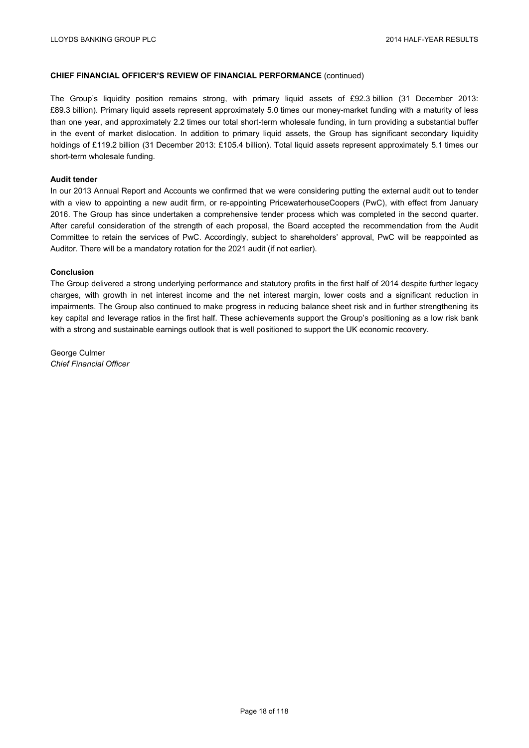**CHIEF FINANCIAL OFFICER'S REVIEW OF FINANCIAL PERFORMANCE** (continued)

The Group's liquidity position remains strong, with primary liquid assets of £92.3 billion (31 December 2013: £89.3 billion). Primary liquid assets represent approximately 5.0 times our money-market funding with a maturity of less than one year, and approximately 2.2 times our total short-term wholesale funding, in turn providing a substantial buffer in the event of market dislocation. In addition to primary liquid assets, the Group has significant secondary liquidity holdings of £119.2 billion (31 December 2013: £105.4 billion). Total liquid assets represent approximately 5.1 times our short-term wholesale funding.

**Audit tender**

In our 2013 Annual Report and Accounts we confirmed that we were considering putting the external audit out to tender with a view to appointing a new audit firm, or re-appointing PricewaterhouseCoopers (PwC), with effect from January 2016. The Group has since undertaken a comprehensive tender process which was completed in the second quarter. After careful consideration of the strength of each proposal, the Board accepted the recommendation from the Audit Committee to retain the services of PwC. Accordingly, subject to shareholders' approval, PwC will be reappointed as Auditor. There will be a mandatory rotation for the 2021 audit (if not earlier).

**Conclusion**

The Group delivered a strong underlying performance and statutory profits in the first half of 2014 despite further legacy charges, with growth in net interest income and the net interest margin, lower costs and a significant reduction in impairments. The Group also continued to make progress in reducing balance sheet risk and in further strengthening its key capital and leverage ratios in the first half. These achievements support the Group's positioning as a low risk bank with a strong and sustainable earnings outlook that is well positioned to support the UK economic recovery.

George Culmer
*Chief Financial Officer*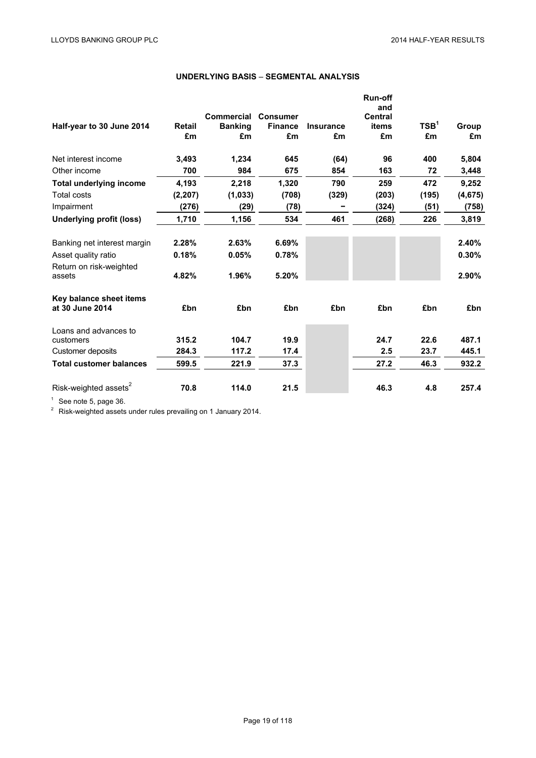## UNDERLYING BASIS – SEGMENTAL ANALYSIS

| Half-year to 30 June 2014 | Retail £m | Commercial Banking £m | Consumer Finance £m | Insurance £m | Run-off and Central items £m | TSB[1] £m | Group £m |
|---|---|---|---|---|---|---|---|
| Net interest income | **3,493** | **1,234** | **645** | **(64)** | **96** | **400** | **5,804** |
| Other income | **700** | **984** | **675** | **854** | **163** | **72** | **3,448** |
| **Total underlying income** | **4,193** | **2,218** | **1,320** | **790** | **259** | **472** | **9,252** |
| Total costs | **(2,207)** | **(1,033)** | **(708)** | **(329)** | **(203)** | **(195)** | **(4,675)** |
| Impairment | **(276)** | **(29)** | **(78)** | **–** | **(324)** | **(51)** | **(758)** |
| **Underlying profit (loss)** | **1,710** | **1,156** | **534** | **461** | **(268)** | **226** | **3,819** |
| | | | | | | | |
| Banking net interest margin | **2.28%** | **2.63%** | **6.69%** | | | | **2.40%** |
| Asset quality ratio | **0.18%** | **0.05%** | **0.78%** | | | | **0.30%** |
| Return on risk-weighted assets | **4.82%** | **1.96%** | **5.20%** | | | | **2.90%** |
| | | | | | | | |
| **Key balance sheet items at 30 June 2014** | **£bn** | **£bn** | **£bn** | **£bn** | **£bn** | **£bn** | **£bn** |
| Loans and advances to customers | **315.2** | **104.7** | **19.9** | | **24.7** | **22.6** | **487.1** |
| Customer deposits | **284.3** | **117.2** | **17.4** | | **2.5** | **23.7** | **445.1** |
| **Total customer balances** | **599.5** | **221.9** | **37.3** | | **27.2** | **46.3** | **932.2** |
| | | | | | | | |
| Risk-weighted assets[2] | **70.8** | **114.0** | **21.5** | | **46.3** | **4.8** | **257.4** |

[1] See note 5, page 36.

[2] Risk-weighted assets under rules prevailing on 1 January 2014.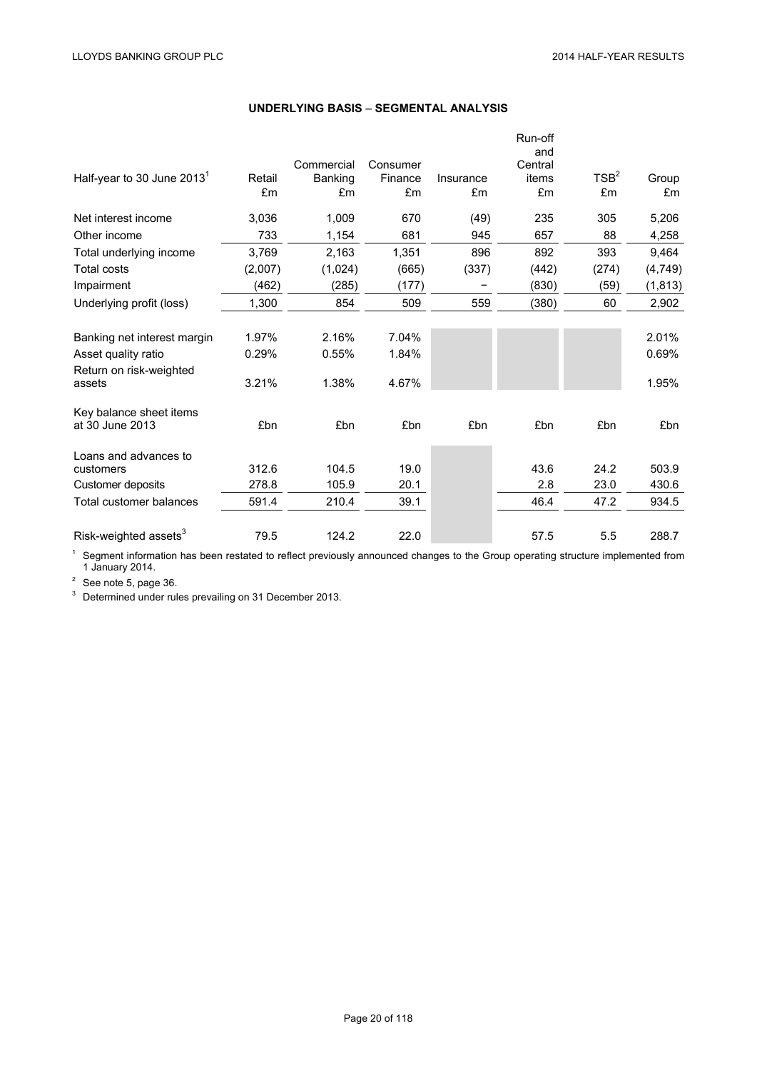## UNDERLYING BASIS – SEGMENTAL ANALYSIS

| Half-year to 30 June 2013[1] | Retail £m | Commercial Banking £m | Consumer Finance £m | Insurance £m | Run-off and Central items £m | TSB[2] £m | Group £m |
|---|---|---|---|---|---|---|---|
| Net interest income | 3,036 | 1,009 | 670 | (49) | 235 | 305 | 5,206 |
| Other income | 733 | 1,154 | 681 | 945 | 657 | 88 | 4,258 |
| Total underlying income | 3,769 | 2,163 | 1,351 | 896 | 892 | 393 | 9,464 |
| Total costs | (2,007) | (1,024) | (665) | (337) | (442) | (274) | (4,749) |
| Impairment | (462) | (285) | (177) | – | (830) | (59) | (1,813) |
| Underlying profit (loss) | 1,300 | 854 | 509 | 559 | (380) | 60 | 2,902 |
| | | | | | | | |
| Banking net interest margin | 1.97% | 2.16% | 7.04% | | | | 2.01% |
| Asset quality ratio | 0.29% | 0.55% | 1.84% | | | | 0.69% |
| Return on risk-weighted assets | 3.21% | 1.38% | 4.67% | | | | 1.95% |
| | | | | | | | |
| Key balance sheet items at 30 June 2013 | £bn | £bn | £bn | £bn | £bn | £bn | £bn |
| | | | | | | | |
| Loans and advances to customers | 312.6 | 104.5 | 19.0 | | 43.6 | 24.2 | 503.9 |
| Customer deposits | 278.8 | 105.9 | 20.1 | | 2.8 | 23.0 | 430.6 |
| Total customer balances | 591.4 | 210.4 | 39.1 | | 46.4 | 47.2 | 934.5 |
| | | | | | | | |
| Risk-weighted assets[3] | 79.5 | 124.2 | 22.0 | | 57.5 | 5.5 | 288.7 |

[1] Segment information has been restated to reflect previously announced changes to the Group operating structure implemented from 1 January 2014.

[2] See note 5, page 36.

[3] Determined under rules prevailing on 31 December 2013.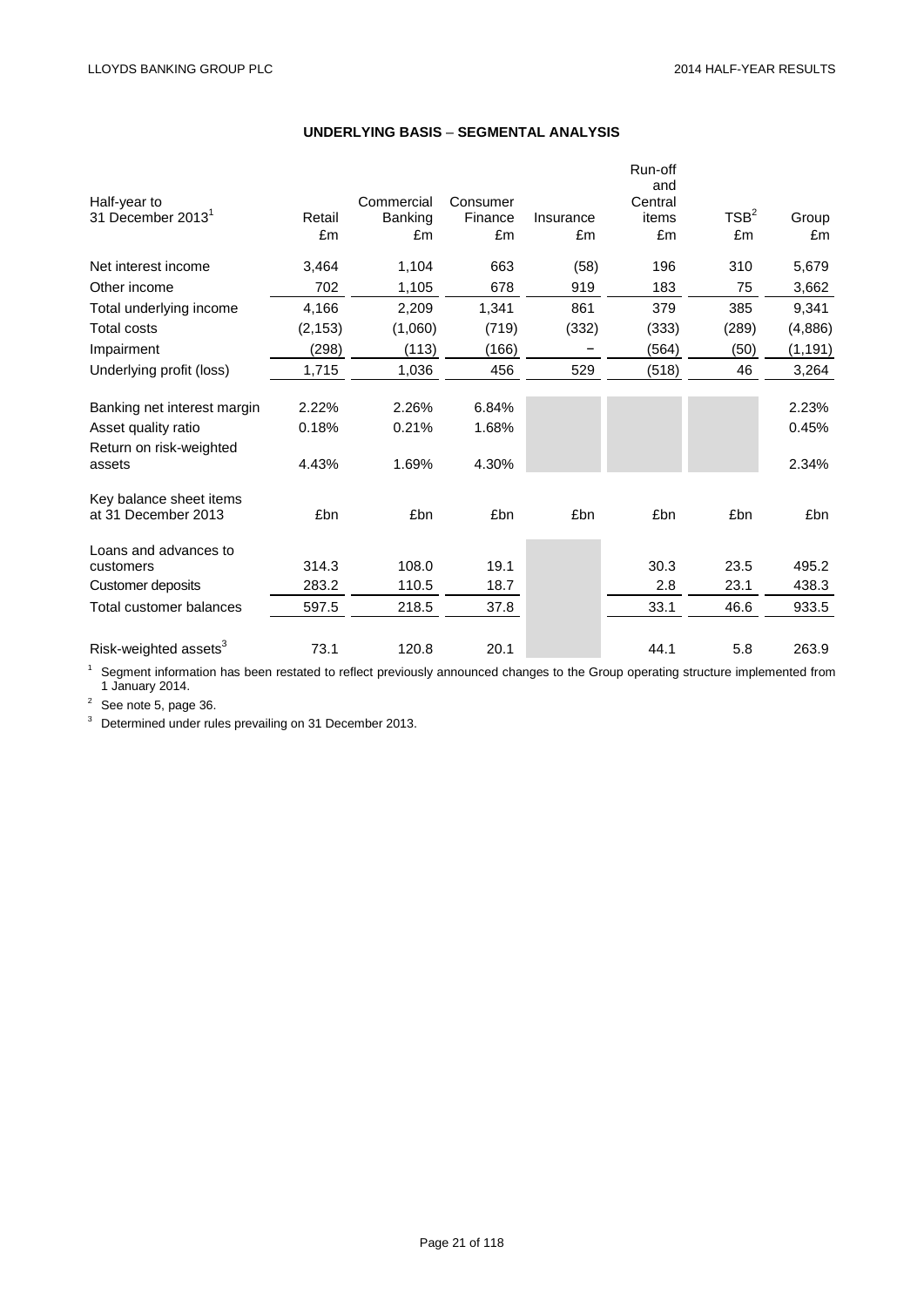## UNDERLYING BASIS – SEGMENTAL ANALYSIS

| Half-year to 31 December 2013[1] | Retail £m | Commercial Banking £m | Consumer Finance £m | Insurance £m | Run-off and Central items £m | TSB[2] £m | Group £m |
|---|---|---|---|---|---|---|---|
| Net interest income | 3,464 | 1,104 | 663 | (58) | 196 | 310 | 5,679 |
| Other income | 702 | 1,105 | 678 | 919 | 183 | 75 | 3,662 |
| Total underlying income | 4,166 | 2,209 | 1,341 | 861 | 379 | 385 | 9,341 |
| Total costs | (2,153) | (1,060) | (719) | (332) | (333) | (289) | (4,886) |
| Impairment | (298) | (113) | (166) | – | (564) | (50) | (1,191) |
| Underlying profit (loss) | 1,715 | 1,036 | 456 | 529 | (518) | 46 | 3,264 |
| | | | | | | | |
| Banking net interest margin | 2.22% | 2.26% | 6.84% | | | | 2.23% |
| Asset quality ratio | 0.18% | 0.21% | 1.68% | | | | 0.45% |
| Return on risk-weighted assets | 4.43% | 1.69% | 4.30% | | | | 2.34% |
| | | | | | | | |
| Key balance sheet items at 31 December 2013 | £bn | £bn | £bn | £bn | £bn | £bn | £bn |
| Loans and advances to customers | 314.3 | 108.0 | 19.1 | | 30.3 | 23.5 | 495.2 |
| Customer deposits | 283.2 | 110.5 | 18.7 | | 2.8 | 23.1 | 438.3 |
| Total customer balances | 597.5 | 218.5 | 37.8 | | 33.1 | 46.6 | 933.5 |
| | | | | | | | |
| Risk-weighted assets[3] | 73.1 | 120.8 | 20.1 | | 44.1 | 5.8 | 263.9 |

[1] Segment information has been restated to reflect previously announced changes to the Group operating structure implemented from 1 January 2014.

[2] See note 5, page 36.

[3] Determined under rules prevailing on 31 December 2013.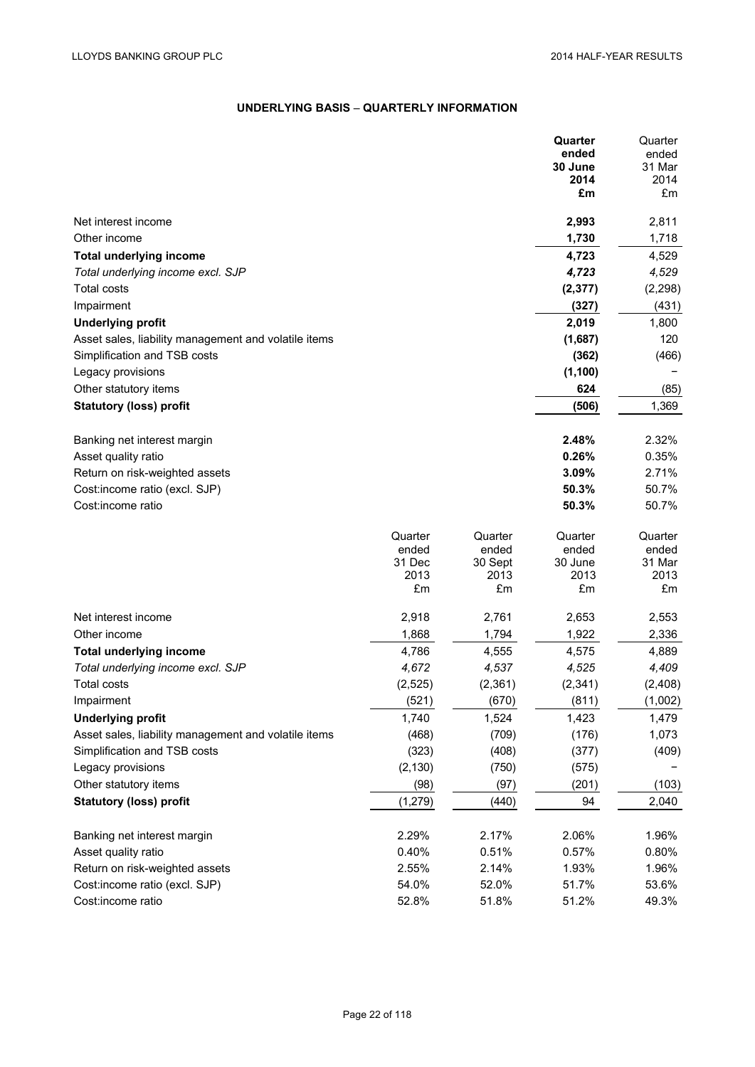## UNDERLYING BASIS – QUARTERLY INFORMATION

| | **Quarter ended 30 June 2014 £m** | Quarter ended 31 Mar 2014 £m |
|---|---|---|
| Net interest income | **2,993** | 2,811 |
| Other income | **1,730** | 1,718 |
| **Total underlying income** | **4,723** | 4,529 |
| *Total underlying income excl. SJP* | ***4,723*** | *4,529* |
| Total costs | **(2,377)** | (2,298) |
| Impairment | **(327)** | (431) |
| **Underlying profit** | **2,019** | 1,800 |
| Asset sales, liability management and volatile items | **(1,687)** | 120 |
| Simplification and TSB costs | **(362)** | (466) |
| Legacy provisions | **(1,100)** | – |
| Other statutory items | **624** | (85) |
| **Statutory (loss) profit** | **(506)** | 1,369 |
| | | |
| Banking net interest margin | **2.48%** | 2.32% |
| Asset quality ratio | **0.26%** | 0.35% |
| Return on risk-weighted assets | **3.09%** | 2.71% |
| Cost:income ratio (excl. SJP) | **50.3%** | 50.7% |
| Cost:income ratio | **50.3%** | 50.7% |

| | Quarter ended 31 Dec 2013 £m | Quarter ended 30 Sept 2013 £m | Quarter ended 30 June 2013 £m | Quarter ended 31 Mar 2013 £m |
|---|---|---|---|---|
| Net interest income | 2,918 | 2,761 | 2,653 | 2,553 |
| Other income | 1,868 | 1,794 | 1,922 | 2,336 |
| **Total underlying income** | 4,786 | 4,555 | 4,575 | 4,889 |
| *Total underlying income excl. SJP* | *4,672* | *4,537* | *4,525* | *4,409* |
| Total costs | (2,525) | (2,361) | (2,341) | (2,408) |
| Impairment | (521) | (670) | (811) | (1,002) |
| **Underlying profit** | 1,740 | 1,524 | 1,423 | 1,479 |
| Asset sales, liability management and volatile items | (468) | (709) | (176) | 1,073 |
| Simplification and TSB costs | (323) | (408) | (377) | (409) |
| Legacy provisions | (2,130) | (750) | (575) | – |
| Other statutory items | (98) | (97) | (201) | (103) |
| **Statutory (loss) profit** | (1,279) | (440) | 94 | 2,040 |
| | | | | |
| Banking net interest margin | 2.29% | 2.17% | 2.06% | 1.96% |
| Asset quality ratio | 0.40% | 0.51% | 0.57% | 0.80% |
| Return on risk-weighted assets | 2.55% | 2.14% | 1.93% | 1.96% |
| Cost:income ratio (excl. SJP) | 54.0% | 52.0% | 51.7% | 53.6% |
| Cost:income ratio | 52.8% | 51.8% | 51.2% | 49.3% |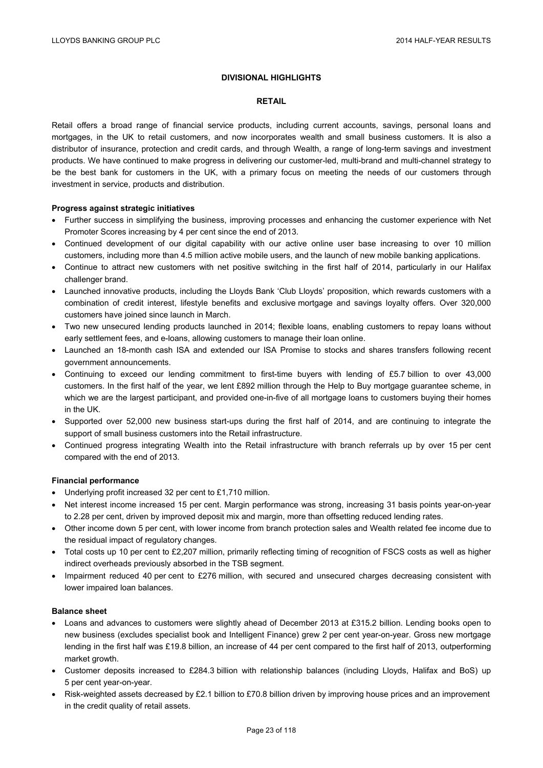## DIVISIONAL HIGHLIGHTS

### RETAIL

Retail offers a broad range of financial service products, including current accounts, savings, personal loans and mortgages, in the UK to retail customers, and now incorporates wealth and small business customers. It is also a distributor of insurance, protection and credit cards, and through Wealth, a range of long-term savings and investment products. We have continued to make progress in delivering our customer-led, multi-brand and multi-channel strategy to be the best bank for customers in the UK, with a primary focus on meeting the needs of our customers through investment in service, products and distribution.

**Progress against strategic initiatives**

- Further success in simplifying the business, improving processes and enhancing the customer experience with Net Promoter Scores increasing by 4 per cent since the end of 2013.
- Continued development of our digital capability with our active online user base increasing to over 10 million customers, including more than 4.5 million active mobile users, and the launch of new mobile banking applications.
- Continue to attract new customers with net positive switching in the first half of 2014, particularly in our Halifax challenger brand.
- Launched innovative products, including the Lloyds Bank 'Club Lloyds' proposition, which rewards customers with a combination of credit interest, lifestyle benefits and exclusive mortgage and savings loyalty offers. Over 320,000 customers have joined since launch in March.
- Two new unsecured lending products launched in 2014; flexible loans, enabling customers to repay loans without early settlement fees, and e-loans, allowing customers to manage their loan online.
- Launched an 18-month cash ISA and extended our ISA Promise to stocks and shares transfers following recent government announcements.
- Continuing to exceed our lending commitment to first-time buyers with lending of £5.7 billion to over 43,000 customers. In the first half of the year, we lent £892 million through the Help to Buy mortgage guarantee scheme, in which we are the largest participant, and provided one-in-five of all mortgage loans to customers buying their homes in the UK.
- Supported over 52,000 new business start-ups during the first half of 2014, and are continuing to integrate the support of small business customers into the Retail infrastructure.
- Continued progress integrating Wealth into the Retail infrastructure with branch referrals up by over 15 per cent compared with the end of 2013.

**Financial performance**

- Underlying profit increased 32 per cent to £1,710 million.
- Net interest income increased 15 per cent. Margin performance was strong, increasing 31 basis points year-on-year to 2.28 per cent, driven by improved deposit mix and margin, more than offsetting reduced lending rates.
- Other income down 5 per cent, with lower income from branch protection sales and Wealth related fee income due to the residual impact of regulatory changes.
- Total costs up 10 per cent to £2,207 million, primarily reflecting timing of recognition of FSCS costs as well as higher indirect overheads previously absorbed in the TSB segment.
- Impairment reduced 40 per cent to £276 million, with secured and unsecured charges decreasing consistent with lower impaired loan balances.

**Balance sheet**

- Loans and advances to customers were slightly ahead of December 2013 at £315.2 billion. Lending books open to new business (excludes specialist book and Intelligent Finance) grew 2 per cent year-on-year. Gross new mortgage lending in the first half was £19.8 billion, an increase of 44 per cent compared to the first half of 2013, outperforming market growth.
- Customer deposits increased to £284.3 billion with relationship balances (including Lloyds, Halifax and BoS) up 5 per cent year-on-year.
- Risk-weighted assets decreased by £2.1 billion to £70.8 billion driven by improving house prices and an improvement in the credit quality of retail assets.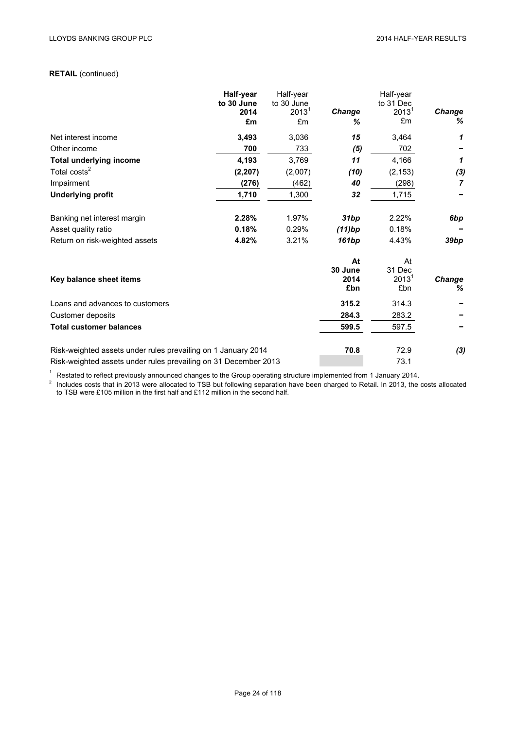**RETAIL** (continued)

| | **Half-year to 30 June 2014 £m** | Half-year to 30 June 2013[1] £m | ***Change %*** | Half-year to 31 Dec 2013[1] £m | ***Change %*** |
|---|---|---|---|---|---|
| Net interest income | **3,493** | 3,036 | ***15*** | 3,464 | ***1*** |
| Other income | **700** | 733 | ***(5)*** | 702 | **–** |
| **Total underlying income** | **4,193** | 3,769 | ***11*** | 4,166 | ***1*** |
| Total costs[2] | **(2,207)** | (2,007) | ***(10)*** | (2,153) | ***(3)*** |
| Impairment | **(276)** | (462) | ***40*** | (298) | ***7*** |
| **Underlying profit** | **1,710** | 1,300 | ***32*** | 1,715 | **–** |
| | | | | | |
| Banking net interest margin | **2.28%** | 1.97% | ***31bp*** | 2.22% | ***6bp*** |
| Asset quality ratio | **0.18%** | 0.29% | ***(11)bp*** | 0.18% | **–** |
| Return on risk-weighted assets | **4.82%** | 3.21% | ***161bp*** | 4.43% | ***39bp*** |

| **Key balance sheet items** | **At 30 June 2014 £bn** | At 31 Dec 2013[1] £bn | ***Change %*** |
|---|---|---|---|
| Loans and advances to customers | **315.2** | 314.3 | **–** |
| Customer deposits | **284.3** | 283.2 | **–** |
| **Total customer balances** | **599.5** | 597.5 | **–** |
| | | | |
| Risk-weighted assets under rules prevailing on 1 January 2014 | **70.8** | 72.9 | ***(3)*** |
| Risk-weighted assets under rules prevailing on 31 December 2013 | | 73.1 | |

[1] Restated to reflect previously announced changes to the Group operating structure implemented from 1 January 2014.

[2] Includes costs that in 2013 were allocated to TSB but following separation have been charged to Retail. In 2013, the costs allocated to TSB were £105 million in the first half and £112 million in the second half.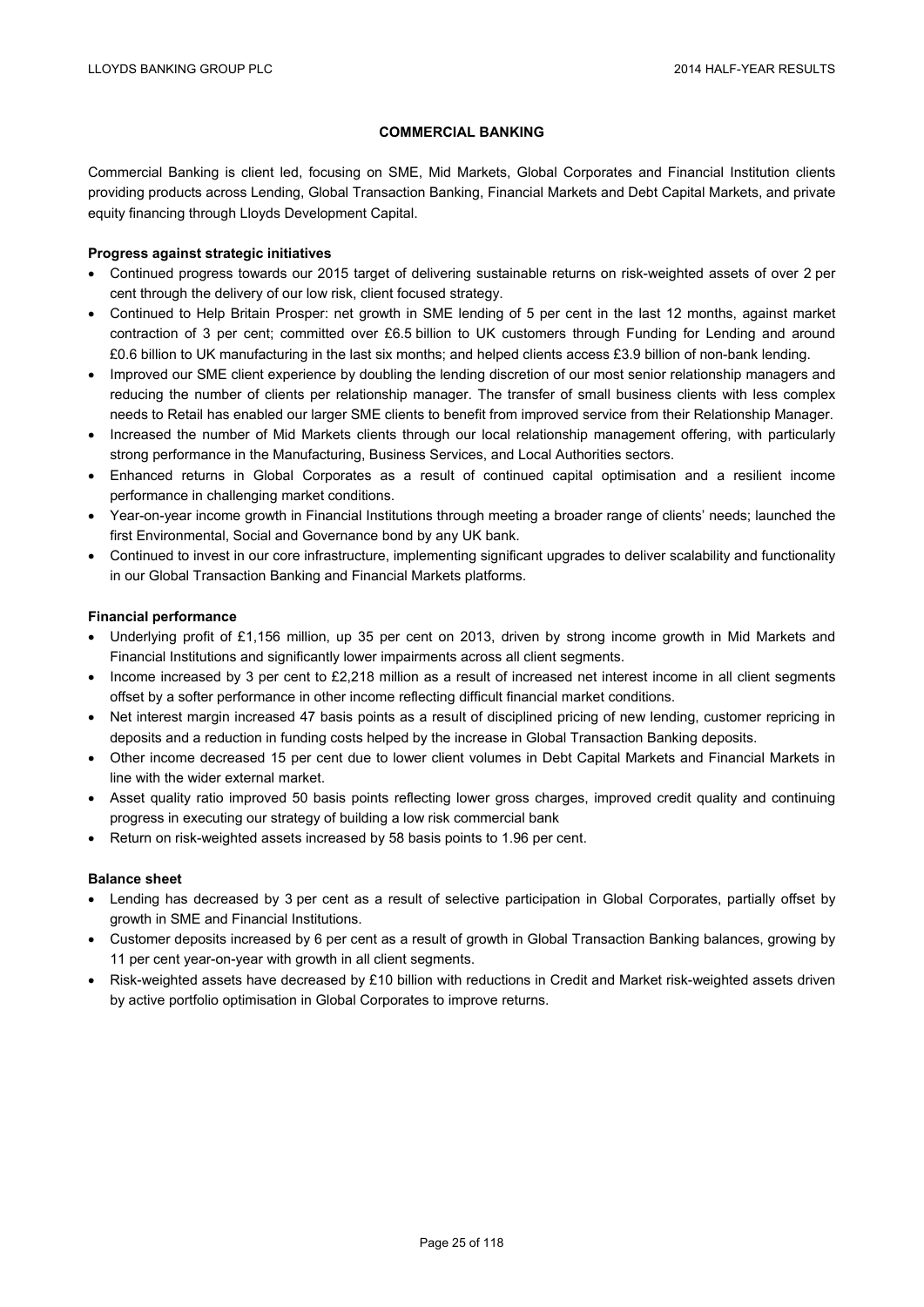## COMMERCIAL BANKING

Commercial Banking is client led, focusing on SME, Mid Markets, Global Corporates and Financial Institution clients providing products across Lending, Global Transaction Banking, Financial Markets and Debt Capital Markets, and private equity financing through Lloyds Development Capital.

**Progress against strategic initiatives**

- Continued progress towards our 2015 target of delivering sustainable returns on risk-weighted assets of over 2 per cent through the delivery of our low risk, client focused strategy.
- Continued to Help Britain Prosper: net growth in SME lending of 5 per cent in the last 12 months, against market contraction of 3 per cent; committed over £6.5 billion to UK customers through Funding for Lending and around £0.6 billion to UK manufacturing in the last six months; and helped clients access £3.9 billion of non-bank lending.
- Improved our SME client experience by doubling the lending discretion of our most senior relationship managers and reducing the number of clients per relationship manager. The transfer of small business clients with less complex needs to Retail has enabled our larger SME clients to benefit from improved service from their Relationship Manager.
- Increased the number of Mid Markets clients through our local relationship management offering, with particularly strong performance in the Manufacturing, Business Services, and Local Authorities sectors.
- Enhanced returns in Global Corporates as a result of continued capital optimisation and a resilient income performance in challenging market conditions.
- Year-on-year income growth in Financial Institutions through meeting a broader range of clients' needs; launched the first Environmental, Social and Governance bond by any UK bank.
- Continued to invest in our core infrastructure, implementing significant upgrades to deliver scalability and functionality in our Global Transaction Banking and Financial Markets platforms.

**Financial performance**

- Underlying profit of £1,156 million, up 35 per cent on 2013, driven by strong income growth in Mid Markets and Financial Institutions and significantly lower impairments across all client segments.
- Income increased by 3 per cent to £2,218 million as a result of increased net interest income in all client segments offset by a softer performance in other income reflecting difficult financial market conditions.
- Net interest margin increased 47 basis points as a result of disciplined pricing of new lending, customer repricing in deposits and a reduction in funding costs helped by the increase in Global Transaction Banking deposits.
- Other income decreased 15 per cent due to lower client volumes in Debt Capital Markets and Financial Markets in line with the wider external market.
- Asset quality ratio improved 50 basis points reflecting lower gross charges, improved credit quality and continuing progress in executing our strategy of building a low risk commercial bank
- Return on risk-weighted assets increased by 58 basis points to 1.96 per cent.

**Balance sheet**

- Lending has decreased by 3 per cent as a result of selective participation in Global Corporates, partially offset by growth in SME and Financial Institutions.
- Customer deposits increased by 6 per cent as a result of growth in Global Transaction Banking balances, growing by 11 per cent year-on-year with growth in all client segments.
- Risk-weighted assets have decreased by £10 billion with reductions in Credit and Market risk-weighted assets driven by active portfolio optimisation in Global Corporates to improve returns.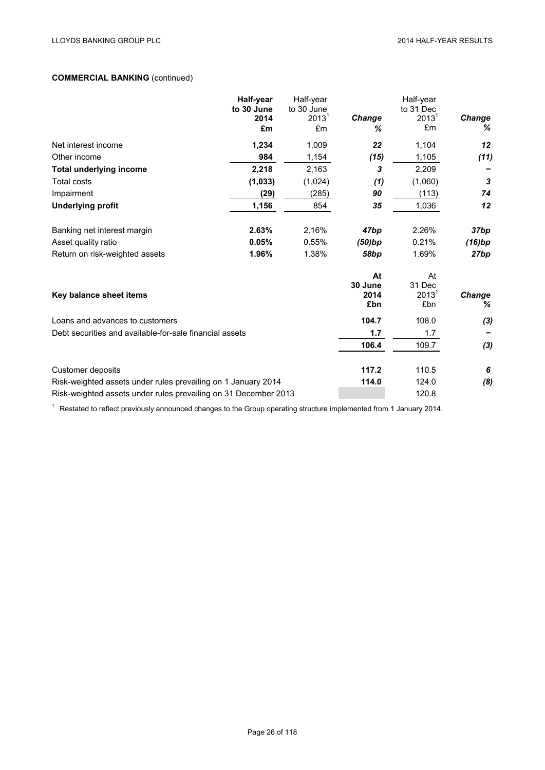**COMMERCIAL BANKING** (continued)

| | **Half-year to 30 June 2014 £m** | Half-year to 30 June 2013[1] £m | ***Change %*** | Half-year to 31 Dec 2013[1] £m | ***Change %*** |
|---|---|---|---|---|---|
| Net interest income | **1,234** | 1,009 | ***22*** | 1,104 | ***12*** |
| Other income | **984** | 1,154 | ***(15)*** | 1,105 | ***(11)*** |
| **Total underlying income** | **2,218** | 2,163 | ***3*** | 2,209 | ***–*** |
| Total costs | **(1,033)** | (1,024) | ***(1)*** | (1,060) | ***3*** |
| Impairment | **(29)** | (285) | ***90*** | (113) | ***74*** |
| **Underlying profit** | **1,156** | 854 | ***35*** | 1,036 | ***12*** |
| | | | | | |
| Banking net interest margin | **2.63%** | 2.16% | ***47bp*** | 2.26% | ***37bp*** |
| Asset quality ratio | **0.05%** | 0.55% | ***(50)bp*** | 0.21% | ***(16)bp*** |
| Return on risk-weighted assets | **1.96%** | 1.38% | ***58bp*** | 1.69% | ***27bp*** |

| **Key balance sheet items** | **At 30 June 2014 £bn** | At 31 Dec 2013[1] £bn | ***Change %*** |
|---|---|---|---|
| Loans and advances to customers | **104.7** | 108.0 | ***(3)*** |
| Debt securities and available-for-sale financial assets | **1.7** | 1.7 | ***–*** |
| | **106.4** | 109.7 | ***(3)*** |
| | | | |
| Customer deposits | **117.2** | 110.5 | ***6*** |
| Risk-weighted assets under rules prevailing on 1 January 2014 | **114.0** | 124.0 | ***(8)*** |
| Risk-weighted assets under rules prevailing on 31 December 2013 | | 120.8 | |

[1] Restated to reflect previously announced changes to the Group operating structure implemented from 1 January 2014.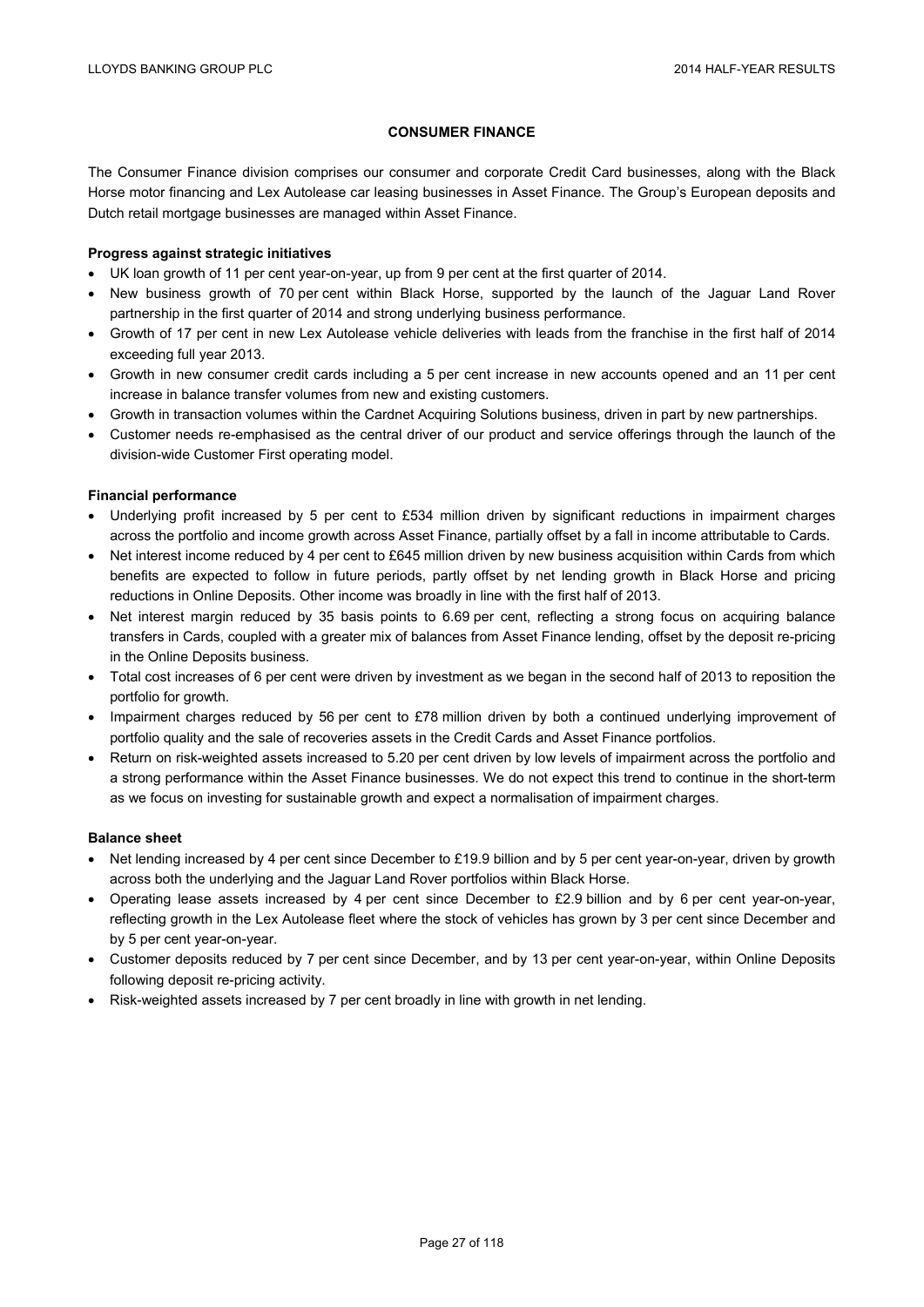## CONSUMER FINANCE

The Consumer Finance division comprises our consumer and corporate Credit Card businesses, along with the Black Horse motor financing and Lex Autolease car leasing businesses in Asset Finance. The Group's European deposits and Dutch retail mortgage businesses are managed within Asset Finance.

### Progress against strategic initiatives

- UK loan growth of 11 per cent year-on-year, up from 9 per cent at the first quarter of 2014.
- New business growth of 70 per cent within Black Horse, supported by the launch of the Jaguar Land Rover partnership in the first quarter of 2014 and strong underlying business performance.
- Growth of 17 per cent in new Lex Autolease vehicle deliveries with leads from the franchise in the first half of 2014 exceeding full year 2013.
- Growth in new consumer credit cards including a 5 per cent increase in new accounts opened and an 11 per cent increase in balance transfer volumes from new and existing customers.
- Growth in transaction volumes within the Cardnet Acquiring Solutions business, driven in part by new partnerships.
- Customer needs re-emphasised as the central driver of our product and service offerings through the launch of the division-wide Customer First operating model.

### Financial performance

- Underlying profit increased by 5 per cent to £534 million driven by significant reductions in impairment charges across the portfolio and income growth across Asset Finance, partially offset by a fall in income attributable to Cards.
- Net interest income reduced by 4 per cent to £645 million driven by new business acquisition within Cards from which benefits are expected to follow in future periods, partly offset by net lending growth in Black Horse and pricing reductions in Online Deposits. Other income was broadly in line with the first half of 2013.
- Net interest margin reduced by 35 basis points to 6.69 per cent, reflecting a strong focus on acquiring balance transfers in Cards, coupled with a greater mix of balances from Asset Finance lending, offset by the deposit re-pricing in the Online Deposits business.
- Total cost increases of 6 per cent were driven by investment as we began in the second half of 2013 to reposition the portfolio for growth.
- Impairment charges reduced by 56 per cent to £78 million driven by both a continued underlying improvement of portfolio quality and the sale of recoveries assets in the Credit Cards and Asset Finance portfolios.
- Return on risk-weighted assets increased to 5.20 per cent driven by low levels of impairment across the portfolio and a strong performance within the Asset Finance businesses. We do not expect this trend to continue in the short-term as we focus on investing for sustainable growth and expect a normalisation of impairment charges.

### Balance sheet

- Net lending increased by 4 per cent since December to £19.9 billion and by 5 per cent year-on-year, driven by growth across both the underlying and the Jaguar Land Rover portfolios within Black Horse.
- Operating lease assets increased by 4 per cent since December to £2.9 billion and by 6 per cent year-on-year, reflecting growth in the Lex Autolease fleet where the stock of vehicles has grown by 3 per cent since December and by 5 per cent year-on-year.
- Customer deposits reduced by 7 per cent since December, and by 13 per cent year-on-year, within Online Deposits following deposit re-pricing activity.
- Risk-weighted assets increased by 7 per cent broadly in line with growth in net lending.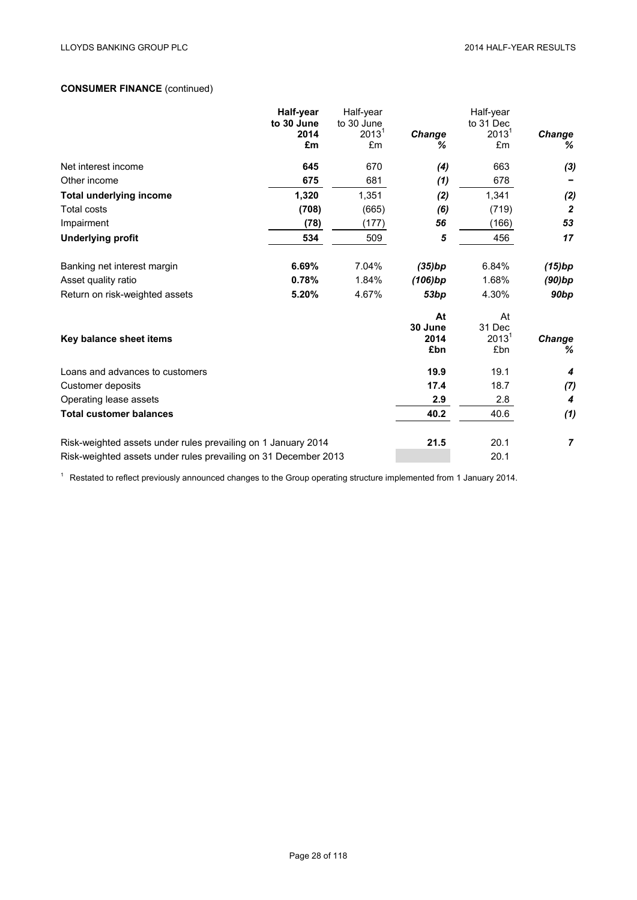**CONSUMER FINANCE** (continued)

| | **Half-year to 30 June 2014 £m** | Half-year to 30 June 2013[1] £m | ***Change %*** | Half-year to 31 Dec 2013[1] £m | ***Change %*** |
|---|---|---|---|---|---|
| Net interest income | **645** | 670 | ***(4)*** | 663 | ***(3)*** |
| Other income | **675** | 681 | ***(1)*** | 678 | ***–*** |
| **Total underlying income** | **1,320** | 1,351 | ***(2)*** | 1,341 | ***(2)*** |
| Total costs | **(708)** | (665) | ***(6)*** | (719) | ***2*** |
| Impairment | **(78)** | (177) | ***56*** | (166) | ***53*** |
| **Underlying profit** | **534** | 509 | ***5*** | 456 | ***17*** |
| | | | | | |
| Banking net interest margin | **6.69%** | 7.04% | ***(35)bp*** | 6.84% | ***(15)bp*** |
| Asset quality ratio | **0.78%** | 1.84% | ***(106)bp*** | 1.68% | ***(90)bp*** |
| Return on risk-weighted assets | **5.20%** | 4.67% | ***53bp*** | 4.30% | ***90bp*** |

| **Key balance sheet items** | **At 30 June 2014 £bn** | At 31 Dec 2013[1] £bn | ***Change %*** |
|---|---|---|---|
| Loans and advances to customers | **19.9** | 19.1 | ***4*** |
| Customer deposits | **17.4** | 18.7 | ***(7)*** |
| Operating lease assets | **2.9** | 2.8 | ***4*** |
| **Total customer balances** | **40.2** | 40.6 | ***(1)*** |
| | | | |
| Risk-weighted assets under rules prevailing on 1 January 2014 | **21.5** | 20.1 | ***7*** |
| Risk-weighted assets under rules prevailing on 31 December 2013 | | 20.1 | |

[1] Restated to reflect previously announced changes to the Group operating structure implemented from 1 January 2014.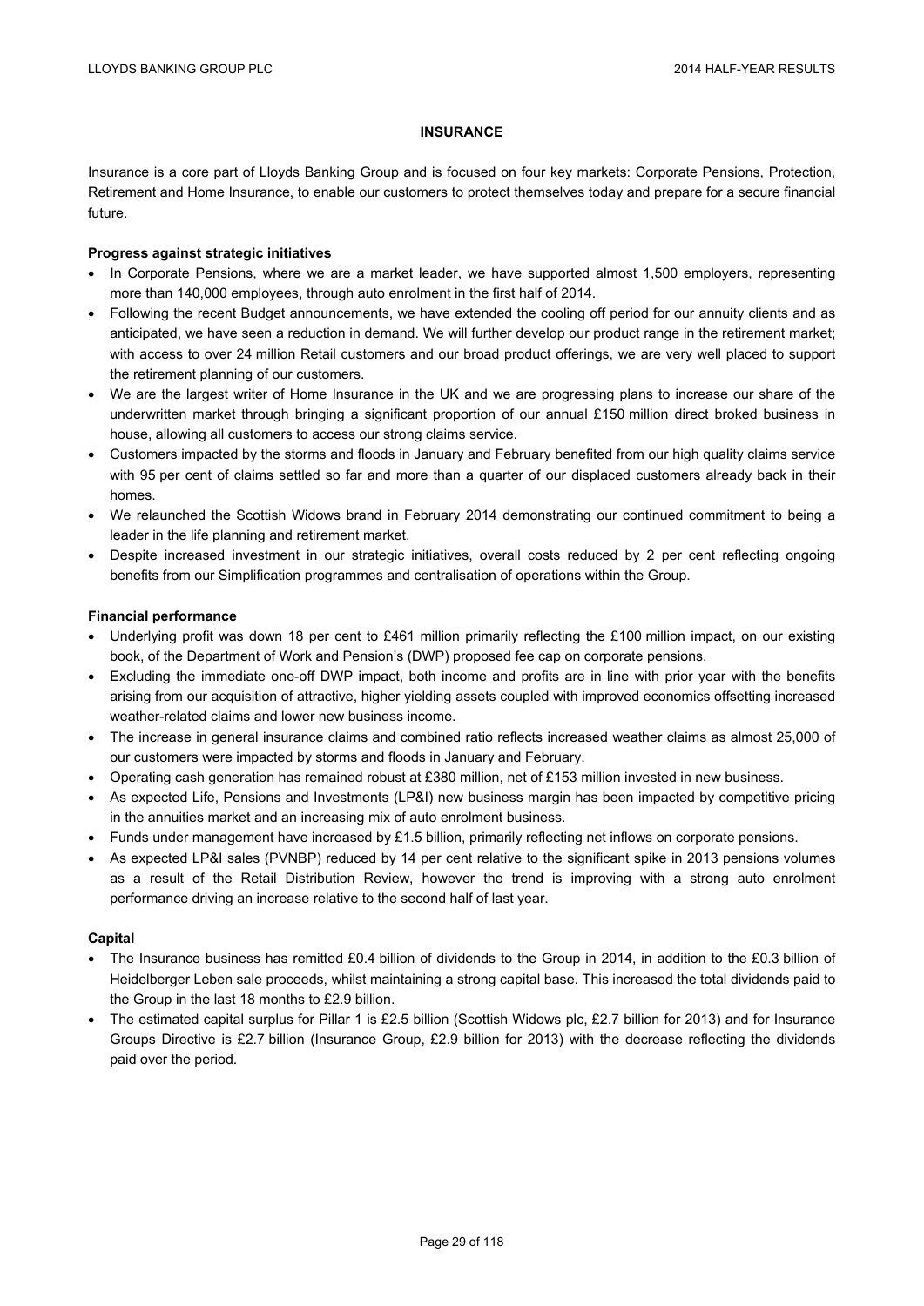# INSURANCE

Insurance is a core part of Lloyds Banking Group and is focused on four key markets: Corporate Pensions, Protection, Retirement and Home Insurance, to enable our customers to protect themselves today and prepare for a secure financial future.

**Progress against strategic initiatives**

- In Corporate Pensions, where we are a market leader, we have supported almost 1,500 employers, representing more than 140,000 employees, through auto enrolment in the first half of 2014.
- Following the recent Budget announcements, we have extended the cooling off period for our annuity clients and as anticipated, we have seen a reduction in demand. We will further develop our product range in the retirement market; with access to over 24 million Retail customers and our broad product offerings, we are very well placed to support the retirement planning of our customers.
- We are the largest writer of Home Insurance in the UK and we are progressing plans to increase our share of the underwritten market through bringing a significant proportion of our annual £150 million direct broked business in house, allowing all customers to access our strong claims service.
- Customers impacted by the storms and floods in January and February benefited from our high quality claims service with 95 per cent of claims settled so far and more than a quarter of our displaced customers already back in their homes.
- We relaunched the Scottish Widows brand in February 2014 demonstrating our continued commitment to being a leader in the life planning and retirement market.
- Despite increased investment in our strategic initiatives, overall costs reduced by 2 per cent reflecting ongoing benefits from our Simplification programmes and centralisation of operations within the Group.

**Financial performance**

- Underlying profit was down 18 per cent to £461 million primarily reflecting the £100 million impact, on our existing book, of the Department of Work and Pension's (DWP) proposed fee cap on corporate pensions.
- Excluding the immediate one-off DWP impact, both income and profits are in line with prior year with the benefits arising from our acquisition of attractive, higher yielding assets coupled with improved economics offsetting increased weather-related claims and lower new business income.
- The increase in general insurance claims and combined ratio reflects increased weather claims as almost 25,000 of our customers were impacted by storms and floods in January and February.
- Operating cash generation has remained robust at £380 million, net of £153 million invested in new business.
- As expected Life, Pensions and Investments (LP&I) new business margin has been impacted by competitive pricing in the annuities market and an increasing mix of auto enrolment business.
- Funds under management have increased by £1.5 billion, primarily reflecting net inflows on corporate pensions.
- As expected LP&I sales (PVNBP) reduced by 14 per cent relative to the significant spike in 2013 pensions volumes as a result of the Retail Distribution Review, however the trend is improving with a strong auto enrolment performance driving an increase relative to the second half of last year.

**Capital**

- The Insurance business has remitted £0.4 billion of dividends to the Group in 2014, in addition to the £0.3 billion of Heidelberger Leben sale proceeds, whilst maintaining a strong capital base. This increased the total dividends paid to the Group in the last 18 months to £2.9 billion.
- The estimated capital surplus for Pillar 1 is £2.5 billion (Scottish Widows plc, £2.7 billion for 2013) and for Insurance Groups Directive is £2.7 billion (Insurance Group, £2.9 billion for 2013) with the decrease reflecting the dividends paid over the period.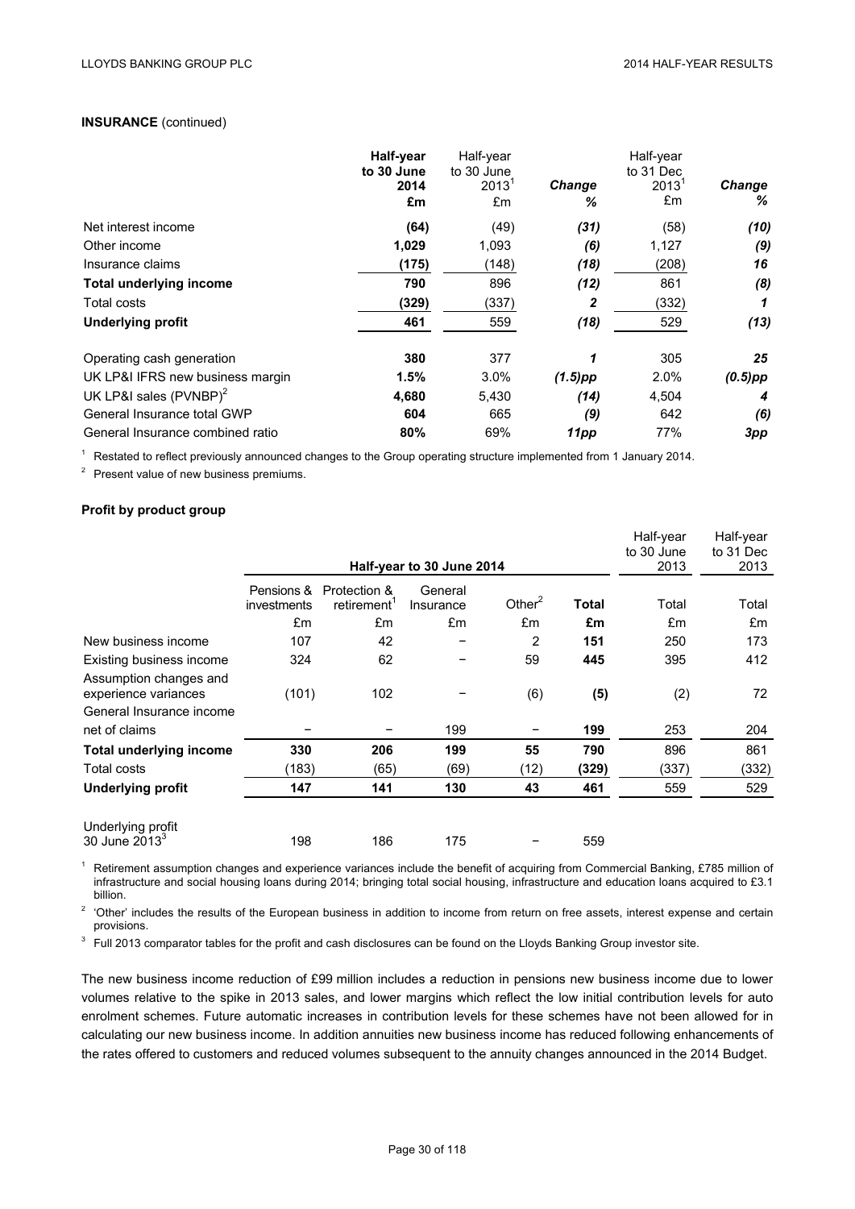**INSURANCE** (continued)

| | **Half-year to 30 June 2014 £m** | Half-year to 30 June 2013[1] £m | ***Change %*** | Half-year to 31 Dec 2013[1] £m | ***Change %*** |
|---|---|---|---|---|---|
| Net interest income | **(64)** | (49) | ***(31)*** | (58) | ***(10)*** |
| Other income | **1,029** | 1,093 | ***(6)*** | 1,127 | ***(9)*** |
| Insurance claims | **(175)** | (148) | ***(18)*** | (208) | ***16*** |
| **Total underlying income** | **790** | 896 | ***(12)*** | 861 | ***(8)*** |
| Total costs | **(329)** | (337) | ***2*** | (332) | ***1*** |
| **Underlying profit** | **461** | 559 | ***(18)*** | 529 | ***(13)*** |
| | | | | | |
| Operating cash generation | **380** | 377 | ***1*** | 305 | ***25*** |
| UK LP&I IFRS new business margin | **1.5%** | 3.0% | ***(1.5)pp*** | 2.0% | ***(0.5)pp*** |
| UK LP&I sales (PVNBP)[2] | **4,680** | 5,430 | ***(14)*** | 4,504 | ***4*** |
| General Insurance total GWP | **604** | 665 | ***(9)*** | 642 | ***(6)*** |
| General Insurance combined ratio | **80%** | 69% | ***11pp*** | 77% | ***3pp*** |

[1] Restated to reflect previously announced changes to the Group operating structure implemented from 1 January 2014.

[2] Present value of new business premiums.

**Profit by product group**

| | Half-year to 30 June 2014 | | | | | Half-year to 30 June 2013 | Half-year to 31 Dec 2013 |
|---|---|---|---|---|---|---|---|
| | Pensions & investments £m | Protection & retirement[1] £m | General Insurance £m | Other[2] £m | **Total £m** | Total £m | Total £m |
| New business income | 107 | 42 | – | 2 | **151** | 250 | 173 |
| Existing business income | 324 | 62 | – | 59 | **445** | 395 | 412 |
| Assumption changes and experience variances | (101) | 102 | – | (6) | **(5)** | (2) | 72 |
| General Insurance income net of claims | – | – | 199 | – | **199** | 253 | 204 |
| **Total underlying income** | **330** | **206** | **199** | **55** | **790** | **896** | **861** |
| Total costs | (183) | (65) | (69) | (12) | **(329)** | (337) | (332) |
| **Underlying profit** | **147** | **141** | **130** | **43** | **461** | 559 | 529 |
| | | | | | | | |
| Underlying profit 30 June 2013[3] | 198 | 186 | 175 | – | 559 | | |

[1] Retirement assumption changes and experience variances include the benefit of acquiring from Commercial Banking, £785 million of infrastructure and social housing loans during 2014; bringing total social housing, infrastructure and education loans acquired to £3.1 billion.

[2] 'Other' includes the results of the European business in addition to income from return on free assets, interest expense and certain provisions.

[3] Full 2013 comparator tables for the profit and cash disclosures can be found on the Lloyds Banking Group investor site.

The new business income reduction of £99 million includes a reduction in pensions new business income due to lower volumes relative to the spike in 2013 sales, and lower margins which reflect the low initial contribution levels for auto enrolment schemes. Future automatic increases in contribution levels for these schemes have not been allowed for in calculating our new business income. In addition annuities new business income has reduced following enhancements of the rates offered to customers and reduced volumes subsequent to the annuity changes announced in the 2014 Budget.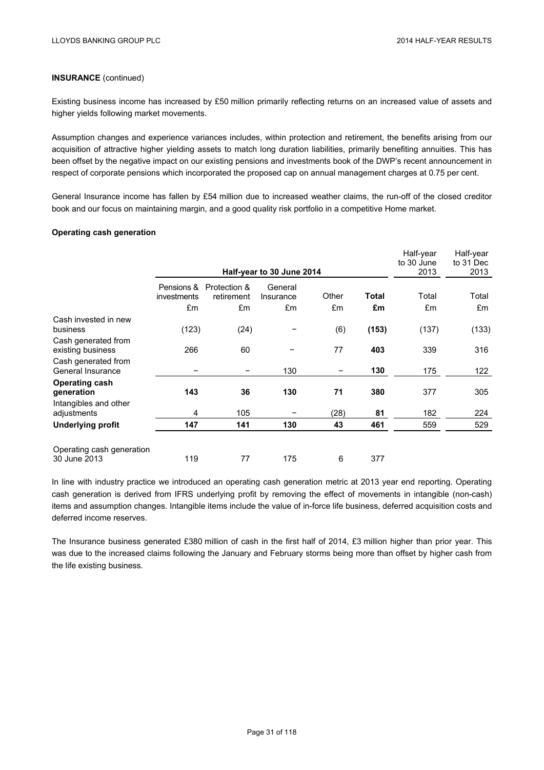**INSURANCE** (continued)

Existing business income has increased by £50 million primarily reflecting returns on an increased value of assets and higher yields following market movements.

Assumption changes and experience variances includes, within protection and retirement, the benefits arising from our acquisition of attractive higher yielding assets to match long duration liabilities, primarily benefiting annuities. This has been offset by the negative impact on our existing pensions and investments book of the DWP's recent announcement in respect of corporate pensions which incorporated the proposed cap on annual management charges at 0.75 per cent.

General Insurance income has fallen by £54 million due to increased weather claims, the run-off of the closed creditor book and our focus on maintaining margin, and a good quality risk portfolio in a competitive Home market.

**Operating cash generation**

| | Half-year to 30 June 2014 | | | | | Half-year to 30 June 2013 | Half-year to 31 Dec 2013 |
|---|---|---|---|---|---|---|---|
| | Pensions & investments | Protection & retirement | General Insurance | Other | **Total** | Total | Total |
| | £m | £m | £m | £m | **£m** | £m | £m |
| Cash invested in new business | (123) | (24) | – | (6) | **(153)** | (137) | (133) |
| Cash generated from existing business | 266 | 60 | – | 77 | **403** | 339 | 316 |
| Cash generated from General Insurance | – | – | 130 | – | **130** | 175 | 122 |
| **Operating cash generation** | **143** | **36** | **130** | **71** | **380** | 377 | 305 |
| Intangibles and other adjustments | 4 | 105 | – | (28) | **81** | 182 | 224 |
| **Underlying profit** | **147** | **141** | **130** | **43** | **461** | 559 | 529 |
| | | | | | | | |
| Operating cash generation 30 June 2013 | 119 | 77 | 175 | 6 | 377 | | |

In line with industry practice we introduced an operating cash generation metric at 2013 year end reporting. Operating cash generation is derived from IFRS underlying profit by removing the effect of movements in intangible (non-cash) items and assumption changes. Intangible items include the value of in-force life business, deferred acquisition costs and deferred income reserves.

The Insurance business generated £380 million of cash in the first half of 2014, £3 million higher than prior year. This was due to the increased claims following the January and February storms being more than offset by higher cash from the life existing business.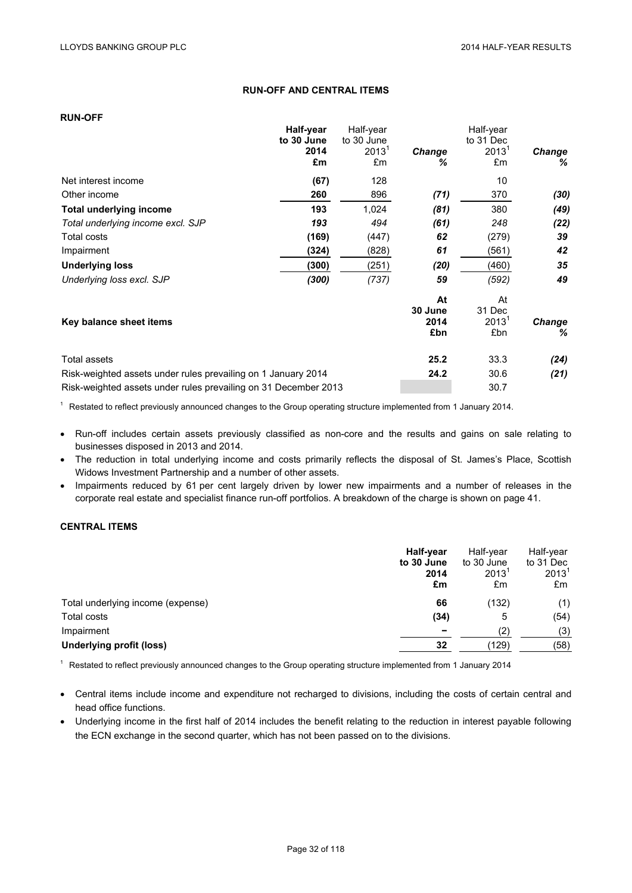# RUN-OFF AND CENTRAL ITEMS

## RUN-OFF

| | **Half-year to 30 June 2014 £m** | Half-year to 30 June 2013[1] £m | ***Change %*** | Half-year to 31 Dec 2013[1] £m | ***Change %*** |
|---|---|---|---|---|---|
| Net interest income | **(67)** | 128 | | 10 | |
| Other income | **260** | 896 | ***(71)*** | 370 | ***(30)*** |
| **Total underlying income** | **193** | 1,024 | ***(81)*** | 380 | ***(49)*** |
| *Total underlying income excl. SJP* | ***193*** | *494* | ***(61)*** | *248* | ***(22)*** |
| Total costs | **(169)** | (447) | ***62*** | (279) | ***39*** |
| Impairment | **(324)** | (828) | ***61*** | (561) | ***42*** |
| **Underlying loss** | **(300)** | (251) | ***(20)*** | (460) | ***35*** |
| *Underlying loss excl. SJP* | ***(300)*** | *(737)* | ***59*** | *(592)* | ***49*** |

| **Key balance sheet items** | **At 30 June 2014 £bn** | At 31 Dec 2013[1] £bn | ***Change %*** |
|---|---|---|---|
| Total assets | **25.2** | 33.3 | ***(24)*** |
| Risk-weighted assets under rules prevailing on 1 January 2014 | **24.2** | 30.6 | ***(21)*** |
| Risk-weighted assets under rules prevailing on 31 December 2013 | | 30.7 | |

[1] Restated to reflect previously announced changes to the Group operating structure implemented from 1 January 2014.

- Run-off includes certain assets previously classified as non-core and the results and gains on sale relating to businesses disposed in 2013 and 2014.
- The reduction in total underlying income and costs primarily reflects the disposal of St. James's Place, Scottish Widows Investment Partnership and a number of other assets.
- Impairments reduced by 61 per cent largely driven by lower new impairments and a number of releases in the corporate real estate and specialist finance run-off portfolios. A breakdown of the charge is shown on page 41.

## CENTRAL ITEMS

| | **Half-year to 30 June 2014 £m** | Half-year to 30 June 2013[1] £m | Half-year to 31 Dec 2013[1] £m |
|---|---|---|---|
| Total underlying income (expense) | **66** | (132) | (1) |
| Total costs | **(34)** | 5 | (54) |
| Impairment | **–** | (2) | (3) |
| **Underlying profit (loss)** | **32** | (129) | (58) |

[1] Restated to reflect previously announced changes to the Group operating structure implemented from 1 January 2014

- Central items include income and expenditure not recharged to divisions, including the costs of certain central and head office functions.
- Underlying income in the first half of 2014 includes the benefit relating to the reduction in interest payable following the ECN exchange in the second quarter, which has not been passed on to the divisions.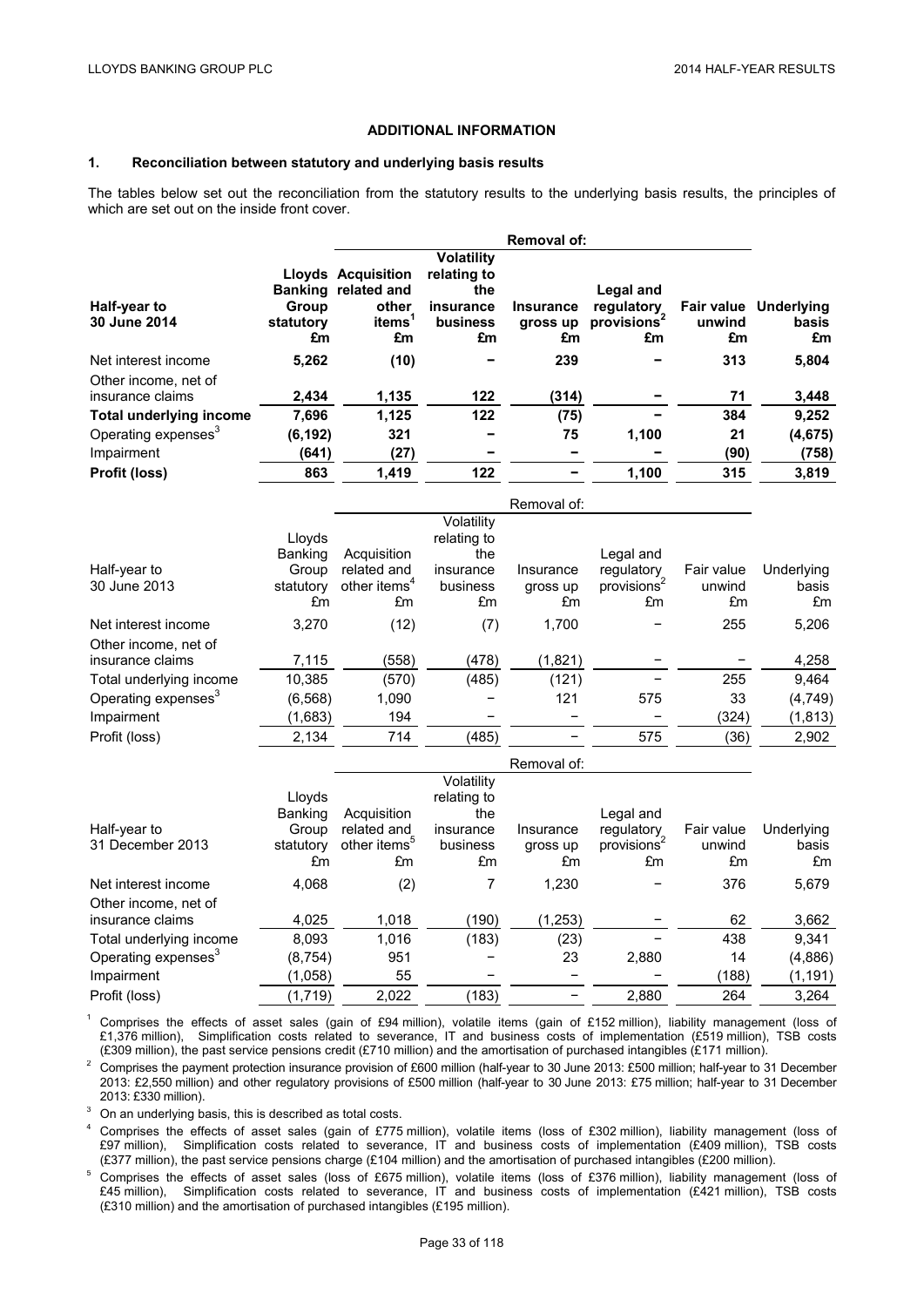## ADDITIONAL INFORMATION

### 1. Reconciliation between statutory and underlying basis results

The tables below set out the reconciliation from the statutory results to the underlying basis results, the principles of which are set out on the inside front cover.

| | | Removal of: | | | | | |
|---|---|---|---|---|---|---|---|
| **Half-year to 30 June 2014** | **Lloyds Banking Group statutory £m** | **Acquisition related and other items[1] £m** | **Volatility relating to the insurance business £m** | **Insurance gross up £m** | **Legal and regulatory provisions[2] £m** | **Fair value unwind £m** | **Underlying basis £m** |
| Net interest income | **5,262** | **(10)** | **–** | **239** | **–** | **313** | **5,804** |
| Other income, net of insurance claims | **2,434** | **1,135** | **122** | **(314)** | **–** | **71** | **3,448** |
| **Total underlying income** | **7,696** | **1,125** | **122** | **(75)** | **–** | **384** | **9,252** |
| Operating expenses[3] | **(6,192)** | **321** | **–** | **75** | **1,100** | **21** | **(4,675)** |
| Impairment | **(641)** | **(27)** | **–** | **–** | **–** | **(90)** | **(758)** |
| **Profit (loss)** | **863** | **1,419** | **122** | **–** | **1,100** | **315** | **3,819** |

| | | Removal of: | | | | | |
|---|---|---|---|---|---|---|---|
| Half-year to 30 June 2013 | Lloyds Banking Group statutory £m | Acquisition related and other items[4] £m | Volatility relating to the insurance business £m | Insurance gross up £m | Legal and regulatory provisions[2] £m | Fair value unwind £m | Underlying basis £m |
| Net interest income | 3,270 | (12) | (7) | 1,700 | – | 255 | 5,206 |
| Other income, net of insurance claims | 7,115 | (558) | (478) | (1,821) | – | – | 4,258 |
| Total underlying income | 10,385 | (570) | (485) | (121) | – | 255 | 9,464 |
| Operating expenses[3] | (6,568) | 1,090 | – | 121 | 575 | 33 | (4,749) |
| Impairment | (1,683) | 194 | – | – | – | (324) | (1,813) |
| Profit (loss) | 2,134 | 714 | (485) | – | 575 | (36) | 2,902 |

| | | Removal of: | | | | | |
|---|---|---|---|---|---|---|---|
| Half-year to 31 December 2013 | Lloyds Banking Group statutory £m | Acquisition related and other items[5] £m | Volatility relating to the insurance business £m | Insurance gross up £m | Legal and regulatory provisions[2] £m | Fair value unwind £m | Underlying basis £m |
| Net interest income | 4,068 | (2) | 7 | 1,230 | – | 376 | 5,679 |
| Other income, net of insurance claims | 4,025 | 1,018 | (190) | (1,253) | – | 62 | 3,662 |
| Total underlying income | 8,093 | 1,016 | (183) | (23) | – | 438 | 9,341 |
| Operating expenses[3] | (8,754) | 951 | – | 23 | 2,880 | 14 | (4,886) |
| Impairment | (1,058) | 55 | – | – | – | (188) | (1,191) |
| Profit (loss) | (1,719) | 2,022 | (183) | – | 2,880 | 264 | 3,264 |

[1] Comprises the effects of asset sales (gain of £94 million), volatile items (gain of £152 million), liability management (loss of £1,376 million), Simplification costs related to severance, IT and business costs of implementation (£519 million), TSB costs (£309 million), the past service pensions credit (£710 million) and the amortisation of purchased intangibles (£171 million).

[2] Comprises the payment protection insurance provision of £600 million (half-year to 30 June 2013: £500 million; half-year to 31 December 2013: £2,550 million) and other regulatory provisions of £500 million (half-year to 30 June 2013: £75 million; half-year to 31 December 2013: £330 million).

[3] On an underlying basis, this is described as total costs.

[4] Comprises the effects of asset sales (gain of £775 million), volatile items (loss of £302 million), liability management (loss of £97 million), Simplification costs related to severance, IT and business costs of implementation (£409 million), TSB costs (£377 million), the past service pensions charge (£104 million) and the amortisation of purchased intangibles (£200 million).

[5] Comprises the effects of asset sales (loss of £675 million), volatile items (loss of £376 million), liability management (loss of £45 million), Simplification costs related to severance, IT and business costs of implementation (£421 million), TSB costs (£310 million) and the amortisation of purchased intangibles (£195 million).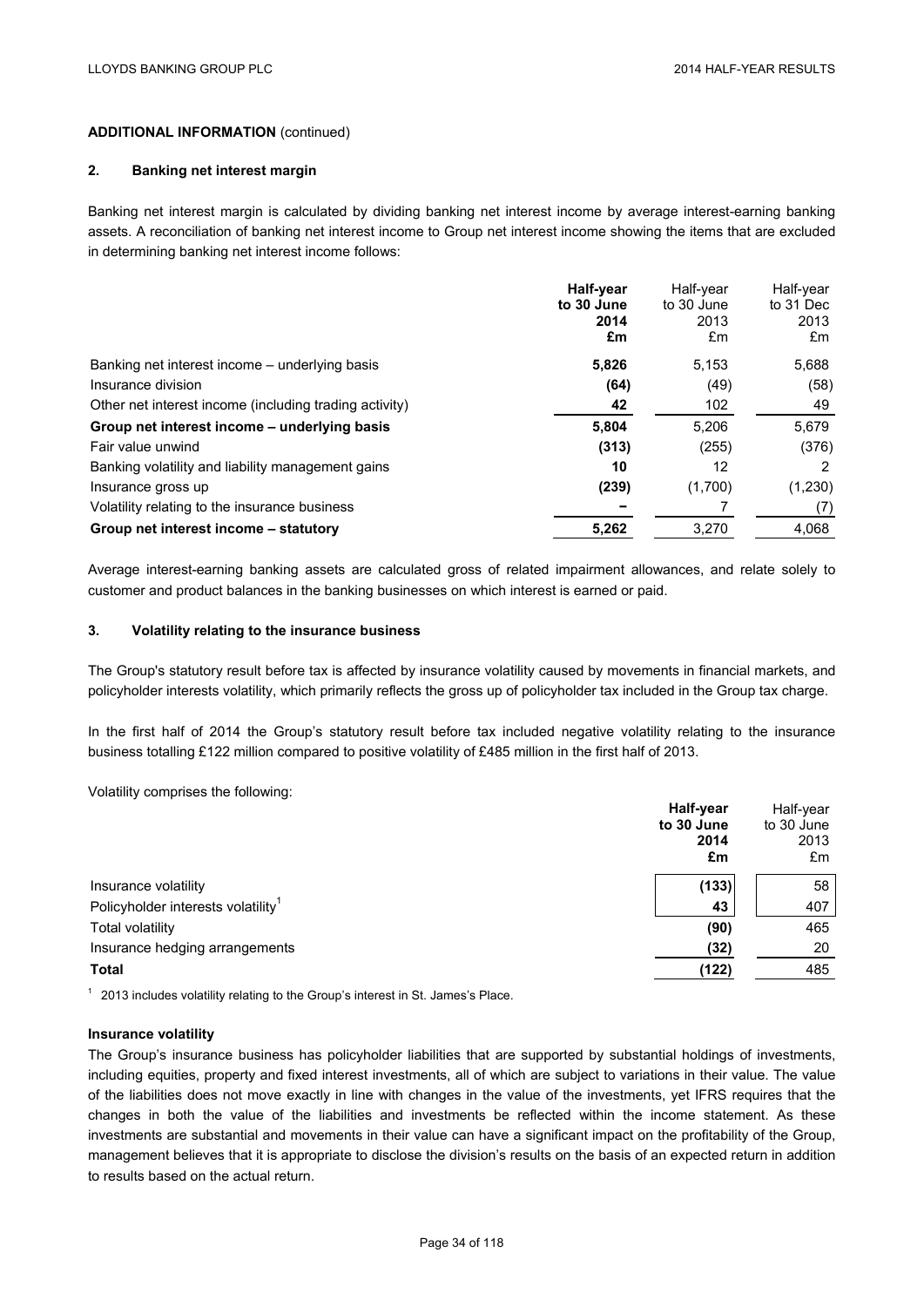**ADDITIONAL INFORMATION** (continued)

## 2. Banking net interest margin

Banking net interest margin is calculated by dividing banking net interest income by average interest-earning banking assets. A reconciliation of banking net interest income to Group net interest income showing the items that are excluded in determining banking net interest income follows:

| | **Half-year to 30 June 2014 £m** | Half-year to 30 June 2013 £m | Half-year to 31 Dec 2013 £m |
|---|---|---|---|
| Banking net interest income – underlying basis | **5,826** | 5,153 | 5,688 |
| Insurance division | **(64)** | (49) | (58) |
| Other net interest income (including trading activity) | **42** | 102 | 49 |
| **Group net interest income – underlying basis** | **5,804** | 5,206 | 5,679 |
| Fair value unwind | **(313)** | (255) | (376) |
| Banking volatility and liability management gains | **10** | 12 | 2 |
| Insurance gross up | **(239)** | (1,700) | (1,230) |
| Volatility relating to the insurance business | **–** | 7 | (7) |
| **Group net interest income – statutory** | **5,262** | 3,270 | 4,068 |

Average interest-earning banking assets are calculated gross of related impairment allowances, and relate solely to customer and product balances in the banking businesses on which interest is earned or paid.

## 3. Volatility relating to the insurance business

The Group's statutory result before tax is affected by insurance volatility caused by movements in financial markets, and policyholder interests volatility, which primarily reflects the gross up of policyholder tax included in the Group tax charge.

In the first half of 2014 the Group's statutory result before tax included negative volatility relating to the insurance business totalling £122 million compared to positive volatility of £485 million in the first half of 2013.

Volatility comprises the following:

| | **Half-year to 30 June 2014 £m** | Half-year to 30 June 2013 £m |
|---|---|---|
| Insurance volatility | **(133)** | 58 |
| Policyholder interests volatility[1] | **43** | 407 |
| Total volatility | **(90)** | 465 |
| Insurance hedging arrangements | **(32)** | 20 |
| **Total** | **(122)** | 485 |

[1] 2013 includes volatility relating to the Group's interest in St. James's Place.

### Insurance volatility

The Group's insurance business has policyholder liabilities that are supported by substantial holdings of investments, including equities, property and fixed interest investments, all of which are subject to variations in their value. The value of the liabilities does not move exactly in line with changes in the value of the investments, yet IFRS requires that the changes in both the value of the liabilities and investments be reflected within the income statement. As these investments are substantial and movements in their value can have a significant impact on the profitability of the Group, management believes that it is appropriate to disclose the division's results on the basis of an expected return in addition to results based on the actual return.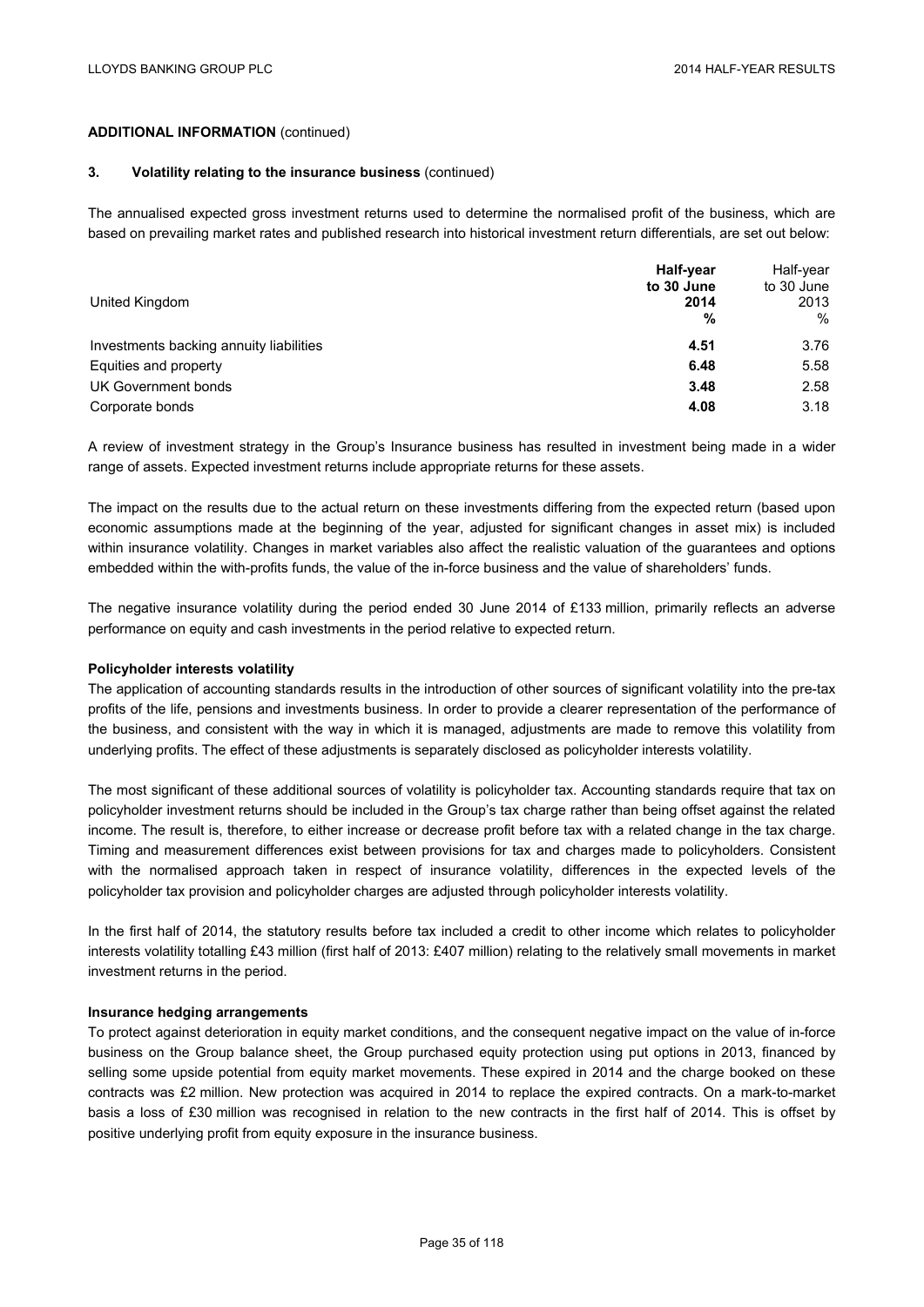**ADDITIONAL INFORMATION** (continued)

**3. Volatility relating to the insurance business** (continued)

The annualised expected gross investment returns used to determine the normalised profit of the business, which are based on prevailing market rates and published research into historical investment return differentials, are set out below:

| United Kingdom | **Half-year to 30 June 2014 %** | Half-year to 30 June 2013 % |
|---|---|---|
| Investments backing annuity liabilities | **4.51** | 3.76 |
| Equities and property | **6.48** | 5.58 |
| UK Government bonds | **3.48** | 2.58 |
| Corporate bonds | **4.08** | 3.18 |

A review of investment strategy in the Group's Insurance business has resulted in investment being made in a wider range of assets. Expected investment returns include appropriate returns for these assets.

The impact on the results due to the actual return on these investments differing from the expected return (based upon economic assumptions made at the beginning of the year, adjusted for significant changes in asset mix) is included within insurance volatility. Changes in market variables also affect the realistic valuation of the guarantees and options embedded within the with-profits funds, the value of the in-force business and the value of shareholders' funds.

The negative insurance volatility during the period ended 30 June 2014 of £133 million, primarily reflects an adverse performance on equity and cash investments in the period relative to expected return.

**Policyholder interests volatility**

The application of accounting standards results in the introduction of other sources of significant volatility into the pre-tax profits of the life, pensions and investments business. In order to provide a clearer representation of the performance of the business, and consistent with the way in which it is managed, adjustments are made to remove this volatility from underlying profits. The effect of these adjustments is separately disclosed as policyholder interests volatility.

The most significant of these additional sources of volatility is policyholder tax. Accounting standards require that tax on policyholder investment returns should be included in the Group's tax charge rather than being offset against the related income. The result is, therefore, to either increase or decrease profit before tax with a related change in the tax charge. Timing and measurement differences exist between provisions for tax and charges made to policyholders. Consistent with the normalised approach taken in respect of insurance volatility, differences in the expected levels of the policyholder tax provision and policyholder charges are adjusted through policyholder interests volatility.

In the first half of 2014, the statutory results before tax included a credit to other income which relates to policyholder interests volatility totalling £43 million (first half of 2013: £407 million) relating to the relatively small movements in market investment returns in the period.

**Insurance hedging arrangements**

To protect against deterioration in equity market conditions, and the consequent negative impact on the value of in-force business on the Group balance sheet, the Group purchased equity protection using put options in 2013, financed by selling some upside potential from equity market movements. These expired in 2014 and the charge booked on these contracts was £2 million. New protection was acquired in 2014 to replace the expired contracts. On a mark-to-market basis a loss of £30 million was recognised in relation to the new contracts in the first half of 2014. This is offset by positive underlying profit from equity exposure in the insurance business.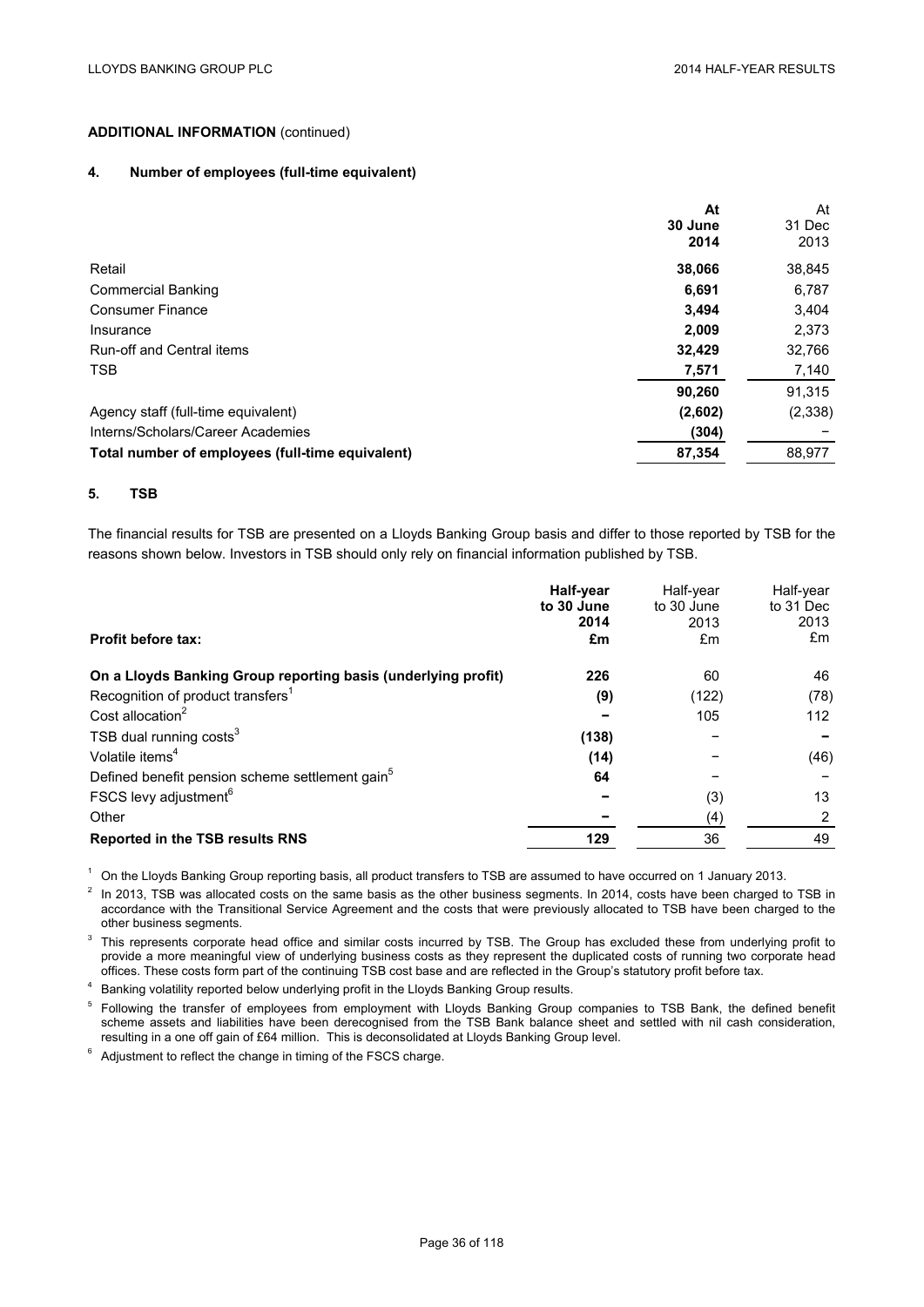**ADDITIONAL INFORMATION** (continued)

**4. Number of employees (full-time equivalent)**

| | At 30 June 2014 | At 31 Dec 2013 |
|---|---|---|
| Retail | **38,066** | 38,845 |
| Commercial Banking | **6,691** | 6,787 |
| Consumer Finance | **3,494** | 3,404 |
| Insurance | **2,009** | 2,373 |
| Run-off and Central items | **32,429** | 32,766 |
| TSB | **7,571** | 7,140 |
| | **90,260** | 91,315 |
| Agency staff (full-time equivalent) | **(2,602)** | (2,338) |
| Interns/Scholars/Career Academies | **(304)** | – |
| **Total number of employees (full-time equivalent)** | **87,354** | 88,977 |

**5. TSB**

The financial results for TSB are presented on a Lloyds Banking Group basis and differ to those reported by TSB for the reasons shown below. Investors in TSB should only rely on financial information published by TSB.

| **Profit before tax:** | Half-year to 30 June 2014 £m | Half-year to 30 June 2013 £m | Half-year to 31 Dec 2013 £m |
|---|---|---|---|
| **On a Lloyds Banking Group reporting basis (underlying profit)** | **226** | 60 | 46 |
| Recognition of product transfers[1] | **(9)** | (122) | (78) |
| Cost allocation[2] | **–** | 105 | 112 |
| TSB dual running costs[3] | **(138)** | – | – |
| Volatile items[4] | **(14)** | – | (46) |
| Defined benefit pension scheme settlement gain[5] | **64** | – | – |
| FSCS levy adjustment[6] | **–** | (3) | 13 |
| Other | **–** | (4) | 2 |
| **Reported in the TSB results RNS** | **129** | 36 | 49 |

[1] On the Lloyds Banking Group reporting basis, all product transfers to TSB are assumed to have occurred on 1 January 2013.

[2] In 2013, TSB was allocated costs on the same basis as the other business segments. In 2014, costs have been charged to TSB in accordance with the Transitional Service Agreement and the costs that were previously allocated to TSB have been charged to the other business segments.

[3] This represents corporate head office and similar costs incurred by TSB. The Group has excluded these from underlying profit to provide a more meaningful view of underlying business costs as they represent the duplicated costs of running two corporate head offices. These costs form part of the continuing TSB cost base and are reflected in the Group's statutory profit before tax.

[4] Banking volatility reported below underlying profit in the Lloyds Banking Group results.

[5] Following the transfer of employees from employment with Lloyds Banking Group companies to TSB Bank, the defined benefit scheme assets and liabilities have been derecognised from the TSB Bank balance sheet and settled with nil cash consideration, resulting in a one off gain of £64 million. This is deconsolidated at Lloyds Banking Group level.

[6] Adjustment to reflect the change in timing of the FSCS charge.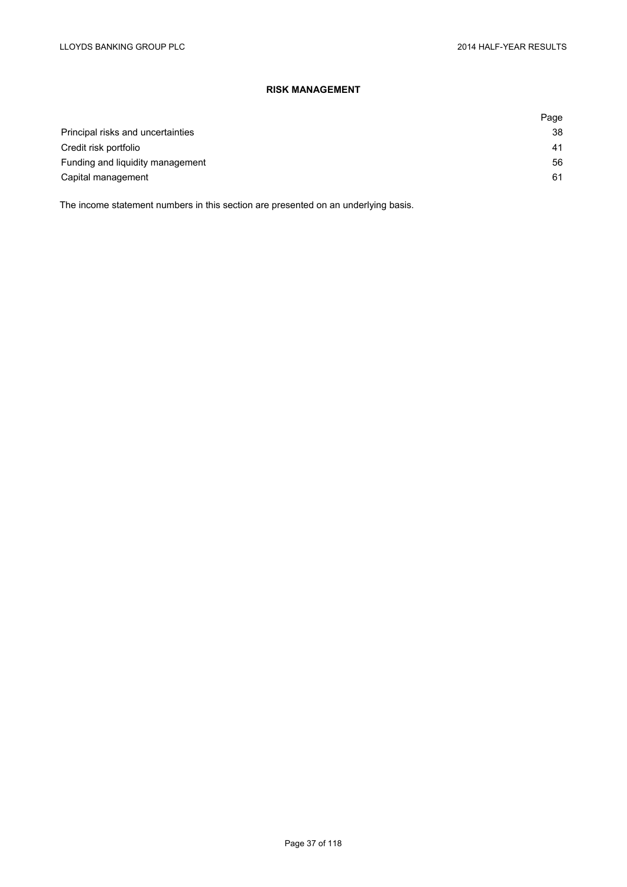# RISK MANAGEMENT

| | Page |
|---|---|
| Principal risks and uncertainties | 38 |
| Credit risk portfolio | 41 |
| Funding and liquidity management | 56 |
| Capital management | 61 |

The income statement numbers in this section are presented on an underlying basis.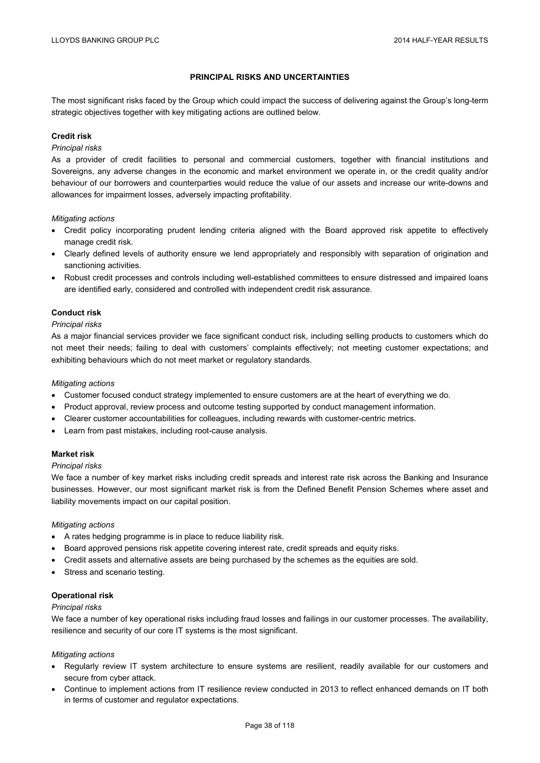## PRINCIPAL RISKS AND UNCERTAINTIES

The most significant risks faced by the Group which could impact the success of delivering against the Group's long-term strategic objectives together with key mitigating actions are outlined below.

### Credit risk

*Principal risks*

As a provider of credit facilities to personal and commercial customers, together with financial institutions and Sovereigns, any adverse changes in the economic and market environment we operate in, or the credit quality and/or behaviour of our borrowers and counterparties would reduce the value of our assets and increase our write-downs and allowances for impairment losses, adversely impacting profitability.

*Mitigating actions*

- Credit policy incorporating prudent lending criteria aligned with the Board approved risk appetite to effectively manage credit risk.
- Clearly defined levels of authority ensure we lend appropriately and responsibly with separation of origination and sanctioning activities.
- Robust credit processes and controls including well-established committees to ensure distressed and impaired loans are identified early, considered and controlled with independent credit risk assurance.

### Conduct risk

*Principal risks*

As a major financial services provider we face significant conduct risk, including selling products to customers which do not meet their needs; failing to deal with customers' complaints effectively; not meeting customer expectations; and exhibiting behaviours which do not meet market or regulatory standards.

*Mitigating actions*

- Customer focused conduct strategy implemented to ensure customers are at the heart of everything we do.
- Product approval, review process and outcome testing supported by conduct management information.
- Clearer customer accountabilities for colleagues, including rewards with customer-centric metrics.
- Learn from past mistakes, including root-cause analysis.

### Market risk

*Principal risks*

We face a number of key market risks including credit spreads and interest rate risk across the Banking and Insurance businesses. However, our most significant market risk is from the Defined Benefit Pension Schemes where asset and liability movements impact on our capital position.

*Mitigating actions*

- A rates hedging programme is in place to reduce liability risk.
- Board approved pensions risk appetite covering interest rate, credit spreads and equity risks.
- Credit assets and alternative assets are being purchased by the schemes as the equities are sold.
- Stress and scenario testing.

### Operational risk

*Principal risks*

We face a number of key operational risks including fraud losses and failings in our customer processes. The availability, resilience and security of our core IT systems is the most significant.

*Mitigating actions*

- Regularly review IT system architecture to ensure systems are resilient, readily available for our customers and secure from cyber attack.
- Continue to implement actions from IT resilience review conducted in 2013 to reflect enhanced demands on IT both in terms of customer and regulator expectations.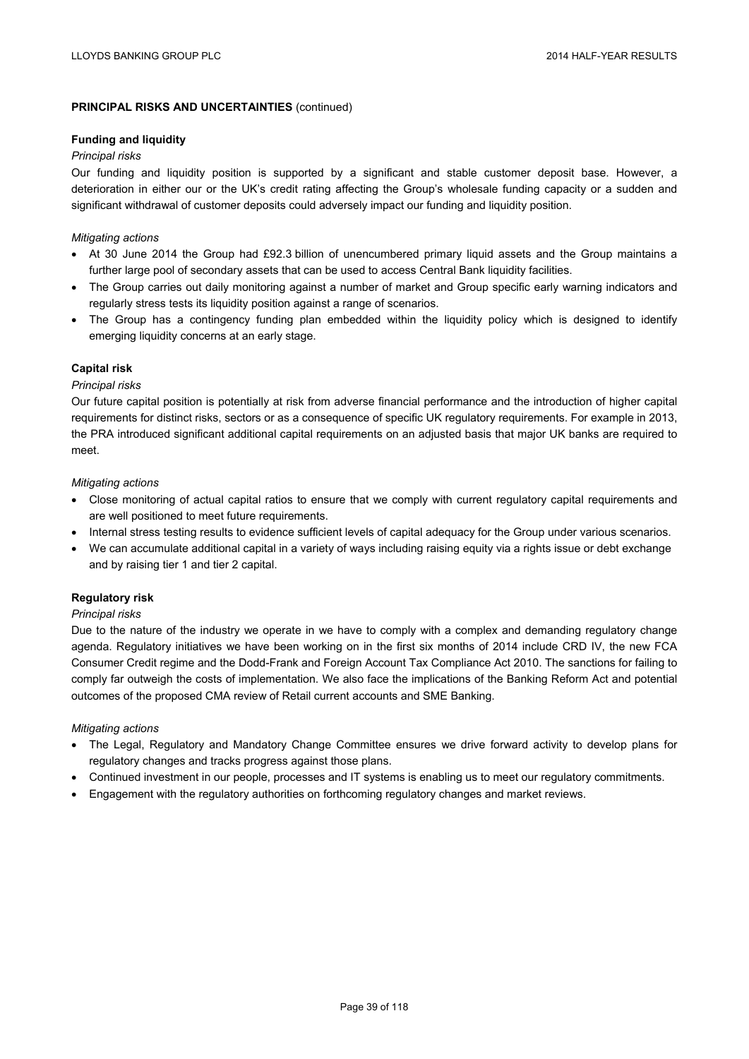## PRINCIPAL RISKS AND UNCERTAINTIES (continued)

### Funding and liquidity

*Principal risks*

Our funding and liquidity position is supported by a significant and stable customer deposit base. However, a deterioration in either our or the UK's credit rating affecting the Group's wholesale funding capacity or a sudden and significant withdrawal of customer deposits could adversely impact our funding and liquidity position.

*Mitigating actions*

- At 30 June 2014 the Group had £92.3 billion of unencumbered primary liquid assets and the Group maintains a further large pool of secondary assets that can be used to access Central Bank liquidity facilities.
- The Group carries out daily monitoring against a number of market and Group specific early warning indicators and regularly stress tests its liquidity position against a range of scenarios.
- The Group has a contingency funding plan embedded within the liquidity policy which is designed to identify emerging liquidity concerns at an early stage.

### Capital risk

*Principal risks*

Our future capital position is potentially at risk from adverse financial performance and the introduction of higher capital requirements for distinct risks, sectors or as a consequence of specific UK regulatory requirements. For example in 2013, the PRA introduced significant additional capital requirements on an adjusted basis that major UK banks are required to meet.

*Mitigating actions*

- Close monitoring of actual capital ratios to ensure that we comply with current regulatory capital requirements and are well positioned to meet future requirements.
- Internal stress testing results to evidence sufficient levels of capital adequacy for the Group under various scenarios.
- We can accumulate additional capital in a variety of ways including raising equity via a rights issue or debt exchange and by raising tier 1 and tier 2 capital.

### Regulatory risk

*Principal risks*

Due to the nature of the industry we operate in we have to comply with a complex and demanding regulatory change agenda. Regulatory initiatives we have been working on in the first six months of 2014 include CRD IV, the new FCA Consumer Credit regime and the Dodd-Frank and Foreign Account Tax Compliance Act 2010. The sanctions for failing to comply far outweigh the costs of implementation. We also face the implications of the Banking Reform Act and potential outcomes of the proposed CMA review of Retail current accounts and SME Banking.

*Mitigating actions*

- The Legal, Regulatory and Mandatory Change Committee ensures we drive forward activity to develop plans for regulatory changes and tracks progress against those plans.
- Continued investment in our people, processes and IT systems is enabling us to meet our regulatory commitments.
- Engagement with the regulatory authorities on forthcoming regulatory changes and market reviews.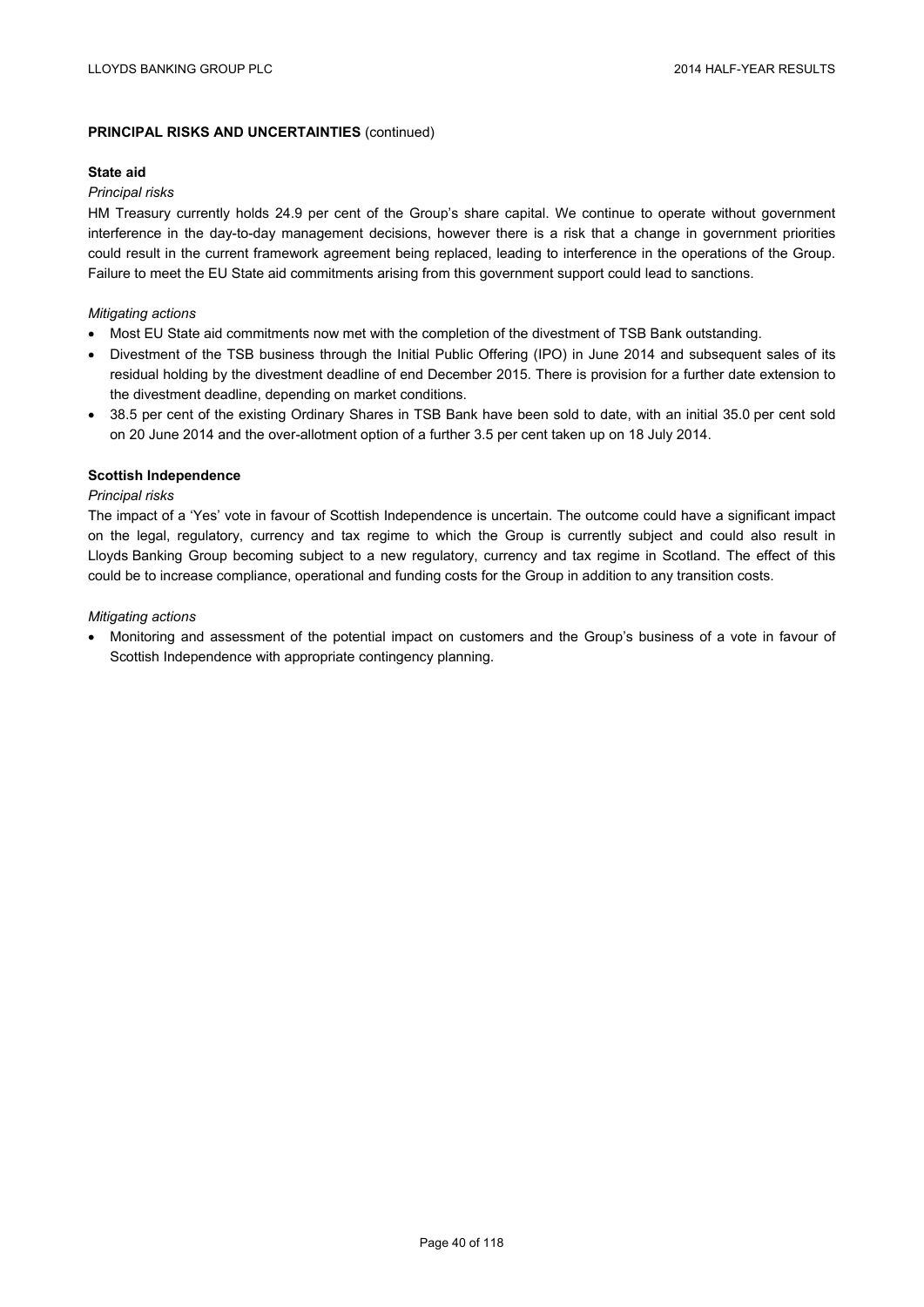**PRINCIPAL RISKS AND UNCERTAINTIES** (continued)

**State aid**

*Principal risks*

HM Treasury currently holds 24.9 per cent of the Group's share capital. We continue to operate without government interference in the day-to-day management decisions, however there is a risk that a change in government priorities could result in the current framework agreement being replaced, leading to interference in the operations of the Group. Failure to meet the EU State aid commitments arising from this government support could lead to sanctions.

*Mitigating actions*

- Most EU State aid commitments now met with the completion of the divestment of TSB Bank outstanding.
- Divestment of the TSB business through the Initial Public Offering (IPO) in June 2014 and subsequent sales of its residual holding by the divestment deadline of end December 2015. There is provision for a further date extension to the divestment deadline, depending on market conditions.
- 38.5 per cent of the existing Ordinary Shares in TSB Bank have been sold to date, with an initial 35.0 per cent sold on 20 June 2014 and the over-allotment option of a further 3.5 per cent taken up on 18 July 2014.

**Scottish Independence**

*Principal risks*

The impact of a 'Yes' vote in favour of Scottish Independence is uncertain. The outcome could have a significant impact on the legal, regulatory, currency and tax regime to which the Group is currently subject and could also result in Lloyds Banking Group becoming subject to a new regulatory, currency and tax regime in Scotland. The effect of this could be to increase compliance, operational and funding costs for the Group in addition to any transition costs.

*Mitigating actions*

- Monitoring and assessment of the potential impact on customers and the Group's business of a vote in favour of Scottish Independence with appropriate contingency planning.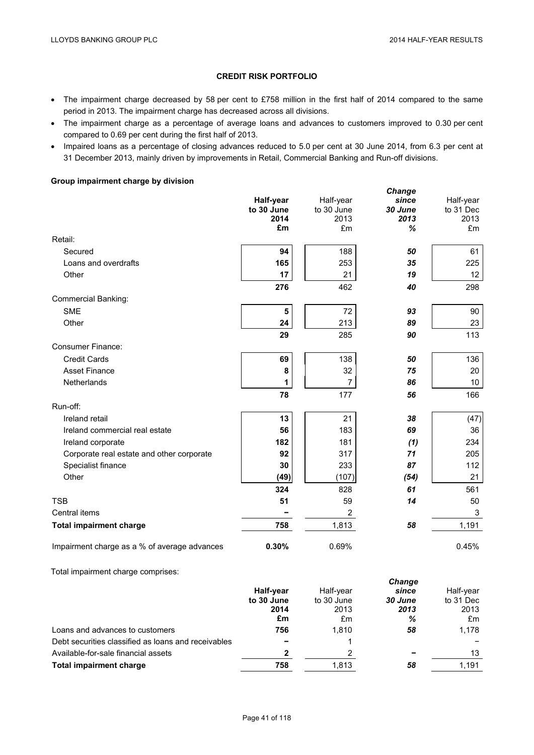## CREDIT RISK PORTFOLIO

- The impairment charge decreased by 58 per cent to £758 million in the first half of 2014 compared to the same period in 2013. The impairment charge has decreased across all divisions.
- The impairment charge as a percentage of average loans and advances to customers improved to 0.30 per cent compared to 0.69 per cent during the first half of 2013.
- Impaired loans as a percentage of closing advances reduced to 5.0 per cent at 30 June 2014, from 6.3 per cent at 31 December 2013, mainly driven by improvements in Retail, Commercial Banking and Run-off divisions.

### Group impairment charge by division

| | **Half-year to 30 June 2014 £m** | Half-year to 30 June 2013 £m | ***Change since 30 June 2013 %*** | Half-year to 31 Dec 2013 £m |
|---|---|---|---|---|
| Retail: | | | | |
| Secured | **94** | 188 | ***50*** | 61 |
| Loans and overdrafts | **165** | 253 | ***35*** | 225 |
| Other | **17** | 21 | ***19*** | 12 |
| | **276** | 462 | ***40*** | 298 |
| Commercial Banking: | | | | |
| SME | **5** | 72 | ***93*** | 90 |
| Other | **24** | 213 | ***89*** | 23 |
| | **29** | 285 | ***90*** | 113 |
| Consumer Finance: | | | | |
| Credit Cards | **69** | 138 | ***50*** | 136 |
| Asset Finance | **8** | 32 | ***75*** | 20 |
| Netherlands | **1** | 7 | ***86*** | 10 |
| | **78** | 177 | ***56*** | 166 |
| Run-off: | | | | |
| Ireland retail | **13** | 21 | ***38*** | (47) |
| Ireland commercial real estate | **56** | 183 | ***69*** | 36 |
| Ireland corporate | **182** | 181 | ***(1)*** | 234 |
| Corporate real estate and other corporate | **92** | 317 | ***71*** | 205 |
| Specialist finance | **30** | 233 | ***87*** | 112 |
| Other | **(49)** | (107) | ***(54)*** | 21 |
| | **324** | 828 | ***61*** | 561 |
| TSB | **51** | 59 | ***14*** | 50 |
| Central items | **–** | 2 | | 3 |
| **Total impairment charge** | **758** | 1,813 | ***58*** | 1,191 |
| Impairment charge as a % of average advances | **0.30%** | 0.69% | | 0.45% |

Total impairment charge comprises:

| | **Half-year to 30 June 2014 £m** | Half-year to 30 June 2013 £m | ***Change since 30 June 2013 %*** | Half-year to 31 Dec 2013 £m |
|---|---|---|---|---|
| Loans and advances to customers | **756** | 1,810 | ***58*** | 1,178 |
| Debt securities classified as loans and receivables | **–** | 1 | | – |
| Available-for-sale financial assets | **2** | 2 | ***–*** | 13 |
| **Total impairment charge** | **758** | 1,813 | ***58*** | 1,191 |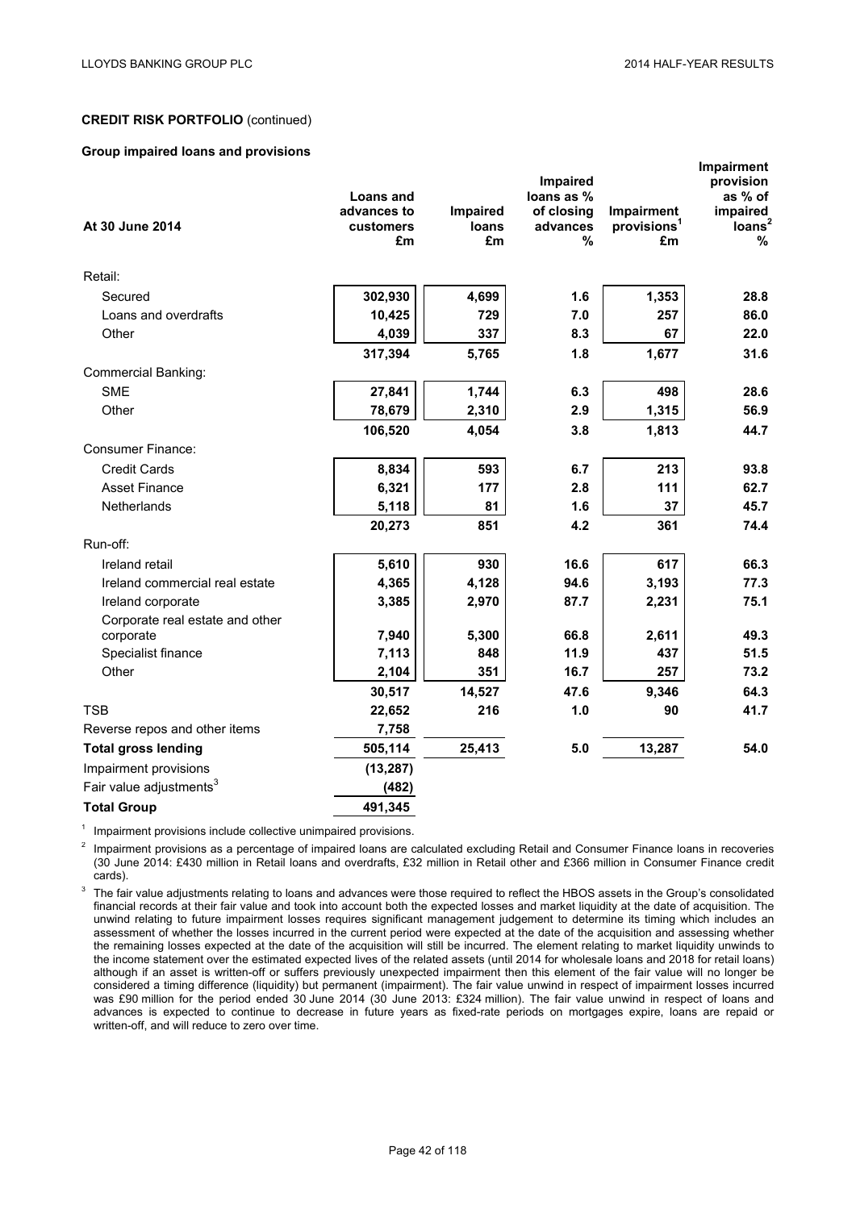**CREDIT RISK PORTFOLIO** (continued)

**Group impaired loans and provisions**

| At 30 June 2014 | Loans and advances to customers £m | Impaired loans £m | Impaired loans as % of closing advances % | Impairment provisions[1] £m | Impairment provision as % of impaired loans[2] % |
|---|---|---|---|---|---|
| Retail: | | | | | |
| Secured | 302,930 | 4,699 | 1.6 | 1,353 | 28.8 |
| Loans and overdrafts | 10,425 | 729 | 7.0 | 257 | 86.0 |
| Other | 4,039 | 337 | 8.3 | 67 | 22.0 |
| | 317,394 | 5,765 | 1.8 | 1,677 | 31.6 |
| Commercial Banking: | | | | | |
| SME | 27,841 | 1,744 | 6.3 | 498 | 28.6 |
| Other | 78,679 | 2,310 | 2.9 | 1,315 | 56.9 |
| | 106,520 | 4,054 | 3.8 | 1,813 | 44.7 |
| Consumer Finance: | | | | | |
| Credit Cards | 8,834 | 593 | 6.7 | 213 | 93.8 |
| Asset Finance | 6,321 | 177 | 2.8 | 111 | 62.7 |
| Netherlands | 5,118 | 81 | 1.6 | 37 | 45.7 |
| | 20,273 | 851 | 4.2 | 361 | 74.4 |
| Run-off: | | | | | |
| Ireland retail | 5,610 | 930 | 16.6 | 617 | 66.3 |
| Ireland commercial real estate | 4,365 | 4,128 | 94.6 | 3,193 | 77.3 |
| Ireland corporate | 3,385 | 2,970 | 87.7 | 2,231 | 75.1 |
| Corporate real estate and other corporate | 7,940 | 5,300 | 66.8 | 2,611 | 49.3 |
| Specialist finance | 7,113 | 848 | 11.9 | 437 | 51.5 |
| Other | 2,104 | 351 | 16.7 | 257 | 73.2 |
| | 30,517 | 14,527 | 47.6 | 9,346 | 64.3 |
| TSB | 22,652 | 216 | 1.0 | 90 | 41.7 |
| Reverse repos and other items | 7,758 | | | | |
| **Total gross lending** | 505,114 | 25,413 | 5.0 | 13,287 | 54.0 |
| Impairment provisions | (13,287) | | | | |
| Fair value adjustments[3] | (482) | | | | |
| **Total Group** | 491,345 | | | | |

[1] Impairment provisions include collective unimpaired provisions.

[2] Impairment provisions as a percentage of impaired loans are calculated excluding Retail and Consumer Finance loans in recoveries (30 June 2014: £430 million in Retail loans and overdrafts, £32 million in Retail other and £366 million in Consumer Finance credit cards).

[3] The fair value adjustments relating to loans and advances were those required to reflect the HBOS assets in the Group's consolidated financial records at their fair value and took into account both the expected losses and market liquidity at the date of acquisition. The unwind relating to future impairment losses requires significant management judgement to determine its timing which includes an assessment of whether the losses incurred in the current period were expected at the date of the acquisition and assessing whether the remaining losses expected at the date of the acquisition will still be incurred. The element relating to market liquidity unwinds to the income statement over the estimated expected lives of the related assets (until 2014 for wholesale loans and 2018 for retail loans) although if an asset is written-off or suffers previously unexpected impairment then this element of the fair value will no longer be considered a timing difference (liquidity) but permanent (impairment). The fair value unwind in respect of impairment losses incurred was £90 million for the period ended 30 June 2014 (30 June 2013: £324 million). The fair value unwind in respect of loans and advances is expected to continue to decrease in future years as fixed-rate periods on mortgages expire, loans are repaid or written-off, and will reduce to zero over time.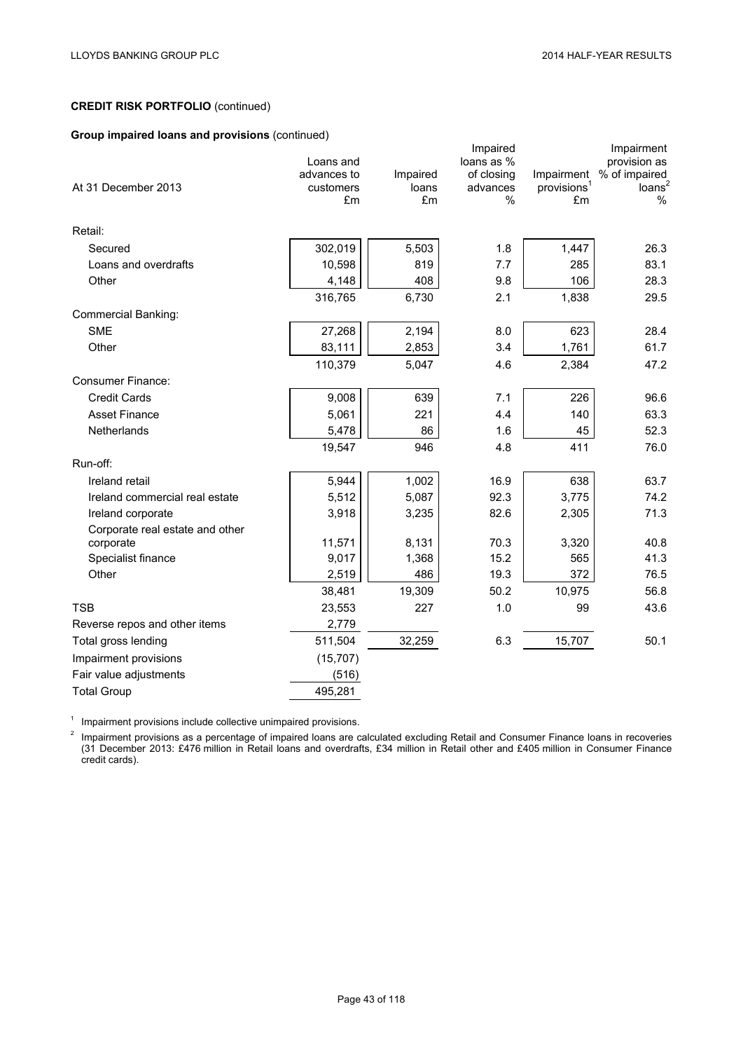**CREDIT RISK PORTFOLIO** (continued)

**Group impaired loans and provisions** (continued)

| At 31 December 2013 | Loans and advances to customers £m | Impaired loans £m | Impaired loans as % of closing advances % | Impairment provisions[1] £m | Impairment provision as % of impaired loans[2] % |
|---|---|---|---|---|---|
| Retail: | | | | | |
| Secured | 302,019 | 5,503 | 1.8 | 1,447 | 26.3 |
| Loans and overdrafts | 10,598 | 819 | 7.7 | 285 | 83.1 |
| Other | 4,148 | 408 | 9.8 | 106 | 28.3 |
| | 316,765 | 6,730 | 2.1 | 1,838 | 29.5 |
| Commercial Banking: | | | | | |
| SME | 27,268 | 2,194 | 8.0 | 623 | 28.4 |
| Other | 83,111 | 2,853 | 3.4 | 1,761 | 61.7 |
| | 110,379 | 5,047 | 4.6 | 2,384 | 47.2 |
| Consumer Finance: | | | | | |
| Credit Cards | 9,008 | 639 | 7.1 | 226 | 96.6 |
| Asset Finance | 5,061 | 221 | 4.4 | 140 | 63.3 |
| Netherlands | 5,478 | 86 | 1.6 | 45 | 52.3 |
| | 19,547 | 946 | 4.8 | 411 | 76.0 |
| Run-off: | | | | | |
| Ireland retail | 5,944 | 1,002 | 16.9 | 638 | 63.7 |
| Ireland commercial real estate | 5,512 | 5,087 | 92.3 | 3,775 | 74.2 |
| Ireland corporate | 3,918 | 3,235 | 82.6 | 2,305 | 71.3 |
| Corporate real estate and other corporate | 11,571 | 8,131 | 70.3 | 3,320 | 40.8 |
| Specialist finance | 9,017 | 1,368 | 15.2 | 565 | 41.3 |
| Other | 2,519 | 486 | 19.3 | 372 | 76.5 |
| | 38,481 | 19,309 | 50.2 | 10,975 | 56.8 |
| TSB | 23,553 | 227 | 1.0 | 99 | 43.6 |
| Reverse repos and other items | 2,779 | | | | |
| Total gross lending | 511,504 | 32,259 | 6.3 | 15,707 | 50.1 |
| Impairment provisions | (15,707) | | | | |
| Fair value adjustments | (516) | | | | |
| Total Group | 495,281 | | | | |

[1] Impairment provisions include collective unimpaired provisions.

[2] Impairment provisions as a percentage of impaired loans are calculated excluding Retail and Consumer Finance loans in recoveries (31 December 2013: £476 million in Retail loans and overdrafts, £34 million in Retail other and £405 million in Consumer Finance credit cards).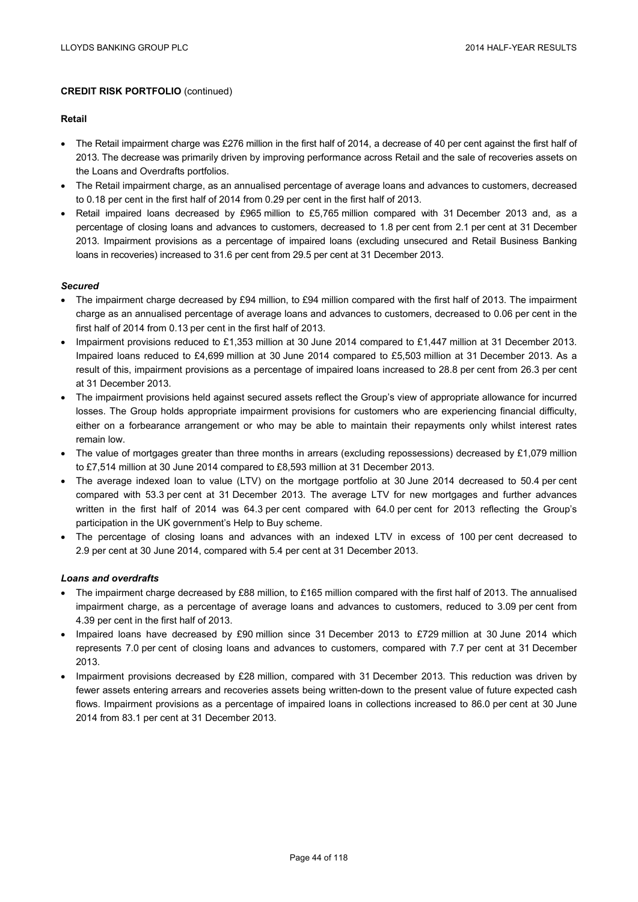**CREDIT RISK PORTFOLIO** (continued)

**Retail**

- The Retail impairment charge was £276 million in the first half of 2014, a decrease of 40 per cent against the first half of 2013. The decrease was primarily driven by improving performance across Retail and the sale of recoveries assets on the Loans and Overdrafts portfolios.
- The Retail impairment charge, as an annualised percentage of average loans and advances to customers, decreased to 0.18 per cent in the first half of 2014 from 0.29 per cent in the first half of 2013.
- Retail impaired loans decreased by £965 million to £5,765 million compared with 31 December 2013 and, as a percentage of closing loans and advances to customers, decreased to 1.8 per cent from 2.1 per cent at 31 December 2013. Impairment provisions as a percentage of impaired loans (excluding unsecured and Retail Business Banking loans in recoveries) increased to 31.6 per cent from 29.5 per cent at 31 December 2013.

***Secured***

- The impairment charge decreased by £94 million, to £94 million compared with the first half of 2013. The impairment charge as an annualised percentage of average loans and advances to customers, decreased to 0.06 per cent in the first half of 2014 from 0.13 per cent in the first half of 2013.
- Impairment provisions reduced to £1,353 million at 30 June 2014 compared to £1,447 million at 31 December 2013. Impaired loans reduced to £4,699 million at 30 June 2014 compared to £5,503 million at 31 December 2013. As a result of this, impairment provisions as a percentage of impaired loans increased to 28.8 per cent from 26.3 per cent at 31 December 2013.
- The impairment provisions held against secured assets reflect the Group's view of appropriate allowance for incurred losses. The Group holds appropriate impairment provisions for customers who are experiencing financial difficulty, either on a forbearance arrangement or who may be able to maintain their repayments only whilst interest rates remain low.
- The value of mortgages greater than three months in arrears (excluding repossessions) decreased by £1,079 million to £7,514 million at 30 June 2014 compared to £8,593 million at 31 December 2013.
- The average indexed loan to value (LTV) on the mortgage portfolio at 30 June 2014 decreased to 50.4 per cent compared with 53.3 per cent at 31 December 2013. The average LTV for new mortgages and further advances written in the first half of 2014 was 64.3 per cent compared with 64.0 per cent for 2013 reflecting the Group's participation in the UK government's Help to Buy scheme.
- The percentage of closing loans and advances with an indexed LTV in excess of 100 per cent decreased to 2.9 per cent at 30 June 2014, compared with 5.4 per cent at 31 December 2013.

***Loans and overdrafts***

- The impairment charge decreased by £88 million, to £165 million compared with the first half of 2013. The annualised impairment charge, as a percentage of average loans and advances to customers, reduced to 3.09 per cent from 4.39 per cent in the first half of 2013.
- Impaired loans have decreased by £90 million since 31 December 2013 to £729 million at 30 June 2014 which represents 7.0 per cent of closing loans and advances to customers, compared with 7.7 per cent at 31 December 2013.
- Impairment provisions decreased by £28 million, compared with 31 December 2013. This reduction was driven by fewer assets entering arrears and recoveries assets being written-down to the present value of future expected cash flows. Impairment provisions as a percentage of impaired loans in collections increased to 86.0 per cent at 30 June 2014 from 83.1 per cent at 31 December 2013.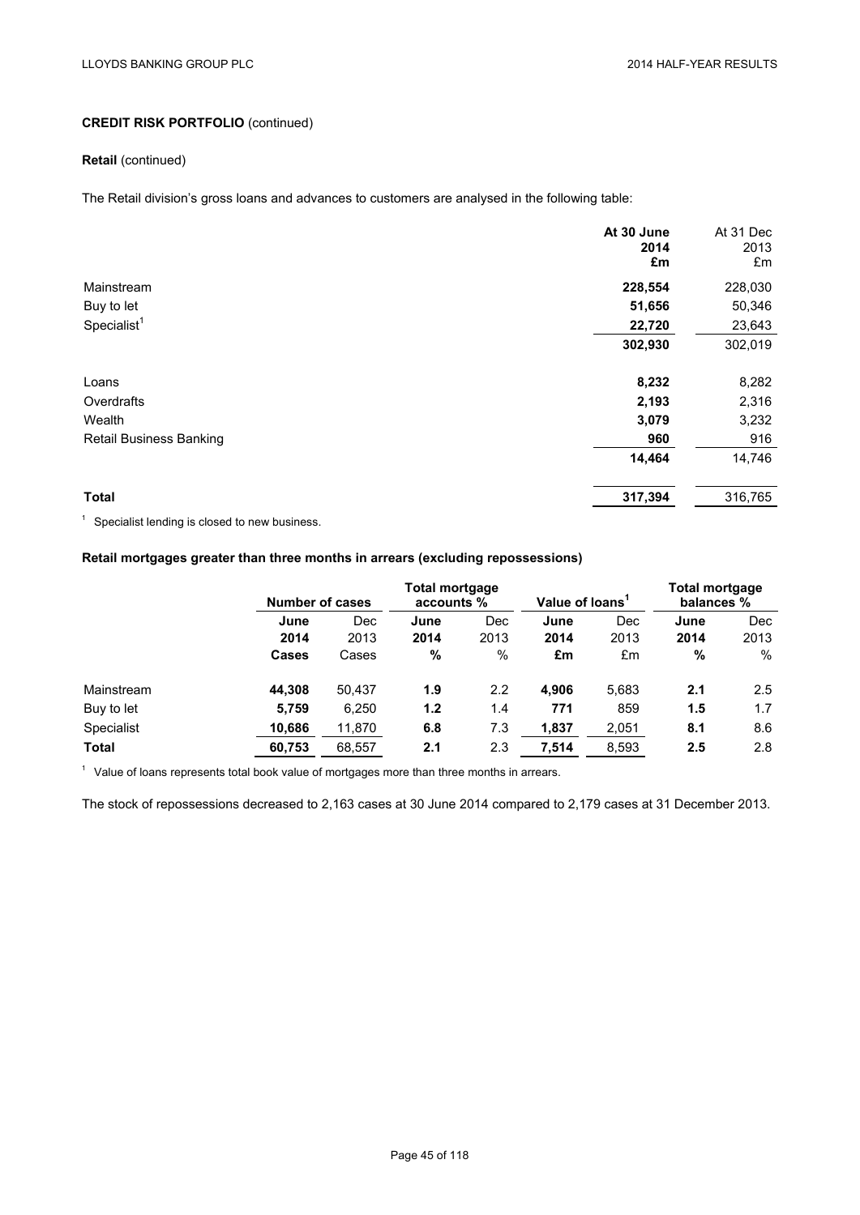**CREDIT RISK PORTFOLIO** (continued)

**Retail** (continued)

The Retail division's gross loans and advances to customers are analysed in the following table:

| | At 30 June 2014 £m | At 31 Dec 2013 £m |
|---|---|---|
| Mainstream | **228,554** | 228,030 |
| Buy to let | **51,656** | 50,346 |
| Specialist[1] | **22,720** | 23,643 |
| | **302,930** | 302,019 |
| Loans | **8,232** | 8,282 |
| Overdrafts | **2,193** | 2,316 |
| Wealth | **3,079** | 3,232 |
| Retail Business Banking | **960** | 916 |
| | **14,464** | 14,746 |
| **Total** | **317,394** | 316,765 |

[1] Specialist lending is closed to new business.

**Retail mortgages greater than three months in arrears (excluding repossessions)**

| | Number of cases | | Total mortgage accounts % | | Value of loans[1] | | Total mortgage balances % | |
|---|---|---|---|---|---|---|---|---|
| | **June 2014 Cases** | Dec 2013 Cases | **June 2014 %** | Dec 2013 % | **June 2014 £m** | Dec 2013 £m | **June 2014 %** | Dec 2013 % |
| Mainstream | **44,308** | 50,437 | **1.9** | 2.2 | **4,906** | 5,683 | **2.1** | 2.5 |
| Buy to let | **5,759** | 6,250 | **1.2** | 1.4 | **771** | 859 | **1.5** | 1.7 |
| Specialist | **10,686** | 11,870 | **6.8** | 7.3 | **1,837** | 2,051 | **8.1** | 8.6 |
| **Total** | **60,753** | 68,557 | **2.1** | 2.3 | **7,514** | 8,593 | **2.5** | 2.8 |

[1] Value of loans represents total book value of mortgages more than three months in arrears.

The stock of repossessions decreased to 2,163 cases at 30 June 2014 compared to 2,179 cases at 31 December 2013.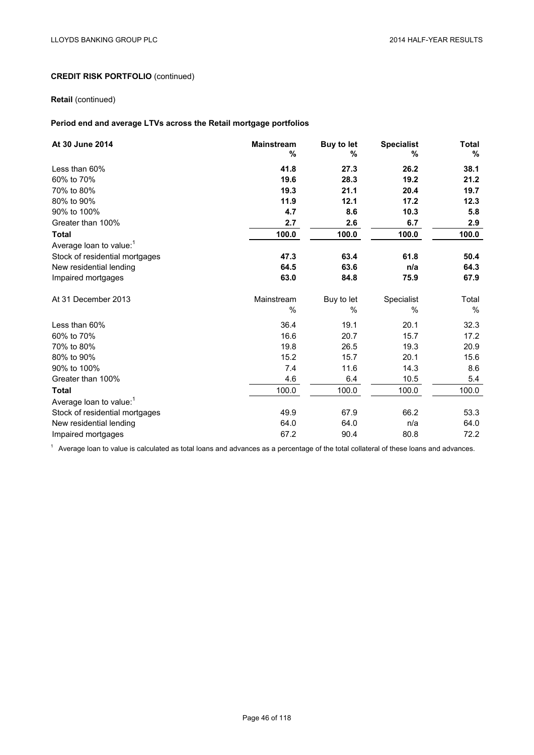**CREDIT RISK PORTFOLIO** (continued)

**Retail** (continued)

**Period end and average LTVs across the Retail mortgage portfolios**

| At 30 June 2014 | Mainstream % | Buy to let % | Specialist % | Total % |
|---|---|---|---|---|
| Less than 60% | **41.8** | **27.3** | **26.2** | **38.1** |
| 60% to 70% | **19.6** | **28.3** | **19.2** | **21.2** |
| 70% to 80% | **19.3** | **21.1** | **20.4** | **19.7** |
| 80% to 90% | **11.9** | **12.1** | **17.2** | **12.3** |
| 90% to 100% | **4.7** | **8.6** | **10.3** | **5.8** |
| Greater than 100% | **2.7** | **2.6** | **6.7** | **2.9** |
| **Total** | **100.0** | **100.0** | **100.0** | **100.0** |
| Average loan to value:[1] | | | | |
| Stock of residential mortgages | **47.3** | **63.4** | **61.8** | **50.4** |
| New residential lending | **64.5** | **63.6** | **n/a** | **64.3** |
| Impaired mortgages | **63.0** | **84.8** | **75.9** | **67.9** |

| At 31 December 2013 | Mainstream % | Buy to let % | Specialist % | Total % |
|---|---|---|---|---|
| Less than 60% | 36.4 | 19.1 | 20.1 | 32.3 |
| 60% to 70% | 16.6 | 20.7 | 15.7 | 17.2 |
| 70% to 80% | 19.8 | 26.5 | 19.3 | 20.9 |
| 80% to 90% | 15.2 | 15.7 | 20.1 | 15.6 |
| 90% to 100% | 7.4 | 11.6 | 14.3 | 8.6 |
| Greater than 100% | 4.6 | 6.4 | 10.5 | 5.4 |
| **Total** | 100.0 | 100.0 | 100.0 | 100.0 |
| Average loan to value:[1] | | | | |
| Stock of residential mortgages | 49.9 | 67.9 | 66.2 | 53.3 |
| New residential lending | 64.0 | 64.0 | n/a | 64.0 |
| Impaired mortgages | 67.2 | 90.4 | 80.8 | 72.2 |

[1] Average loan to value is calculated as total loans and advances as a percentage of the total collateral of these loans and advances.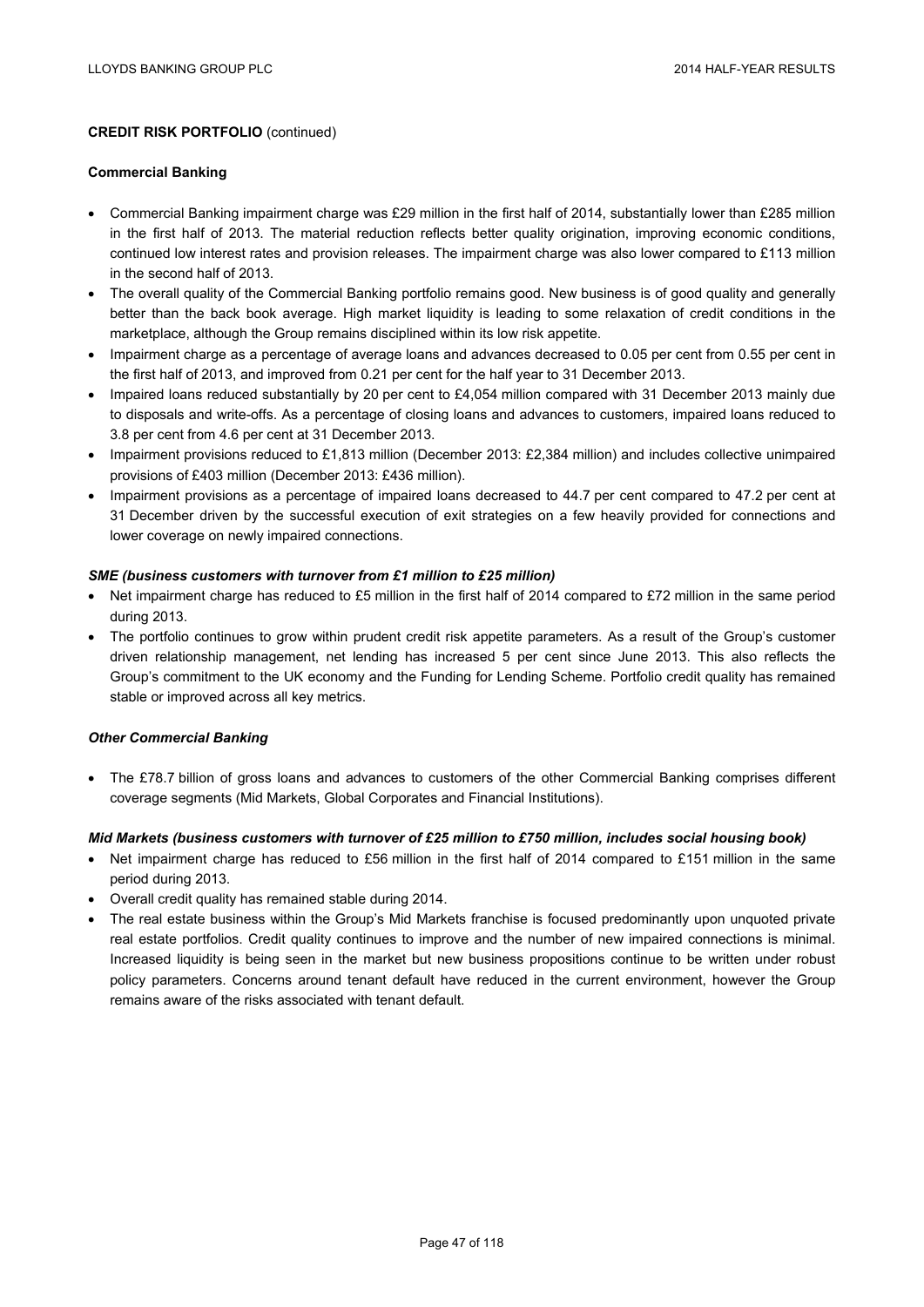**CREDIT RISK PORTFOLIO** (continued)

**Commercial Banking**

- Commercial Banking impairment charge was £29 million in the first half of 2014, substantially lower than £285 million in the first half of 2013. The material reduction reflects better quality origination, improving economic conditions, continued low interest rates and provision releases. The impairment charge was also lower compared to £113 million in the second half of 2013.
- The overall quality of the Commercial Banking portfolio remains good. New business is of good quality and generally better than the back book average. High market liquidity is leading to some relaxation of credit conditions in the marketplace, although the Group remains disciplined within its low risk appetite.
- Impairment charge as a percentage of average loans and advances decreased to 0.05 per cent from 0.55 per cent in the first half of 2013, and improved from 0.21 per cent for the half year to 31 December 2013.
- Impaired loans reduced substantially by 20 per cent to £4,054 million compared with 31 December 2013 mainly due to disposals and write-offs. As a percentage of closing loans and advances to customers, impaired loans reduced to 3.8 per cent from 4.6 per cent at 31 December 2013.
- Impairment provisions reduced to £1,813 million (December 2013: £2,384 million) and includes collective unimpaired provisions of £403 million (December 2013: £436 million).
- Impairment provisions as a percentage of impaired loans decreased to 44.7 per cent compared to 47.2 per cent at 31 December driven by the successful execution of exit strategies on a few heavily provided for connections and lower coverage on newly impaired connections.

***SME (business customers with turnover from £1 million to £25 million)***

- Net impairment charge has reduced to £5 million in the first half of 2014 compared to £72 million in the same period during 2013.
- The portfolio continues to grow within prudent credit risk appetite parameters. As a result of the Group's customer driven relationship management, net lending has increased 5 per cent since June 2013. This also reflects the Group's commitment to the UK economy and the Funding for Lending Scheme. Portfolio credit quality has remained stable or improved across all key metrics.

***Other Commercial Banking***

- The £78.7 billion of gross loans and advances to customers of the other Commercial Banking comprises different coverage segments (Mid Markets, Global Corporates and Financial Institutions).

***Mid Markets (business customers with turnover of £25 million to £750 million, includes social housing book)***

- Net impairment charge has reduced to £56 million in the first half of 2014 compared to £151 million in the same period during 2013.
- Overall credit quality has remained stable during 2014.
- The real estate business within the Group's Mid Markets franchise is focused predominantly upon unquoted private real estate portfolios. Credit quality continues to improve and the number of new impaired connections is minimal. Increased liquidity is being seen in the market but new business propositions continue to be written under robust policy parameters. Concerns around tenant default have reduced in the current environment, however the Group remains aware of the risks associated with tenant default.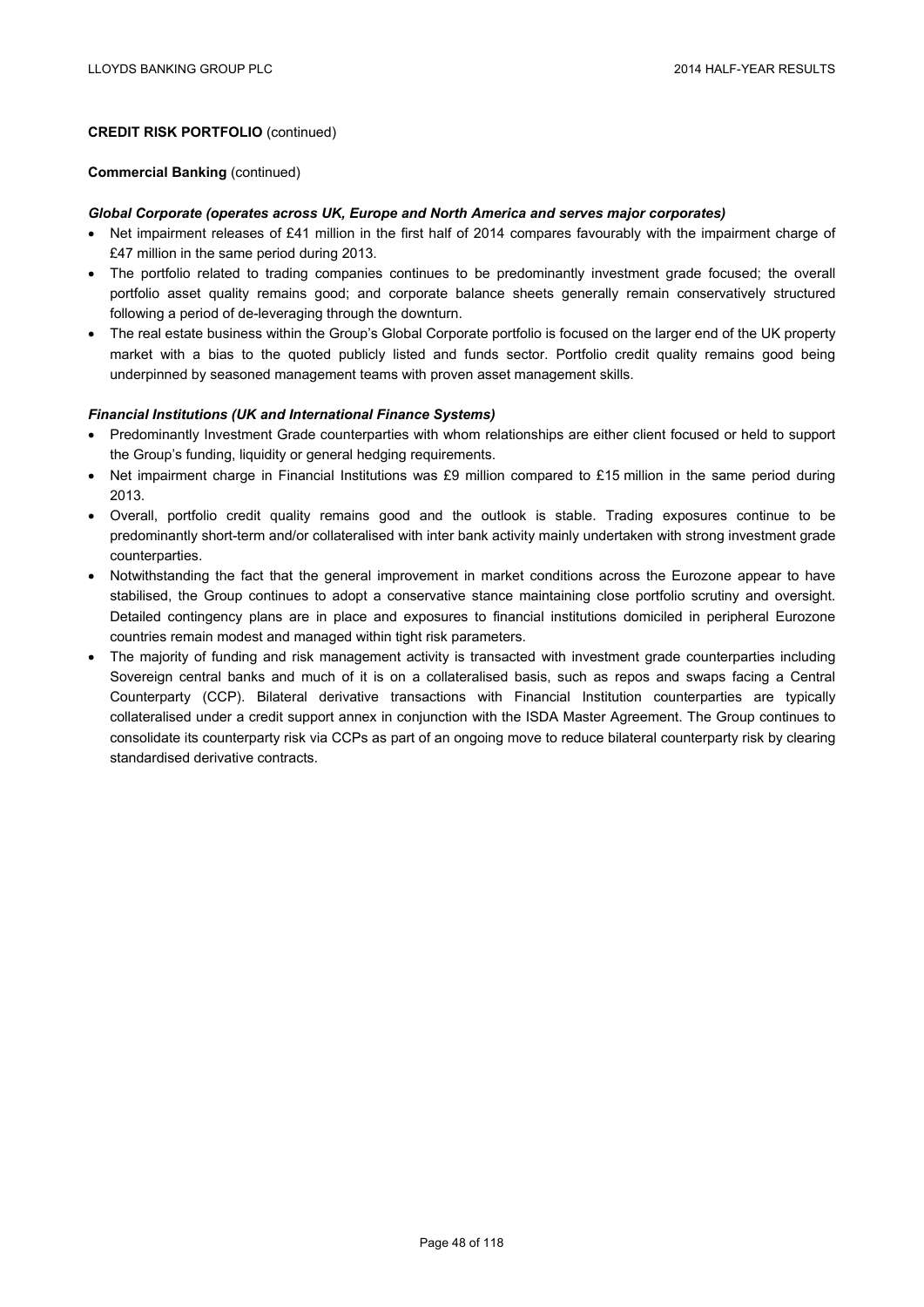**CREDIT RISK PORTFOLIO** (continued)

**Commercial Banking** (continued)

***Global Corporate (operates across UK, Europe and North America and serves major corporates)***

- Net impairment releases of £41 million in the first half of 2014 compares favourably with the impairment charge of £47 million in the same period during 2013.
- The portfolio related to trading companies continues to be predominantly investment grade focused; the overall portfolio asset quality remains good; and corporate balance sheets generally remain conservatively structured following a period of de-leveraging through the downturn.
- The real estate business within the Group's Global Corporate portfolio is focused on the larger end of the UK property market with a bias to the quoted publicly listed and funds sector. Portfolio credit quality remains good being underpinned by seasoned management teams with proven asset management skills.

***Financial Institutions (UK and International Finance Systems)***

- Predominantly Investment Grade counterparties with whom relationships are either client focused or held to support the Group's funding, liquidity or general hedging requirements.
- Net impairment charge in Financial Institutions was £9 million compared to £15 million in the same period during 2013.
- Overall, portfolio credit quality remains good and the outlook is stable. Trading exposures continue to be predominantly short-term and/or collateralised with inter bank activity mainly undertaken with strong investment grade counterparties.
- Notwithstanding the fact that the general improvement in market conditions across the Eurozone appear to have stabilised, the Group continues to adopt a conservative stance maintaining close portfolio scrutiny and oversight. Detailed contingency plans are in place and exposures to financial institutions domiciled in peripheral Eurozone countries remain modest and managed within tight risk parameters.
- The majority of funding and risk management activity is transacted with investment grade counterparties including Sovereign central banks and much of it is on a collateralised basis, such as repos and swaps facing a Central Counterparty (CCP). Bilateral derivative transactions with Financial Institution counterparties are typically collateralised under a credit support annex in conjunction with the ISDA Master Agreement. The Group continues to consolidate its counterparty risk via CCPs as part of an ongoing move to reduce bilateral counterparty risk by clearing standardised derivative contracts.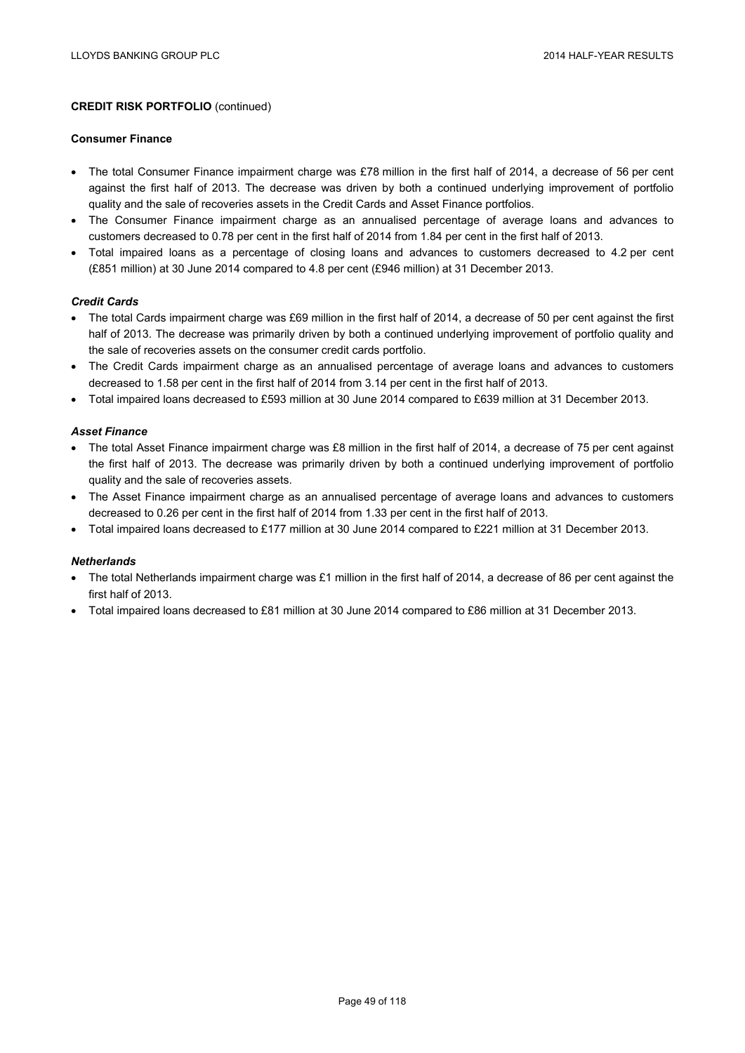**CREDIT RISK PORTFOLIO** (continued)

**Consumer Finance**

- The total Consumer Finance impairment charge was £78 million in the first half of 2014, a decrease of 56 per cent against the first half of 2013. The decrease was driven by both a continued underlying improvement of portfolio quality and the sale of recoveries assets in the Credit Cards and Asset Finance portfolios.
- The Consumer Finance impairment charge as an annualised percentage of average loans and advances to customers decreased to 0.78 per cent in the first half of 2014 from 1.84 per cent in the first half of 2013.
- Total impaired loans as a percentage of closing loans and advances to customers decreased to 4.2 per cent (£851 million) at 30 June 2014 compared to 4.8 per cent (£946 million) at 31 December 2013.

***Credit Cards***

- The total Cards impairment charge was £69 million in the first half of 2014, a decrease of 50 per cent against the first half of 2013. The decrease was primarily driven by both a continued underlying improvement of portfolio quality and the sale of recoveries assets on the consumer credit cards portfolio.
- The Credit Cards impairment charge as an annualised percentage of average loans and advances to customers decreased to 1.58 per cent in the first half of 2014 from 3.14 per cent in the first half of 2013.
- Total impaired loans decreased to £593 million at 30 June 2014 compared to £639 million at 31 December 2013.

***Asset Finance***

- The total Asset Finance impairment charge was £8 million in the first half of 2014, a decrease of 75 per cent against the first half of 2013. The decrease was primarily driven by both a continued underlying improvement of portfolio quality and the sale of recoveries assets.
- The Asset Finance impairment charge as an annualised percentage of average loans and advances to customers decreased to 0.26 per cent in the first half of 2014 from 1.33 per cent in the first half of 2013.
- Total impaired loans decreased to £177 million at 30 June 2014 compared to £221 million at 31 December 2013.

***Netherlands***

- The total Netherlands impairment charge was £1 million in the first half of 2014, a decrease of 86 per cent against the first half of 2013.
- Total impaired loans decreased to £81 million at 30 June 2014 compared to £86 million at 31 December 2013.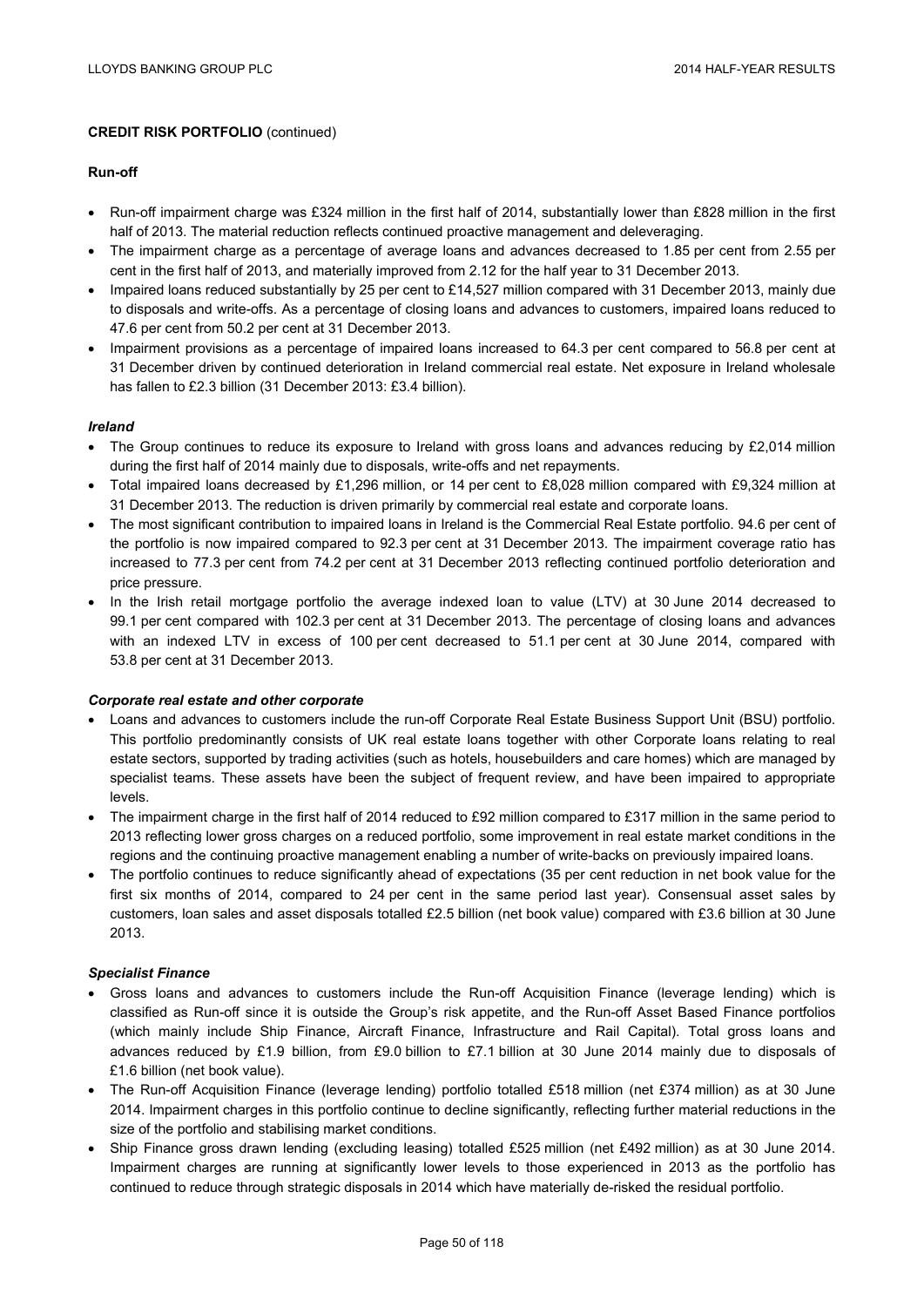**CREDIT RISK PORTFOLIO** (continued)

**Run-off**

- Run-off impairment charge was £324 million in the first half of 2014, substantially lower than £828 million in the first half of 2013. The material reduction reflects continued proactive management and deleveraging.
- The impairment charge as a percentage of average loans and advances decreased to 1.85 per cent from 2.55 per cent in the first half of 2013, and materially improved from 2.12 for the half year to 31 December 2013.
- Impaired loans reduced substantially by 25 per cent to £14,527 million compared with 31 December 2013, mainly due to disposals and write-offs. As a percentage of closing loans and advances to customers, impaired loans reduced to 47.6 per cent from 50.2 per cent at 31 December 2013.
- Impairment provisions as a percentage of impaired loans increased to 64.3 per cent compared to 56.8 per cent at 31 December driven by continued deterioration in Ireland commercial real estate. Net exposure in Ireland wholesale has fallen to £2.3 billion (31 December 2013: £3.4 billion).

***Ireland***

- The Group continues to reduce its exposure to Ireland with gross loans and advances reducing by £2,014 million during the first half of 2014 mainly due to disposals, write-offs and net repayments.
- Total impaired loans decreased by £1,296 million, or 14 per cent to £8,028 million compared with £9,324 million at 31 December 2013. The reduction is driven primarily by commercial real estate and corporate loans.
- The most significant contribution to impaired loans in Ireland is the Commercial Real Estate portfolio. 94.6 per cent of the portfolio is now impaired compared to 92.3 per cent at 31 December 2013. The impairment coverage ratio has increased to 77.3 per cent from 74.2 per cent at 31 December 2013 reflecting continued portfolio deterioration and price pressure.
- In the Irish retail mortgage portfolio the average indexed loan to value (LTV) at 30 June 2014 decreased to 99.1 per cent compared with 102.3 per cent at 31 December 2013. The percentage of closing loans and advances with an indexed LTV in excess of 100 per cent decreased to 51.1 per cent at 30 June 2014, compared with 53.8 per cent at 31 December 2013.

***Corporate real estate and other corporate***

- Loans and advances to customers include the run-off Corporate Real Estate Business Support Unit (BSU) portfolio. This portfolio predominantly consists of UK real estate loans together with other Corporate loans relating to real estate sectors, supported by trading activities (such as hotels, housebuilders and care homes) which are managed by specialist teams. These assets have been the subject of frequent review, and have been impaired to appropriate levels.
- The impairment charge in the first half of 2014 reduced to £92 million compared to £317 million in the same period to 2013 reflecting lower gross charges on a reduced portfolio, some improvement in real estate market conditions in the regions and the continuing proactive management enabling a number of write-backs on previously impaired loans.
- The portfolio continues to reduce significantly ahead of expectations (35 per cent reduction in net book value for the first six months of 2014, compared to 24 per cent in the same period last year). Consensual asset sales by customers, loan sales and asset disposals totalled £2.5 billion (net book value) compared with £3.6 billion at 30 June 2013.

***Specialist Finance***

- Gross loans and advances to customers include the Run-off Acquisition Finance (leverage lending) which is classified as Run-off since it is outside the Group's risk appetite, and the Run-off Asset Based Finance portfolios (which mainly include Ship Finance, Aircraft Finance, Infrastructure and Rail Capital). Total gross loans and advances reduced by £1.9 billion, from £9.0 billion to £7.1 billion at 30 June 2014 mainly due to disposals of £1.6 billion (net book value).
- The Run-off Acquisition Finance (leverage lending) portfolio totalled £518 million (net £374 million) as at 30 June 2014. Impairment charges in this portfolio continue to decline significantly, reflecting further material reductions in the size of the portfolio and stabilising market conditions.
- Ship Finance gross drawn lending (excluding leasing) totalled £525 million (net £492 million) as at 30 June 2014. Impairment charges are running at significantly lower levels to those experienced in 2013 as the portfolio has continued to reduce through strategic disposals in 2014 which have materially de-risked the residual portfolio.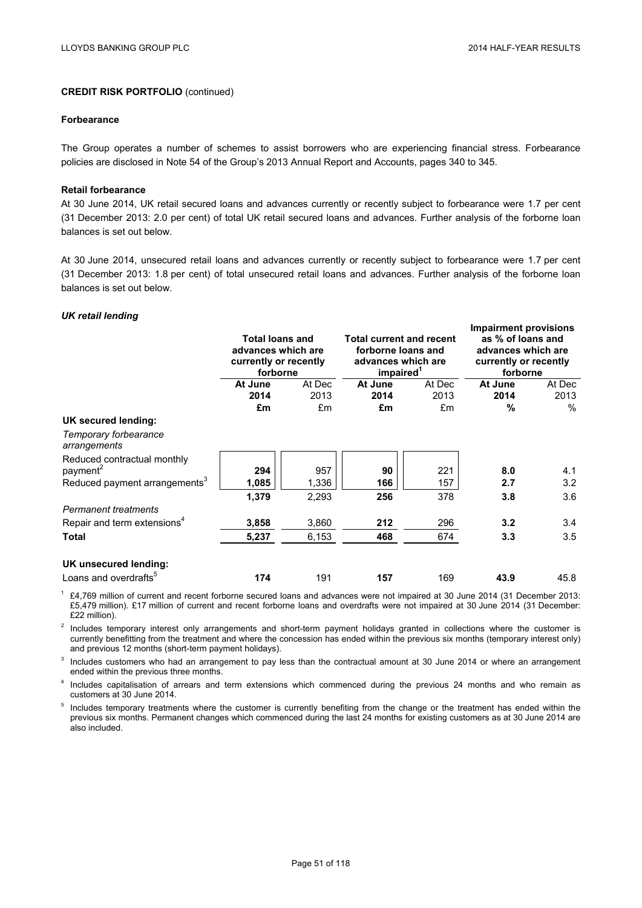**CREDIT RISK PORTFOLIO** (continued)

**Forbearance**

The Group operates a number of schemes to assist borrowers who are experiencing financial stress. Forbearance policies are disclosed in Note 54 of the Group's 2013 Annual Report and Accounts, pages 340 to 345.

**Retail forbearance**

At 30 June 2014, UK retail secured loans and advances currently or recently subject to forbearance were 1.7 per cent (31 December 2013: 2.0 per cent) of total UK retail secured loans and advances. Further analysis of the forborne loan balances is set out below.

At 30 June 2014, unsecured retail loans and advances currently or recently subject to forbearance were 1.7 per cent (31 December 2013: 1.8 per cent) of total unsecured retail loans and advances. Further analysis of the forborne loan balances is set out below.

***UK retail lending***

| | Total loans and advances which are currently or recently forborne | | Total current and recent forborne loans and advances which are impaired[1] | | Impairment provisions as % of loans and advances which are currently or recently forborne | |
|---|---|---|---|---|---|---|
| | **At June 2014** | At Dec 2013 | **At June 2014** | At Dec 2013 | **At June 2014** | At Dec 2013 |
| | **£m** | £m | **£m** | £m | **%** | % |
| **UK secured lending:** | | | | | | |
| *Temporary forbearance arrangements* | | | | | | |
| Reduced contractual monthly payment[2] | **294** | 957 | **90** | 221 | **8.0** | 4.1 |
| Reduced payment arrangements[3] | **1,085** | 1,336 | **166** | 157 | **2.7** | 3.2 |
| | **1,379** | 2,293 | **256** | 378 | **3.8** | 3.6 |
| *Permanent treatments* | | | | | | |
| Repair and term extensions[4] | **3,858** | 3,860 | **212** | 296 | **3.2** | 3.4 |
| **Total** | **5,237** | 6,153 | **468** | 674 | **3.3** | 3.5 |
| | | | | | | |
| **UK unsecured lending:** | | | | | | |
| Loans and overdrafts[5] | **174** | 191 | **157** | 169 | **43.9** | 45.8 |

[1] £4,769 million of current and recent forborne secured loans and advances were not impaired at 30 June 2014 (31 December 2013: £5,479 million). £17 million of current and recent forborne loans and overdrafts were not impaired at 30 June 2014 (31 December: £22 million).

[2] Includes temporary interest only arrangements and short-term payment holidays granted in collections where the customer is currently benefitting from the treatment and where the concession has ended within the previous six months (temporary interest only) and previous 12 months (short-term payment holidays).

[3] Includes customers who had an arrangement to pay less than the contractual amount at 30 June 2014 or where an arrangement ended within the previous three months.

[4] Includes capitalisation of arrears and term extensions which commenced during the previous 24 months and who remain as customers at 30 June 2014.

[5] Includes temporary treatments where the customer is currently benefiting from the change or the treatment has ended within the previous six months. Permanent changes which commenced during the last 24 months for existing customers as at 30 June 2014 are also included.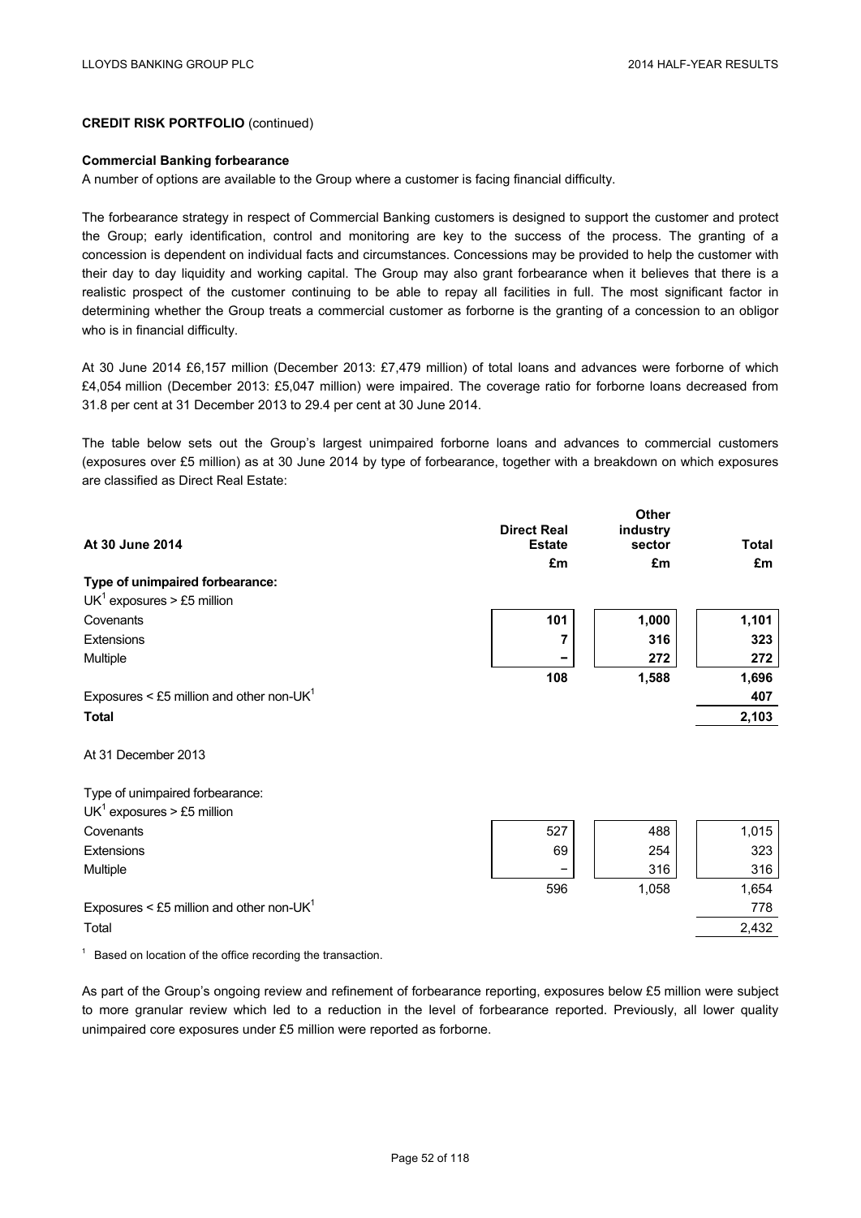**CREDIT RISK PORTFOLIO** (continued)

**Commercial Banking forbearance**

A number of options are available to the Group where a customer is facing financial difficulty.

The forbearance strategy in respect of Commercial Banking customers is designed to support the customer and protect the Group; early identification, control and monitoring are key to the success of the process. The granting of a concession is dependent on individual facts and circumstances. Concessions may be provided to help the customer with their day to day liquidity and working capital. The Group may also grant forbearance when it believes that there is a realistic prospect of the customer continuing to be able to repay all facilities in full. The most significant factor in determining whether the Group treats a commercial customer as forborne is the granting of a concession to an obligor who is in financial difficulty.

At 30 June 2014 £6,157 million (December 2013: £7,479 million) of total loans and advances were forborne of which £4,054 million (December 2013: £5,047 million) were impaired. The coverage ratio for forborne loans decreased from 31.8 per cent at 31 December 2013 to 29.4 per cent at 30 June 2014.

The table below sets out the Group's largest unimpaired forborne loans and advances to commercial customers (exposures over £5 million) as at 30 June 2014 by type of forbearance, together with a breakdown on which exposures are classified as Direct Real Estate:

| **At 30 June 2014** | **Direct Real Estate £m** | **Other industry sector £m** | **Total £m** |
|---|---|---|---|
| **Type of unimpaired forbearance:** | | | |
| UK[1] exposures > £5 million | | | |
| Covenants | **101** | **1,000** | **1,101** |
| Extensions | **7** | **316** | **323** |
| Multiple | **–** | **272** | **272** |
| | **108** | **1,588** | **1,696** |
| Exposures < £5 million and other non-UK[1] | | | **407** |
| **Total** | | | **2,103** |
| At 31 December 2013 | | | |
| Type of unimpaired forbearance: | | | |
| UK[1] exposures > £5 million | | | |
| Covenants | 527 | 488 | 1,015 |
| Extensions | 69 | 254 | 323 |
| Multiple | – | 316 | 316 |
| | 596 | 1,058 | 1,654 |
| Exposures < £5 million and other non-UK[1] | | | 778 |
| Total | | | 2,432 |

[1] Based on location of the office recording the transaction.

As part of the Group's ongoing review and refinement of forbearance reporting, exposures below £5 million were subject to more granular review which led to a reduction in the level of forbearance reported. Previously, all lower quality unimpaired core exposures under £5 million were reported as forborne.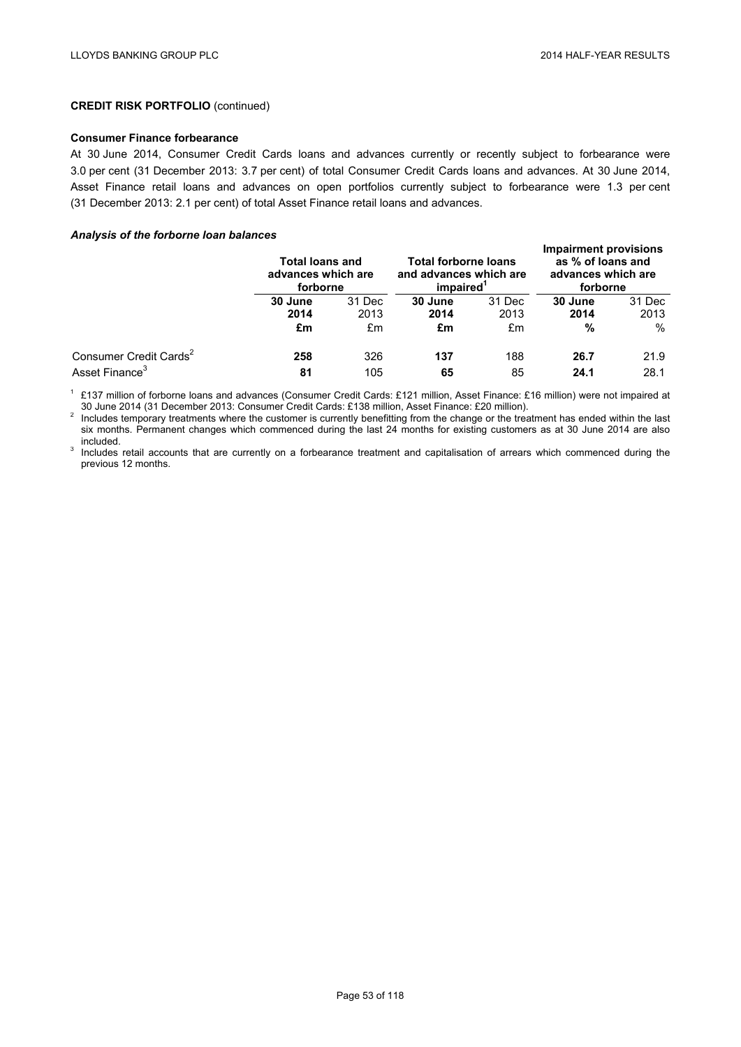**CREDIT RISK PORTFOLIO** (continued)

**Consumer Finance forbearance**

At 30 June 2014, Consumer Credit Cards loans and advances currently or recently subject to forbearance were 3.0 per cent (31 December 2013: 3.7 per cent) of total Consumer Credit Cards loans and advances. At 30 June 2014, Asset Finance retail loans and advances on open portfolios currently subject to forbearance were 1.3 per cent (31 December 2013: 2.1 per cent) of total Asset Finance retail loans and advances.

***Analysis of the forborne loan balances***

| | **Total loans and advances which are forborne** | | **Total forborne loans and advances which are impaired**[1] | | **Impairment provisions as % of loans and advances which are forborne** | |
|---|---|---|---|---|---|---|
| | **30 June 2014** | 31 Dec 2013 | **30 June 2014** | 31 Dec 2013 | **30 June 2014** | 31 Dec 2013 |
| | **£m** | £m | **£m** | £m | **%** | % |
| Consumer Credit Cards[2] | **258** | 326 | **137** | 188 | **26.7** | 21.9 |
| Asset Finance[3] | **81** | 105 | **65** | 85 | **24.1** | 28.1 |

[1] £137 million of forborne loans and advances (Consumer Credit Cards: £121 million, Asset Finance: £16 million) were not impaired at 30 June 2014 (31 December 2013: Consumer Credit Cards: £138 million, Asset Finance: £20 million).

[2] Includes temporary treatments where the customer is currently benefitting from the change or the treatment has ended within the last six months. Permanent changes which commenced during the last 24 months for existing customers as at 30 June 2014 are also included.

[3] Includes retail accounts that are currently on a forbearance treatment and capitalisation of arrears which commenced during the previous 12 months.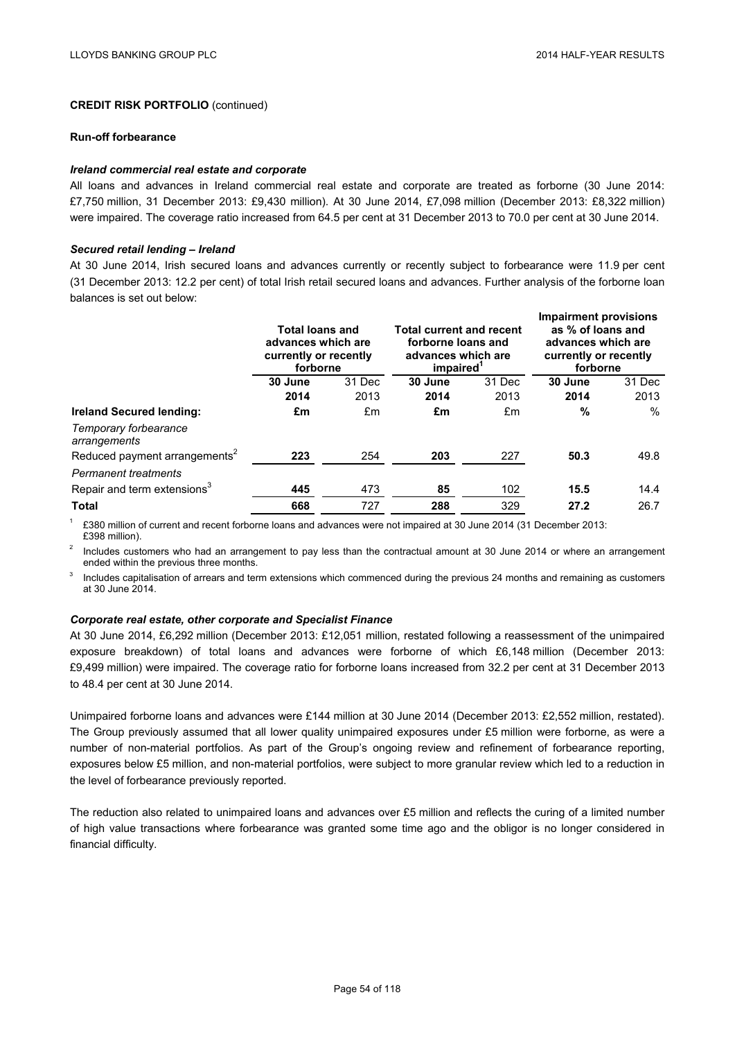**CREDIT RISK PORTFOLIO** (continued)

**Run-off forbearance**

***Ireland commercial real estate and corporate***

All loans and advances in Ireland commercial real estate and corporate are treated as forborne (30 June 2014: £7,750 million, 31 December 2013: £9,430 million). At 30 June 2014, £7,098 million (December 2013: £8,322 million) were impaired. The coverage ratio increased from 64.5 per cent at 31 December 2013 to 70.0 per cent at 30 June 2014.

***Secured retail lending – Ireland***

At 30 June 2014, Irish secured loans and advances currently or recently subject to forbearance were 11.9 per cent (31 December 2013: 12.2 per cent) of total Irish retail secured loans and advances. Further analysis of the forborne loan balances is set out below:

| | **Total loans and advances which are currently or recently forborne** | | **Total current and recent forborne loans and advances which are impaired**[1] | | **Impairment provisions as % of loans and advances which are currently or recently forborne** | |
|---|---|---|---|---|---|---|
| | **30 June 2014** | 31 Dec 2013 | **30 June 2014** | 31 Dec 2013 | **30 June 2014** | 31 Dec 2013 |
| **Ireland Secured lending:** | **£m** | £m | **£m** | £m | **%** | % |
| *Temporary forbearance arrangements* | | | | | | |
| Reduced payment arrangements[2] | **223** | 254 | **203** | 227 | **50.3** | 49.8 |
| *Permanent treatments* | | | | | | |
| Repair and term extensions[3] | **445** | 473 | **85** | 102 | **15.5** | 14.4 |
| **Total** | **668** | 727 | **288** | 329 | **27.2** | 26.7 |

[1] £380 million of current and recent forborne loans and advances were not impaired at 30 June 2014 (31 December 2013: £398 million).

[2] Includes customers who had an arrangement to pay less than the contractual amount at 30 June 2014 or where an arrangement ended within the previous three months.

[3] Includes capitalisation of arrears and term extensions which commenced during the previous 24 months and remaining as customers at 30 June 2014.

***Corporate real estate, other corporate and Specialist Finance***

At 30 June 2014, £6,292 million (December 2013: £12,051 million, restated following a reassessment of the unimpaired exposure breakdown) of total loans and advances were forborne of which £6,148 million (December 2013: £9,499 million) were impaired. The coverage ratio for forborne loans increased from 32.2 per cent at 31 December 2013 to 48.4 per cent at 30 June 2014.

Unimpaired forborne loans and advances were £144 million at 30 June 2014 (December 2013: £2,552 million, restated). The Group previously assumed that all lower quality unimpaired exposures under £5 million were forborne, as were a number of non-material portfolios. As part of the Group's ongoing review and refinement of forbearance reporting, exposures below £5 million, and non-material portfolios, were subject to more granular review which led to a reduction in the level of forbearance previously reported.

The reduction also related to unimpaired loans and advances over £5 million and reflects the curing of a limited number of high value transactions where forbearance was granted some time ago and the obligor is no longer considered in financial difficulty.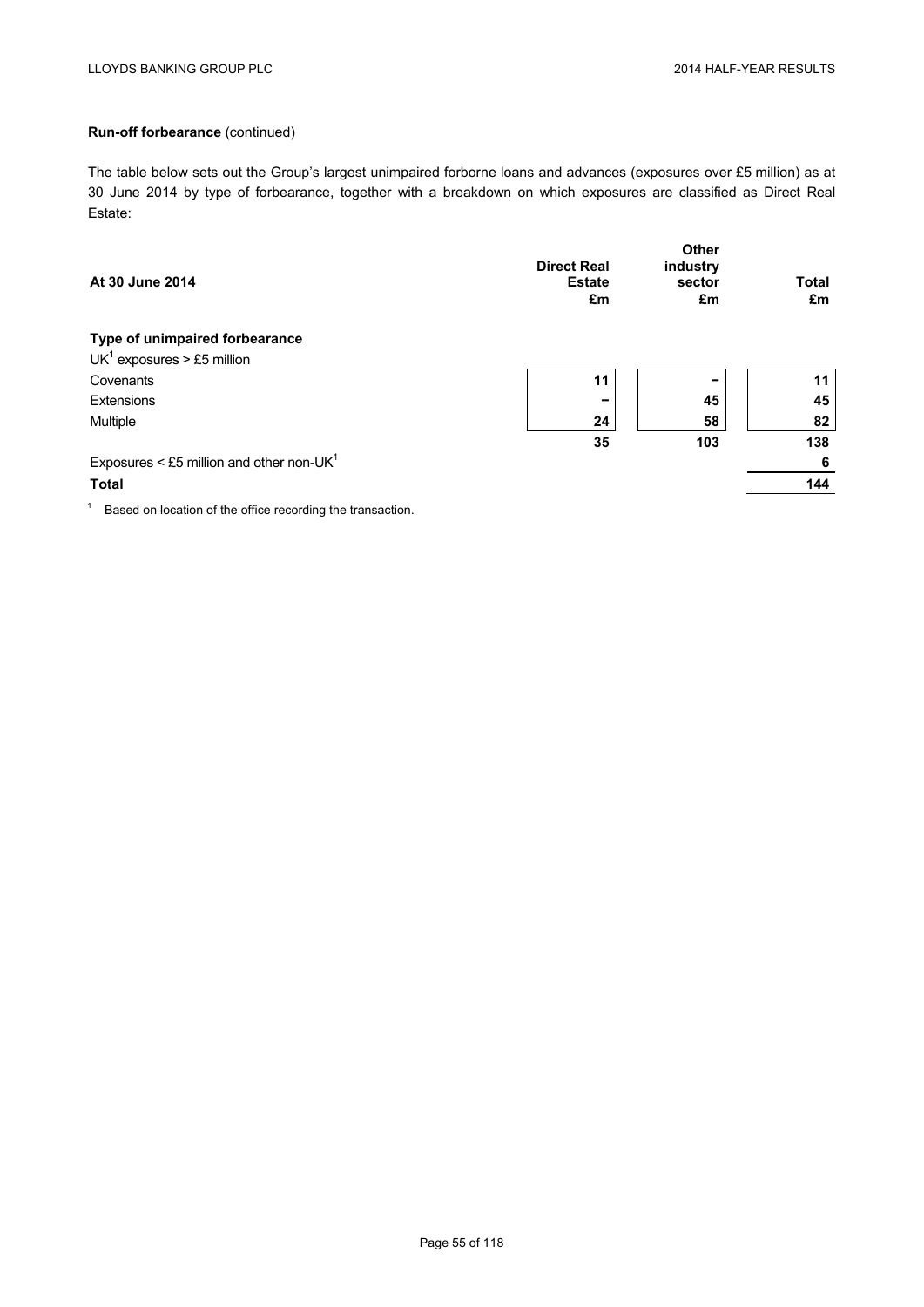**Run-off forbearance** (continued)

The table below sets out the Group's largest unimpaired forborne loans and advances (exposures over £5 million) as at 30 June 2014 by type of forbearance, together with a breakdown on which exposures are classified as Direct Real Estate:

| At 30 June 2014 | Direct Real Estate £m | Other industry sector £m | Total £m |
|---|---|---|---|
| **Type of unimpaired forbearance** | | | |
| UK[1] exposures > £5 million | | | |
| Covenants | 11 | – | 11 |
| Extensions | – | 45 | 45 |
| Multiple | 24 | 58 | 82 |
| | 35 | 103 | 138 |
| Exposures < £5 million and other non-UK[1] | | | 6 |
| **Total** | | | 144 |

[1] Based on location of the office recording the transaction.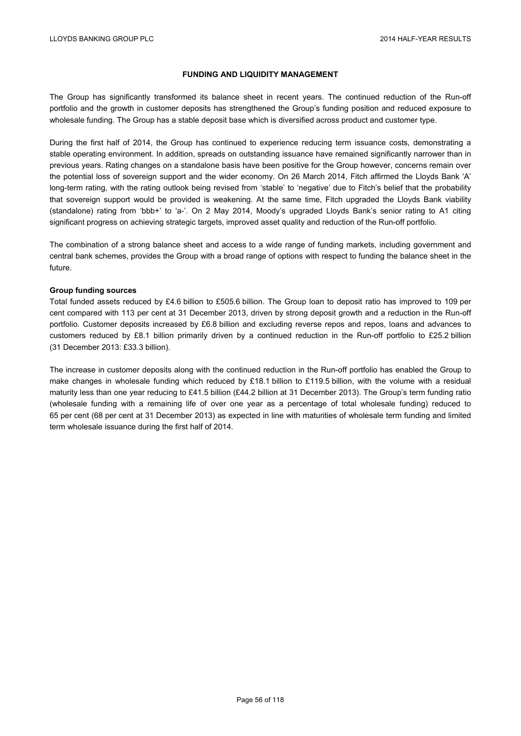## FUNDING AND LIQUIDITY MANAGEMENT

The Group has significantly transformed its balance sheet in recent years. The continued reduction of the Run-off portfolio and the growth in customer deposits has strengthened the Group's funding position and reduced exposure to wholesale funding. The Group has a stable deposit base which is diversified across product and customer type.

During the first half of 2014, the Group has continued to experience reducing term issuance costs, demonstrating a stable operating environment. In addition, spreads on outstanding issuance have remained significantly narrower than in previous years. Rating changes on a standalone basis have been positive for the Group however, concerns remain over the potential loss of sovereign support and the wider economy. On 26 March 2014, Fitch affirmed the Lloyds Bank 'A' long-term rating, with the rating outlook being revised from 'stable' to 'negative' due to Fitch's belief that the probability that sovereign support would be provided is weakening. At the same time, Fitch upgraded the Lloyds Bank viability (standalone) rating from 'bbb+' to 'a-'. On 2 May 2014, Moody's upgraded Lloyds Bank's senior rating to A1 citing significant progress on achieving strategic targets, improved asset quality and reduction of the Run-off portfolio.

The combination of a strong balance sheet and access to a wide range of funding markets, including government and central bank schemes, provides the Group with a broad range of options with respect to funding the balance sheet in the future.

**Group funding sources**

Total funded assets reduced by £4.6 billion to £505.6 billion. The Group loan to deposit ratio has improved to 109 per cent compared with 113 per cent at 31 December 2013, driven by strong deposit growth and a reduction in the Run-off portfolio. Customer deposits increased by £6.8 billion and excluding reverse repos and repos, loans and advances to customers reduced by £8.1 billion primarily driven by a continued reduction in the Run-off portfolio to £25.2 billion (31 December 2013: £33.3 billion).

The increase in customer deposits along with the continued reduction in the Run-off portfolio has enabled the Group to make changes in wholesale funding which reduced by £18.1 billion to £119.5 billion, with the volume with a residual maturity less than one year reducing to £41.5 billion (£44.2 billion at 31 December 2013). The Group's term funding ratio (wholesale funding with a remaining life of over one year as a percentage of total wholesale funding) reduced to 65 per cent (68 per cent at 31 December 2013) as expected in line with maturities of wholesale term funding and limited term wholesale issuance during the first half of 2014.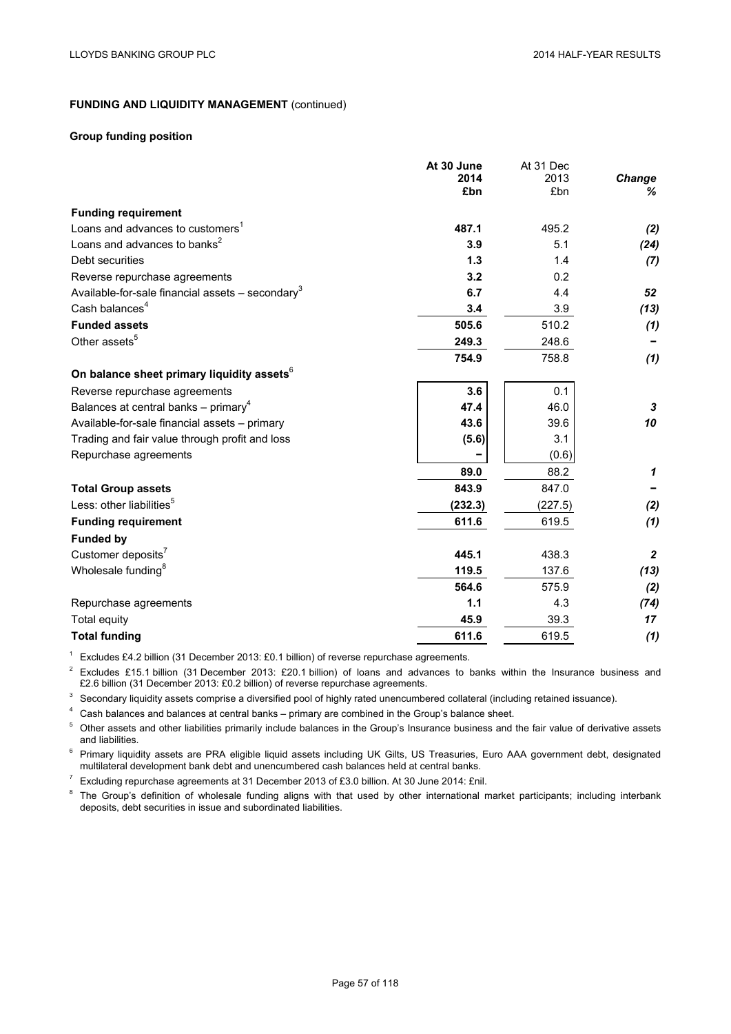**FUNDING AND LIQUIDITY MANAGEMENT** (continued)

**Group funding position**

| | At 30 June 2014 £bn | At 31 Dec 2013 £bn | *Change %* |
|---|---|---|---|
| **Funding requirement** | | | |
| Loans and advances to customers[1] | **487.1** | 495.2 | ***(2)*** |
| Loans and advances to banks[2] | **3.9** | 5.1 | ***(24)*** |
| Debt securities | **1.3** | 1.4 | ***(7)*** |
| Reverse repurchase agreements | **3.2** | 0.2 | |
| Available-for-sale financial assets – secondary[3] | **6.7** | 4.4 | ***52*** |
| Cash balances[4] | **3.4** | 3.9 | ***(13)*** |
| **Funded assets** | **505.6** | 510.2 | ***(1)*** |
| Other assets[5] | **249.3** | 248.6 | ***–*** |
| | **754.9** | 758.8 | ***(1)*** |
| **On balance sheet primary liquidity assets[6]** | | | |
| Reverse repurchase agreements | **3.6** | 0.1 | |
| Balances at central banks – primary[4] | **47.4** | 46.0 | ***3*** |
| Available-for-sale financial assets – primary | **43.6** | 39.6 | ***10*** |
| Trading and fair value through profit and loss | **(5.6)** | 3.1 | |
| Repurchase agreements | **–** | (0.6) | |
| | **89.0** | 88.2 | ***1*** |
| **Total Group assets** | **843.9** | 847.0 | ***–*** |
| Less: other liabilities[5] | **(232.3)** | (227.5) | ***(2)*** |
| **Funding requirement** | **611.6** | 619.5 | ***(1)*** |
| **Funded by** | | | |
| Customer deposits[7] | **445.1** | 438.3 | ***2*** |
| Wholesale funding[8] | **119.5** | 137.6 | ***(13)*** |
| | **564.6** | 575.9 | ***(2)*** |
| Repurchase agreements | **1.1** | 4.3 | ***(74)*** |
| Total equity | **45.9** | 39.3 | ***17*** |
| **Total funding** | **611.6** | 619.5 | ***(1)*** |

[1] Excludes £4.2 billion (31 December 2013: £0.1 billion) of reverse repurchase agreements.

[2] Excludes £15.1 billion (31 December 2013: £20.1 billion) of loans and advances to banks within the Insurance business and £2.6 billion (31 December 2013: £0.2 billion) of reverse repurchase agreements.

[3] Secondary liquidity assets comprise a diversified pool of highly rated unencumbered collateral (including retained issuance).

[4] Cash balances and balances at central banks – primary are combined in the Group's balance sheet.

[5] Other assets and other liabilities primarily include balances in the Group's Insurance business and the fair value of derivative assets and liabilities.

[6] Primary liquidity assets are PRA eligible liquid assets including UK Gilts, US Treasuries, Euro AAA government debt, designated multilateral development bank debt and unencumbered cash balances held at central banks.

[7] Excluding repurchase agreements at 31 December 2013 of £3.0 billion. At 30 June 2014: £nil.

[8] The Group's definition of wholesale funding aligns with that used by other international market participants; including interbank deposits, debt securities in issue and subordinated liabilities.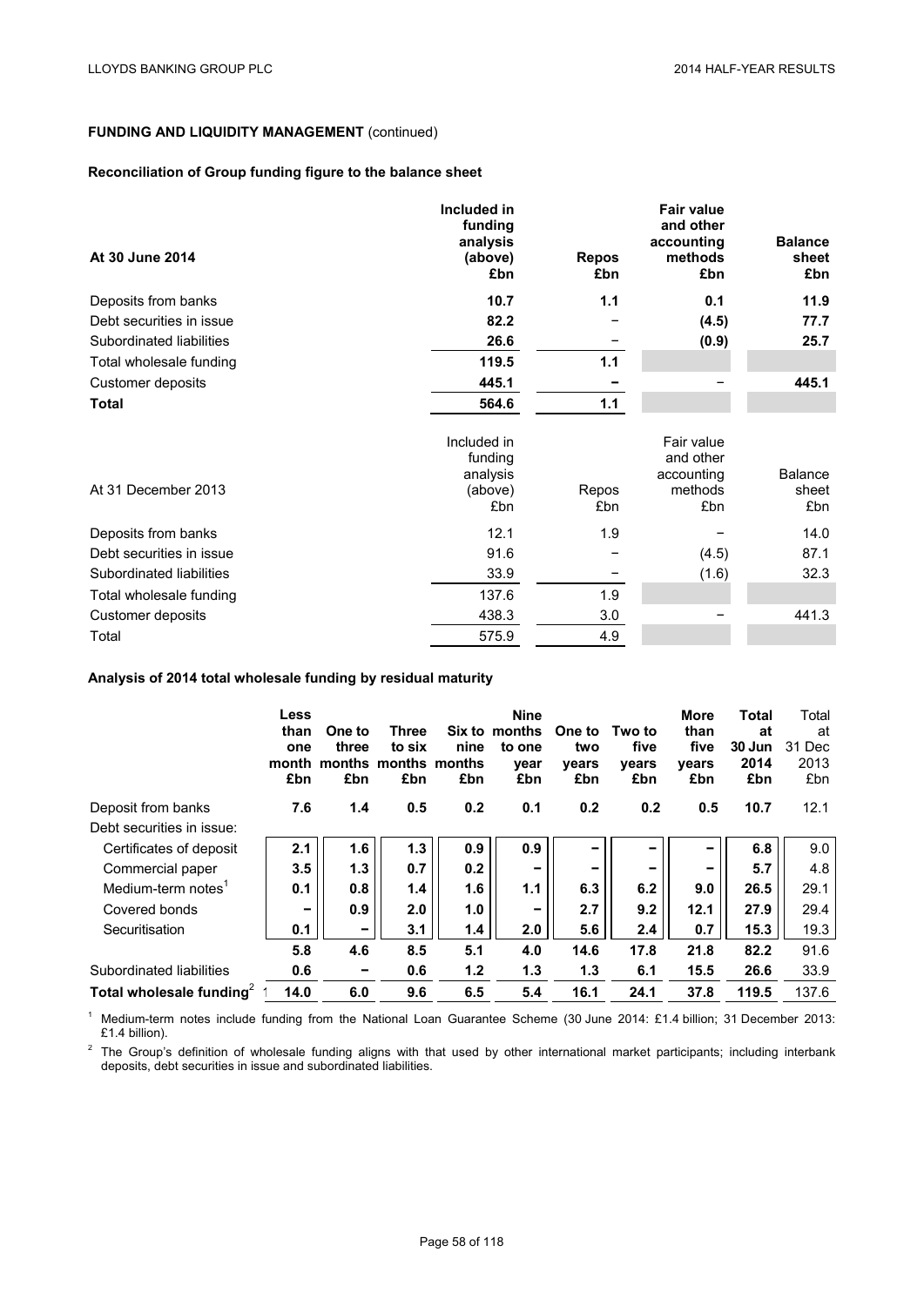**FUNDING AND LIQUIDITY MANAGEMENT** (continued)

**Reconciliation of Group funding figure to the balance sheet**

| **At 30 June 2014** | **Included in funding analysis (above) £bn** | **Repos £bn** | **Fair value and other accounting methods £bn** | **Balance sheet £bn** |
|---|---|---|---|---|
| Deposits from banks | **10.7** | **1.1** | **0.1** | **11.9** |
| Debt securities in issue | **82.2** | – | **(4.5)** | **77.7** |
| Subordinated liabilities | **26.6** | – | **(0.9)** | **25.7** |
| Total wholesale funding | **119.5** | **1.1** | | |
| Customer deposits | **445.1** | **–** | – | **445.1** |
| **Total** | **564.6** | **1.1** | | |

| At 31 December 2013 | Included in funding analysis (above) £bn | Repos £bn | Fair value and other accounting methods £bn | Balance sheet £bn |
|---|---|---|---|---|
| Deposits from banks | 12.1 | 1.9 | – | 14.0 |
| Debt securities in issue | 91.6 | – | (4.5) | 87.1 |
| Subordinated liabilities | 33.9 | – | (1.6) | 32.3 |
| Total wholesale funding | 137.6 | 1.9 | | |
| Customer deposits | 438.3 | 3.0 | – | 441.3 |
| Total | 575.9 | 4.9 | | |

**Analysis of 2014 total wholesale funding by residual maturity**

| | **Less than one month £bn** | **One to three months £bn** | **Three to six months £bn** | **Six to nine months £bn** | **Nine months to one year £bn** | **One to two years £bn** | **Two to five years £bn** | **More than five years £bn** | **Total at 30 Jun 2014 £bn** | Total at 31 Dec 2013 £bn |
|---|---|---|---|---|---|---|---|---|---|---|
| Deposit from banks | **7.6** | **1.4** | **0.5** | **0.2** | **0.1** | **0.2** | **0.2** | **0.5** | **10.7** | 12.1 |
| Debt securities in issue: | | | | | | | | | | |
| Certificates of deposit | **2.1** | **1.6** | **1.3** | **0.9** | **0.9** | **–** | **–** | **–** | **6.8** | 9.0 |
| Commercial paper | **3.5** | **1.3** | **0.7** | **0.2** | **–** | **–** | **–** | **–** | **5.7** | 4.8 |
| Medium-term notes[1] | **0.1** | **0.8** | **1.4** | **1.6** | **1.1** | **6.3** | **6.2** | **9.0** | **26.5** | 29.1 |
| Covered bonds | **–** | **0.9** | **2.0** | **1.0** | **–** | **2.7** | **9.2** | **12.1** | **27.9** | 29.4 |
| Securitisation | **0.1** | **–** | **3.1** | **1.4** | **2.0** | **5.6** | **2.4** | **0.7** | **15.3** | 19.3 |
| | **5.8** | **4.6** | **8.5** | **5.1** | **4.0** | **14.6** | **17.8** | **21.8** | **82.2** | 91.6 |
| Subordinated liabilities | **0.6** | **–** | **0.6** | **1.2** | **1.3** | **1.3** | **6.1** | **15.5** | **26.6** | 33.9 |
| **Total wholesale funding[2]** | **14.0** | **6.0** | **9.6** | **6.5** | **5.4** | **16.1** | **24.1** | **37.8** | **119.5** | 137.6 |

[1] Medium-term notes include funding from the National Loan Guarantee Scheme (30 June 2014: £1.4 billion; 31 December 2013: £1.4 billion).

[2] The Group's definition of wholesale funding aligns with that used by other international market participants; including interbank deposits, debt securities in issue and subordinated liabilities.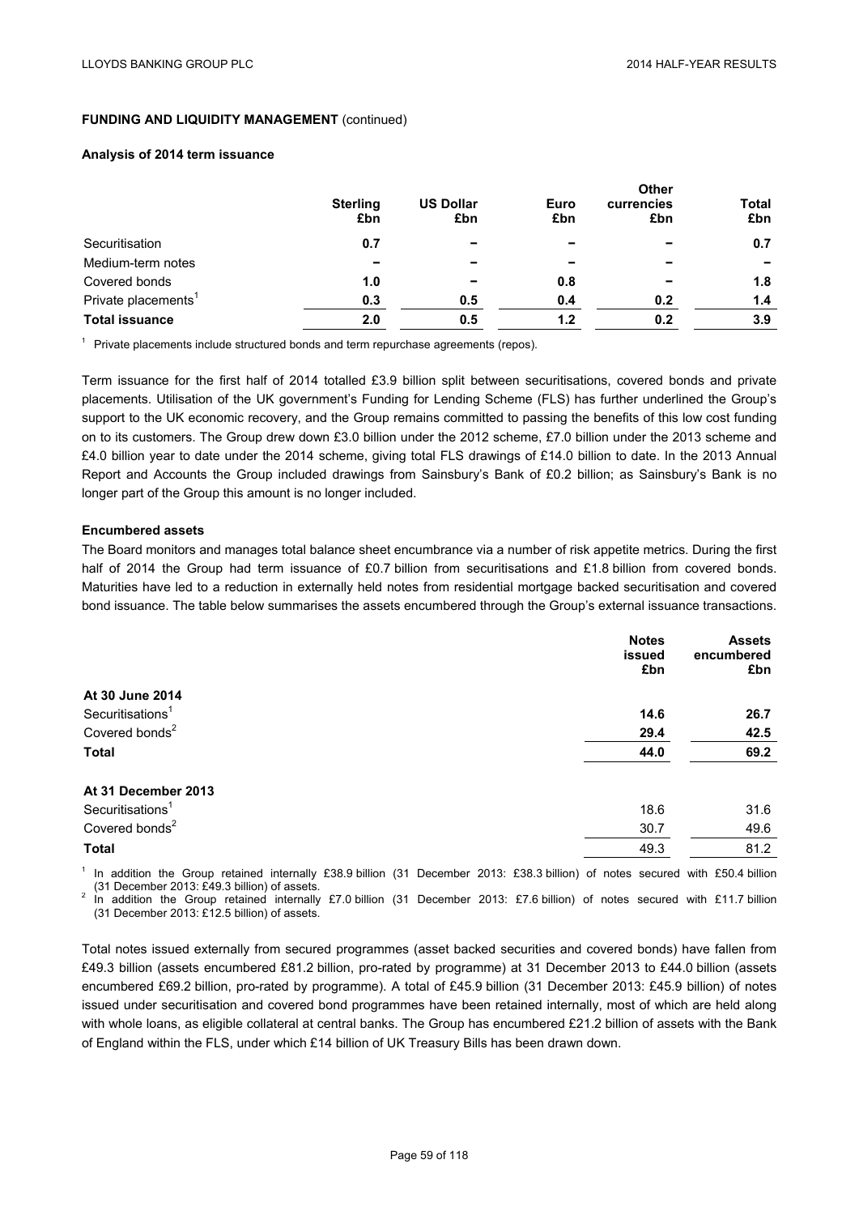## FUNDING AND LIQUIDITY MANAGEMENT (continued)

### Analysis of 2014 term issuance

| | Sterling £bn | US Dollar £bn | Euro £bn | Other currencies £bn | Total £bn |
|---|---|---|---|---|---|
| Securitisation | **0.7** | **–** | **–** | **–** | **0.7** |
| Medium-term notes | **–** | **–** | **–** | **–** | **–** |
| Covered bonds | **1.0** | **–** | **0.8** | **–** | **1.8** |
| Private placements[1] | **0.3** | **0.5** | **0.4** | **0.2** | **1.4** |
| **Total issuance** | **2.0** | **0.5** | **1.2** | **0.2** | **3.9** |

[1] Private placements include structured bonds and term repurchase agreements (repos).

Term issuance for the first half of 2014 totalled £3.9 billion split between securitisations, covered bonds and private placements. Utilisation of the UK government's Funding for Lending Scheme (FLS) has further underlined the Group's support to the UK economic recovery, and the Group remains committed to passing the benefits of this low cost funding on to its customers. The Group drew down £3.0 billion under the 2012 scheme, £7.0 billion under the 2013 scheme and £4.0 billion year to date under the 2014 scheme, giving total FLS drawings of £14.0 billion to date. In the 2013 Annual Report and Accounts the Group included drawings from Sainsbury's Bank of £0.2 billion; as Sainsbury's Bank is no longer part of the Group this amount is no longer included.

### Encumbered assets

The Board monitors and manages total balance sheet encumbrance via a number of risk appetite metrics. During the first half of 2014 the Group had term issuance of £0.7 billion from securitisations and £1.8 billion from covered bonds. Maturities have led to a reduction in externally held notes from residential mortgage backed securitisation and covered bond issuance. The table below summarises the assets encumbered through the Group's external issuance transactions.

| | Notes issued £bn | Assets encumbered £bn |
|---|---|---|
| **At 30 June 2014** | | |
| Securitisations[1] | **14.6** | **26.7** |
| Covered bonds[2] | **29.4** | **42.5** |
| **Total** | **44.0** | **69.2** |
| **At 31 December 2013** | | |
| Securitisations[1] | 18.6 | 31.6 |
| Covered bonds[2] | 30.7 | 49.6 |
| **Total** | 49.3 | 81.2 |

[1] In addition the Group retained internally £38.9 billion (31 December 2013: £38.3 billion) of notes secured with £50.4 billion (31 December 2013: £49.3 billion) of assets.

[2] In addition the Group retained internally £7.0 billion (31 December 2013: £7.6 billion) of notes secured with £11.7 billion (31 December 2013: £12.5 billion) of assets.

Total notes issued externally from secured programmes (asset backed securities and covered bonds) have fallen from £49.3 billion (assets encumbered £81.2 billion, pro-rated by programme) at 31 December 2013 to £44.0 billion (assets encumbered £69.2 billion, pro-rated by programme). A total of £45.9 billion (31 December 2013: £45.9 billion) of notes issued under securitisation and covered bond programmes have been retained internally, most of which are held along with whole loans, as eligible collateral at central banks. The Group has encumbered £21.2 billion of assets with the Bank of England within the FLS, under which £14 billion of UK Treasury Bills has been drawn down.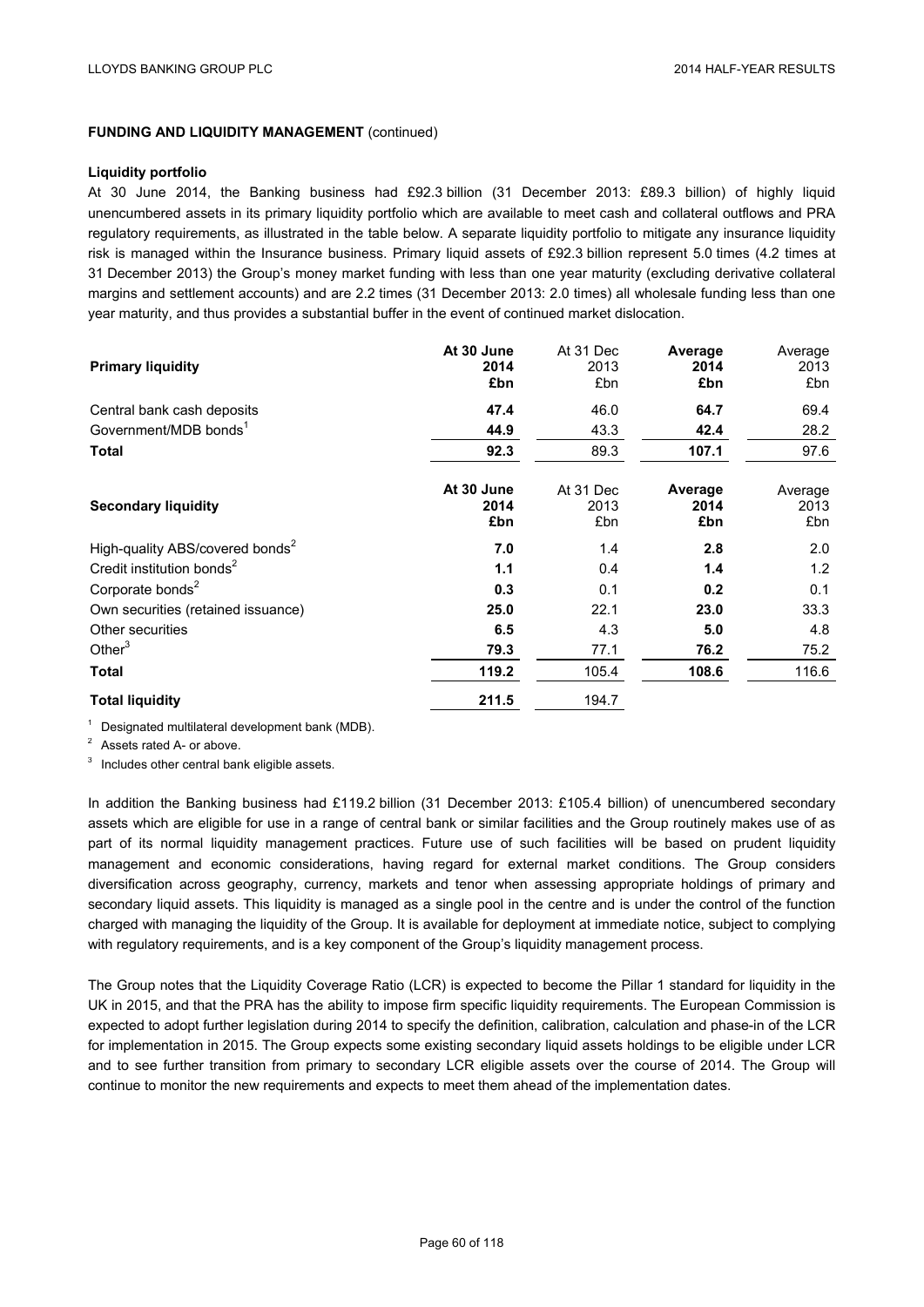**FUNDING AND LIQUIDITY MANAGEMENT** (continued)

**Liquidity portfolio**

At 30 June 2014, the Banking business had £92.3 billion (31 December 2013: £89.3 billion) of highly liquid unencumbered assets in its primary liquidity portfolio which are available to meet cash and collateral outflows and PRA regulatory requirements, as illustrated in the table below. A separate liquidity portfolio to mitigate any insurance liquidity risk is managed within the Insurance business. Primary liquid assets of £92.3 billion represent 5.0 times (4.2 times at 31 December 2013) the Group's money market funding with less than one year maturity (excluding derivative collateral margins and settlement accounts) and are 2.2 times (31 December 2013: 2.0 times) all wholesale funding less than one year maturity, and thus provides a substantial buffer in the event of continued market dislocation.

| **Primary liquidity** | **At 30 June 2014 £bn** | At 31 Dec 2013 £bn | **Average 2014 £bn** | Average 2013 £bn |
|---|---|---|---|---|
| Central bank cash deposits | **47.4** | 46.0 | **64.7** | 69.4 |
| Government/MDB bonds[1] | **44.9** | 43.3 | **42.4** | 28.2 |
| **Total** | **92.3** | 89.3 | **107.1** | 97.6 |

| **Secondary liquidity** | **At 30 June 2014 £bn** | At 31 Dec 2013 £bn | **Average 2014 £bn** | Average 2013 £bn |
|---|---|---|---|---|
| High-quality ABS/covered bonds[2] | **7.0** | 1.4 | **2.8** | 2.0 |
| Credit institution bonds[2] | **1.1** | 0.4 | **1.4** | 1.2 |
| Corporate bonds[2] | **0.3** | 0.1 | **0.2** | 0.1 |
| Own securities (retained issuance) | **25.0** | 22.1 | **23.0** | 33.3 |
| Other securities | **6.5** | 4.3 | **5.0** | 4.8 |
| Other[3] | **79.3** | 77.1 | **76.2** | 75.2 |
| **Total** | **119.2** | 105.4 | **108.6** | 116.6 |
| **Total liquidity** | **211.5** | 194.7 | | |

[1] Designated multilateral development bank (MDB).

[2] Assets rated A- or above.

[3] Includes other central bank eligible assets.

In addition the Banking business had £119.2 billion (31 December 2013: £105.4 billion) of unencumbered secondary assets which are eligible for use in a range of central bank or similar facilities and the Group routinely makes use of as part of its normal liquidity management practices. Future use of such facilities will be based on prudent liquidity management and economic considerations, having regard for external market conditions. The Group considers diversification across geography, currency, markets and tenor when assessing appropriate holdings of primary and secondary liquid assets. This liquidity is managed as a single pool in the centre and is under the control of the function charged with managing the liquidity of the Group. It is available for deployment at immediate notice, subject to complying with regulatory requirements, and is a key component of the Group's liquidity management process.

The Group notes that the Liquidity Coverage Ratio (LCR) is expected to become the Pillar 1 standard for liquidity in the UK in 2015, and that the PRA has the ability to impose firm specific liquidity requirements. The European Commission is expected to adopt further legislation during 2014 to specify the definition, calibration, calculation and phase-in of the LCR for implementation in 2015. The Group expects some existing secondary liquid assets holdings to be eligible under LCR and to see further transition from primary to secondary LCR eligible assets over the course of 2014. The Group will continue to monitor the new requirements and expects to meet them ahead of the implementation dates.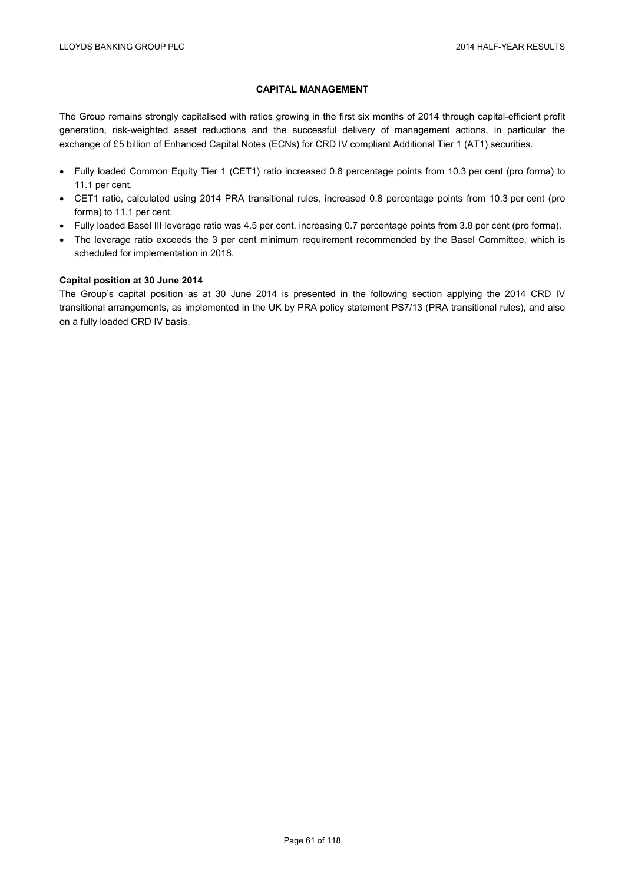## CAPITAL MANAGEMENT

The Group remains strongly capitalised with ratios growing in the first six months of 2014 through capital-efficient profit generation, risk-weighted asset reductions and the successful delivery of management actions, in particular the exchange of £5 billion of Enhanced Capital Notes (ECNs) for CRD IV compliant Additional Tier 1 (AT1) securities.

- Fully loaded Common Equity Tier 1 (CET1) ratio increased 0.8 percentage points from 10.3 per cent (pro forma) to 11.1 per cent.
- CET1 ratio, calculated using 2014 PRA transitional rules, increased 0.8 percentage points from 10.3 per cent (pro forma) to 11.1 per cent.
- Fully loaded Basel III leverage ratio was 4.5 per cent, increasing 0.7 percentage points from 3.8 per cent (pro forma).
- The leverage ratio exceeds the 3 per cent minimum requirement recommended by the Basel Committee, which is scheduled for implementation in 2018.

**Capital position at 30 June 2014**

The Group's capital position as at 30 June 2014 is presented in the following section applying the 2014 CRD IV transitional arrangements, as implemented in the UK by PRA policy statement PS7/13 (PRA transitional rules), and also on a fully loaded CRD IV basis.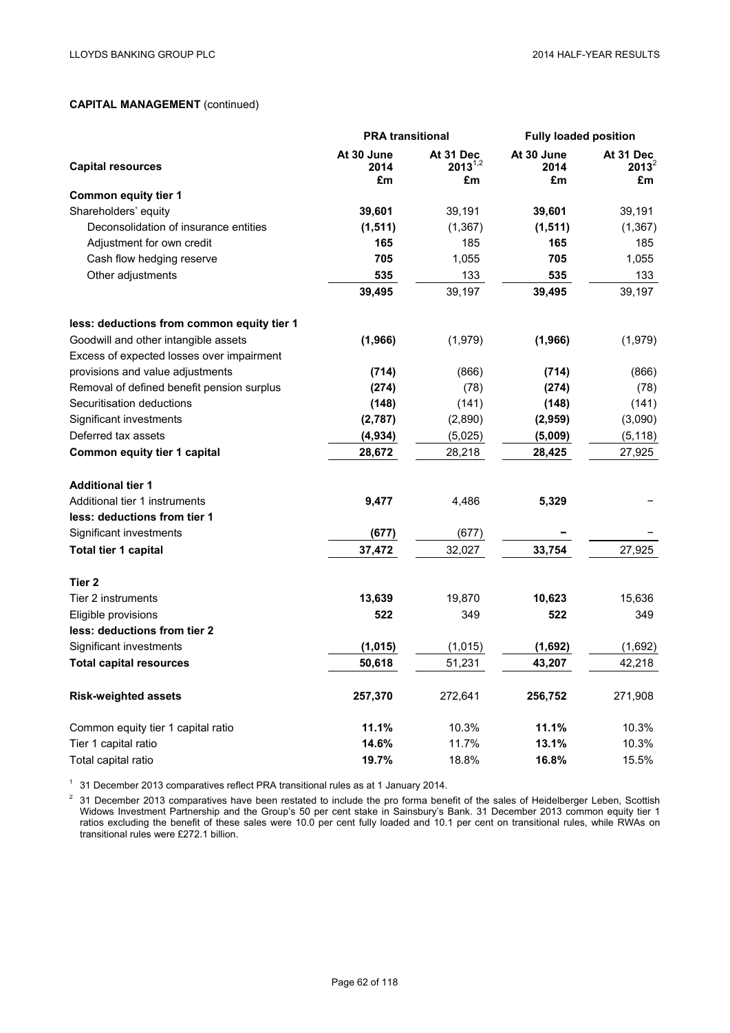**CAPITAL MANAGEMENT** (continued)

| Capital resources | PRA transitional | | Fully loaded position | |
|---|---|---|---|---|
| | At 30 June 2014 £m | At 31 Dec 2013[1,2] £m | At 30 June 2014 £m | At 31 Dec 2013[2] £m |
| **Common equity tier 1** | | | | |
| Shareholders' equity | **39,601** | 39,191 | **39,601** | 39,191 |
| Deconsolidation of insurance entities | **(1,511)** | (1,367) | **(1,511)** | (1,367) |
| Adjustment for own credit | **165** | 185 | **165** | 185 |
| Cash flow hedging reserve | **705** | 1,055 | **705** | 1,055 |
| Other adjustments | **535** | 133 | **535** | 133 |
| | **39,495** | 39,197 | **39,495** | 39,197 |
| **less: deductions from common equity tier 1** | | | | |
| Goodwill and other intangible assets | **(1,966)** | (1,979) | **(1,966)** | (1,979) |
| Excess of expected losses over impairment provisions and value adjustments | **(714)** | (866) | **(714)** | (866) |
| Removal of defined benefit pension surplus | **(274)** | (78) | **(274)** | (78) |
| Securitisation deductions | **(148)** | (141) | **(148)** | (141) |
| Significant investments | **(2,787)** | (2,890) | **(2,959)** | (3,090) |
| Deferred tax assets | **(4,934)** | (5,025) | **(5,009)** | (5,118) |
| **Common equity tier 1 capital** | **28,672** | 28,218 | **28,425** | 27,925 |
| **Additional tier 1** | | | | |
| Additional tier 1 instruments | **9,477** | 4,486 | **5,329** | – |
| **less: deductions from tier 1** | | | | |
| Significant investments | **(677)** | (677) | **–** | – |
| **Total tier 1 capital** | **37,472** | 32,027 | **33,754** | 27,925 |
| **Tier 2** | | | | |
| Tier 2 instruments | **13,639** | 19,870 | **10,623** | 15,636 |
| Eligible provisions | **522** | 349 | **522** | 349 |
| **less: deductions from tier 2** | | | | |
| Significant investments | **(1,015)** | (1,015) | **(1,692)** | (1,692) |
| **Total capital resources** | **50,618** | 51,231 | **43,207** | 42,218 |
| **Risk-weighted assets** | **257,370** | 272,641 | **256,752** | 271,908 |
| Common equity tier 1 capital ratio | **11.1%** | 10.3% | **11.1%** | 10.3% |
| Tier 1 capital ratio | **14.6%** | 11.7% | **13.1%** | 10.3% |
| Total capital ratio | **19.7%** | 18.8% | **16.8%** | 15.5% |

[1] 31 December 2013 comparatives reflect PRA transitional rules as at 1 January 2014.

[2] 31 December 2013 comparatives have been restated to include the pro forma benefit of the sales of Heidelberger Leben, Scottish Widows Investment Partnership and the Group's 50 per cent stake in Sainsbury's Bank. 31 December 2013 common equity tier 1 ratios excluding the benefit of these sales were 10.0 per cent fully loaded and 10.1 per cent on transitional rules, while RWAs on transitional rules were £272.1 billion.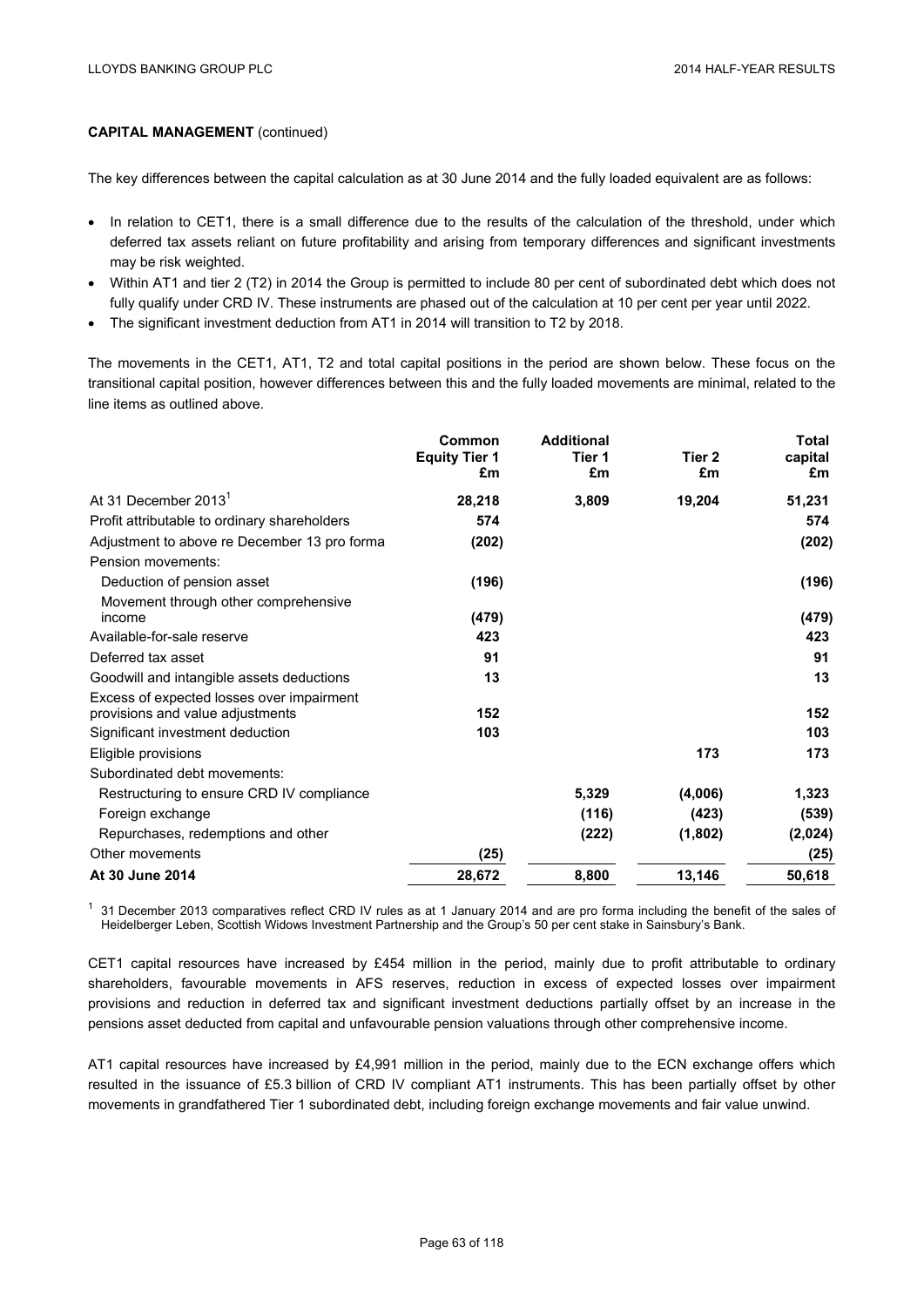**CAPITAL MANAGEMENT** (continued)

The key differences between the capital calculation as at 30 June 2014 and the fully loaded equivalent are as follows:

- In relation to CET1, there is a small difference due to the results of the calculation of the threshold, under which deferred tax assets reliant on future profitability and arising from temporary differences and significant investments may be risk weighted.
- Within AT1 and tier 2 (T2) in 2014 the Group is permitted to include 80 per cent of subordinated debt which does not fully qualify under CRD IV. These instruments are phased out of the calculation at 10 per cent per year until 2022.
- The significant investment deduction from AT1 in 2014 will transition to T2 by 2018.

The movements in the CET1, AT1, T2 and total capital positions in the period are shown below. These focus on the transitional capital position, however differences between this and the fully loaded movements are minimal, related to the line items as outlined above.

| | Common Equity Tier 1 £m | Additional Tier 1 £m | Tier 2 £m | Total capital £m |
|---|---|---|---|---|
| At 31 December 2013[1] | 28,218 | 3,809 | 19,204 | 51,231 |
| Profit attributable to ordinary shareholders | 574 | | | 574 |
| Adjustment to above re December 13 pro forma | (202) | | | (202) |
| Pension movements: | | | | |
| Deduction of pension asset | (196) | | | (196) |
| Movement through other comprehensive income | (479) | | | (479) |
| Available-for-sale reserve | 423 | | | 423 |
| Deferred tax asset | 91 | | | 91 |
| Goodwill and intangible assets deductions | 13 | | | 13 |
| Excess of expected losses over impairment provisions and value adjustments | 152 | | | 152 |
| Significant investment deduction | 103 | | | 103 |
| Eligible provisions | | | 173 | 173 |
| Subordinated debt movements: | | | | |
| Restructuring to ensure CRD IV compliance | | 5,329 | (4,006) | 1,323 |
| Foreign exchange | | (116) | (423) | (539) |
| Repurchases, redemptions and other | | (222) | (1,802) | (2,024) |
| Other movements | (25) | | | (25) |
| **At 30 June 2014** | **28,672** | **8,800** | **13,146** | **50,618** |

[1] 31 December 2013 comparatives reflect CRD IV rules as at 1 January 2014 and are pro forma including the benefit of the sales of Heidelberger Leben, Scottish Widows Investment Partnership and the Group's 50 per cent stake in Sainsbury's Bank.

CET1 capital resources have increased by £454 million in the period, mainly due to profit attributable to ordinary shareholders, favourable movements in AFS reserves, reduction in excess of expected losses over impairment provisions and reduction in deferred tax and significant investment deductions partially offset by an increase in the pensions asset deducted from capital and unfavourable pension valuations through other comprehensive income.

AT1 capital resources have increased by £4,991 million in the period, mainly due to the ECN exchange offers which resulted in the issuance of £5.3 billion of CRD IV compliant AT1 instruments. This has been partially offset by other movements in grandfathered Tier 1 subordinated debt, including foreign exchange movements and fair value unwind.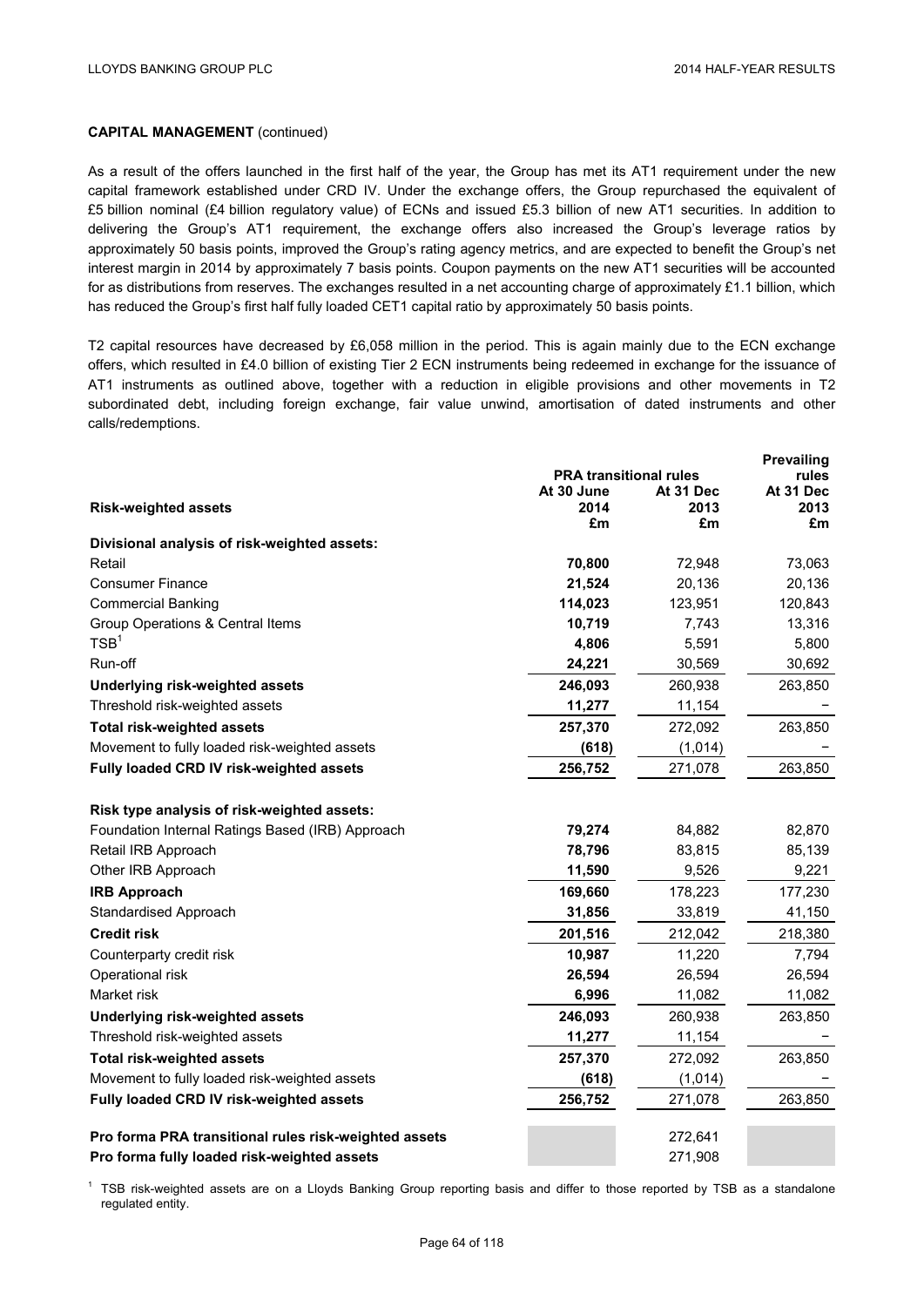**CAPITAL MANAGEMENT** (continued)

As a result of the offers launched in the first half of the year, the Group has met its AT1 requirement under the new capital framework established under CRD IV. Under the exchange offers, the Group repurchased the equivalent of £5 billion nominal (£4 billion regulatory value) of ECNs and issued £5.3 billion of new AT1 securities. In addition to delivering the Group's AT1 requirement, the exchange offers also increased the Group's leverage ratios by approximately 50 basis points, improved the Group's rating agency metrics, and are expected to benefit the Group's net interest margin in 2014 by approximately 7 basis points. Coupon payments on the new AT1 securities will be accounted for as distributions from reserves. The exchanges resulted in a net accounting charge of approximately £1.1 billion, which has reduced the Group's first half fully loaded CET1 capital ratio by approximately 50 basis points.

T2 capital resources have decreased by £6,058 million in the period. This is again mainly due to the ECN exchange offers, which resulted in £4.0 billion of existing Tier 2 ECN instruments being redeemed in exchange for the issuance of AT1 instruments as outlined above, together with a reduction in eligible provisions and other movements in T2 subordinated debt, including foreign exchange, fair value unwind, amortisation of dated instruments and other calls/redemptions.

| **Risk-weighted assets** | **PRA transitional rules** | | **Prevailing rules** |
|---|---|---|---|
| | **At 30 June 2014 £m** | **At 31 Dec 2013 £m** | **At 31 Dec 2013 £m** |
| **Divisional analysis of risk-weighted assets:** | | | |
| Retail | **70,800** | 72,948 | 73,063 |
| Consumer Finance | **21,524** | 20,136 | 20,136 |
| Commercial Banking | **114,023** | 123,951 | 120,843 |
| Group Operations & Central Items | **10,719** | 7,743 | 13,316 |
| TSB[1] | **4,806** | 5,591 | 5,800 |
| Run-off | **24,221** | 30,569 | 30,692 |
| **Underlying risk-weighted assets** | **246,093** | 260,938 | 263,850 |
| Threshold risk-weighted assets | **11,277** | 11,154 | – |
| **Total risk-weighted assets** | **257,370** | 272,092 | 263,850 |
| Movement to fully loaded risk-weighted assets | **(618)** | (1,014) | – |
| **Fully loaded CRD IV risk-weighted assets** | **256,752** | 271,078 | 263,850 |
| | | | |
| **Risk type analysis of risk-weighted assets:** | | | |
| Foundation Internal Ratings Based (IRB) Approach | **79,274** | 84,882 | 82,870 |
| Retail IRB Approach | **78,796** | 83,815 | 85,139 |
| Other IRB Approach | **11,590** | 9,526 | 9,221 |
| **IRB Approach** | **169,660** | 178,223 | 177,230 |
| Standardised Approach | **31,856** | 33,819 | 41,150 |
| **Credit risk** | **201,516** | 212,042 | 218,380 |
| Counterparty credit risk | **10,987** | 11,220 | 7,794 |
| Operational risk | **26,594** | 26,594 | 26,594 |
| Market risk | **6,996** | 11,082 | 11,082 |
| **Underlying risk-weighted assets** | **246,093** | 260,938 | 263,850 |
| Threshold risk-weighted assets | **11,277** | 11,154 | – |
| **Total risk-weighted assets** | **257,370** | 272,092 | 263,850 |
| Movement to fully loaded risk-weighted assets | **(618)** | (1,014) | – |
| **Fully loaded CRD IV risk-weighted assets** | **256,752** | 271,078 | 263,850 |
| | | | |
| **Pro forma PRA transitional rules risk-weighted assets** | | 272,641 | |
| **Pro forma fully loaded risk-weighted assets** | | 271,908 | |

[1] TSB risk-weighted assets are on a Lloyds Banking Group reporting basis and differ to those reported by TSB as a standalone regulated entity.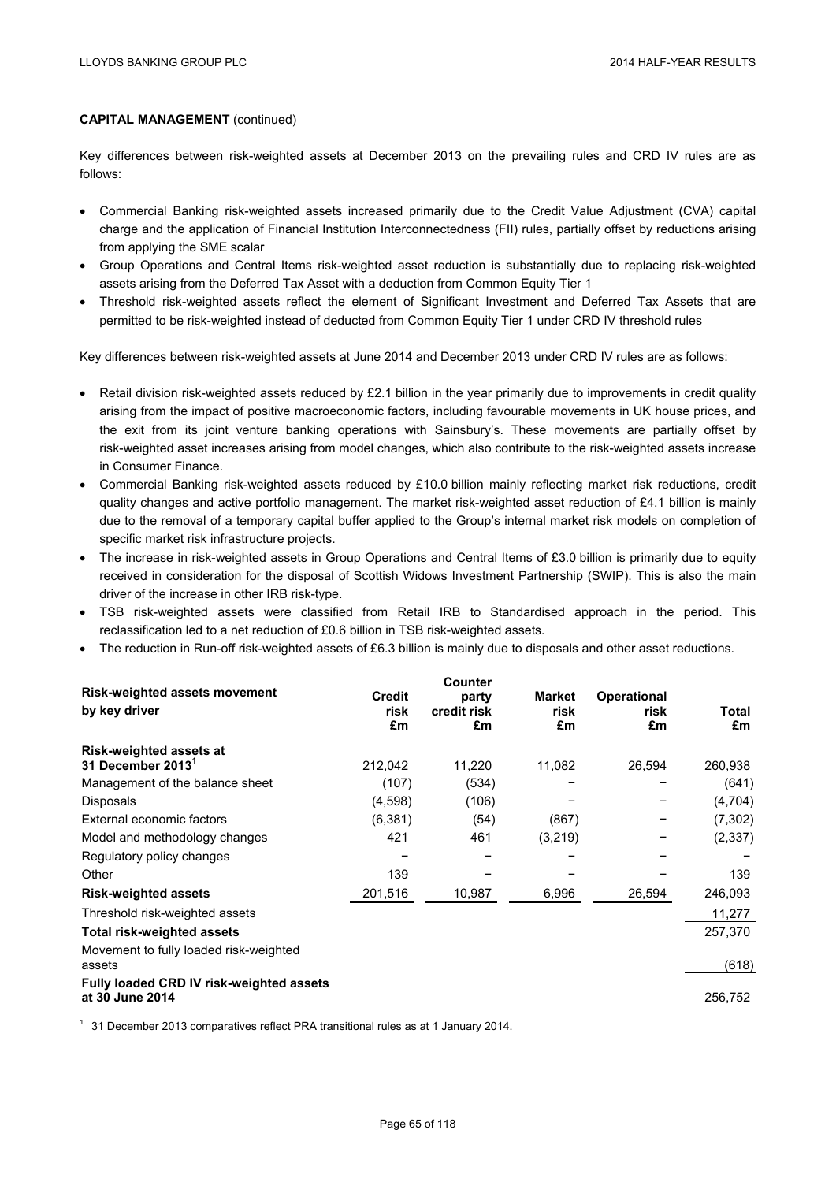**CAPITAL MANAGEMENT** (continued)

Key differences between risk-weighted assets at December 2013 on the prevailing rules and CRD IV rules are as follows:

- Commercial Banking risk-weighted assets increased primarily due to the Credit Value Adjustment (CVA) capital charge and the application of Financial Institution Interconnectedness (FII) rules, partially offset by reductions arising from applying the SME scalar
- Group Operations and Central Items risk-weighted asset reduction is substantially due to replacing risk-weighted assets arising from the Deferred Tax Asset with a deduction from Common Equity Tier 1
- Threshold risk-weighted assets reflect the element of Significant Investment and Deferred Tax Assets that are permitted to be risk-weighted instead of deducted from Common Equity Tier 1 under CRD IV threshold rules

Key differences between risk-weighted assets at June 2014 and December 2013 under CRD IV rules are as follows:

- Retail division risk-weighted assets reduced by £2.1 billion in the year primarily due to improvements in credit quality arising from the impact of positive macroeconomic factors, including favourable movements in UK house prices, and the exit from its joint venture banking operations with Sainsbury's. These movements are partially offset by risk-weighted asset increases arising from model changes, which also contribute to the risk-weighted assets increase in Consumer Finance.
- Commercial Banking risk-weighted assets reduced by £10.0 billion mainly reflecting market risk reductions, credit quality changes and active portfolio management. The market risk-weighted asset reduction of £4.1 billion is mainly due to the removal of a temporary capital buffer applied to the Group's internal market risk models on completion of specific market risk infrastructure projects.
- The increase in risk-weighted assets in Group Operations and Central Items of £3.0 billion is primarily due to equity received in consideration for the disposal of Scottish Widows Investment Partnership (SWIP). This is also the main driver of the increase in other IRB risk-type.
- TSB risk-weighted assets were classified from Retail IRB to Standardised approach in the period. This reclassification led to a net reduction of £0.6 billion in TSB risk-weighted assets.
- The reduction in Run-off risk-weighted assets of £6.3 billion is mainly due to disposals and other asset reductions.

| Risk-weighted assets movement by key driver | Credit risk £m | Counter party credit risk £m | Market risk £m | Operational risk £m | Total £m |
|---|---|---|---|---|---|
| **Risk-weighted assets at 31 December 2013**[1] | 212,042 | 11,220 | 11,082 | 26,594 | 260,938 |
| Management of the balance sheet | (107) | (534) | – | – | (641) |
| Disposals | (4,598) | (106) | – | – | (4,704) |
| External economic factors | (6,381) | (54) | (867) | – | (7,302) |
| Model and methodology changes | 421 | 461 | (3,219) | – | (2,337) |
| Regulatory policy changes | – | – | – | – | – |
| Other | 139 | – | – | – | 139 |
| **Risk-weighted assets** | 201,516 | 10,987 | 6,996 | 26,594 | 246,093 |
| Threshold risk-weighted assets | | | | | 11,277 |
| **Total risk-weighted assets** | | | | | 257,370 |
| Movement to fully loaded risk-weighted assets | | | | | (618) |
| **Fully loaded CRD IV risk-weighted assets at 30 June 2014** | | | | | 256,752 |

[1] 31 December 2013 comparatives reflect PRA transitional rules as at 1 January 2014.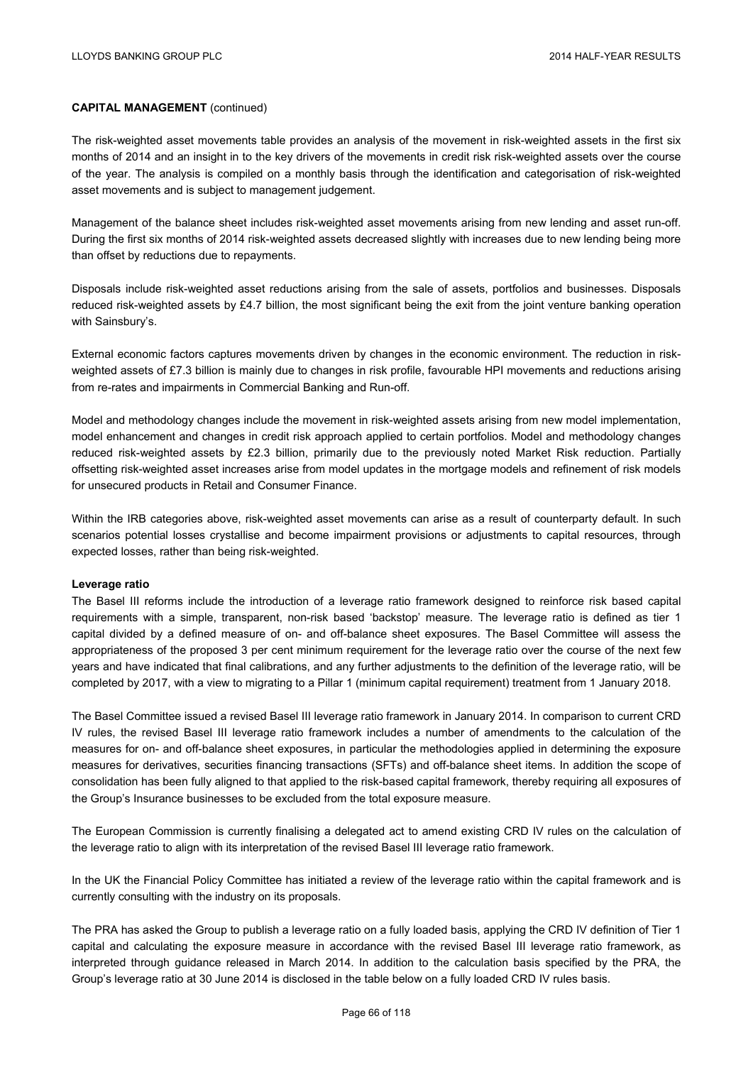**CAPITAL MANAGEMENT** (continued)

The risk-weighted asset movements table provides an analysis of the movement in risk-weighted assets in the first six months of 2014 and an insight in to the key drivers of the movements in credit risk risk-weighted assets over the course of the year. The analysis is compiled on a monthly basis through the identification and categorisation of risk-weighted asset movements and is subject to management judgement.

Management of the balance sheet includes risk-weighted asset movements arising from new lending and asset run-off. During the first six months of 2014 risk-weighted assets decreased slightly with increases due to new lending being more than offset by reductions due to repayments.

Disposals include risk-weighted asset reductions arising from the sale of assets, portfolios and businesses. Disposals reduced risk-weighted assets by £4.7 billion, the most significant being the exit from the joint venture banking operation with Sainsbury's.

External economic factors captures movements driven by changes in the economic environment. The reduction in risk-weighted assets of £7.3 billion is mainly due to changes in risk profile, favourable HPI movements and reductions arising from re-rates and impairments in Commercial Banking and Run-off.

Model and methodology changes include the movement in risk-weighted assets arising from new model implementation, model enhancement and changes in credit risk approach applied to certain portfolios. Model and methodology changes reduced risk-weighted assets by £2.3 billion, primarily due to the previously noted Market Risk reduction. Partially offsetting risk-weighted asset increases arise from model updates in the mortgage models and refinement of risk models for unsecured products in Retail and Consumer Finance.

Within the IRB categories above, risk-weighted asset movements can arise as a result of counterparty default. In such scenarios potential losses crystallise and become impairment provisions or adjustments to capital resources, through expected losses, rather than being risk-weighted.

**Leverage ratio**

The Basel III reforms include the introduction of a leverage ratio framework designed to reinforce risk based capital requirements with a simple, transparent, non-risk based 'backstop' measure. The leverage ratio is defined as tier 1 capital divided by a defined measure of on- and off-balance sheet exposures. The Basel Committee will assess the appropriateness of the proposed 3 per cent minimum requirement for the leverage ratio over the course of the next few years and have indicated that final calibrations, and any further adjustments to the definition of the leverage ratio, will be completed by 2017, with a view to migrating to a Pillar 1 (minimum capital requirement) treatment from 1 January 2018.

The Basel Committee issued a revised Basel III leverage ratio framework in January 2014. In comparison to current CRD IV rules, the revised Basel III leverage ratio framework includes a number of amendments to the calculation of the measures for on- and off-balance sheet exposures, in particular the methodologies applied in determining the exposure measures for derivatives, securities financing transactions (SFTs) and off-balance sheet items. In addition the scope of consolidation has been fully aligned to that applied to the risk-based capital framework, thereby requiring all exposures of the Group's Insurance businesses to be excluded from the total exposure measure.

The European Commission is currently finalising a delegated act to amend existing CRD IV rules on the calculation of the leverage ratio to align with its interpretation of the revised Basel III leverage ratio framework.

In the UK the Financial Policy Committee has initiated a review of the leverage ratio within the capital framework and is currently consulting with the industry on its proposals.

The PRA has asked the Group to publish a leverage ratio on a fully loaded basis, applying the CRD IV definition of Tier 1 capital and calculating the exposure measure in accordance with the revised Basel III leverage ratio framework, as interpreted through guidance released in March 2014. In addition to the calculation basis specified by the PRA, the Group's leverage ratio at 30 June 2014 is disclosed in the table below on a fully loaded CRD IV rules basis.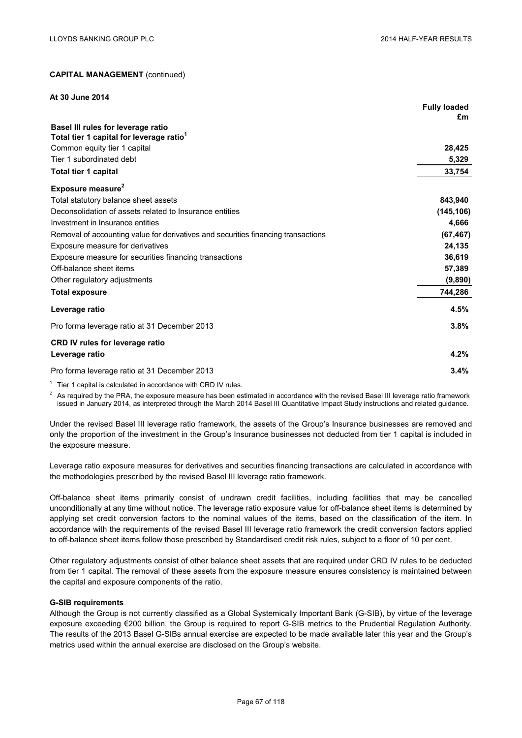**CAPITAL MANAGEMENT** (continued)

**At 30 June 2014**

| | **Fully loaded £m** |
|---|---|
| **Basel III rules for leverage ratio** | |
| **Total tier 1 capital for leverage ratio**[1] | |
| Common equity tier 1 capital | **28,425** |
| Tier 1 subordinated debt | **5,329** |
| **Total tier 1 capital** | **33,754** |
| **Exposure measure**[2] | |
| Total statutory balance sheet assets | **843,940** |
| Deconsolidation of assets related to Insurance entities | **(145,106)** |
| Investment in Insurance entities | **4,666** |
| Removal of accounting value for derivatives and securities financing transactions | **(67,467)** |
| Exposure measure for derivatives | **24,135** |
| Exposure measure for securities financing transactions | **36,619** |
| Off-balance sheet items | **57,389** |
| Other regulatory adjustments | **(9,890)** |
| **Total exposure** | **744,286** |
| **Leverage ratio** | **4.5%** |
| Pro forma leverage ratio at 31 December 2013 | **3.8%** |
| **CRD IV rules for leverage ratio** | |
| **Leverage ratio** | **4.2%** |
| Pro forma leverage ratio at 31 December 2013 | **3.4%** |

[1] Tier 1 capital is calculated in accordance with CRD IV rules.

[2] As required by the PRA, the exposure measure has been estimated in accordance with the revised Basel III leverage ratio framework issued in January 2014, as interpreted through the March 2014 Basel III Quantitative Impact Study instructions and related guidance.

Under the revised Basel III leverage ratio framework, the assets of the Group's Insurance businesses are removed and only the proportion of the investment in the Group's Insurance businesses not deducted from tier 1 capital is included in the exposure measure.

Leverage ratio exposure measures for derivatives and securities financing transactions are calculated in accordance with the methodologies prescribed by the revised Basel III leverage ratio framework.

Off-balance sheet items primarily consist of undrawn credit facilities, including facilities that may be cancelled unconditionally at any time without notice. The leverage ratio exposure value for off-balance sheet items is determined by applying set credit conversion factors to the nominal values of the items, based on the classification of the item. In accordance with the requirements of the revised Basel III leverage ratio framework the credit conversion factors applied to off-balance sheet items follow those prescribed by Standardised credit risk rules, subject to a floor of 10 per cent.

Other regulatory adjustments consist of other balance sheet assets that are required under CRD IV rules to be deducted from tier 1 capital. The removal of these assets from the exposure measure ensures consistency is maintained between the capital and exposure components of the ratio.

**G-SIB requirements**

Although the Group is not currently classified as a Global Systemically Important Bank (G-SIB), by virtue of the leverage exposure exceeding €200 billion, the Group is required to report G-SIB metrics to the Prudential Regulation Authority. The results of the 2013 Basel G-SIBs annual exercise are expected to be made available later this year and the Group's metrics used within the annual exercise are disclosed on the Group's website.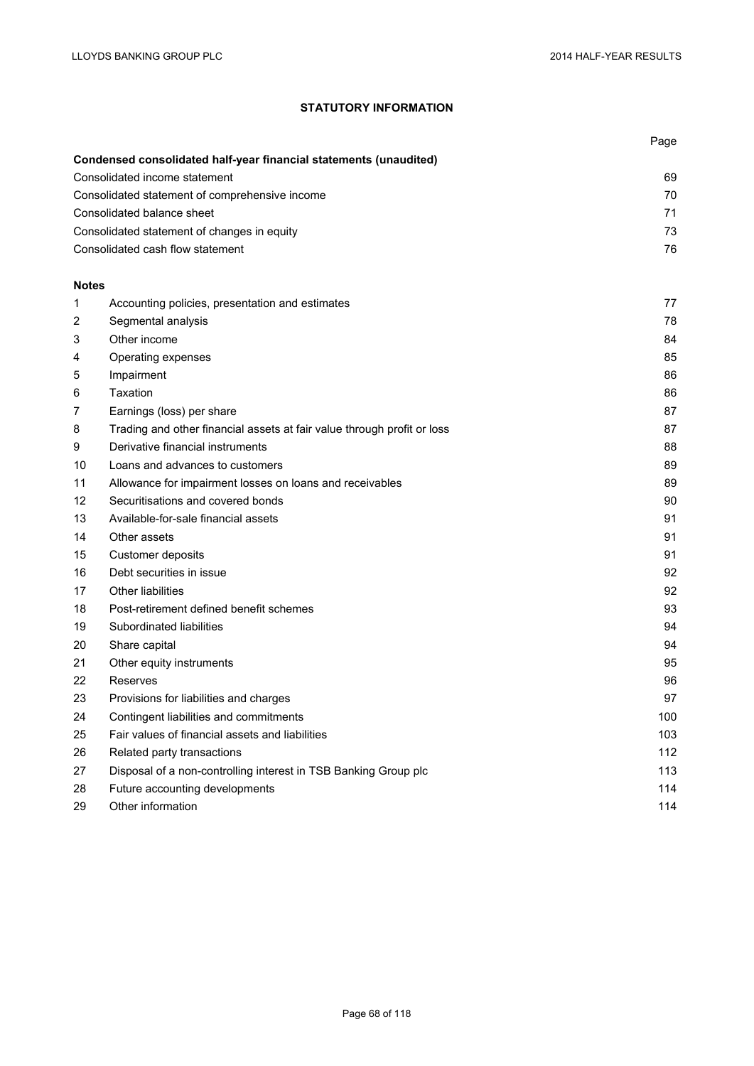# STATUTORY INFORMATION

| | | Page |
|---|---|---|
| **Condensed consolidated half-year financial statements (unaudited)** | | |
| Consolidated income statement | | 69 |
| Consolidated statement of comprehensive income | | 70 |
| Consolidated balance sheet | | 71 |
| Consolidated statement of changes in equity | | 73 |
| Consolidated cash flow statement | | 76 |

**Notes**

| | | Page |
|---|---|---|
| 1 | Accounting policies, presentation and estimates | 77 |
| 2 | Segmental analysis | 78 |
| 3 | Other income | 84 |
| 4 | Operating expenses | 85 |
| 5 | Impairment | 86 |
| 6 | Taxation | 86 |
| 7 | Earnings (loss) per share | 87 |
| 8 | Trading and other financial assets at fair value through profit or loss | 87 |
| 9 | Derivative financial instruments | 88 |
| 10 | Loans and advances to customers | 89 |
| 11 | Allowance for impairment losses on loans and receivables | 89 |
| 12 | Securitisations and covered bonds | 90 |
| 13 | Available-for-sale financial assets | 91 |
| 14 | Other assets | 91 |
| 15 | Customer deposits | 91 |
| 16 | Debt securities in issue | 92 |
| 17 | Other liabilities | 92 |
| 18 | Post-retirement defined benefit schemes | 93 |
| 19 | Subordinated liabilities | 94 |
| 20 | Share capital | 94 |
| 21 | Other equity instruments | 95 |
| 22 | Reserves | 96 |
| 23 | Provisions for liabilities and charges | 97 |
| 24 | Contingent liabilities and commitments | 100 |
| 25 | Fair values of financial assets and liabilities | 103 |
| 26 | Related party transactions | 112 |
| 27 | Disposal of a non-controlling interest in TSB Banking Group plc | 113 |
| 28 | Future accounting developments | 114 |
| 29 | Other information | 114 |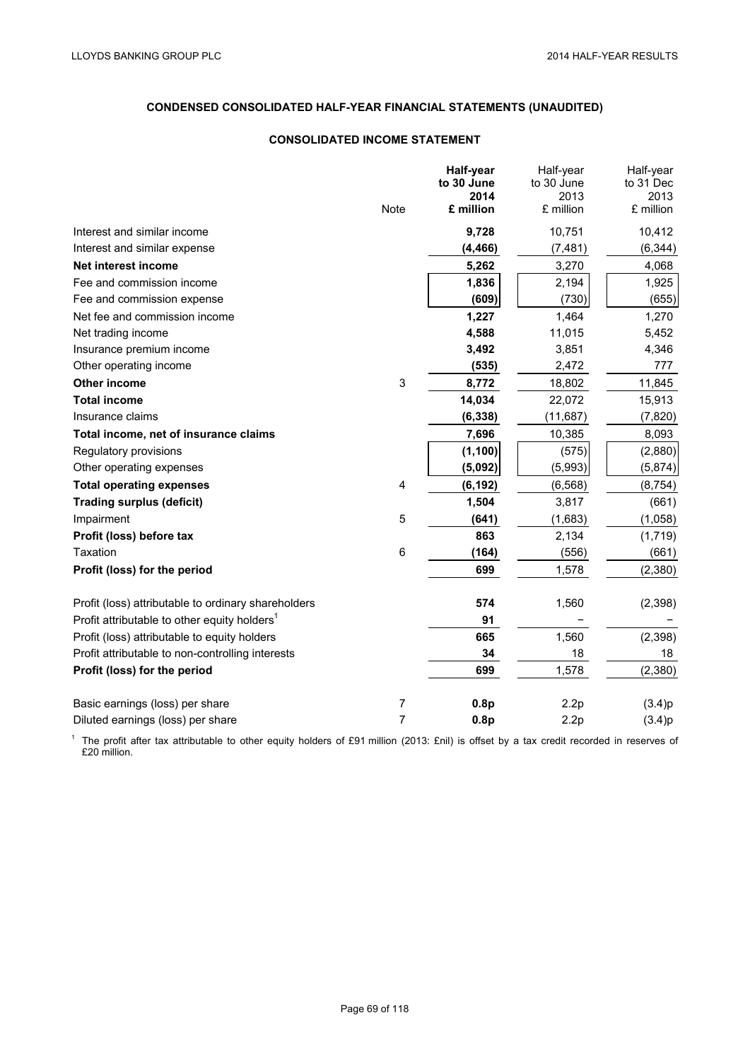## CONDENSED CONSOLIDATED HALF-YEAR FINANCIAL STATEMENTS (UNAUDITED)

### CONSOLIDATED INCOME STATEMENT

| | Note | **Half-year to 30 June 2014 £ million** | Half-year to 30 June 2013 £ million | Half-year to 31 Dec 2013 £ million |
|---|---|---|---|---|
| Interest and similar income | | **9,728** | 10,751 | 10,412 |
| Interest and similar expense | | **(4,466)** | (7,481) | (6,344) |
| **Net interest income** | | **5,262** | 3,270 | 4,068 |
| Fee and commission income | | **1,836** | 2,194 | 1,925 |
| Fee and commission expense | | **(609)** | (730) | (655) |
| Net fee and commission income | | **1,227** | 1,464 | 1,270 |
| Net trading income | | **4,588** | 11,015 | 5,452 |
| Insurance premium income | | **3,492** | 3,851 | 4,346 |
| Other operating income | | **(535)** | 2,472 | 777 |
| **Other income** | 3 | **8,772** | 18,802 | 11,845 |
| **Total income** | | **14,034** | 22,072 | 15,913 |
| Insurance claims | | **(6,338)** | (11,687) | (7,820) |
| **Total income, net of insurance claims** | | **7,696** | 10,385 | 8,093 |
| Regulatory provisions | | **(1,100)** | (575) | (2,880) |
| Other operating expenses | | **(5,092)** | (5,993) | (5,874) |
| **Total operating expenses** | 4 | **(6,192)** | (6,568) | (8,754) |
| **Trading surplus (deficit)** | | **1,504** | 3,817 | (661) |
| Impairment | 5 | **(641)** | (1,683) | (1,058) |
| **Profit (loss) before tax** | | **863** | 2,134 | (1,719) |
| Taxation | 6 | **(164)** | (556) | (661) |
| **Profit (loss) for the period** | | **699** | 1,578 | (2,380) |
| | | | | |
| Profit (loss) attributable to ordinary shareholders | | **574** | 1,560 | (2,398) |
| Profit attributable to other equity holders[1] | | **91** | – | – |
| Profit (loss) attributable to equity holders | | **665** | 1,560 | (2,398) |
| Profit attributable to non-controlling interests | | **34** | 18 | 18 |
| **Profit (loss) for the period** | | **699** | 1,578 | (2,380) |
| | | | | |
| Basic earnings (loss) per share | 7 | **0.8p** | 2.2p | (3.4)p |
| Diluted earnings (loss) per share | 7 | **0.8p** | 2.2p | (3.4)p |

[1] The profit after tax attributable to other equity holders of £91 million (2013: £nil) is offset by a tax credit recorded in reserves of £20 million.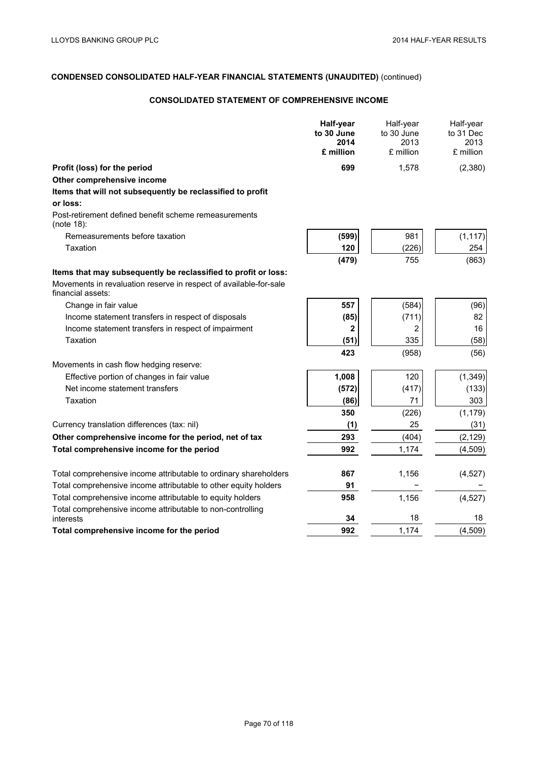## CONDENSED CONSOLIDATED HALF-YEAR FINANCIAL STATEMENTS (UNAUDITED) (continued)

### CONSOLIDATED STATEMENT OF COMPREHENSIVE INCOME

| | **Half-year to 30 June 2014 £ million** | Half-year to 30 June 2013 £ million | Half-year to 31 Dec 2013 £ million |
|---|---|---|---|
| **Profit (loss) for the period** | **699** | 1,578 | (2,380) |
| **Other comprehensive income** | | | |
| **Items that will not subsequently be reclassified to profit or loss:** | | | |
| Post-retirement defined benefit scheme remeasurements (note 18): | | | |
| Remeasurements before taxation | **(599)** | 981 | (1,117) |
| Taxation | **120** | (226) | 254 |
| | **(479)** | 755 | (863) |
| **Items that may subsequently be reclassified to profit or loss:** | | | |
| Movements in revaluation reserve in respect of available-for-sale financial assets: | | | |
| Change in fair value | **557** | (584) | (96) |
| Income statement transfers in respect of disposals | **(85)** | (711) | 82 |
| Income statement transfers in respect of impairment | **2** | 2 | 16 |
| Taxation | **(51)** | 335 | (58) |
| | **423** | (958) | (56) |
| Movements in cash flow hedging reserve: | | | |
| Effective portion of changes in fair value | **1,008** | 120 | (1,349) |
| Net income statement transfers | **(572)** | (417) | (133) |
| Taxation | **(86)** | 71 | 303 |
| | **350** | (226) | (1,179) |
| Currency translation differences (tax: nil) | **(1)** | 25 | (31) |
| **Other comprehensive income for the period, net of tax** | **293** | (404) | (2,129) |
| **Total comprehensive income for the period** | **992** | 1,174 | (4,509) |
| | | | |
| Total comprehensive income attributable to ordinary shareholders | **867** | 1,156 | (4,527) |
| Total comprehensive income attributable to other equity holders | **91** | – | – |
| Total comprehensive income attributable to equity holders | **958** | 1,156 | (4,527) |
| Total comprehensive income attributable to non-controlling interests | **34** | 18 | 18 |
| **Total comprehensive income for the period** | **992** | 1,174 | (4,509) |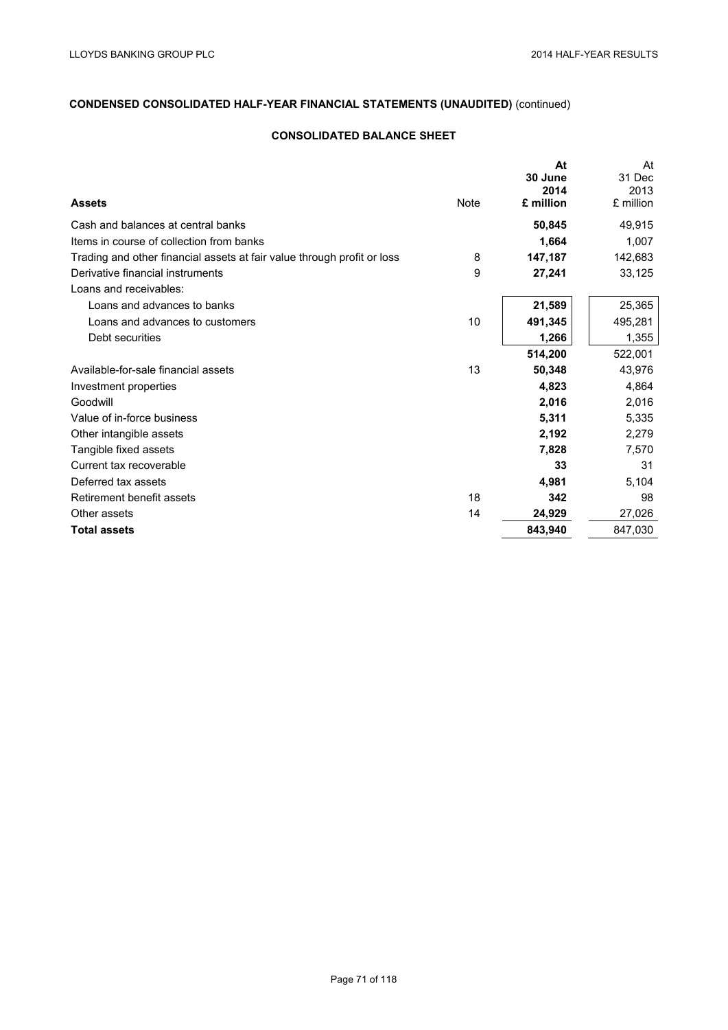**CONDENSED CONSOLIDATED HALF-YEAR FINANCIAL STATEMENTS (UNAUDITED)** (continued)

## CONSOLIDATED BALANCE SHEET

| **Assets** | Note | **At 30 June 2014 £ million** | At 31 Dec 2013 £ million |
|---|---|---|---|
| Cash and balances at central banks | | **50,845** | 49,915 |
| Items in course of collection from banks | | **1,664** | 1,007 |
| Trading and other financial assets at fair value through profit or loss | 8 | **147,187** | 142,683 |
| Derivative financial instruments | 9 | **27,241** | 33,125 |
| Loans and receivables: | | | |
| Loans and advances to banks | | **21,589** | 25,365 |
| Loans and advances to customers | 10 | **491,345** | 495,281 |
| Debt securities | | **1,266** | 1,355 |
| | | **514,200** | 522,001 |
| Available-for-sale financial assets | 13 | **50,348** | 43,976 |
| Investment properties | | **4,823** | 4,864 |
| Goodwill | | **2,016** | 2,016 |
| Value of in-force business | | **5,311** | 5,335 |
| Other intangible assets | | **2,192** | 2,279 |
| Tangible fixed assets | | **7,828** | 7,570 |
| Current tax recoverable | | **33** | 31 |
| Deferred tax assets | | **4,981** | 5,104 |
| Retirement benefit assets | 18 | **342** | 98 |
| Other assets | 14 | **24,929** | 27,026 |
| **Total assets** | | **843,940** | 847,030 |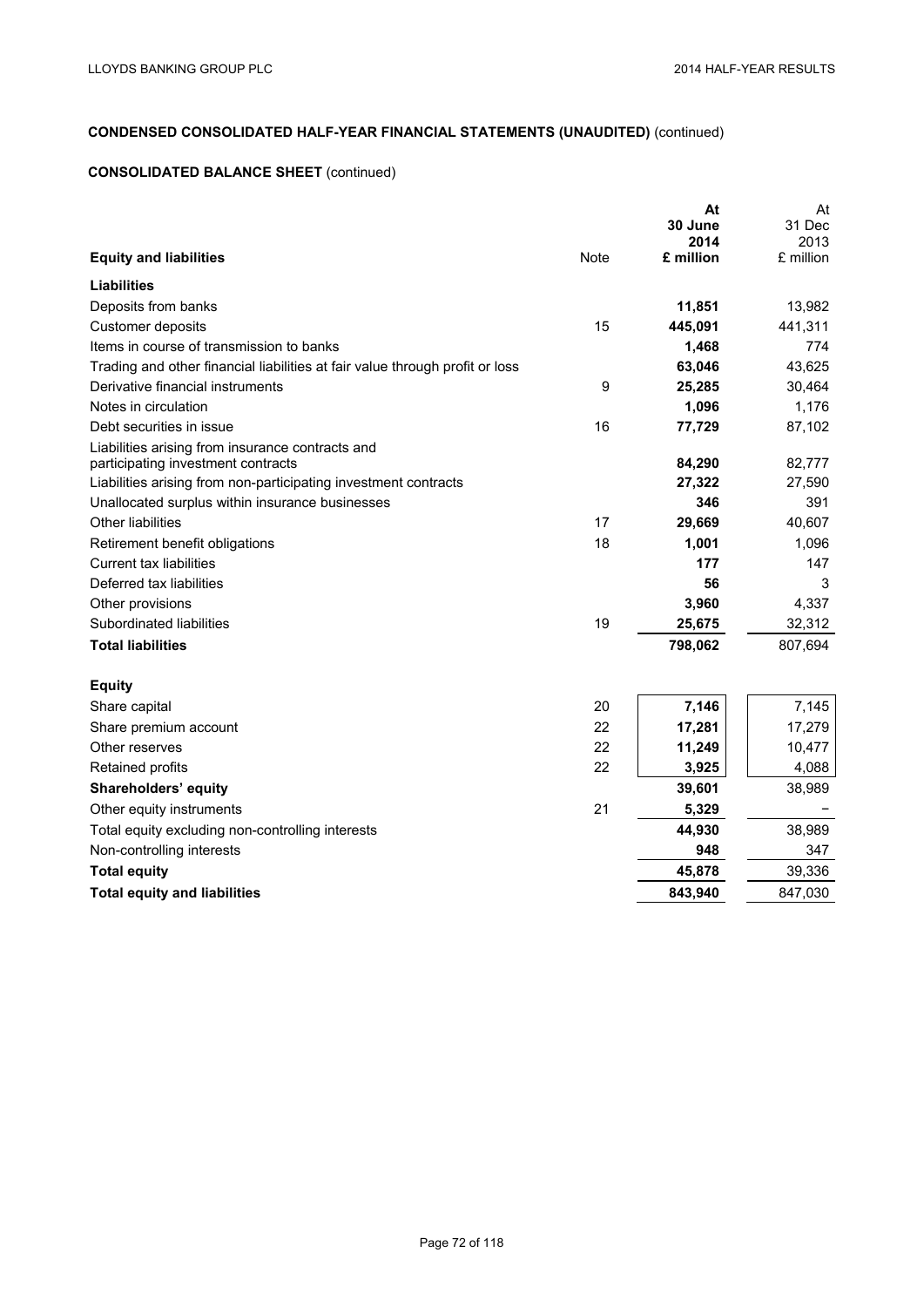## CONDENSED CONSOLIDATED HALF-YEAR FINANCIAL STATEMENTS (UNAUDITED) (continued)

### CONSOLIDATED BALANCE SHEET (continued)

| Equity and liabilities | Note | At 30 June 2014 £ million | At 31 Dec 2013 £ million |
|---|---|---|---|
| **Liabilities** | | | |
| Deposits from banks | | **11,851** | 13,982 |
| Customer deposits | 15 | **445,091** | 441,311 |
| Items in course of transmission to banks | | **1,468** | 774 |
| Trading and other financial liabilities at fair value through profit or loss | | **63,046** | 43,625 |
| Derivative financial instruments | 9 | **25,285** | 30,464 |
| Notes in circulation | | **1,096** | 1,176 |
| Debt securities in issue | 16 | **77,729** | 87,102 |
| Liabilities arising from insurance contracts and participating investment contracts | | **84,290** | 82,777 |
| Liabilities arising from non-participating investment contracts | | **27,322** | 27,590 |
| Unallocated surplus within insurance businesses | | **346** | 391 |
| Other liabilities | 17 | **29,669** | 40,607 |
| Retirement benefit obligations | 18 | **1,001** | 1,096 |
| Current tax liabilities | | **177** | 147 |
| Deferred tax liabilities | | **56** | 3 |
| Other provisions | | **3,960** | 4,337 |
| Subordinated liabilities | 19 | **25,675** | 32,312 |
| **Total liabilities** | | **798,062** | 807,694 |
| **Equity** | | | |
| Share capital | 20 | **7,146** | 7,145 |
| Share premium account | 22 | **17,281** | 17,279 |
| Other reserves | 22 | **11,249** | 10,477 |
| Retained profits | 22 | **3,925** | 4,088 |
| **Shareholders' equity** | | **39,601** | 38,989 |
| Other equity instruments | 21 | **5,329** | – |
| Total equity excluding non-controlling interests | | **44,930** | 38,989 |
| Non-controlling interests | | **948** | 347 |
| **Total equity** | | **45,878** | 39,336 |
| **Total equity and liabilities** | | **843,940** | 847,030 |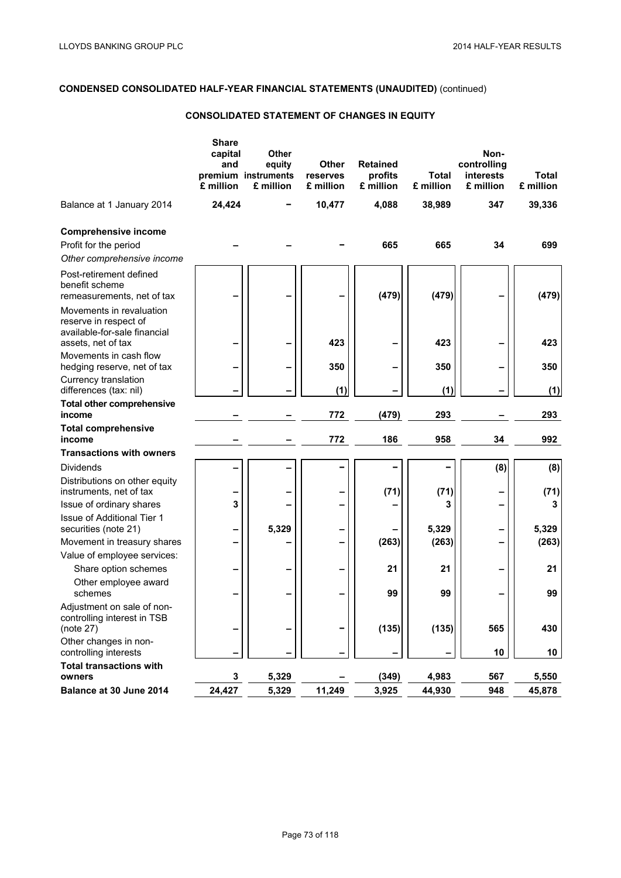## CONDENSED CONSOLIDATED HALF-YEAR FINANCIAL STATEMENTS (UNAUDITED) (continued)

### CONSOLIDATED STATEMENT OF CHANGES IN EQUITY

| | Share capital and premium £ million | Other equity instruments £ million | Other reserves £ million | Retained profits £ million | Total £ million | Non-controlling interests £ million | Total £ million |
|---|---|---|---|---|---|---|---|
| Balance at 1 January 2014 | **24,424** | – | **10,477** | **4,088** | **38,989** | **347** | **39,336** |
| **Comprehensive income** | | | | | | | |
| Profit for the period | – | – | – | 665 | 665 | 34 | 699 |
| *Other comprehensive income* | | | | | | | |
| Post-retirement defined benefit scheme remeasurements, net of tax | – | – | – | (479) | (479) | – | (479) |
| Movements in revaluation reserve in respect of available-for-sale financial assets, net of tax | – | – | 423 | – | 423 | – | 423 |
| Movements in cash flow hedging reserve, net of tax | – | – | 350 | – | 350 | – | 350 |
| Currency translation differences (tax: nil) | – | – | (1) | – | (1) | – | (1) |
| **Total other comprehensive income** | – | – | 772 | (479) | 293 | – | 293 |
| **Total comprehensive income** | – | – | 772 | 186 | 958 | 34 | 992 |
| **Transactions with owners** | | | | | | | |
| Dividends | – | – | – | – | – | (8) | (8) |
| Distributions on other equity instruments, net of tax | – | – | – | (71) | (71) | – | (71) |
| Issue of ordinary shares | 3 | – | – | – | 3 | – | 3 |
| Issue of Additional Tier 1 securities (note 21) | – | 5,329 | – | – | 5,329 | – | 5,329 |
| Movement in treasury shares | – | – | – | (263) | (263) | – | (263) |
| Value of employee services: | | | | | | | |
| Share option schemes | – | – | – | 21 | 21 | – | 21 |
| Other employee award schemes | – | – | – | 99 | 99 | – | 99 |
| Adjustment on sale of non-controlling interest in TSB (note 27) | – | – | – | (135) | (135) | 565 | 430 |
| Other changes in non-controlling interests | – | – | – | – | – | 10 | 10 |
| **Total transactions with owners** | 3 | 5,329 | – | (349) | 4,983 | 567 | 5,550 |
| **Balance at 30 June 2014** | **24,427** | **5,329** | **11,249** | **3,925** | **44,930** | **948** | **45,878** |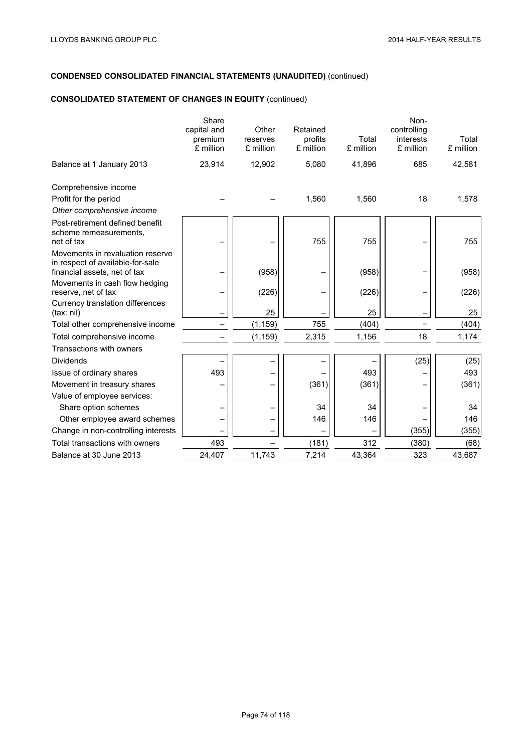**CONDENSED CONSOLIDATED FINANCIAL STATEMENTS (UNAUDITED)** (continued)

**CONSOLIDATED STATEMENT OF CHANGES IN EQUITY** (continued)

| | Share capital and premium £ million | Other reserves £ million | Retained profits £ million | Total £ million | Non-controlling interests £ million | Total £ million |
|---|---|---|---|---|---|---|
| Balance at 1 January 2013 | 23,914 | 12,902 | 5,080 | 41,896 | 685 | 42,581 |
| Comprehensive income | | | | | | |
| Profit for the period | – | – | 1,560 | 1,560 | 18 | 1,578 |
| *Other comprehensive income* | | | | | | |
| Post-retirement defined benefit scheme remeasurements, net of tax | – | – | 755 | 755 | – | 755 |
| Movements in revaluation reserve in respect of available-for-sale financial assets, net of tax | – | (958) | – | (958) | – | (958) |
| Movements in cash flow hedging reserve, net of tax | – | (226) | – | (226) | – | (226) |
| Currency translation differences (tax: nil) | – | 25 | – | 25 | – | 25 |
| Total other comprehensive income | – | (1,159) | 755 | (404) | – | (404) |
| Total comprehensive income | – | (1,159) | 2,315 | 1,156 | 18 | 1,174 |
| Transactions with owners | | | | | | |
| Dividends | – | – | – | – | (25) | (25) |
| Issue of ordinary shares | 493 | – | – | 493 | – | 493 |
| Movement in treasury shares | – | – | (361) | (361) | – | (361) |
| Value of employee services: | | | | | | |
| Share option schemes | – | – | 34 | 34 | – | 34 |
| Other employee award schemes | – | – | 146 | 146 | – | 146 |
| Change in non-controlling interests | – | – | – | – | (355) | (355) |
| Total transactions with owners | 493 | – | (181) | 312 | (380) | (68) |
| Balance at 30 June 2013 | 24,407 | 11,743 | 7,214 | 43,364 | 323 | 43,687 |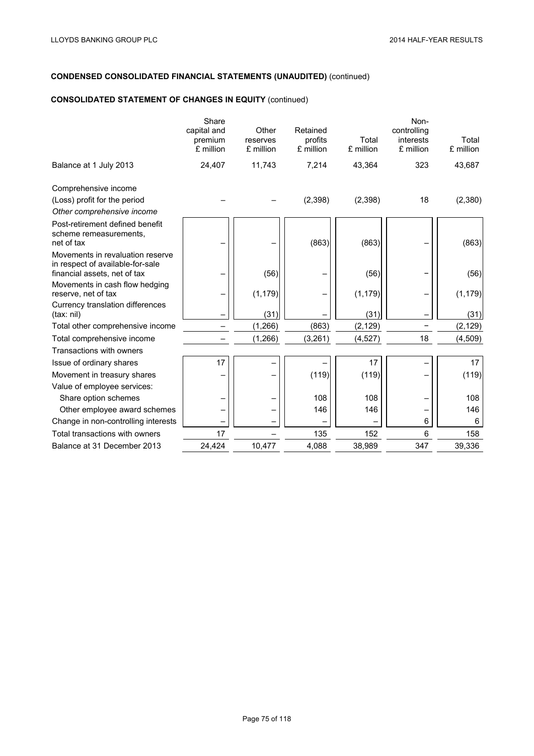**CONDENSED CONSOLIDATED FINANCIAL STATEMENTS (UNAUDITED)** (continued)

**CONSOLIDATED STATEMENT OF CHANGES IN EQUITY** (continued)

| | Share capital and premium £ million | Other reserves £ million | Retained profits £ million | Total £ million | Non-controlling interests £ million | Total £ million |
|---|---|---|---|---|---|---|
| Balance at 1 July 2013 | 24,407 | 11,743 | 7,214 | 43,364 | 323 | 43,687 |
| Comprehensive income | | | | | | |
| (Loss) profit for the period | – | – | (2,398) | (2,398) | 18 | (2,380) |
| *Other comprehensive income* | | | | | | |
| Post-retirement defined benefit scheme remeasurements, net of tax | – | – | (863) | (863) | – | (863) |
| Movements in revaluation reserve in respect of available-for-sale financial assets, net of tax | – | (56) | – | (56) | – | (56) |
| Movements in cash flow hedging reserve, net of tax | – | (1,179) | – | (1,179) | – | (1,179) |
| Currency translation differences (tax: nil) | – | (31) | – | (31) | – | (31) |
| Total other comprehensive income | – | (1,266) | (863) | (2,129) | – | (2,129) |
| Total comprehensive income | – | (1,266) | (3,261) | (4,527) | 18 | (4,509) |
| Transactions with owners | | | | | | |
| Issue of ordinary shares | 17 | – | – | 17 | – | 17 |
| Movement in treasury shares | – | – | (119) | (119) | – | (119) |
| Value of employee services: | | | | | | |
| Share option schemes | – | – | 108 | 108 | – | 108 |
| Other employee award schemes | – | – | 146 | 146 | – | 146 |
| Change in non-controlling interests | – | – | – | – | 6 | 6 |
| Total transactions with owners | 17 | – | 135 | 152 | 6 | 158 |
| Balance at 31 December 2013 | 24,424 | 10,477 | 4,088 | 38,989 | 347 | 39,336 |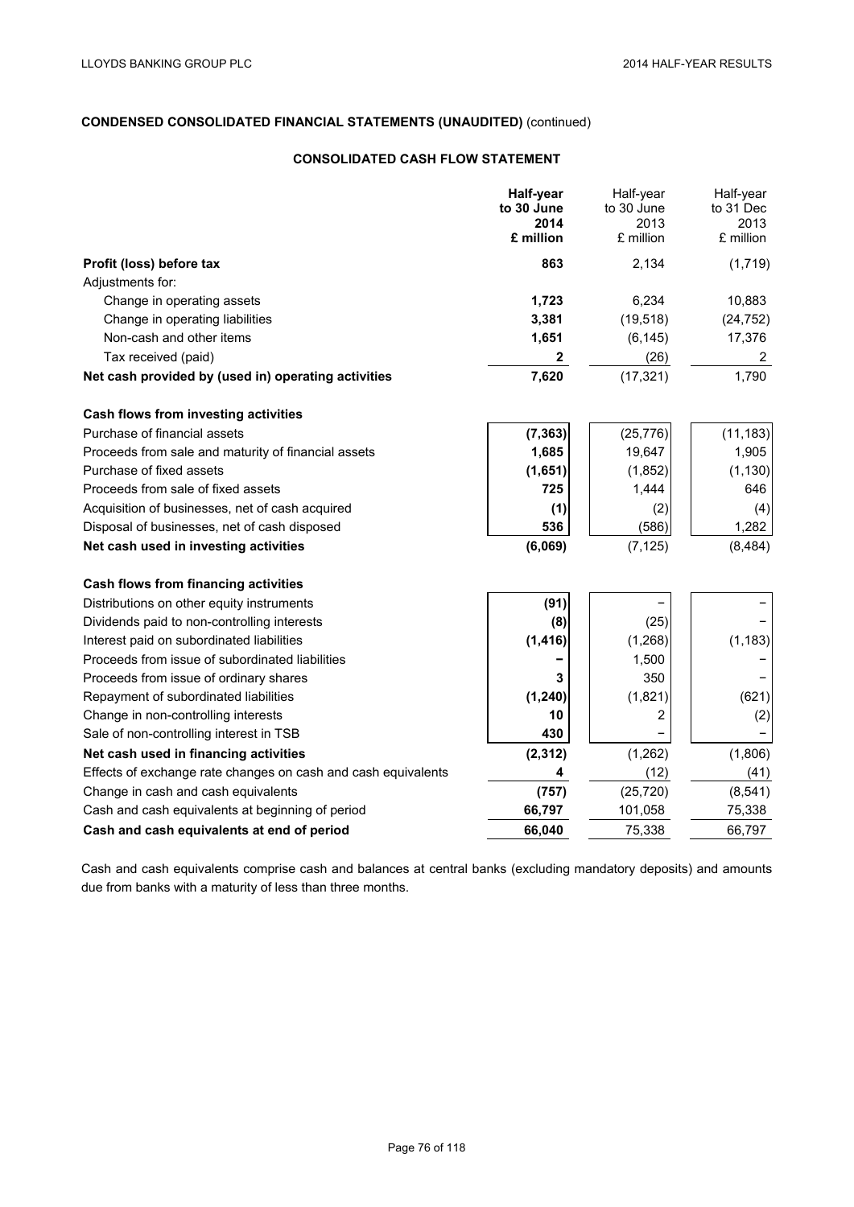## CONDENSED CONSOLIDATED FINANCIAL STATEMENTS (UNAUDITED) (continued)

### CONSOLIDATED CASH FLOW STATEMENT

| | **Half-year to 30 June 2014 £ million** | Half-year to 30 June 2013 £ million | Half-year to 31 Dec 2013 £ million |
|---|---|---|---|
| **Profit (loss) before tax** | **863** | 2,134 | (1,719) |
| Adjustments for: | | | |
| Change in operating assets | **1,723** | 6,234 | 10,883 |
| Change in operating liabilities | **3,381** | (19,518) | (24,752) |
| Non-cash and other items | **1,651** | (6,145) | 17,376 |
| Tax received (paid) | **2** | (26) | 2 |
| **Net cash provided by (used in) operating activities** | **7,620** | (17,321) | 1,790 |
| **Cash flows from investing activities** | | | |
| Purchase of financial assets | **(7,363)** | (25,776) | (11,183) |
| Proceeds from sale and maturity of financial assets | **1,685** | 19,647 | 1,905 |
| Purchase of fixed assets | **(1,651)** | (1,852) | (1,130) |
| Proceeds from sale of fixed assets | **725** | 1,444 | 646 |
| Acquisition of businesses, net of cash acquired | **(1)** | (2) | (4) |
| Disposal of businesses, net of cash disposed | **536** | (586) | 1,282 |
| **Net cash used in investing activities** | **(6,069)** | (7,125) | (8,484) |
| **Cash flows from financing activities** | | | |
| Distributions on other equity instruments | **(91)** | – | – |
| Dividends paid to non-controlling interests | **(8)** | (25) | – |
| Interest paid on subordinated liabilities | **(1,416)** | (1,268) | (1,183) |
| Proceeds from issue of subordinated liabilities | **–** | 1,500 | – |
| Proceeds from issue of ordinary shares | **3** | 350 | – |
| Repayment of subordinated liabilities | **(1,240)** | (1,821) | (621) |
| Change in non-controlling interests | **10** | 2 | (2) |
| Sale of non-controlling interest in TSB | **430** | – | – |
| **Net cash used in financing activities** | **(2,312)** | (1,262) | (1,806) |
| Effects of exchange rate changes on cash and cash equivalents | **4** | (12) | (41) |
| Change in cash and cash equivalents | **(757)** | (25,720) | (8,541) |
| Cash and cash equivalents at beginning of period | **66,797** | 101,058 | 75,338 |
| **Cash and cash equivalents at end of period** | **66,040** | 75,338 | 66,797 |

Cash and cash equivalents comprise cash and balances at central banks (excluding mandatory deposits) and amounts due from banks with a maturity of less than three months.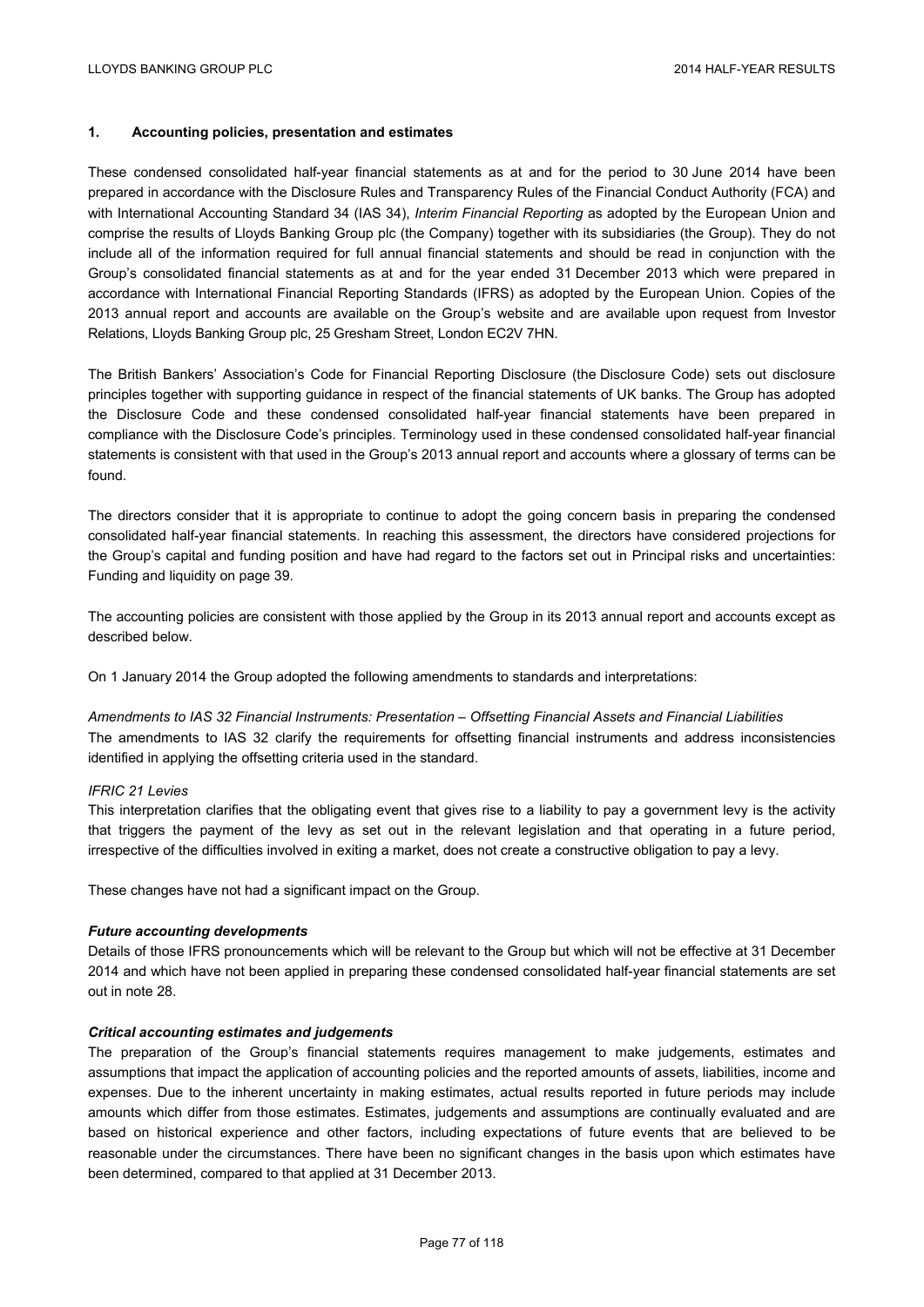## 1. Accounting policies, presentation and estimates

These condensed consolidated half-year financial statements as at and for the period to 30 June 2014 have been prepared in accordance with the Disclosure Rules and Transparency Rules of the Financial Conduct Authority (FCA) and with International Accounting Standard 34 (IAS 34), *Interim Financial Reporting* as adopted by the European Union and comprise the results of Lloyds Banking Group plc (the Company) together with its subsidiaries (the Group). They do not include all of the information required for full annual financial statements and should be read in conjunction with the Group's consolidated financial statements as at and for the year ended 31 December 2013 which were prepared in accordance with International Financial Reporting Standards (IFRS) as adopted by the European Union. Copies of the 2013 annual report and accounts are available on the Group's website and are available upon request from Investor Relations, Lloyds Banking Group plc, 25 Gresham Street, London EC2V 7HN.

The British Bankers' Association's Code for Financial Reporting Disclosure (the Disclosure Code) sets out disclosure principles together with supporting guidance in respect of the financial statements of UK banks. The Group has adopted the Disclosure Code and these condensed consolidated half-year financial statements have been prepared in compliance with the Disclosure Code's principles. Terminology used in these condensed consolidated half-year financial statements is consistent with that used in the Group's 2013 annual report and accounts where a glossary of terms can be found.

The directors consider that it is appropriate to continue to adopt the going concern basis in preparing the condensed consolidated half-year financial statements. In reaching this assessment, the directors have considered projections for the Group's capital and funding position and have had regard to the factors set out in Principal risks and uncertainties: Funding and liquidity on page 39.

The accounting policies are consistent with those applied by the Group in its 2013 annual report and accounts except as described below.

On 1 January 2014 the Group adopted the following amendments to standards and interpretations:

*Amendments to IAS 32 Financial Instruments: Presentation – Offsetting Financial Assets and Financial Liabilities*
The amendments to IAS 32 clarify the requirements for offsetting financial instruments and address inconsistencies identified in applying the offsetting criteria used in the standard.

*IFRIC 21 Levies*
This interpretation clarifies that the obligating event that gives rise to a liability to pay a government levy is the activity that triggers the payment of the levy as set out in the relevant legislation and that operating in a future period, irrespective of the difficulties involved in exiting a market, does not create a constructive obligation to pay a levy.

These changes have not had a significant impact on the Group.

### *Future accounting developments*

Details of those IFRS pronouncements which will be relevant to the Group but which will not be effective at 31 December 2014 and which have not been applied in preparing these condensed consolidated half-year financial statements are set out in note 28.

### *Critical accounting estimates and judgements*

The preparation of the Group's financial statements requires management to make judgements, estimates and assumptions that impact the application of accounting policies and the reported amounts of assets, liabilities, income and expenses. Due to the inherent uncertainty in making estimates, actual results reported in future periods may include amounts which differ from those estimates. Estimates, judgements and assumptions are continually evaluated and are based on historical experience and other factors, including expectations of future events that are believed to be reasonable under the circumstances. There have been no significant changes in the basis upon which estimates have been determined, compared to that applied at 31 December 2013.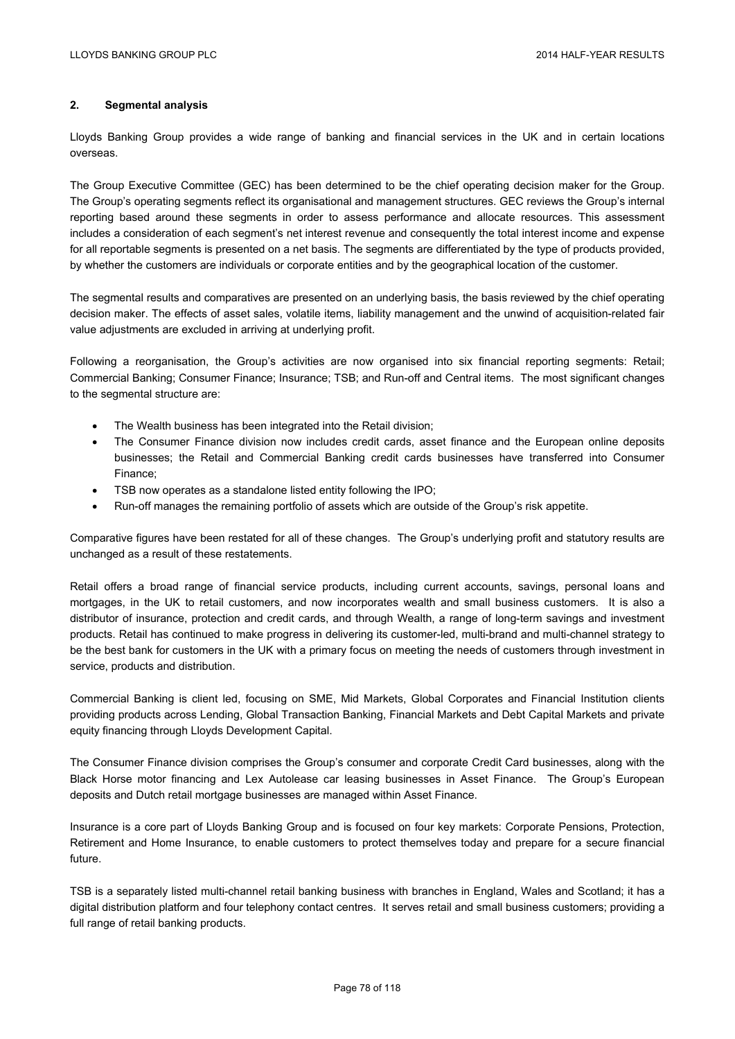## 2. Segmental analysis

Lloyds Banking Group provides a wide range of banking and financial services in the UK and in certain locations overseas.

The Group Executive Committee (GEC) has been determined to be the chief operating decision maker for the Group. The Group's operating segments reflect its organisational and management structures. GEC reviews the Group's internal reporting based around these segments in order to assess performance and allocate resources. This assessment includes a consideration of each segment's net interest revenue and consequently the total interest income and expense for all reportable segments is presented on a net basis. The segments are differentiated by the type of products provided, by whether the customers are individuals or corporate entities and by the geographical location of the customer.

The segmental results and comparatives are presented on an underlying basis, the basis reviewed by the chief operating decision maker. The effects of asset sales, volatile items, liability management and the unwind of acquisition-related fair value adjustments are excluded in arriving at underlying profit.

Following a reorganisation, the Group's activities are now organised into six financial reporting segments: Retail; Commercial Banking; Consumer Finance; Insurance; TSB; and Run-off and Central items. The most significant changes to the segmental structure are:

- The Wealth business has been integrated into the Retail division;
- The Consumer Finance division now includes credit cards, asset finance and the European online deposits businesses; the Retail and Commercial Banking credit cards businesses have transferred into Consumer Finance;
- TSB now operates as a standalone listed entity following the IPO;
- Run-off manages the remaining portfolio of assets which are outside of the Group's risk appetite.

Comparative figures have been restated for all of these changes. The Group's underlying profit and statutory results are unchanged as a result of these restatements.

Retail offers a broad range of financial service products, including current accounts, savings, personal loans and mortgages, in the UK to retail customers, and now incorporates wealth and small business customers. It is also a distributor of insurance, protection and credit cards, and through Wealth, a range of long-term savings and investment products. Retail has continued to make progress in delivering its customer-led, multi-brand and multi-channel strategy to be the best bank for customers in the UK with a primary focus on meeting the needs of customers through investment in service, products and distribution.

Commercial Banking is client led, focusing on SME, Mid Markets, Global Corporates and Financial Institution clients providing products across Lending, Global Transaction Banking, Financial Markets and Debt Capital Markets and private equity financing through Lloyds Development Capital.

The Consumer Finance division comprises the Group's consumer and corporate Credit Card businesses, along with the Black Horse motor financing and Lex Autolease car leasing businesses in Asset Finance. The Group's European deposits and Dutch retail mortgage businesses are managed within Asset Finance.

Insurance is a core part of Lloyds Banking Group and is focused on four key markets: Corporate Pensions, Protection, Retirement and Home Insurance, to enable customers to protect themselves today and prepare for a secure financial future.

TSB is a separately listed multi-channel retail banking business with branches in England, Wales and Scotland; it has a digital distribution platform and four telephony contact centres. It serves retail and small business customers; providing a full range of retail banking products.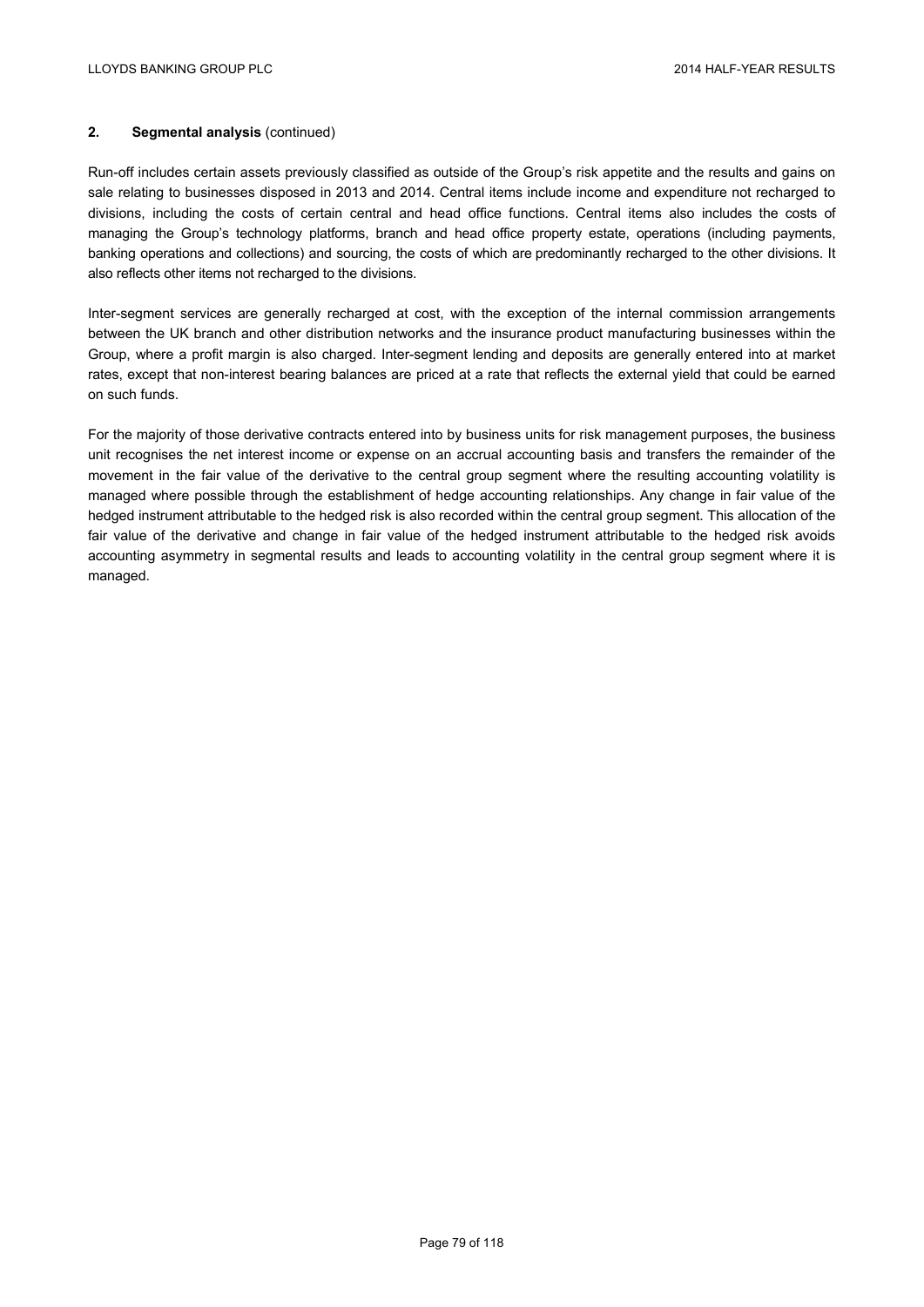## 2. Segmental analysis (continued)

Run-off includes certain assets previously classified as outside of the Group's risk appetite and the results and gains on sale relating to businesses disposed in 2013 and 2014. Central items include income and expenditure not recharged to divisions, including the costs of certain central and head office functions. Central items also includes the costs of managing the Group's technology platforms, branch and head office property estate, operations (including payments, banking operations and collections) and sourcing, the costs of which are predominantly recharged to the other divisions. It also reflects other items not recharged to the divisions.

Inter-segment services are generally recharged at cost, with the exception of the internal commission arrangements between the UK branch and other distribution networks and the insurance product manufacturing businesses within the Group, where a profit margin is also charged. Inter-segment lending and deposits are generally entered into at market rates, except that non-interest bearing balances are priced at a rate that reflects the external yield that could be earned on such funds.

For the majority of those derivative contracts entered into by business units for risk management purposes, the business unit recognises the net interest income or expense on an accrual accounting basis and transfers the remainder of the movement in the fair value of the derivative to the central group segment where the resulting accounting volatility is managed where possible through the establishment of hedge accounting relationships. Any change in fair value of the hedged instrument attributable to the hedged risk is also recorded within the central group segment. This allocation of the fair value of the derivative and change in fair value of the hedged instrument attributable to the hedged risk avoids accounting asymmetry in segmental results and leads to accounting volatility in the central group segment where it is managed.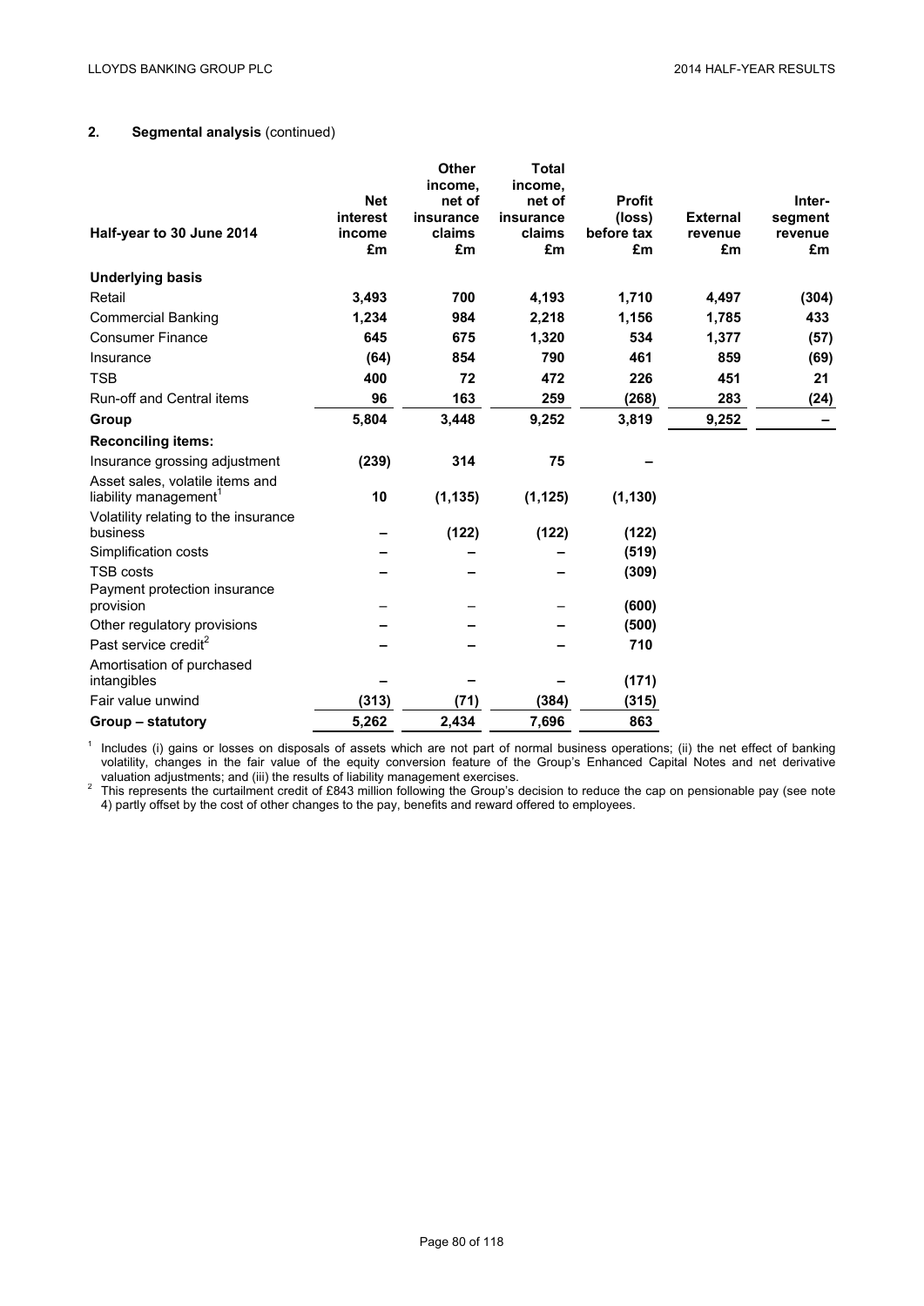## 2. Segmental analysis (continued)

| Half-year to 30 June 2014 | Net interest income £m | Other income, net of insurance claims £m | Total income, net of insurance claims £m | Profit (loss) before tax £m | External revenue £m | Inter-segment revenue £m |
|---|---|---|---|---|---|---|
| **Underlying basis** | | | | | | |
| Retail | **3,493** | **700** | **4,193** | **1,710** | **4,497** | **(304)** |
| Commercial Banking | **1,234** | **984** | **2,218** | **1,156** | **1,785** | **433** |
| Consumer Finance | **645** | **675** | **1,320** | **534** | **1,377** | **(57)** |
| Insurance | **(64)** | **854** | **790** | **461** | **859** | **(69)** |
| TSB | **400** | **72** | **472** | **226** | **451** | **21** |
| Run-off and Central items | **96** | **163** | **259** | **(268)** | **283** | **(24)** |
| **Group** | **5,804** | **3,448** | **9,252** | **3,819** | **9,252** | **–** |
| **Reconciling items:** | | | | | | |
| Insurance grossing adjustment | **(239)** | **314** | **75** | **–** | | |
| Asset sales, volatile items and liability management[1] | **10** | **(1,135)** | **(1,125)** | **(1,130)** | | |
| Volatility relating to the insurance business | **–** | **(122)** | **(122)** | **(122)** | | |
| Simplification costs | **–** | **–** | **–** | **(519)** | | |
| TSB costs | **–** | **–** | **–** | **(309)** | | |
| Payment protection insurance provision | – | – | – | **(600)** | | |
| Other regulatory provisions | **–** | **–** | **–** | **(500)** | | |
| Past service credit[2] | **–** | **–** | **–** | **710** | | |
| Amortisation of purchased intangibles | **–** | **–** | **–** | **(171)** | | |
| Fair value unwind | **(313)** | **(71)** | **(384)** | **(315)** | | |
| **Group – statutory** | **5,262** | **2,434** | **7,696** | **863** | | |

[1] Includes (i) gains or losses on disposals of assets which are not part of normal business operations; (ii) the net effect of banking volatility, changes in the fair value of the equity conversion feature of the Group's Enhanced Capital Notes and net derivative valuation adjustments; and (iii) the results of liability management exercises.

[2] This represents the curtailment credit of £843 million following the Group's decision to reduce the cap on pensionable pay (see note 4) partly offset by the cost of other changes to the pay, benefits and reward offered to employees.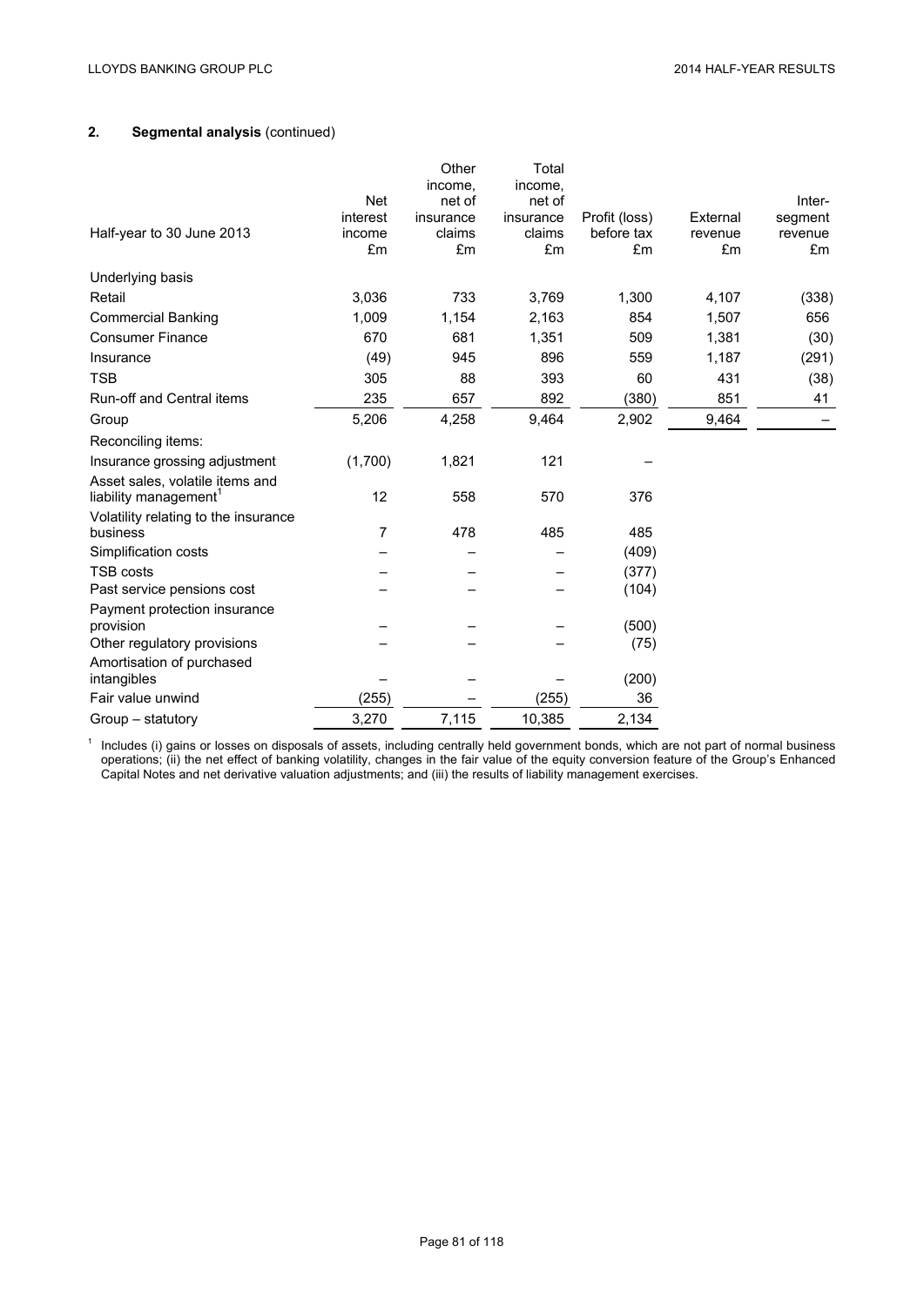## 2. Segmental analysis (continued)

| Half-year to 30 June 2013 | Net interest income £m | Other income, net of insurance claims £m | Total income, net of insurance claims £m | Profit (loss) before tax £m | External revenue £m | Inter-segment revenue £m |
|---|---|---|---|---|---|---|
| Underlying basis | | | | | | |
| Retail | 3,036 | 733 | 3,769 | 1,300 | 4,107 | (338) |
| Commercial Banking | 1,009 | 1,154 | 2,163 | 854 | 1,507 | 656 |
| Consumer Finance | 670 | 681 | 1,351 | 509 | 1,381 | (30) |
| Insurance | (49) | 945 | 896 | 559 | 1,187 | (291) |
| TSB | 305 | 88 | 393 | 60 | 431 | (38) |
| Run-off and Central items | 235 | 657 | 892 | (380) | 851 | 41 |
| Group | 5,206 | 4,258 | 9,464 | 2,902 | 9,464 | – |
| Reconciling items: | | | | | | |
| Insurance grossing adjustment | (1,700) | 1,821 | 121 | – | | |
| Asset sales, volatile items and liability management[1] | 12 | 558 | 570 | 376 | | |
| Volatility relating to the insurance business | 7 | 478 | 485 | 485 | | |
| Simplification costs | – | – | – | (409) | | |
| TSB costs | – | – | – | (377) | | |
| Past service pensions cost | – | – | – | (104) | | |
| Payment protection insurance provision | – | – | – | (500) | | |
| Other regulatory provisions | – | – | – | (75) | | |
| Amortisation of purchased intangibles | – | – | – | (200) | | |
| Fair value unwind | (255) | – | (255) | 36 | | |
| Group – statutory | 3,270 | 7,115 | 10,385 | 2,134 | | |

[1] Includes (i) gains or losses on disposals of assets, including centrally held government bonds, which are not part of normal business operations; (ii) the net effect of banking volatility, changes in the fair value of the equity conversion feature of the Group's Enhanced Capital Notes and net derivative valuation adjustments; and (iii) the results of liability management exercises.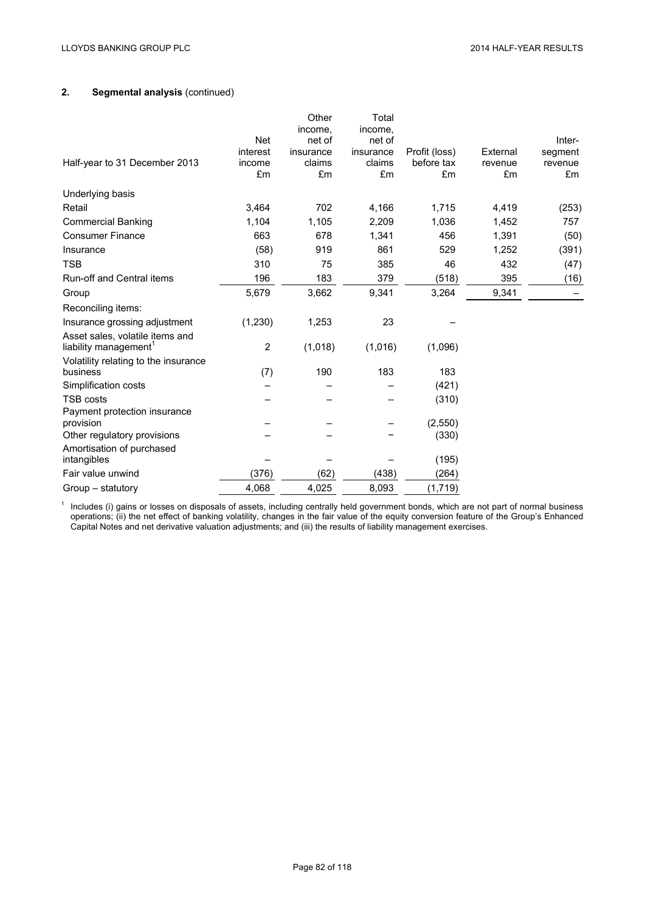## 2. Segmental analysis (continued)

| Half-year to 31 December 2013 | Net interest income £m | Other income, net of insurance claims £m | Total income, net of insurance claims £m | Profit (loss) before tax £m | External revenue £m | Inter-segment revenue £m |
|---|---|---|---|---|---|---|
| Underlying basis | | | | | | |
| Retail | 3,464 | 702 | 4,166 | 1,715 | 4,419 | (253) |
| Commercial Banking | 1,104 | 1,105 | 2,209 | 1,036 | 1,452 | 757 |
| Consumer Finance | 663 | 678 | 1,341 | 456 | 1,391 | (50) |
| Insurance | (58) | 919 | 861 | 529 | 1,252 | (391) |
| TSB | 310 | 75 | 385 | 46 | 432 | (47) |
| Run-off and Central items | 196 | 183 | 379 | (518) | 395 | (16) |
| Group | 5,679 | 3,662 | 9,341 | 3,264 | 9,341 | – |
| Reconciling items: | | | | | | |
| Insurance grossing adjustment | (1,230) | 1,253 | 23 | – | | |
| Asset sales, volatile items and liability management[1] | 2 | (1,018) | (1,016) | (1,096) | | |
| Volatility relating to the insurance business | (7) | 190 | 183 | 183 | | |
| Simplification costs | – | – | – | (421) | | |
| TSB costs | – | – | – | (310) | | |
| Payment protection insurance provision | – | – | – | (2,550) | | |
| Other regulatory provisions | – | – | – | (330) | | |
| Amortisation of purchased intangibles | – | – | – | (195) | | |
| Fair value unwind | (376) | (62) | (438) | (264) | | |
| Group – statutory | 4,068 | 4,025 | 8,093 | (1,719) | | |

[1] Includes (i) gains or losses on disposals of assets, including centrally held government bonds, which are not part of normal business operations; (ii) the net effect of banking volatility, changes in the fair value of the equity conversion feature of the Group's Enhanced Capital Notes and net derivative valuation adjustments; and (iii) the results of liability management exercises.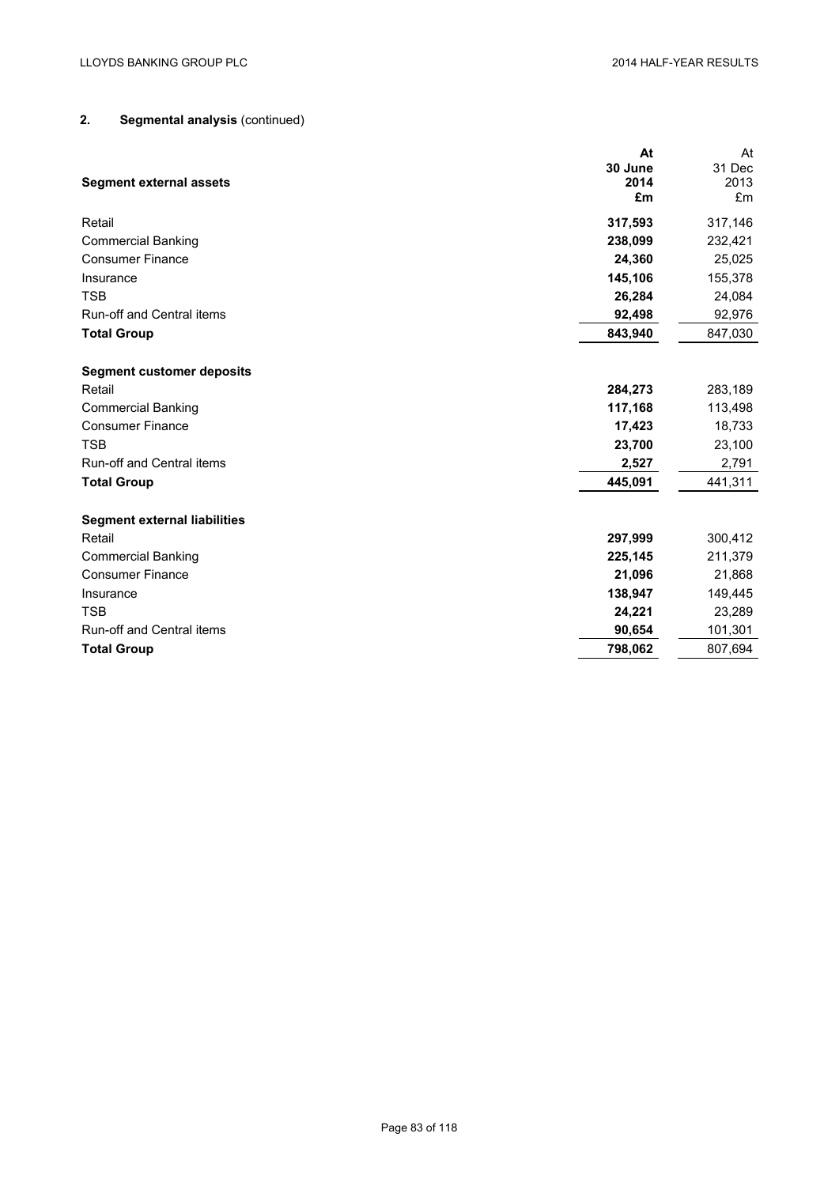## 2. Segmental analysis (continued)

| Segment external assets | At 30 June 2014 £m | At 31 Dec 2013 £m |
|---|---|---|
| Retail | **317,593** | 317,146 |
| Commercial Banking | **238,099** | 232,421 |
| Consumer Finance | **24,360** | 25,025 |
| Insurance | **145,106** | 155,378 |
| TSB | **26,284** | 24,084 |
| Run-off and Central items | **92,498** | 92,976 |
| **Total Group** | **843,940** | 847,030 |
| **Segment customer deposits** | | |
| Retail | **284,273** | 283,189 |
| Commercial Banking | **117,168** | 113,498 |
| Consumer Finance | **17,423** | 18,733 |
| TSB | **23,700** | 23,100 |
| Run-off and Central items | **2,527** | 2,791 |
| **Total Group** | **445,091** | 441,311 |
| **Segment external liabilities** | | |
| Retail | **297,999** | 300,412 |
| Commercial Banking | **225,145** | 211,379 |
| Consumer Finance | **21,096** | 21,868 |
| Insurance | **138,947** | 149,445 |
| TSB | **24,221** | 23,289 |
| Run-off and Central items | **90,654** | 101,301 |
| **Total Group** | **798,062** | 807,694 |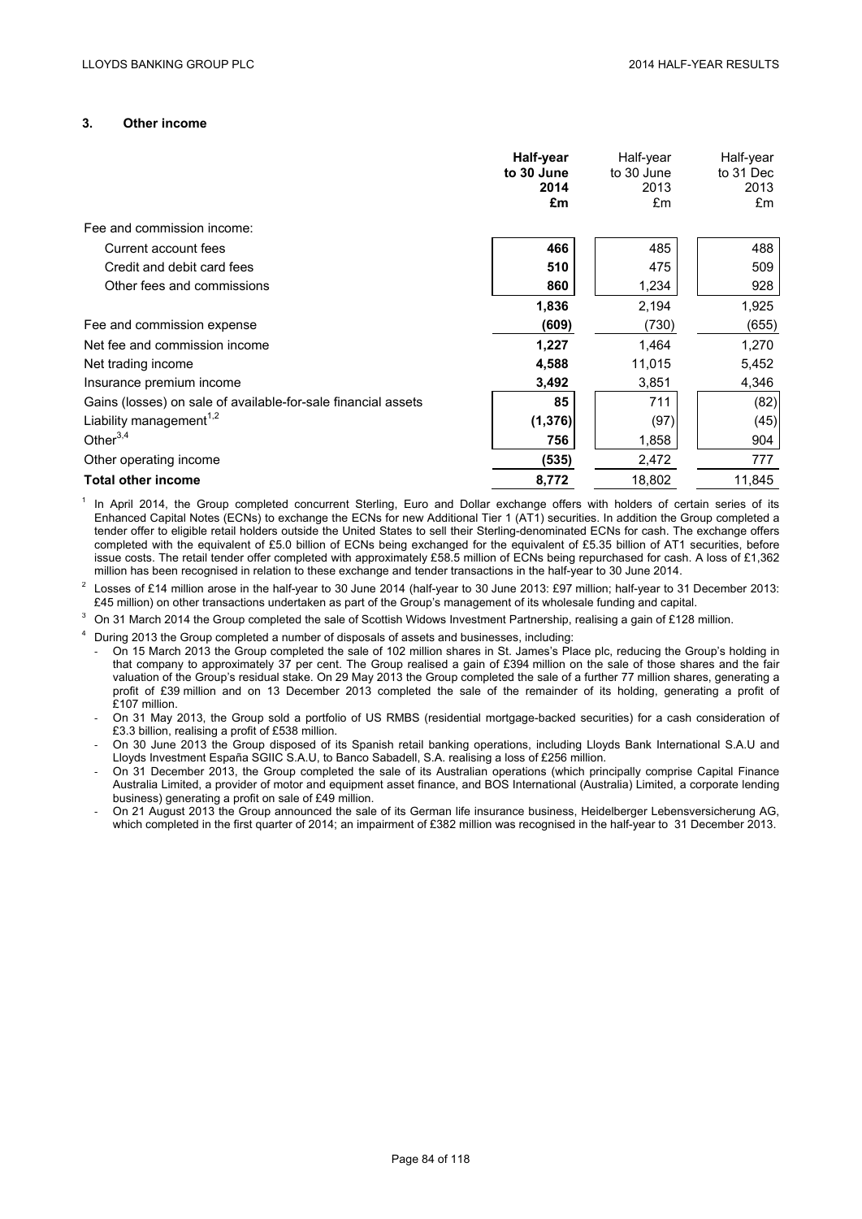## 3. Other income

| | Half-year to 30 June 2014 £m | Half-year to 30 June 2013 £m | Half-year to 31 Dec 2013 £m |
|---|---|---|---|
| Fee and commission income: | | | |
| Current account fees | **466** | 485 | 488 |
| Credit and debit card fees | **510** | 475 | 509 |
| Other fees and commissions | **860** | 1,234 | 928 |
| | **1,836** | 2,194 | 1,925 |
| Fee and commission expense | **(609)** | (730) | (655) |
| Net fee and commission income | **1,227** | 1,464 | 1,270 |
| Net trading income | **4,588** | 11,015 | 5,452 |
| Insurance premium income | **3,492** | 3,851 | 4,346 |
| Gains (losses) on sale of available-for-sale financial assets | **85** | 711 | (82) |
| Liability management[1,2] | **(1,376)** | (97) | (45) |
| Other[3,4] | **756** | 1,858 | 904 |
| Other operating income | **(535)** | 2,472 | 777 |
| **Total other income** | **8,772** | 18,802 | 11,845 |

[1] In April 2014, the Group completed concurrent Sterling, Euro and Dollar exchange offers with holders of certain series of its Enhanced Capital Notes (ECNs) to exchange the ECNs for new Additional Tier 1 (AT1) securities. In addition the Group completed a tender offer to eligible retail holders outside the United States to sell their Sterling-denominated ECNs for cash. The exchange offers completed with the equivalent of £5.0 billion of ECNs being exchanged for the equivalent of £5.35 billion of AT1 securities, before issue costs. The retail tender offer completed with approximately £58.5 million of ECNs being repurchased for cash. A loss of £1,362 million has been recognised in relation to these exchange and tender transactions in the half-year to 30 June 2014.

[2] Losses of £14 million arose in the half-year to 30 June 2014 (half-year to 30 June 2013: £97 million; half-year to 31 December 2013: £45 million) on other transactions undertaken as part of the Group's management of its wholesale funding and capital.

[3] On 31 March 2014 the Group completed the sale of Scottish Widows Investment Partnership, realising a gain of £128 million.

[4] During 2013 the Group completed a number of disposals of assets and businesses, including:

- On 15 March 2013 the Group completed the sale of 102 million shares in St. James's Place plc, reducing the Group's holding in that company to approximately 37 per cent. The Group realised a gain of £394 million on the sale of those shares and the fair valuation of the Group's residual stake. On 29 May 2013 the Group completed the sale of a further 77 million shares, generating a profit of £39 million and on 13 December 2013 completed the sale of the remainder of its holding, generating a profit of £107 million.
- On 31 May 2013, the Group sold a portfolio of US RMBS (residential mortgage-backed securities) for a cash consideration of £3.3 billion, realising a profit of £538 million.
- On 30 June 2013 the Group disposed of its Spanish retail banking operations, including Lloyds Bank International S.A.U and Lloyds Investment España SGIIC S.A.U, to Banco Sabadell, S.A. realising a loss of £256 million.
- On 31 December 2013, the Group completed the sale of its Australian operations (which principally comprise Capital Finance Australia Limited, a provider of motor and equipment asset finance, and BOS International (Australia) Limited, a corporate lending business) generating a profit on sale of £49 million.
- On 21 August 2013 the Group announced the sale of its German life insurance business, Heidelberger Lebensversicherung AG, which completed in the first quarter of 2014; an impairment of £382 million was recognised in the half-year to 31 December 2013.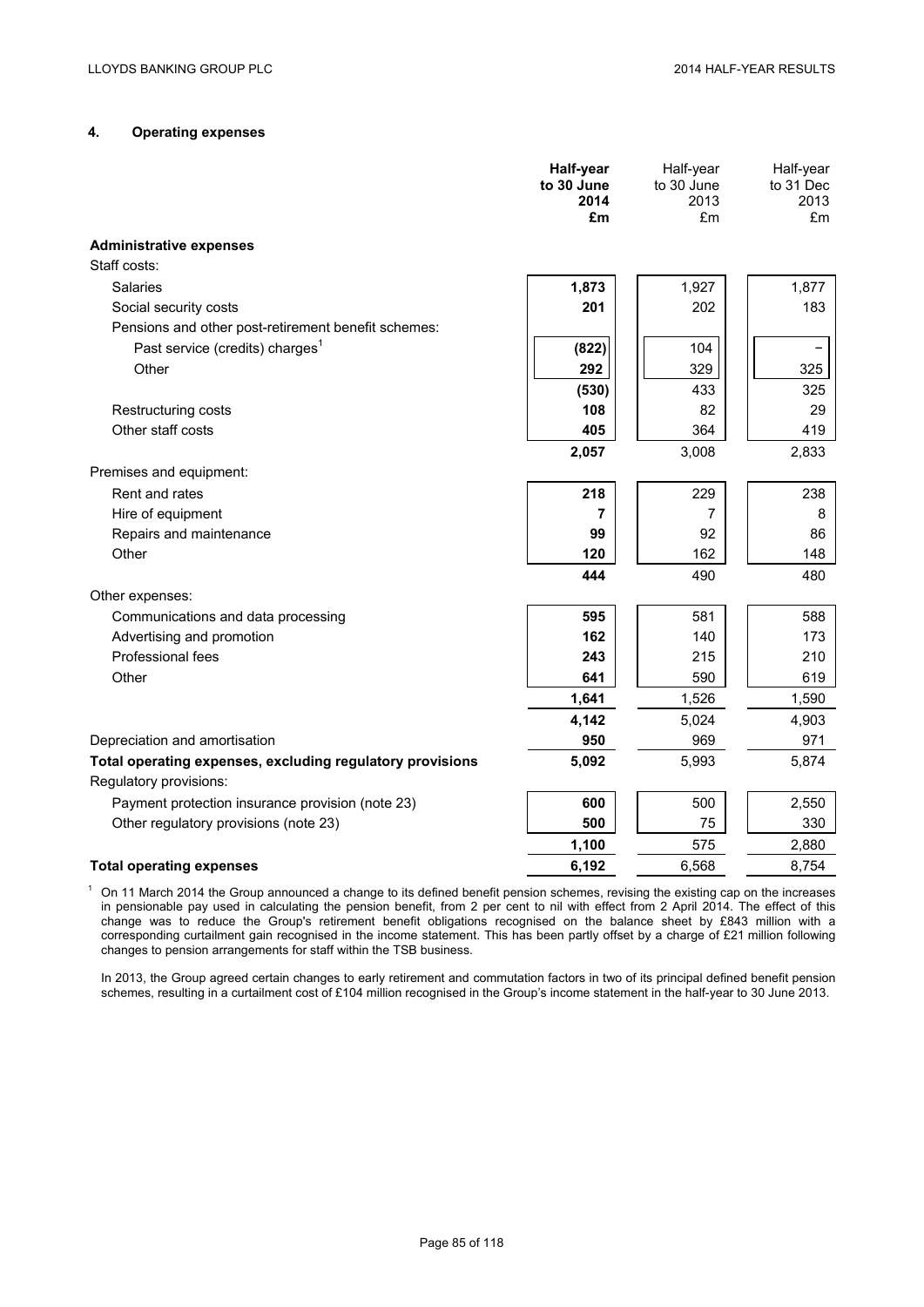## 4. Operating expenses

| | **Half-year to 30 June 2014 £m** | Half-year to 30 June 2013 £m | Half-year to 31 Dec 2013 £m |
|---|---|---|---|
| **Administrative expenses** | | | |
| Staff costs: | | | |
| Salaries | **1,873** | 1,927 | 1,877 |
| Social security costs | **201** | 202 | 183 |
| Pensions and other post-retirement benefit schemes: | | | |
| Past service (credits) charges[1] | **(822)** | 104 | – |
| Other | **292** | 329 | 325 |
| | **(530)** | 433 | 325 |
| Restructuring costs | **108** | 82 | 29 |
| Other staff costs | **405** | 364 | 419 |
| | **2,057** | 3,008 | 2,833 |
| Premises and equipment: | | | |
| Rent and rates | **218** | 229 | 238 |
| Hire of equipment | **7** | 7 | 8 |
| Repairs and maintenance | **99** | 92 | 86 |
| Other | **120** | 162 | 148 |
| | **444** | 490 | 480 |
| Other expenses: | | | |
| Communications and data processing | **595** | 581 | 588 |
| Advertising and promotion | **162** | 140 | 173 |
| Professional fees | **243** | 215 | 210 |
| Other | **641** | 590 | 619 |
| | **1,641** | 1,526 | 1,590 |
| | **4,142** | 5,024 | 4,903 |
| Depreciation and amortisation | **950** | 969 | 971 |
| **Total operating expenses, excluding regulatory provisions** | **5,092** | 5,993 | 5,874 |
| Regulatory provisions: | | | |
| Payment protection insurance provision (note 23) | **600** | 500 | 2,550 |
| Other regulatory provisions (note 23) | **500** | 75 | 330 |
| | **1,100** | 575 | 2,880 |
| **Total operating expenses** | **6,192** | 6,568 | 8,754 |

[1] On 11 March 2014 the Group announced a change to its defined benefit pension schemes, revising the existing cap on the increases in pensionable pay used in calculating the pension benefit, from 2 per cent to nil with effect from 2 April 2014. The effect of this change was to reduce the Group's retirement benefit obligations recognised on the balance sheet by £843 million with a corresponding curtailment gain recognised in the income statement. This has been partly offset by a charge of £21 million following changes to pension arrangements for staff within the TSB business.

In 2013, the Group agreed certain changes to early retirement and commutation factors in two of its principal defined benefit pension schemes, resulting in a curtailment cost of £104 million recognised in the Group's income statement in the half-year to 30 June 2013.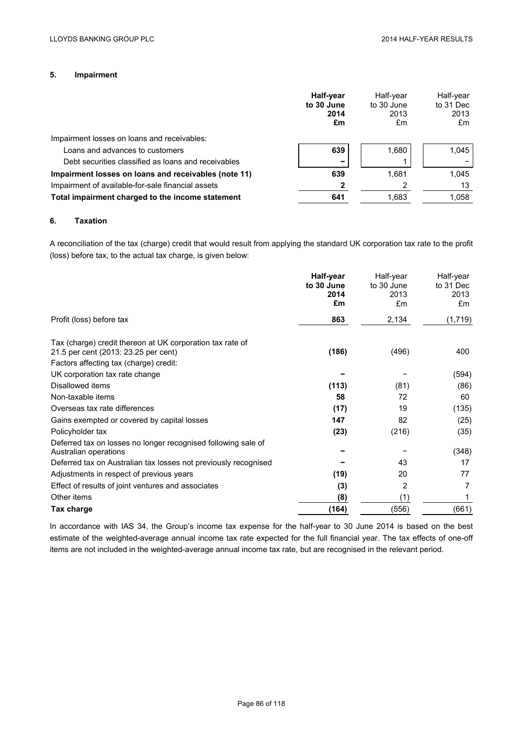## 5. Impairment

| | **Half-year to 30 June 2014 £m** | Half-year to 30 June 2013 £m | Half-year to 31 Dec 2013 £m |
|---|---|---|---|
| Impairment losses on loans and receivables: | | | |
| Loans and advances to customers | **639** | 1,680 | 1,045 |
| Debt securities classified as loans and receivables | **–** | 1 | – |
| **Impairment losses on loans and receivables (note 11)** | **639** | 1,681 | 1,045 |
| Impairment of available-for-sale financial assets | **2** | 2 | 13 |
| **Total impairment charged to the income statement** | **641** | 1,683 | 1,058 |

## 6. Taxation

A reconciliation of the tax (charge) credit that would result from applying the standard UK corporation tax rate to the profit (loss) before tax, to the actual tax charge, is given below:

| | **Half-year to 30 June 2014 £m** | Half-year to 30 June 2013 £m | Half-year to 31 Dec 2013 £m |
|---|---|---|---|
| Profit (loss) before tax | **863** | 2,134 | (1,719) |
| Tax (charge) credit thereon at UK corporation tax rate of 21.5 per cent (2013: 23.25 per cent) | **(186)** | (496) | 400 |
| Factors affecting tax (charge) credit: | | | |
| UK corporation tax rate change | **–** | – | (594) |
| Disallowed items | **(113)** | (81) | (86) |
| Non-taxable items | **58** | 72 | 60 |
| Overseas tax rate differences | **(17)** | 19 | (135) |
| Gains exempted or covered by capital losses | **147** | 82 | (25) |
| Policyholder tax | **(23)** | (216) | (35) |
| Deferred tax on losses no longer recognised following sale of Australian operations | **–** | – | (348) |
| Deferred tax on Australian tax losses not previously recognised | **–** | 43 | 17 |
| Adjustments in respect of previous years | **(19)** | 20 | 77 |
| Effect of results of joint ventures and associates | **(3)** | 2 | 7 |
| Other items | **(8)** | (1) | 1 |
| **Tax charge** | **(164)** | (556) | (661) |

In accordance with IAS 34, the Group's income tax expense for the half-year to 30 June 2014 is based on the best estimate of the weighted-average annual income tax rate expected for the full financial year. The tax effects of one-off items are not included in the weighted-average annual income tax rate, but are recognised in the relevant period.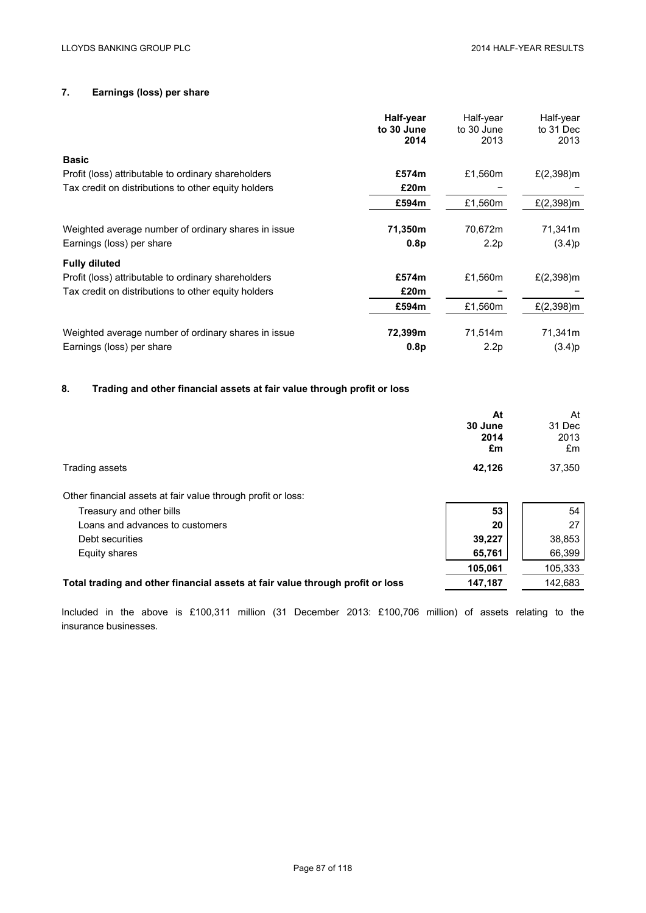## 7. Earnings (loss) per share

| | **Half-year to 30 June 2014** | Half-year to 30 June 2013 | Half-year to 31 Dec 2013 |
|---|---|---|---|
| **Basic** | | | |
| Profit (loss) attributable to ordinary shareholders | **£574m** | £1,560m | £(2,398)m |
| Tax credit on distributions to other equity holders | **£20m** | – | – |
| | **£594m** | £1,560m | £(2,398)m |
| Weighted average number of ordinary shares in issue | **71,350m** | 70,672m | 71,341m |
| Earnings (loss) per share | **0.8p** | 2.2p | (3.4)p |
| **Fully diluted** | | | |
| Profit (loss) attributable to ordinary shareholders | **£574m** | £1,560m | £(2,398)m |
| Tax credit on distributions to other equity holders | **£20m** | – | – |
| | **£594m** | £1,560m | £(2,398)m |
| Weighted average number of ordinary shares in issue | **72,399m** | 71,514m | 71,341m |
| Earnings (loss) per share | **0.8p** | 2.2p | (3.4)p |

## 8. Trading and other financial assets at fair value through profit or loss

| | **At 30 June 2014 £m** | At 31 Dec 2013 £m |
|---|---|---|
| Trading assets | **42,126** | 37,350 |
| Other financial assets at fair value through profit or loss: | | |
| Treasury and other bills | **53** | 54 |
| Loans and advances to customers | **20** | 27 |
| Debt securities | **39,227** | 38,853 |
| Equity shares | **65,761** | 66,399 |
| | **105,061** | 105,333 |
| **Total trading and other financial assets at fair value through profit or loss** | **147,187** | 142,683 |

Included in the above is £100,311 million (31 December 2013: £100,706 million) of assets relating to the insurance businesses.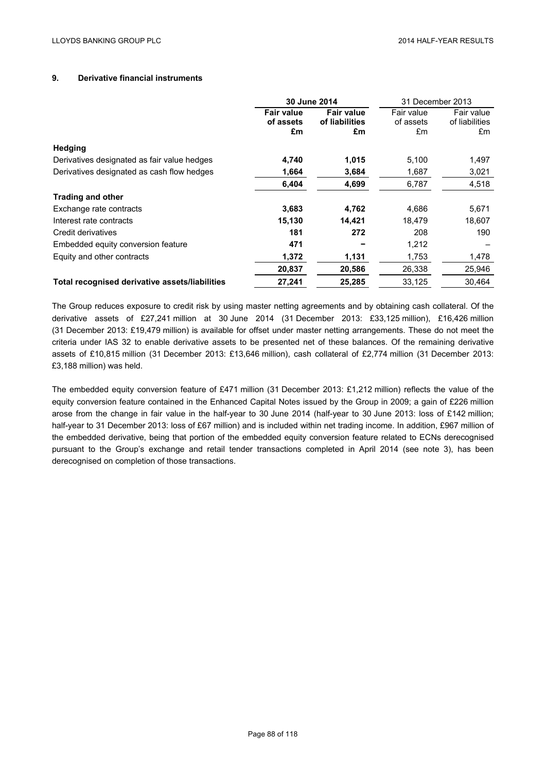## 9. Derivative financial instruments

| | 30 June 2014 | | 31 December 2013 | |
|---|---|---|---|---|
| | **Fair value of assets £m** | **Fair value of liabilities £m** | Fair value of assets £m | Fair value of liabilities £m |
| **Hedging** | | | | |
| Derivatives designated as fair value hedges | **4,740** | **1,015** | 5,100 | 1,497 |
| Derivatives designated as cash flow hedges | **1,664** | **3,684** | 1,687 | 3,021 |
| | **6,404** | **4,699** | 6,787 | 4,518 |
| **Trading and other** | | | | |
| Exchange rate contracts | **3,683** | **4,762** | 4,686 | 5,671 |
| Interest rate contracts | **15,130** | **14,421** | 18,479 | 18,607 |
| Credit derivatives | **181** | **272** | 208 | 190 |
| Embedded equity conversion feature | **471** | **–** | 1,212 | – |
| Equity and other contracts | **1,372** | **1,131** | 1,753 | 1,478 |
| | **20,837** | **20,586** | 26,338 | 25,946 |
| **Total recognised derivative assets/liabilities** | **27,241** | **25,285** | 33,125 | 30,464 |

The Group reduces exposure to credit risk by using master netting agreements and by obtaining cash collateral. Of the derivative assets of £27,241 million at 30 June 2014 (31 December 2013: £33,125 million), £16,426 million (31 December 2013: £19,479 million) is available for offset under master netting arrangements. These do not meet the criteria under IAS 32 to enable derivative assets to be presented net of these balances. Of the remaining derivative assets of £10,815 million (31 December 2013: £13,646 million), cash collateral of £2,774 million (31 December 2013: £3,188 million) was held.

The embedded equity conversion feature of £471 million (31 December 2013: £1,212 million) reflects the value of the equity conversion feature contained in the Enhanced Capital Notes issued by the Group in 2009; a gain of £226 million arose from the change in fair value in the half-year to 30 June 2014 (half-year to 30 June 2013: loss of £142 million; half-year to 31 December 2013: loss of £67 million) and is included within net trading income. In addition, £967 million of the embedded derivative, being that portion of the embedded equity conversion feature related to ECNs derecognised pursuant to the Group's exchange and retail tender transactions completed in April 2014 (see note 3), has been derecognised on completion of those transactions.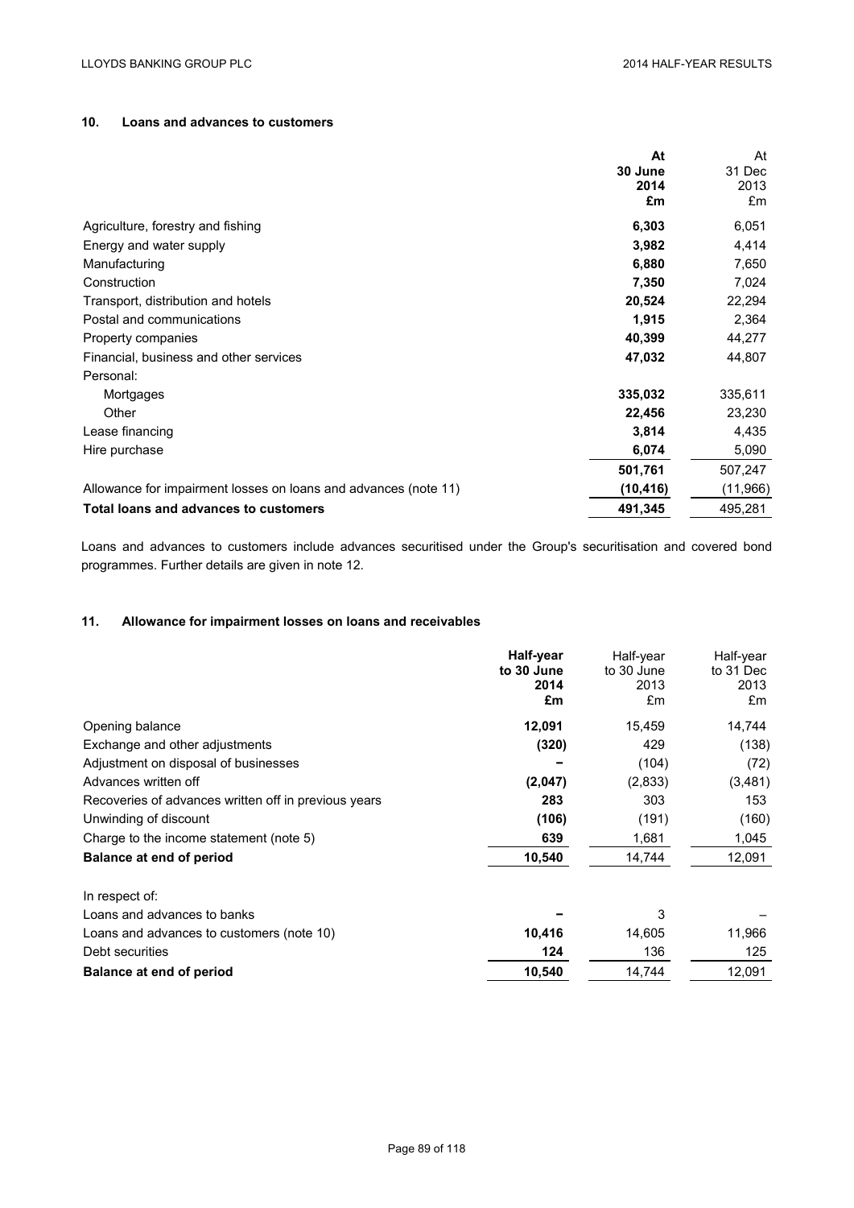## 10. Loans and advances to customers

| | At 30 June 2014 £m | At 31 Dec 2013 £m |
|---|---|---|
| Agriculture, forestry and fishing | **6,303** | 6,051 |
| Energy and water supply | **3,982** | 4,414 |
| Manufacturing | **6,880** | 7,650 |
| Construction | **7,350** | 7,024 |
| Transport, distribution and hotels | **20,524** | 22,294 |
| Postal and communications | **1,915** | 2,364 |
| Property companies | **40,399** | 44,277 |
| Financial, business and other services | **47,032** | 44,807 |
| Personal: | | |
| Mortgages | **335,032** | 335,611 |
| Other | **22,456** | 23,230 |
| Lease financing | **3,814** | 4,435 |
| Hire purchase | **6,074** | 5,090 |
| | **501,761** | 507,247 |
| Allowance for impairment losses on loans and advances (note 11) | **(10,416)** | (11,966) |
| **Total loans and advances to customers** | **491,345** | 495,281 |

Loans and advances to customers include advances securitised under the Group's securitisation and covered bond programmes. Further details are given in note 12.

## 11. Allowance for impairment losses on loans and receivables

| | Half-year to 30 June 2014 £m | Half-year to 30 June 2013 £m | Half-year to 31 Dec 2013 £m |
|---|---|---|---|
| Opening balance | **12,091** | 15,459 | 14,744 |
| Exchange and other adjustments | **(320)** | 429 | (138) |
| Adjustment on disposal of businesses | **–** | (104) | (72) |
| Advances written off | **(2,047)** | (2,833) | (3,481) |
| Recoveries of advances written off in previous years | **283** | 303 | 153 |
| Unwinding of discount | **(106)** | (191) | (160) |
| Charge to the income statement (note 5) | **639** | 1,681 | 1,045 |
| **Balance at end of period** | **10,540** | 14,744 | 12,091 |
| | | | |
| In respect of: | | | |
| Loans and advances to banks | **–** | 3 | – |
| Loans and advances to customers (note 10) | **10,416** | 14,605 | 11,966 |
| Debt securities | **124** | 136 | 125 |
| **Balance at end of period** | **10,540** | 14,744 | 12,091 |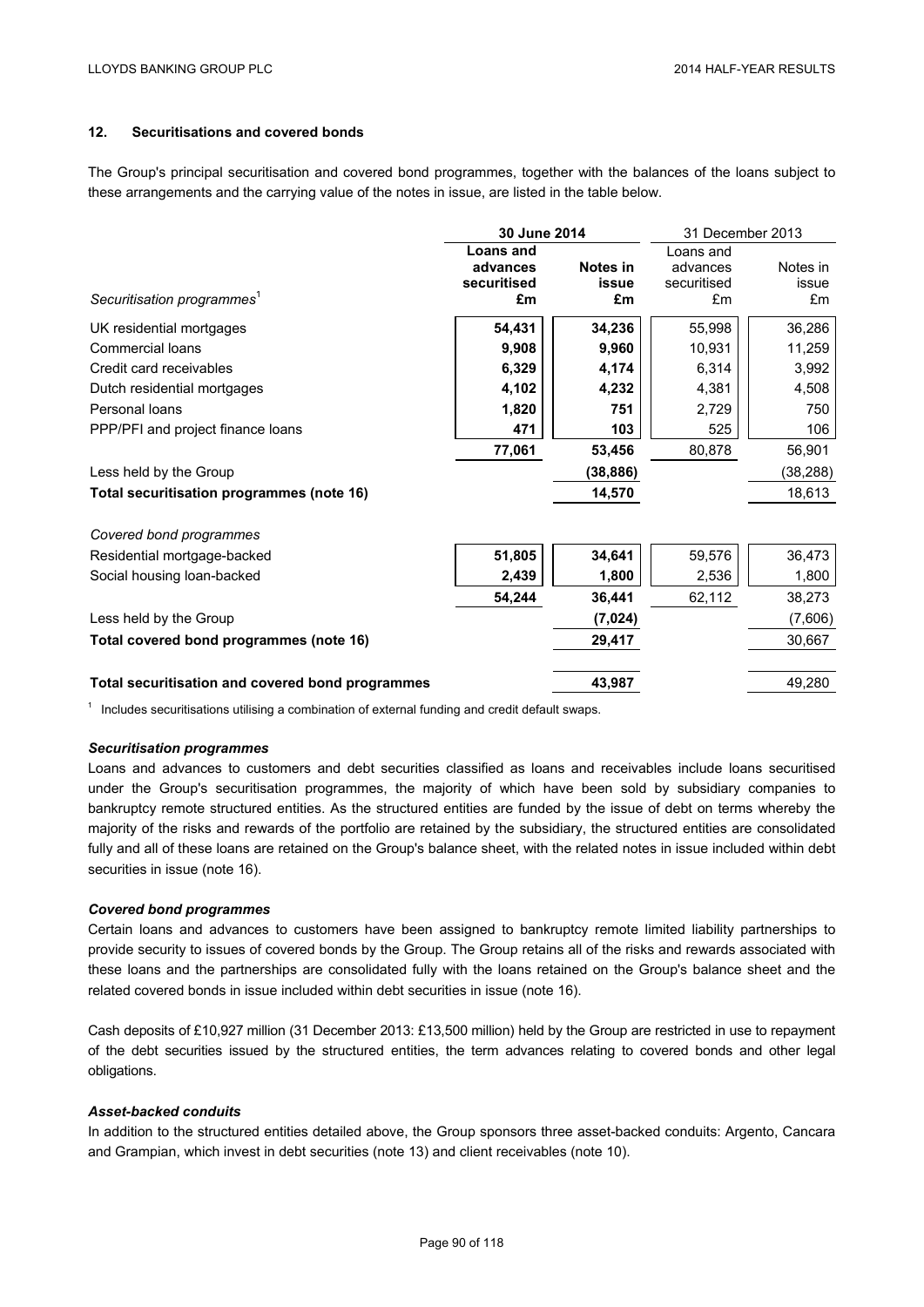## 12. Securitisations and covered bonds

The Group's principal securitisation and covered bond programmes, together with the balances of the loans subject to these arrangements and the carrying value of the notes in issue, are listed in the table below.

| | **30 June 2014** | | 31 December 2013 | |
|---|---|---|---|---|
| *Securitisation programmes*[1] | **Loans and advances securitised £m** | **Notes in issue £m** | Loans and advances securitised £m | Notes in issue £m |
| UK residential mortgages | **54,431** | **34,236** | 55,998 | 36,286 |
| Commercial loans | **9,908** | **9,960** | 10,931 | 11,259 |
| Credit card receivables | **6,329** | **4,174** | 6,314 | 3,992 |
| Dutch residential mortgages | **4,102** | **4,232** | 4,381 | 4,508 |
| Personal loans | **1,820** | **751** | 2,729 | 750 |
| PPP/PFI and project finance loans | **471** | **103** | 525 | 106 |
| | **77,061** | **53,456** | 80,878 | 56,901 |
| Less held by the Group | | **(38,886)** | | (38,288) |
| **Total securitisation programmes (note 16)** | | **14,570** | | 18,613 |
| *Covered bond programmes* | | | | |
| Residential mortgage-backed | **51,805** | **34,641** | 59,576 | 36,473 |
| Social housing loan-backed | **2,439** | **1,800** | 2,536 | 1,800 |
| | **54,244** | **36,441** | 62,112 | 38,273 |
| Less held by the Group | | **(7,024)** | | (7,606) |
| **Total covered bond programmes (note 16)** | | **29,417** | | 30,667 |
| **Total securitisation and covered bond programmes** | | **43,987** | | 49,280 |

[1] Includes securitisations utilising a combination of external funding and credit default swaps.

***Securitisation programmes***

Loans and advances to customers and debt securities classified as loans and receivables include loans securitised under the Group's securitisation programmes, the majority of which have been sold by subsidiary companies to bankruptcy remote structured entities. As the structured entities are funded by the issue of debt on terms whereby the majority of the risks and rewards of the portfolio are retained by the subsidiary, the structured entities are consolidated fully and all of these loans are retained on the Group's balance sheet, with the related notes in issue included within debt securities in issue (note 16).

***Covered bond programmes***

Certain loans and advances to customers have been assigned to bankruptcy remote limited liability partnerships to provide security to issues of covered bonds by the Group. The Group retains all of the risks and rewards associated with these loans and the partnerships are consolidated fully with the loans retained on the Group's balance sheet and the related covered bonds in issue included within debt securities in issue (note 16).

Cash deposits of £10,927 million (31 December 2013: £13,500 million) held by the Group are restricted in use to repayment of the debt securities issued by the structured entities, the term advances relating to covered bonds and other legal obligations.

***Asset-backed conduits***

In addition to the structured entities detailed above, the Group sponsors three asset-backed conduits: Argento, Cancara and Grampian, which invest in debt securities (note 13) and client receivables (note 10).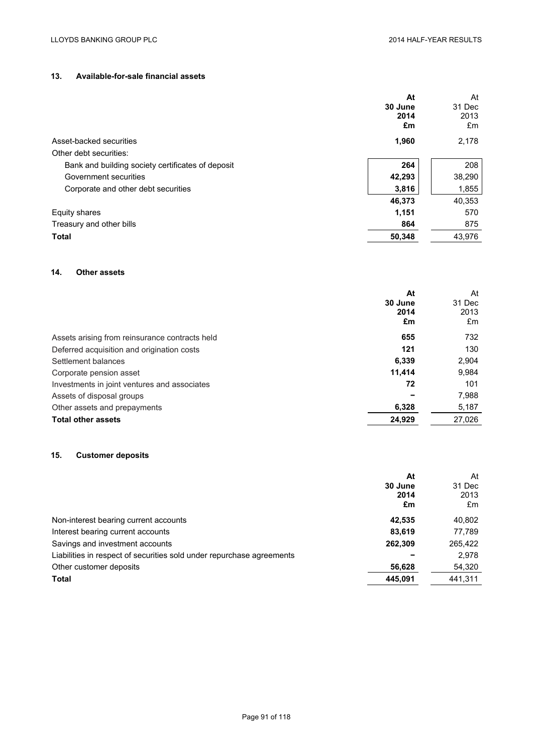## 13. Available-for-sale financial assets

| | At 30 June 2014 £m | At 31 Dec 2013 £m |
|---|---|---|
| Asset-backed securities | **1,960** | 2,178 |
| Other debt securities: | | |
| Bank and building society certificates of deposit | **264** | 208 |
| Government securities | **42,293** | 38,290 |
| Corporate and other debt securities | **3,816** | 1,855 |
| | **46,373** | 40,353 |
| Equity shares | **1,151** | 570 |
| Treasury and other bills | **864** | 875 |
| **Total** | **50,348** | 43,976 |

## 14. Other assets

| | At 30 June 2014 £m | At 31 Dec 2013 £m |
|---|---|---|
| Assets arising from reinsurance contracts held | **655** | 732 |
| Deferred acquisition and origination costs | **121** | 130 |
| Settlement balances | **6,339** | 2,904 |
| Corporate pension asset | **11,414** | 9,984 |
| Investments in joint ventures and associates | **72** | 101 |
| Assets of disposal groups | **–** | 7,988 |
| Other assets and prepayments | **6,328** | 5,187 |
| **Total other assets** | **24,929** | 27,026 |

## 15. Customer deposits

| | At 30 June 2014 £m | At 31 Dec 2013 £m |
|---|---|---|
| Non-interest bearing current accounts | **42,535** | 40,802 |
| Interest bearing current accounts | **83,619** | 77,789 |
| Savings and investment accounts | **262,309** | 265,422 |
| Liabilities in respect of securities sold under repurchase agreements | **–** | 2,978 |
| Other customer deposits | **56,628** | 54,320 |
| **Total** | **445,091** | 441,311 |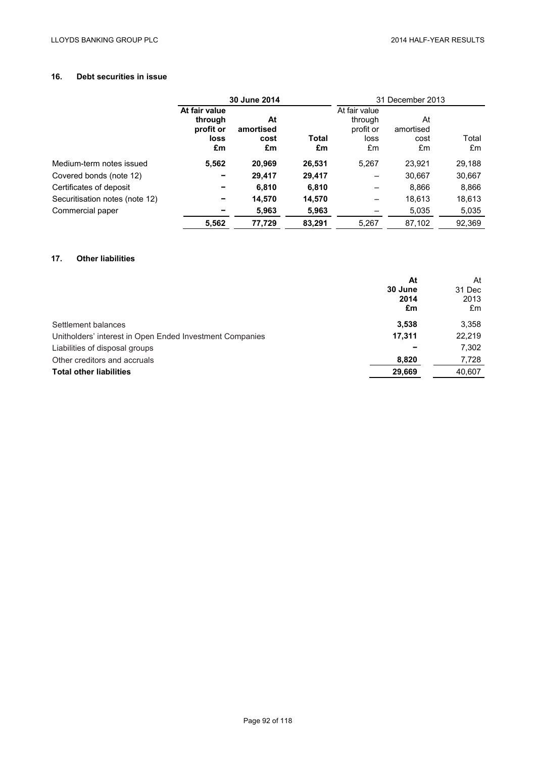## 16. Debt securities in issue

| | 30 June 2014 | | | 31 December 2013 | | |
|---|---|---|---|---|---|---|
| | **At fair value through profit or loss £m** | **At amortised cost £m** | **Total £m** | At fair value through profit or loss £m | At amortised cost £m | Total £m |
| Medium-term notes issued | **5,562** | **20,969** | **26,531** | 5,267 | 23,921 | 29,188 |
| Covered bonds (note 12) | **–** | **29,417** | **29,417** | – | 30,667 | 30,667 |
| Certificates of deposit | **–** | **6,810** | **6,810** | – | 8,866 | 8,866 |
| Securitisation notes (note 12) | **–** | **14,570** | **14,570** | – | 18,613 | 18,613 |
| Commercial paper | **–** | **5,963** | **5,963** | – | 5,035 | 5,035 |
| | **5,562** | **77,729** | **83,291** | 5,267 | 87,102 | 92,369 |

## 17. Other liabilities

| | **At 30 June 2014 £m** | At 31 Dec 2013 £m |
|---|---|---|
| Settlement balances | **3,538** | 3,358 |
| Unitholders' interest in Open Ended Investment Companies | **17,311** | 22,219 |
| Liabilities of disposal groups | **–** | 7,302 |
| Other creditors and accruals | **8,820** | 7,728 |
| **Total other liabilities** | **29,669** | 40,607 |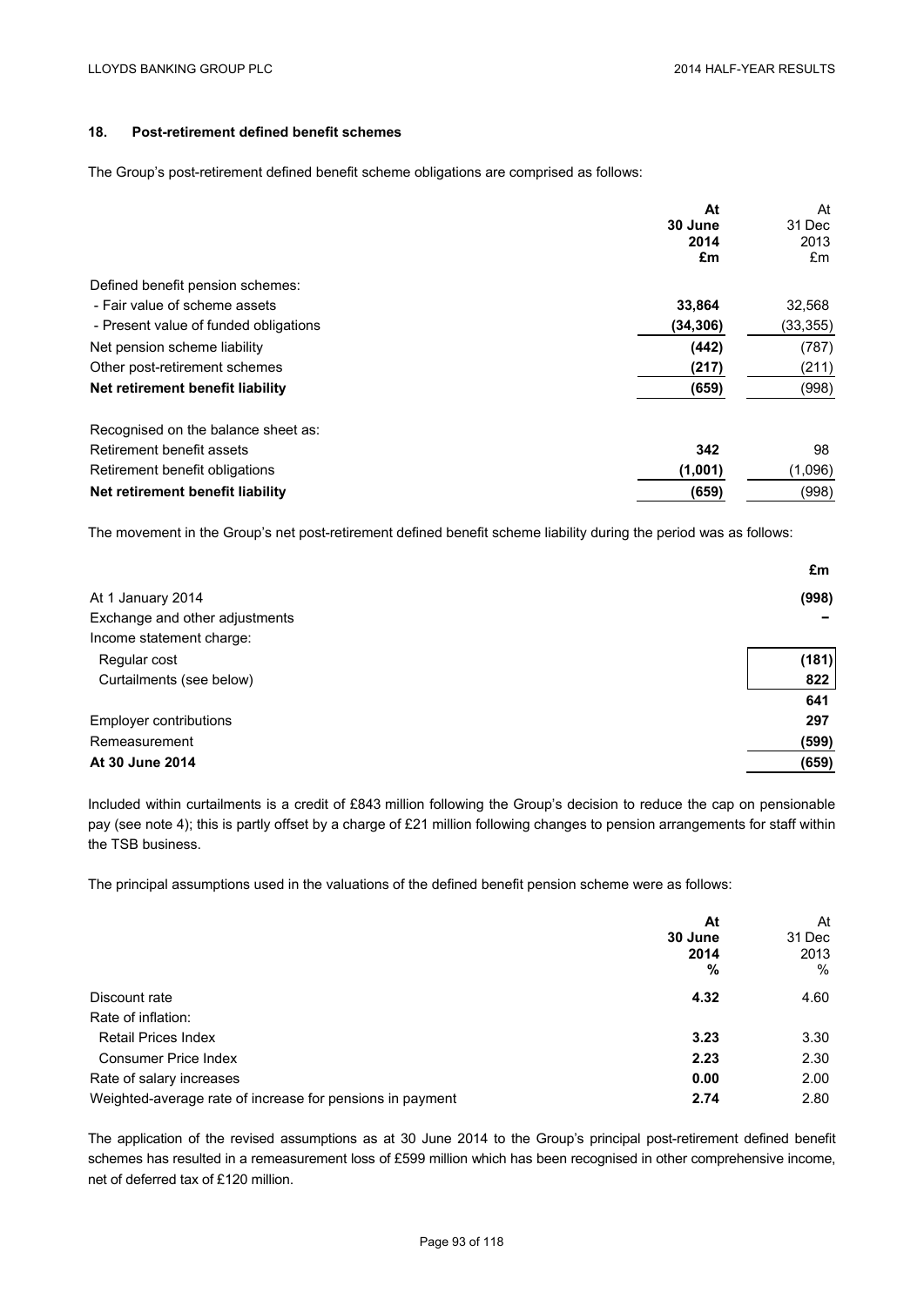## 18. Post-retirement defined benefit schemes

The Group's post-retirement defined benefit scheme obligations are comprised as follows:

| | **At 30 June 2014 £m** | At 31 Dec 2013 £m |
|---|---|---|
| Defined benefit pension schemes: | | |
| - Fair value of scheme assets | **33,864** | 32,568 |
| - Present value of funded obligations | **(34,306)** | (33,355) |
| Net pension scheme liability | **(442)** | (787) |
| Other post-retirement schemes | **(217)** | (211) |
| **Net retirement benefit liability** | **(659)** | (998) |
| | | |
| Recognised on the balance sheet as: | | |
| Retirement benefit assets | **342** | 98 |
| Retirement benefit obligations | **(1,001)** | (1,096) |
| **Net retirement benefit liability** | **(659)** | (998) |

The movement in the Group's net post-retirement defined benefit scheme liability during the period was as follows:

| | **£m** |
|---|---|
| At 1 January 2014 | **(998)** |
| Exchange and other adjustments | **–** |
| Income statement charge: | |
| Regular cost | **(181)** |
| Curtailments (see below) | **822** |
| | **641** |
| Employer contributions | **297** |
| Remeasurement | **(599)** |
| **At 30 June 2014** | **(659)** |

Included within curtailments is a credit of £843 million following the Group's decision to reduce the cap on pensionable pay (see note 4); this is partly offset by a charge of £21 million following changes to pension arrangements for staff within the TSB business.

The principal assumptions used in the valuations of the defined benefit pension scheme were as follows:

| | **At 30 June 2014 %** | At 31 Dec 2013 % |
|---|---|---|
| Discount rate | **4.32** | 4.60 |
| Rate of inflation: | | |
| Retail Prices Index | **3.23** | 3.30 |
| Consumer Price Index | **2.23** | 2.30 |
| Rate of salary increases | **0.00** | 2.00 |
| Weighted-average rate of increase for pensions in payment | **2.74** | 2.80 |

The application of the revised assumptions as at 30 June 2014 to the Group's principal post-retirement defined benefit schemes has resulted in a remeasurement loss of £599 million which has been recognised in other comprehensive income, net of deferred tax of £120 million.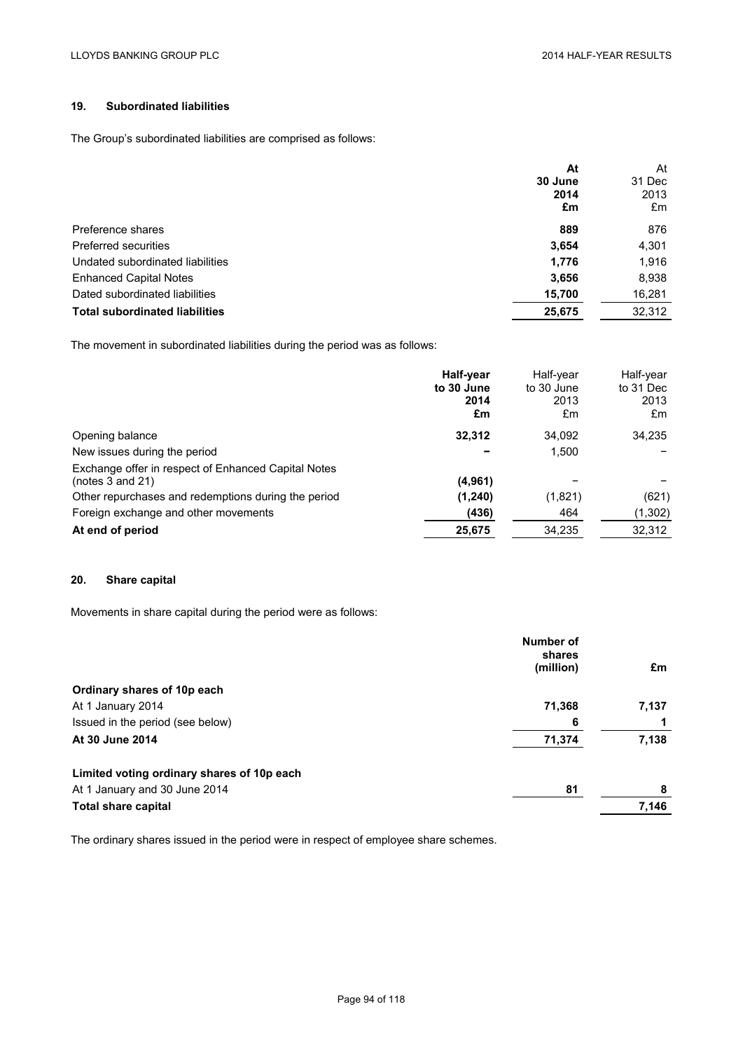## 19. Subordinated liabilities

The Group's subordinated liabilities are comprised as follows:

| | **At 30 June 2014 £m** | At 31 Dec 2013 £m |
|---|---|---|
| Preference shares | **889** | 876 |
| Preferred securities | **3,654** | 4,301 |
| Undated subordinated liabilities | **1,776** | 1,916 |
| Enhanced Capital Notes | **3,656** | 8,938 |
| Dated subordinated liabilities | **15,700** | 16,281 |
| **Total subordinated liabilities** | **25,675** | 32,312 |

The movement in subordinated liabilities during the period was as follows:

| | **Half-year to 30 June 2014 £m** | Half-year to 30 June 2013 £m | Half-year to 31 Dec 2013 £m |
|---|---|---|---|
| Opening balance | **32,312** | 34,092 | 34,235 |
| New issues during the period | **–** | 1,500 | – |
| Exchange offer in respect of Enhanced Capital Notes (notes 3 and 21) | **(4,961)** | – | – |
| Other repurchases and redemptions during the period | **(1,240)** | (1,821) | (621) |
| Foreign exchange and other movements | **(436)** | 464 | (1,302) |
| **At end of period** | **25,675** | 34,235 | 32,312 |

## 20. Share capital

Movements in share capital during the period were as follows:

| | **Number of shares (million)** | **£m** |
|---|---|---|
| **Ordinary shares of 10p each** | | |
| At 1 January 2014 | **71,368** | **7,137** |
| Issued in the period (see below) | **6** | **1** |
| **At 30 June 2014** | **71,374** | **7,138** |
| | | |
| **Limited voting ordinary shares of 10p each** | | |
| At 1 January and 30 June 2014 | **81** | **8** |
| **Total share capital** | | **7,146** |

The ordinary shares issued in the period were in respect of employee share schemes.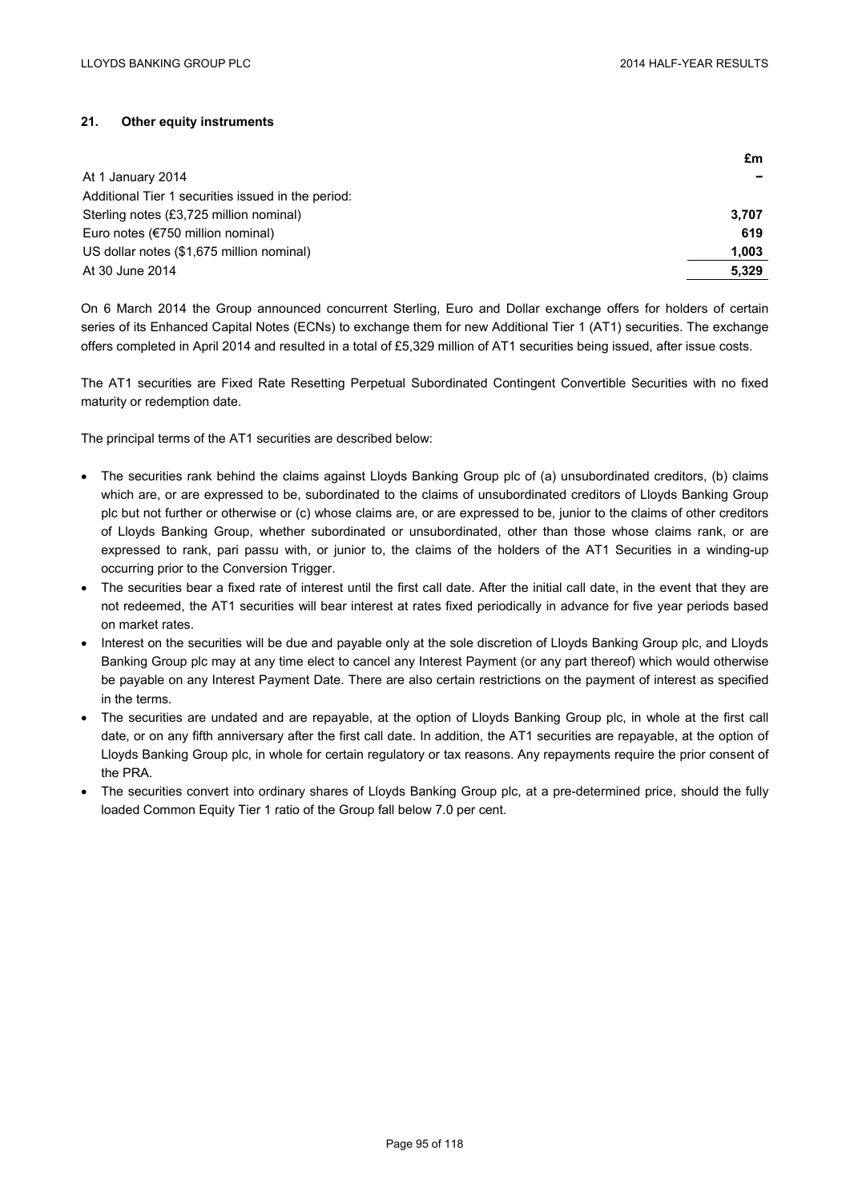## 21. Other equity instruments

| | £m |
|---|---|
| At 1 January 2014 | – |
| Additional Tier 1 securities issued in the period: | |
| Sterling notes (£3,725 million nominal) | **3,707** |
| Euro notes (€750 million nominal) | **619** |
| US dollar notes ($1,675 million nominal) | **1,003** |
| At 30 June 2014 | **5,329** |

On 6 March 2014 the Group announced concurrent Sterling, Euro and Dollar exchange offers for holders of certain series of its Enhanced Capital Notes (ECNs) to exchange them for new Additional Tier 1 (AT1) securities. The exchange offers completed in April 2014 and resulted in a total of £5,329 million of AT1 securities being issued, after issue costs.

The AT1 securities are Fixed Rate Resetting Perpetual Subordinated Contingent Convertible Securities with no fixed maturity or redemption date.

The principal terms of the AT1 securities are described below:

- The securities rank behind the claims against Lloyds Banking Group plc of (a) unsubordinated creditors, (b) claims which are, or are expressed to be, subordinated to the claims of unsubordinated creditors of Lloyds Banking Group plc but not further or otherwise or (c) whose claims are, or are expressed to be, junior to the claims of other creditors of Lloyds Banking Group, whether subordinated or unsubordinated, other than those whose claims rank, or are expressed to rank, pari passu with, or junior to, the claims of the holders of the AT1 Securities in a winding-up occurring prior to the Conversion Trigger.
- The securities bear a fixed rate of interest until the first call date. After the initial call date, in the event that they are not redeemed, the AT1 securities will bear interest at rates fixed periodically in advance for five year periods based on market rates.
- Interest on the securities will be due and payable only at the sole discretion of Lloyds Banking Group plc, and Lloyds Banking Group plc may at any time elect to cancel any Interest Payment (or any part thereof) which would otherwise be payable on any Interest Payment Date. There are also certain restrictions on the payment of interest as specified in the terms.
- The securities are undated and are repayable, at the option of Lloyds Banking Group plc, in whole at the first call date, or on any fifth anniversary after the first call date. In addition, the AT1 securities are repayable, at the option of Lloyds Banking Group plc, in whole for certain regulatory or tax reasons. Any repayments require the prior consent of the PRA.
- The securities convert into ordinary shares of Lloyds Banking Group plc, at a pre-determined price, should the fully loaded Common Equity Tier 1 ratio of the Group fall below 7.0 per cent.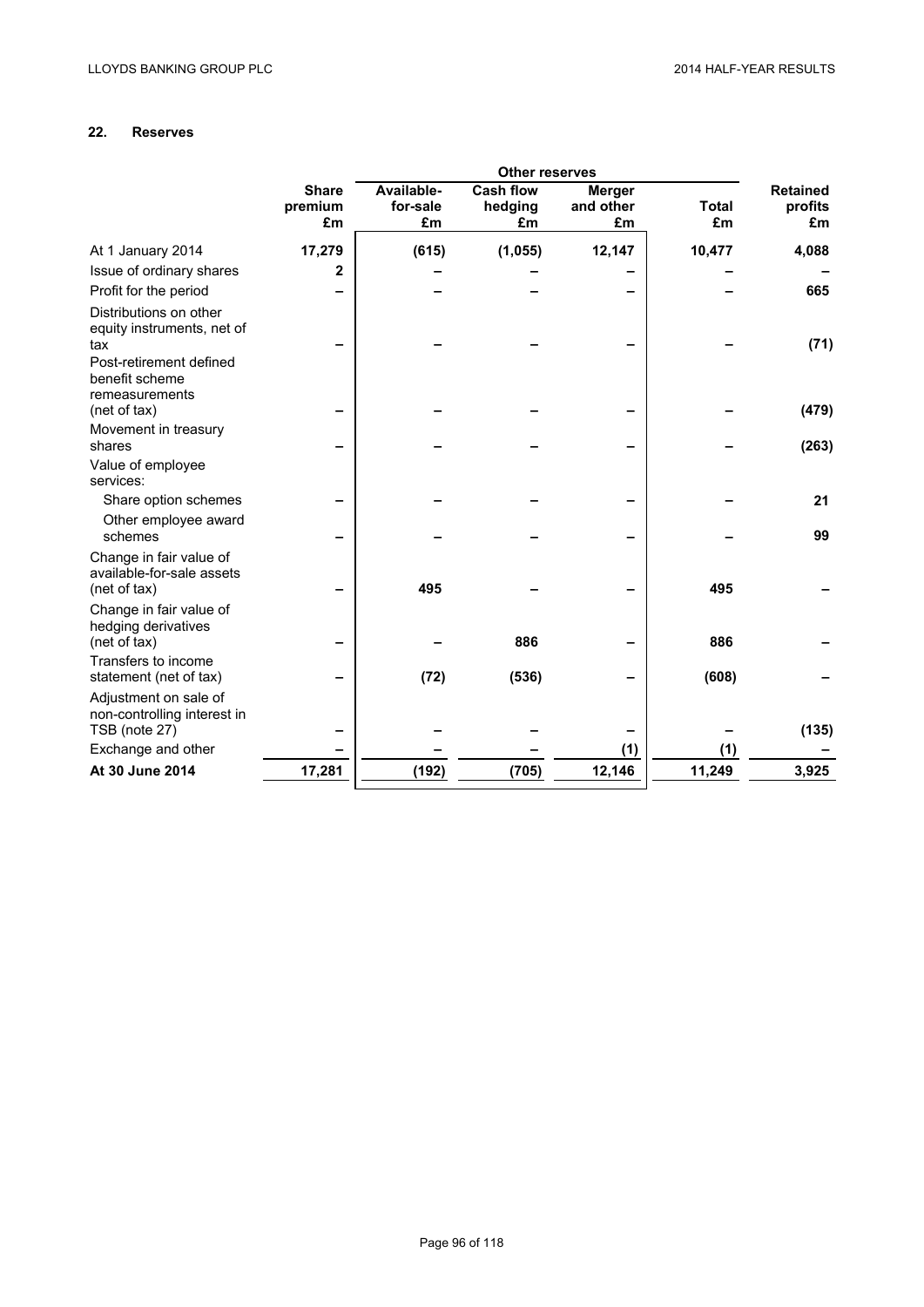## 22. Reserves

| | Share premium £m | Other reserves | | | | Retained profits £m |
|---|---|---|---|---|---|---|
| | | Available-for-sale £m | Cash flow hedging £m | Merger and other £m | Total £m | |
| At 1 January 2014 | 17,279 | (615) | (1,055) | 12,147 | 10,477 | 4,088 |
| Issue of ordinary shares | 2 | – | – | – | – | – |
| Profit for the period | – | – | – | – | – | 665 |
| Distributions on other equity instruments, net of tax | – | – | – | – | – | (71) |
| Post-retirement defined benefit scheme remeasurements (net of tax) | – | – | – | – | – | (479) |
| Movement in treasury shares | – | – | – | – | – | (263) |
| Value of employee services: | | | | | | |
| Share option schemes | – | – | – | – | – | 21 |
| Other employee award schemes | – | – | – | – | – | 99 |
| Change in fair value of available-for-sale assets (net of tax) | – | 495 | – | – | 495 | – |
| Change in fair value of hedging derivatives (net of tax) | – | – | 886 | – | 886 | – |
| Transfers to income statement (net of tax) | – | (72) | (536) | – | (608) | – |
| Adjustment on sale of non-controlling interest in TSB (note 27) | – | – | – | – | – | (135) |
| Exchange and other | – | – | – | (1) | (1) | – |
| **At 30 June 2014** | **17,281** | **(192)** | **(705)** | **12,146** | **11,249** | **3,925** |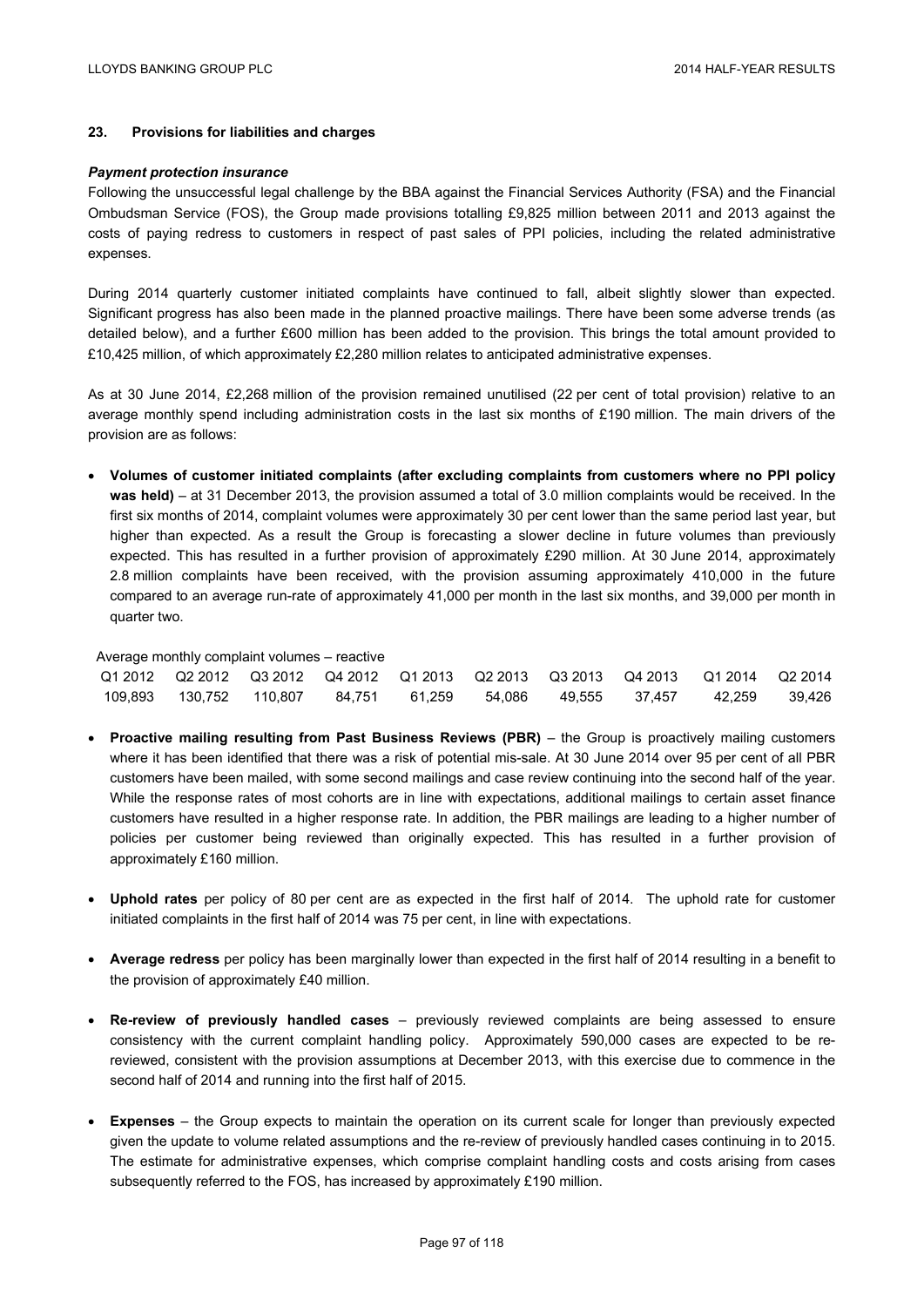## 23. Provisions for liabilities and charges

***Payment protection insurance***

Following the unsuccessful legal challenge by the BBA against the Financial Services Authority (FSA) and the Financial Ombudsman Service (FOS), the Group made provisions totalling £9,825 million between 2011 and 2013 against the costs of paying redress to customers in respect of past sales of PPI policies, including the related administrative expenses.

During 2014 quarterly customer initiated complaints have continued to fall, albeit slightly slower than expected. Significant progress has also been made in the planned proactive mailings. There have been some adverse trends (as detailed below), and a further £600 million has been added to the provision. This brings the total amount provided to £10,425 million, of which approximately £2,280 million relates to anticipated administrative expenses.

As at 30 June 2014, £2,268 million of the provision remained unutilised (22 per cent of total provision) relative to an average monthly spend including administration costs in the last six months of £190 million. The main drivers of the provision are as follows:

- **Volumes of customer initiated complaints (after excluding complaints from customers where no PPI policy was held)** – at 31 December 2013, the provision assumed a total of 3.0 million complaints would be received. In the first six months of 2014, complaint volumes were approximately 30 per cent lower than the same period last year, but higher than expected. As a result the Group is forecasting a slower decline in future volumes than previously expected. This has resulted in a further provision of approximately £290 million. At 30 June 2014, approximately 2.8 million complaints have been received, with the provision assuming approximately 410,000 in the future compared to an average run-rate of approximately 41,000 per month in the last six months, and 39,000 per month in quarter two.

Average monthly complaint volumes – reactive

| Q1 2012 | Q2 2012 | Q3 2012 | Q4 2012 | Q1 2013 | Q2 2013 | Q3 2013 | Q4 2013 | Q1 2014 | Q2 2014 |
|---|---|---|---|---|---|---|---|---|---|
| 109,893 | 130,752 | 110,807 | 84,751 | 61,259 | 54,086 | 49,555 | 37,457 | 42,259 | 39,426 |

- **Proactive mailing resulting from Past Business Reviews (PBR)** – the Group is proactively mailing customers where it has been identified that there was a risk of potential mis-sale. At 30 June 2014 over 95 per cent of all PBR customers have been mailed, with some second mailings and case review continuing into the second half of the year. While the response rates of most cohorts are in line with expectations, additional mailings to certain asset finance customers have resulted in a higher response rate. In addition, the PBR mailings are leading to a higher number of policies per customer being reviewed than originally expected. This has resulted in a further provision of approximately £160 million.

- **Uphold rates** per policy of 80 per cent are as expected in the first half of 2014. The uphold rate for customer initiated complaints in the first half of 2014 was 75 per cent, in line with expectations.

- **Average redress** per policy has been marginally lower than expected in the first half of 2014 resulting in a benefit to the provision of approximately £40 million.

- **Re-review of previously handled cases** – previously reviewed complaints are being assessed to ensure consistency with the current complaint handling policy. Approximately 590,000 cases are expected to be re-reviewed, consistent with the provision assumptions at December 2013, with this exercise due to commence in the second half of 2014 and running into the first half of 2015.

- **Expenses** – the Group expects to maintain the operation on its current scale for longer than previously expected given the update to volume related assumptions and the re-review of previously handled cases continuing in to 2015. The estimate for administrative expenses, which comprise complaint handling costs and costs arising from cases subsequently referred to the FOS, has increased by approximately £190 million.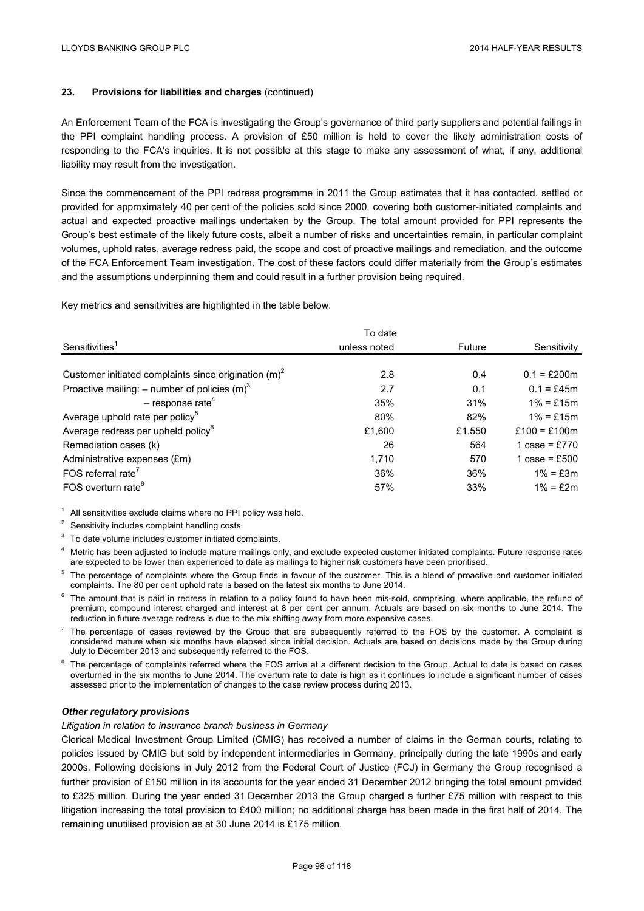### 23. Provisions for liabilities and charges (continued)

An Enforcement Team of the FCA is investigating the Group's governance of third party suppliers and potential failings in the PPI complaint handling process. A provision of £50 million is held to cover the likely administration costs of responding to the FCA's inquiries. It is not possible at this stage to make any assessment of what, if any, additional liability may result from the investigation.

Since the commencement of the PPI redress programme in 2011 the Group estimates that it has contacted, settled or provided for approximately 40 per cent of the policies sold since 2000, covering both customer-initiated complaints and actual and expected proactive mailings undertaken by the Group. The total amount provided for PPI represents the Group's best estimate of the likely future costs, albeit a number of risks and uncertainties remain, in particular complaint volumes, uphold rates, average redress paid, the scope and cost of proactive mailings and remediation, and the outcome of the FCA Enforcement Team investigation. The cost of these factors could differ materially from the Group's estimates and the assumptions underpinning them and could result in a further provision being required.

Key metrics and sensitivities are highlighted in the table below:

| Sensitivities[1] | To date unless noted | Future | Sensitivity |
|---|---|---|---|
| Customer initiated complaints since origination (m)[2] | 2.8 | 0.4 | 0.1 = £200m |
| Proactive mailing: – number of policies (m)[3] | 2.7 | 0.1 | 0.1 = £45m |
| – response rate[4] | 35% | 31% | 1% = £15m |
| Average uphold rate per policy[5] | 80% | 82% | 1% = £15m |
| Average redress per upheld policy[6] | £1,600 | £1,550 | £100 = £100m |
| Remediation cases (k) | 26 | 564 | 1 case = £770 |
| Administrative expenses (£m) | 1,710 | 570 | 1 case = £500 |
| FOS referral rate[7] | 36% | 36% | 1% = £3m |
| FOS overturn rate[8] | 57% | 33% | 1% = £2m |

[1] All sensitivities exclude claims where no PPI policy was held.

[2] Sensitivity includes complaint handling costs.

[3] To date volume includes customer initiated complaints.

[4] Metric has been adjusted to include mature mailings only, and exclude expected customer initiated complaints. Future response rates are expected to be lower than experienced to date as mailings to higher risk customers have been prioritised.

[5] The percentage of complaints where the Group finds in favour of the customer. This is a blend of proactive and customer initiated complaints. The 80 per cent uphold rate is based on the latest six months to June 2014.

[6] The amount that is paid in redress in relation to a policy found to have been mis-sold, comprising, where applicable, the refund of premium, compound interest charged and interest at 8 per cent per annum. Actuals are based on six months to June 2014. The reduction in future average redress is due to the mix shifting away from more expensive cases.

[7] The percentage of cases reviewed by the Group that are subsequently referred to the FOS by the customer. A complaint is considered mature when six months have elapsed since initial decision. Actuals are based on decisions made by the Group during July to December 2013 and subsequently referred to the FOS.

[8] The percentage of complaints referred where the FOS arrive at a different decision to the Group. Actual to date is based on cases overturned in the six months to June 2014. The overturn rate to date is high as it continues to include a significant number of cases assessed prior to the implementation of changes to the case review process during 2013.

***Other regulatory provisions***

*Litigation in relation to insurance branch business in Germany*

Clerical Medical Investment Group Limited (CMIG) has received a number of claims in the German courts, relating to policies issued by CMIG but sold by independent intermediaries in Germany, principally during the late 1990s and early 2000s. Following decisions in July 2012 from the Federal Court of Justice (FCJ) in Germany the Group recognised a further provision of £150 million in its accounts for the year ended 31 December 2012 bringing the total amount provided to £325 million. During the year ended 31 December 2013 the Group charged a further £75 million with respect to this litigation increasing the total provision to £400 million; no additional charge has been made in the first half of 2014. The remaining unutilised provision as at 30 June 2014 is £175 million.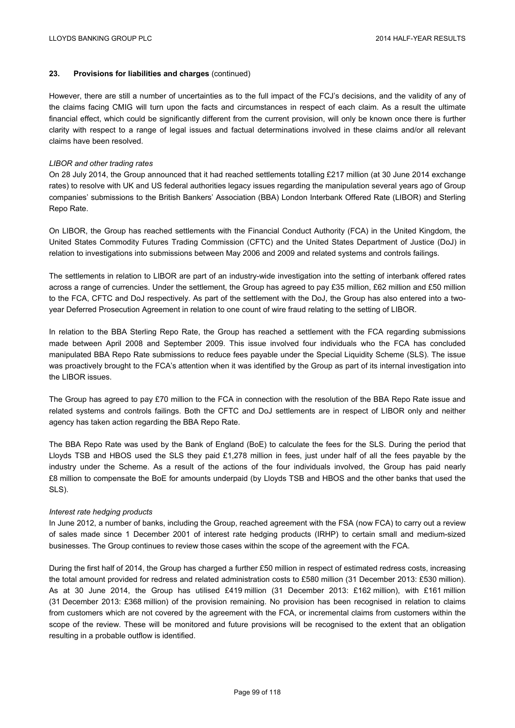## 23. Provisions for liabilities and charges (continued)

However, there are still a number of uncertainties as to the full impact of the FCJ's decisions, and the validity of any of the claims facing CMIG will turn upon the facts and circumstances in respect of each claim. As a result the ultimate financial effect, which could be significantly different from the current provision, will only be known once there is further clarity with respect to a range of legal issues and factual determinations involved in these claims and/or all relevant claims have been resolved.

*LIBOR and other trading rates*

On 28 July 2014, the Group announced that it had reached settlements totalling £217 million (at 30 June 2014 exchange rates) to resolve with UK and US federal authorities legacy issues regarding the manipulation several years ago of Group companies' submissions to the British Bankers' Association (BBA) London Interbank Offered Rate (LIBOR) and Sterling Repo Rate.

On LIBOR, the Group has reached settlements with the Financial Conduct Authority (FCA) in the United Kingdom, the United States Commodity Futures Trading Commission (CFTC) and the United States Department of Justice (DoJ) in relation to investigations into submissions between May 2006 and 2009 and related systems and controls failings.

The settlements in relation to LIBOR are part of an industry-wide investigation into the setting of interbank offered rates across a range of currencies. Under the settlement, the Group has agreed to pay £35 million, £62 million and £50 million to the FCA, CFTC and DoJ respectively. As part of the settlement with the DoJ, the Group has also entered into a two-year Deferred Prosecution Agreement in relation to one count of wire fraud relating to the setting of LIBOR.

In relation to the BBA Sterling Repo Rate, the Group has reached a settlement with the FCA regarding submissions made between April 2008 and September 2009. This issue involved four individuals who the FCA has concluded manipulated BBA Repo Rate submissions to reduce fees payable under the Special Liquidity Scheme (SLS). The issue was proactively brought to the FCA's attention when it was identified by the Group as part of its internal investigation into the LIBOR issues.

The Group has agreed to pay £70 million to the FCA in connection with the resolution of the BBA Repo Rate issue and related systems and controls failings. Both the CFTC and DoJ settlements are in respect of LIBOR only and neither agency has taken action regarding the BBA Repo Rate.

The BBA Repo Rate was used by the Bank of England (BoE) to calculate the fees for the SLS. During the period that Lloyds TSB and HBOS used the SLS they paid £1,278 million in fees, just under half of all the fees payable by the industry under the Scheme. As a result of the actions of the four individuals involved, the Group has paid nearly £8 million to compensate the BoE for amounts underpaid (by Lloyds TSB and HBOS and the other banks that used the SLS).

*Interest rate hedging products*

In June 2012, a number of banks, including the Group, reached agreement with the FSA (now FCA) to carry out a review of sales made since 1 December 2001 of interest rate hedging products (IRHP) to certain small and medium-sized businesses. The Group continues to review those cases within the scope of the agreement with the FCA.

During the first half of 2014, the Group has charged a further £50 million in respect of estimated redress costs, increasing the total amount provided for redress and related administration costs to £580 million (31 December 2013: £530 million). As at 30 June 2014, the Group has utilised £419 million (31 December 2013: £162 million), with £161 million (31 December 2013: £368 million) of the provision remaining. No provision has been recognised in relation to claims from customers which are not covered by the agreement with the FCA, or incremental claims from customers within the scope of the review. These will be monitored and future provisions will be recognised to the extent that an obligation resulting in a probable outflow is identified.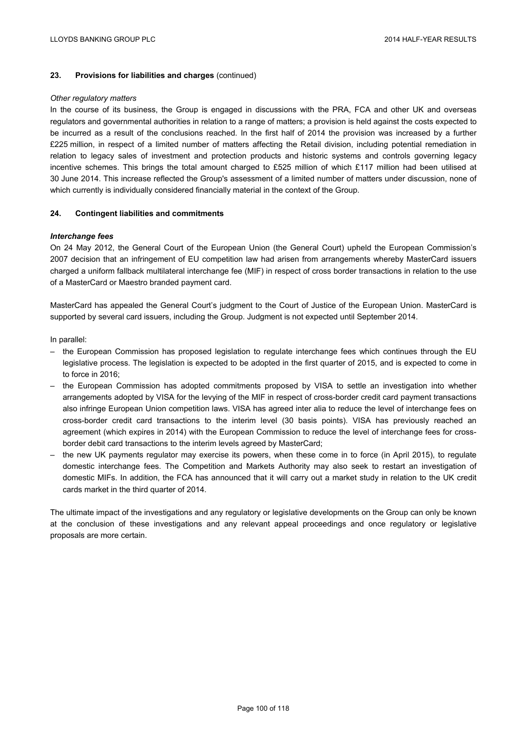### 23. Provisions for liabilities and charges (continued)

*Other regulatory matters*

In the course of its business, the Group is engaged in discussions with the PRA, FCA and other UK and overseas regulators and governmental authorities in relation to a range of matters; a provision is held against the costs expected to be incurred as a result of the conclusions reached. In the first half of 2014 the provision was increased by a further £225 million, in respect of a limited number of matters affecting the Retail division, including potential remediation in relation to legacy sales of investment and protection products and historic systems and controls governing legacy incentive schemes. This brings the total amount charged to £525 million of which £117 million had been utilised at 30 June 2014. This increase reflected the Group's assessment of a limited number of matters under discussion, none of which currently is individually considered financially material in the context of the Group.

### 24. Contingent liabilities and commitments

***Interchange fees***

On 24 May 2012, the General Court of the European Union (the General Court) upheld the European Commission's 2007 decision that an infringement of EU competition law had arisen from arrangements whereby MasterCard issuers charged a uniform fallback multilateral interchange fee (MIF) in respect of cross border transactions in relation to the use of a MasterCard or Maestro branded payment card.

MasterCard has appealed the General Court's judgment to the Court of Justice of the European Union. MasterCard is supported by several card issuers, including the Group. Judgment is not expected until September 2014.

In parallel:

- the European Commission has proposed legislation to regulate interchange fees which continues through the EU legislative process. The legislation is expected to be adopted in the first quarter of 2015, and is expected to come in to force in 2016;
- the European Commission has adopted commitments proposed by VISA to settle an investigation into whether arrangements adopted by VISA for the levying of the MIF in respect of cross-border credit card payment transactions also infringe European Union competition laws. VISA has agreed inter alia to reduce the level of interchange fees on cross-border credit card transactions to the interim level (30 basis points). VISA has previously reached an agreement (which expires in 2014) with the European Commission to reduce the level of interchange fees for cross-border debit card transactions to the interim levels agreed by MasterCard;
- the new UK payments regulator may exercise its powers, when these come in to force (in April 2015), to regulate domestic interchange fees. The Competition and Markets Authority may also seek to restart an investigation of domestic MIFs. In addition, the FCA has announced that it will carry out a market study in relation to the UK credit cards market in the third quarter of 2014.

The ultimate impact of the investigations and any regulatory or legislative developments on the Group can only be known at the conclusion of these investigations and any relevant appeal proceedings and once regulatory or legislative proposals are more certain.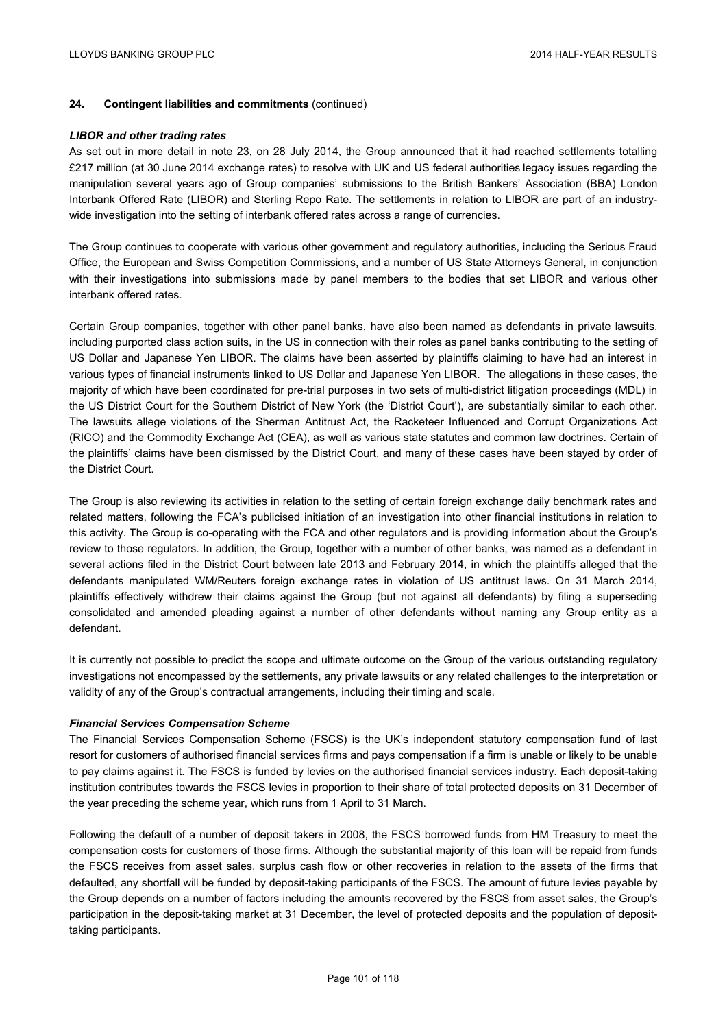## 24. Contingent liabilities and commitments (continued)

***LIBOR and other trading rates***

As set out in more detail in note 23, on 28 July 2014, the Group announced that it had reached settlements totalling £217 million (at 30 June 2014 exchange rates) to resolve with UK and US federal authorities legacy issues regarding the manipulation several years ago of Group companies' submissions to the British Bankers' Association (BBA) London Interbank Offered Rate (LIBOR) and Sterling Repo Rate. The settlements in relation to LIBOR are part of an industry-wide investigation into the setting of interbank offered rates across a range of currencies.

The Group continues to cooperate with various other government and regulatory authorities, including the Serious Fraud Office, the European and Swiss Competition Commissions, and a number of US State Attorneys General, in conjunction with their investigations into submissions made by panel members to the bodies that set LIBOR and various other interbank offered rates.

Certain Group companies, together with other panel banks, have also been named as defendants in private lawsuits, including purported class action suits, in the US in connection with their roles as panel banks contributing to the setting of US Dollar and Japanese Yen LIBOR. The claims have been asserted by plaintiffs claiming to have had an interest in various types of financial instruments linked to US Dollar and Japanese Yen LIBOR. The allegations in these cases, the majority of which have been coordinated for pre-trial purposes in two sets of multi-district litigation proceedings (MDL) in the US District Court for the Southern District of New York (the 'District Court'), are substantially similar to each other. The lawsuits allege violations of the Sherman Antitrust Act, the Racketeer Influenced and Corrupt Organizations Act (RICO) and the Commodity Exchange Act (CEA), as well as various state statutes and common law doctrines. Certain of the plaintiffs' claims have been dismissed by the District Court, and many of these cases have been stayed by order of the District Court.

The Group is also reviewing its activities in relation to the setting of certain foreign exchange daily benchmark rates and related matters, following the FCA's publicised initiation of an investigation into other financial institutions in relation to this activity. The Group is co-operating with the FCA and other regulators and is providing information about the Group's review to those regulators. In addition, the Group, together with a number of other banks, was named as a defendant in several actions filed in the District Court between late 2013 and February 2014, in which the plaintiffs alleged that the defendants manipulated WM/Reuters foreign exchange rates in violation of US antitrust laws. On 31 March 2014, plaintiffs effectively withdrew their claims against the Group (but not against all defendants) by filing a superseding consolidated and amended pleading against a number of other defendants without naming any Group entity as a defendant.

It is currently not possible to predict the scope and ultimate outcome on the Group of the various outstanding regulatory investigations not encompassed by the settlements, any private lawsuits or any related challenges to the interpretation or validity of any of the Group's contractual arrangements, including their timing and scale.

***Financial Services Compensation Scheme***

The Financial Services Compensation Scheme (FSCS) is the UK's independent statutory compensation fund of last resort for customers of authorised financial services firms and pays compensation if a firm is unable or likely to be unable to pay claims against it. The FSCS is funded by levies on the authorised financial services industry. Each deposit-taking institution contributes towards the FSCS levies in proportion to their share of total protected deposits on 31 December of the year preceding the scheme year, which runs from 1 April to 31 March.

Following the default of a number of deposit takers in 2008, the FSCS borrowed funds from HM Treasury to meet the compensation costs for customers of those firms. Although the substantial majority of this loan will be repaid from funds the FSCS receives from asset sales, surplus cash flow or other recoveries in relation to the assets of the firms that defaulted, any shortfall will be funded by deposit-taking participants of the FSCS. The amount of future levies payable by the Group depends on a number of factors including the amounts recovered by the FSCS from asset sales, the Group's participation in the deposit-taking market at 31 December, the level of protected deposits and the population of deposit-taking participants.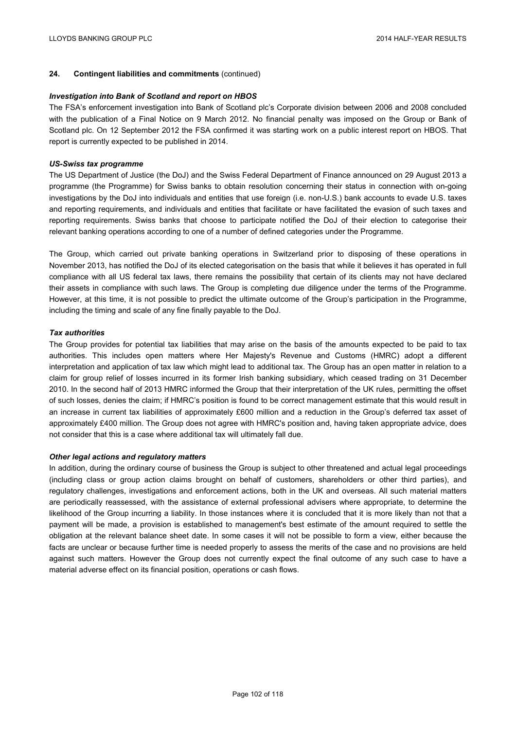## 24. Contingent liabilities and commitments (continued)

### *Investigation into Bank of Scotland and report on HBOS*

The FSA's enforcement investigation into Bank of Scotland plc's Corporate division between 2006 and 2008 concluded with the publication of a Final Notice on 9 March 2012. No financial penalty was imposed on the Group or Bank of Scotland plc. On 12 September 2012 the FSA confirmed it was starting work on a public interest report on HBOS. That report is currently expected to be published in 2014.

### *US-Swiss tax programme*

The US Department of Justice (the DoJ) and the Swiss Federal Department of Finance announced on 29 August 2013 a programme (the Programme) for Swiss banks to obtain resolution concerning their status in connection with on-going investigations by the DoJ into individuals and entities that use foreign (i.e. non-U.S.) bank accounts to evade U.S. taxes and reporting requirements, and individuals and entities that facilitate or have facilitated the evasion of such taxes and reporting requirements. Swiss banks that choose to participate notified the DoJ of their election to categorise their relevant banking operations according to one of a number of defined categories under the Programme.

The Group, which carried out private banking operations in Switzerland prior to disposing of these operations in November 2013, has notified the DoJ of its elected categorisation on the basis that while it believes it has operated in full compliance with all US federal tax laws, there remains the possibility that certain of its clients may not have declared their assets in compliance with such laws. The Group is completing due diligence under the terms of the Programme. However, at this time, it is not possible to predict the ultimate outcome of the Group's participation in the Programme, including the timing and scale of any fine finally payable to the DoJ.

### *Tax authorities*

The Group provides for potential tax liabilities that may arise on the basis of the amounts expected to be paid to tax authorities. This includes open matters where Her Majesty's Revenue and Customs (HMRC) adopt a different interpretation and application of tax law which might lead to additional tax. The Group has an open matter in relation to a claim for group relief of losses incurred in its former Irish banking subsidiary, which ceased trading on 31 December 2010. In the second half of 2013 HMRC informed the Group that their interpretation of the UK rules, permitting the offset of such losses, denies the claim; if HMRC's position is found to be correct management estimate that this would result in an increase in current tax liabilities of approximately £600 million and a reduction in the Group's deferred tax asset of approximately £400 million. The Group does not agree with HMRC's position and, having taken appropriate advice, does not consider that this is a case where additional tax will ultimately fall due.

### *Other legal actions and regulatory matters*

In addition, during the ordinary course of business the Group is subject to other threatened and actual legal proceedings (including class or group action claims brought on behalf of customers, shareholders or other third parties), and regulatory challenges, investigations and enforcement actions, both in the UK and overseas. All such material matters are periodically reassessed, with the assistance of external professional advisers where appropriate, to determine the likelihood of the Group incurring a liability. In those instances where it is concluded that it is more likely than not that a payment will be made, a provision is established to management's best estimate of the amount required to settle the obligation at the relevant balance sheet date. In some cases it will not be possible to form a view, either because the facts are unclear or because further time is needed properly to assess the merits of the case and no provisions are held against such matters. However the Group does not currently expect the final outcome of any such case to have a material adverse effect on its financial position, operations or cash flows.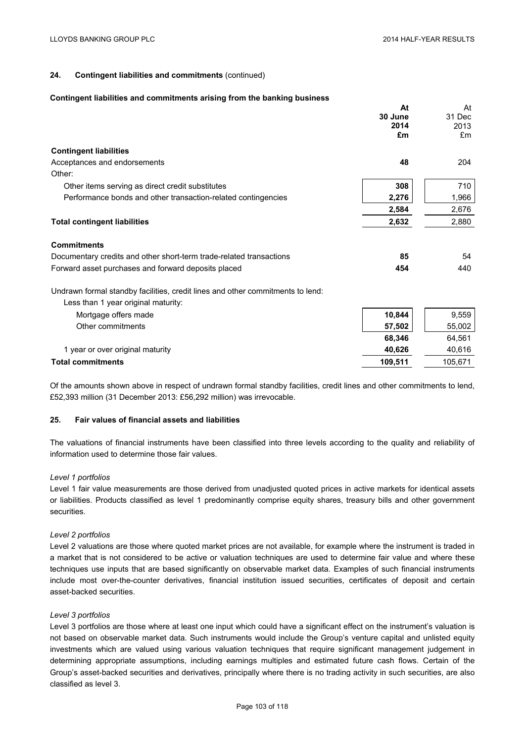## 24. Contingent liabilities and commitments (continued)

### Contingent liabilities and commitments arising from the banking business

| | At 30 June 2014 £m | At 31 Dec 2013 £m |
|---|---|---|
| **Contingent liabilities** | | |
| Acceptances and endorsements | **48** | 204 |
| Other: | | |
| Other items serving as direct credit substitutes | **308** | 710 |
| Performance bonds and other transaction-related contingencies | **2,276** | 1,966 |
| | **2,584** | 2,676 |
| **Total contingent liabilities** | **2,632** | 2,880 |
| **Commitments** | | |
| Documentary credits and other short-term trade-related transactions | **85** | 54 |
| Forward asset purchases and forward deposits placed | **454** | 440 |
| Undrawn formal standby facilities, credit lines and other commitments to lend: | | |
| Less than 1 year original maturity: | | |
| Mortgage offers made | **10,844** | 9,559 |
| Other commitments | **57,502** | 55,002 |
| | **68,346** | 64,561 |
| 1 year or over original maturity | **40,626** | 40,616 |
| **Total commitments** | **109,511** | 105,671 |

Of the amounts shown above in respect of undrawn formal standby facilities, credit lines and other commitments to lend, £52,393 million (31 December 2013: £56,292 million) was irrevocable.

## 25. Fair values of financial assets and liabilities

The valuations of financial instruments have been classified into three levels according to the quality and reliability of information used to determine those fair values.

*Level 1 portfolios*

Level 1 fair value measurements are those derived from unadjusted quoted prices in active markets for identical assets or liabilities. Products classified as level 1 predominantly comprise equity shares, treasury bills and other government securities.

*Level 2 portfolios*

Level 2 valuations are those where quoted market prices are not available, for example where the instrument is traded in a market that is not considered to be active or valuation techniques are used to determine fair value and where these techniques use inputs that are based significantly on observable market data. Examples of such financial instruments include most over-the-counter derivatives, financial institution issued securities, certificates of deposit and certain asset-backed securities.

*Level 3 portfolios*

Level 3 portfolios are those where at least one input which could have a significant effect on the instrument's valuation is not based on observable market data. Such instruments would include the Group's venture capital and unlisted equity investments which are valued using various valuation techniques that require significant management judgement in determining appropriate assumptions, including earnings multiples and estimated future cash flows. Certain of the Group's asset-backed securities and derivatives, principally where there is no trading activity in such securities, are also classified as level 3.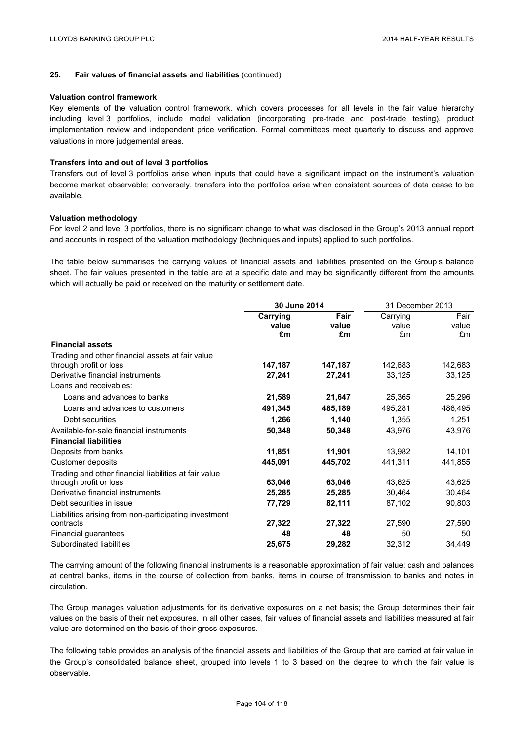## 25. Fair values of financial assets and liabilities (continued)

### Valuation control framework

Key elements of the valuation control framework, which covers processes for all levels in the fair value hierarchy including level 3 portfolios, include model validation (incorporating pre-trade and post-trade testing), product implementation review and independent price verification. Formal committees meet quarterly to discuss and approve valuations in more judgemental areas.

### Transfers into and out of level 3 portfolios

Transfers out of level 3 portfolios arise when inputs that could have a significant impact on the instrument's valuation become market observable; conversely, transfers into the portfolios arise when consistent sources of data cease to be available.

### Valuation methodology

For level 2 and level 3 portfolios, there is no significant change to what was disclosed in the Group's 2013 annual report and accounts in respect of the valuation methodology (techniques and inputs) applied to such portfolios.

The table below summarises the carrying values of financial assets and liabilities presented on the Group's balance sheet. The fair values presented in the table are at a specific date and may be significantly different from the amounts which will actually be paid or received on the maturity or settlement date.

| | **30 June 2014** | | 31 December 2013 | |
|---|---|---|---|---|
| | **Carrying value £m** | **Fair value £m** | Carrying value £m | Fair value £m |
| **Financial assets** | | | | |
| Trading and other financial assets at fair value through profit or loss | **147,187** | **147,187** | 142,683 | 142,683 |
| Derivative financial instruments | **27,241** | **27,241** | 33,125 | 33,125 |
| Loans and receivables: | | | | |
| Loans and advances to banks | **21,589** | **21,647** | 25,365 | 25,296 |
| Loans and advances to customers | **491,345** | **485,189** | 495,281 | 486,495 |
| Debt securities | **1,266** | **1,140** | 1,355 | 1,251 |
| Available-for-sale financial instruments | **50,348** | **50,348** | 43,976 | 43,976 |
| **Financial liabilities** | | | | |
| Deposits from banks | **11,851** | **11,901** | 13,982 | 14,101 |
| Customer deposits | **445,091** | **445,702** | 441,311 | 441,855 |
| Trading and other financial liabilities at fair value through profit or loss | **63,046** | **63,046** | 43,625 | 43,625 |
| Derivative financial instruments | **25,285** | **25,285** | 30,464 | 30,464 |
| Debt securities in issue | **77,729** | **82,111** | 87,102 | 90,803 |
| Liabilities arising from non-participating investment contracts | **27,322** | **27,322** | 27,590 | 27,590 |
| Financial guarantees | **48** | **48** | 50 | 50 |
| Subordinated liabilities | **25,675** | **29,282** | 32,312 | 34,449 |

The carrying amount of the following financial instruments is a reasonable approximation of fair value: cash and balances at central banks, items in the course of collection from banks, items in course of transmission to banks and notes in circulation.

The Group manages valuation adjustments for its derivative exposures on a net basis; the Group determines their fair values on the basis of their net exposures. In all other cases, fair values of financial assets and liabilities measured at fair value are determined on the basis of their gross exposures.

The following table provides an analysis of the financial assets and liabilities of the Group that are carried at fair value in the Group's consolidated balance sheet, grouped into levels 1 to 3 based on the degree to which the fair value is observable.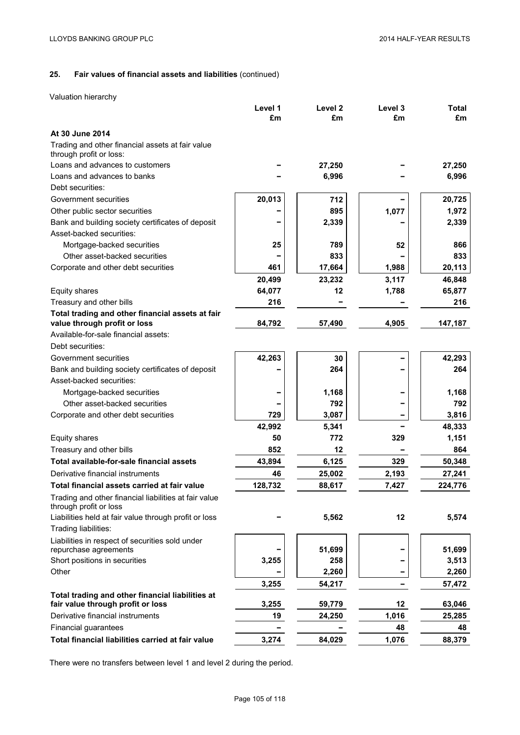## 25. Fair values of financial assets and liabilities (continued)

Valuation hierarchy

| | Level 1 £m | Level 2 £m | Level 3 £m | Total £m |
|---|---|---|---|---|
| **At 30 June 2014** | | | | |
| Trading and other financial assets at fair value through profit or loss: | | | | |
| Loans and advances to customers | – | 27,250 | – | 27,250 |
| Loans and advances to banks | – | 6,996 | – | 6,996 |
| Debt securities: | | | | |
| Government securities | 20,013 | 712 | – | 20,725 |
| Other public sector securities | – | 895 | 1,077 | 1,972 |
| Bank and building society certificates of deposit | – | 2,339 | – | 2,339 |
| Asset-backed securities: | | | | |
| Mortgage-backed securities | 25 | 789 | 52 | 866 |
| Other asset-backed securities | – | 833 | – | 833 |
| Corporate and other debt securities | 461 | 17,664 | 1,988 | 20,113 |
| | 20,499 | 23,232 | 3,117 | 46,848 |
| Equity shares | 64,077 | 12 | 1,788 | 65,877 |
| Treasury and other bills | 216 | – | – | 216 |
| **Total trading and other financial assets at fair value through profit or loss** | 84,792 | 57,490 | 4,905 | 147,187 |
| Available-for-sale financial assets: | | | | |
| Debt securities: | | | | |
| Government securities | 42,263 | 30 | – | 42,293 |
| Bank and building society certificates of deposit | – | 264 | – | 264 |
| Asset-backed securities: | | | | |
| Mortgage-backed securities | – | 1,168 | – | 1,168 |
| Other asset-backed securities | – | 792 | – | 792 |
| Corporate and other debt securities | 729 | 3,087 | – | 3,816 |
| | 42,992 | 5,341 | – | 48,333 |
| Equity shares | 50 | 772 | 329 | 1,151 |
| Treasury and other bills | 852 | 12 | – | 864 |
| **Total available-for-sale financial assets** | 43,894 | 6,125 | 329 | 50,348 |
| Derivative financial instruments | 46 | 25,002 | 2,193 | 27,241 |
| **Total financial assets carried at fair value** | 128,732 | 88,617 | 7,427 | 224,776 |
| Trading and other financial liabilities at fair value through profit or loss | | | | |
| Liabilities held at fair value through profit or loss | – | 5,562 | 12 | 5,574 |
| Trading liabilities: | | | | |
| Liabilities in respect of securities sold under repurchase agreements | – | 51,699 | – | 51,699 |
| Short positions in securities | 3,255 | 258 | – | 3,513 |
| Other | – | 2,260 | – | 2,260 |
| | 3,255 | 54,217 | – | 57,472 |
| **Total trading and other financial liabilities at fair value through profit or loss** | 3,255 | 59,779 | 12 | 63,046 |
| Derivative financial instruments | 19 | 24,250 | 1,016 | 25,285 |
| Financial guarantees | – | – | 48 | 48 |
| **Total financial liabilities carried at fair value** | 3,274 | 84,029 | 1,076 | 88,379 |

There were no transfers between level 1 and level 2 during the period.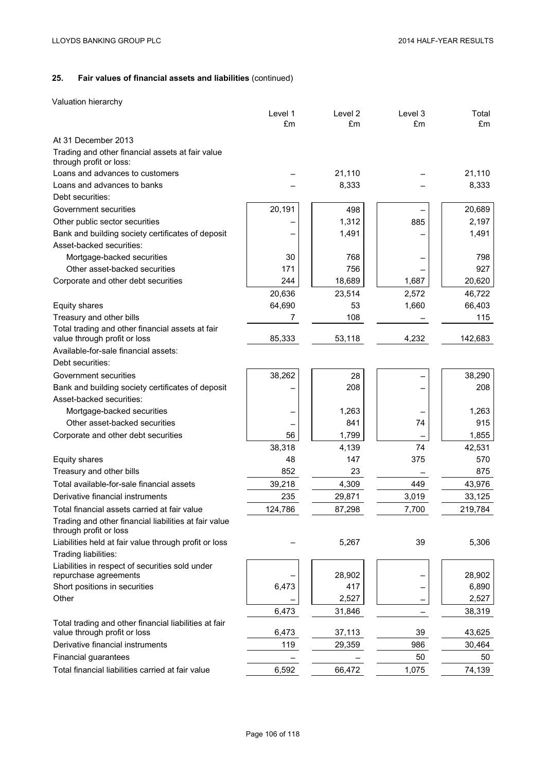## 25. Fair values of financial assets and liabilities (continued)

Valuation hierarchy

| | Level 1 £m | Level 2 £m | Level 3 £m | Total £m |
|---|---|---|---|---|
| **At 31 December 2013** | | | | |
| Trading and other financial assets at fair value through profit or loss: | | | | |
| Loans and advances to customers | – | 21,110 | – | 21,110 |
| Loans and advances to banks | – | 8,333 | – | 8,333 |
| Debt securities: | | | | |
| Government securities | 20,191 | 498 | – | 20,689 |
| Other public sector securities | – | 1,312 | 885 | 2,197 |
| Bank and building society certificates of deposit | – | 1,491 | – | 1,491 |
| Asset-backed securities: | | | | |
| Mortgage-backed securities | 30 | 768 | – | 798 |
| Other asset-backed securities | 171 | 756 | – | 927 |
| Corporate and other debt securities | 244 | 18,689 | 1,687 | 20,620 |
| | 20,636 | 23,514 | 2,572 | 46,722 |
| Equity shares | 64,690 | 53 | 1,660 | 66,403 |
| Treasury and other bills | 7 | 108 | – | 115 |
| Total trading and other financial assets at fair value through profit or loss | 85,333 | 53,118 | 4,232 | 142,683 |
| Available-for-sale financial assets: | | | | |
| Debt securities: | | | | |
| Government securities | 38,262 | 28 | – | 38,290 |
| Bank and building society certificates of deposit | – | 208 | – | 208 |
| Asset-backed securities: | | | | |
| Mortgage-backed securities | – | 1,263 | – | 1,263 |
| Other asset-backed securities | – | 841 | 74 | 915 |
| Corporate and other debt securities | 56 | 1,799 | – | 1,855 |
| | 38,318 | 4,139 | 74 | 42,531 |
| Equity shares | 48 | 147 | 375 | 570 |
| Treasury and other bills | 852 | 23 | – | 875 |
| Total available-for-sale financial assets | 39,218 | 4,309 | 449 | 43,976 |
| Derivative financial instruments | 235 | 29,871 | 3,019 | 33,125 |
| Total financial assets carried at fair value | 124,786 | 87,298 | 7,700 | 219,784 |
| Trading and other financial liabilities at fair value through profit or loss | | | | |
| Liabilities held at fair value through profit or loss | – | 5,267 | 39 | 5,306 |
| Trading liabilities: | | | | |
| Liabilities in respect of securities sold under repurchase agreements | – | 28,902 | – | 28,902 |
| Short positions in securities | 6,473 | 417 | – | 6,890 |
| Other | – | 2,527 | – | 2,527 |
| | 6,473 | 31,846 | – | 38,319 |
| Total trading and other financial liabilities at fair value through profit or loss | 6,473 | 37,113 | 39 | 43,625 |
| Derivative financial instruments | 119 | 29,359 | 986 | 30,464 |
| Financial guarantees | – | – | 50 | 50 |
| Total financial liabilities carried at fair value | 6,592 | 66,472 | 1,075 | 74,139 |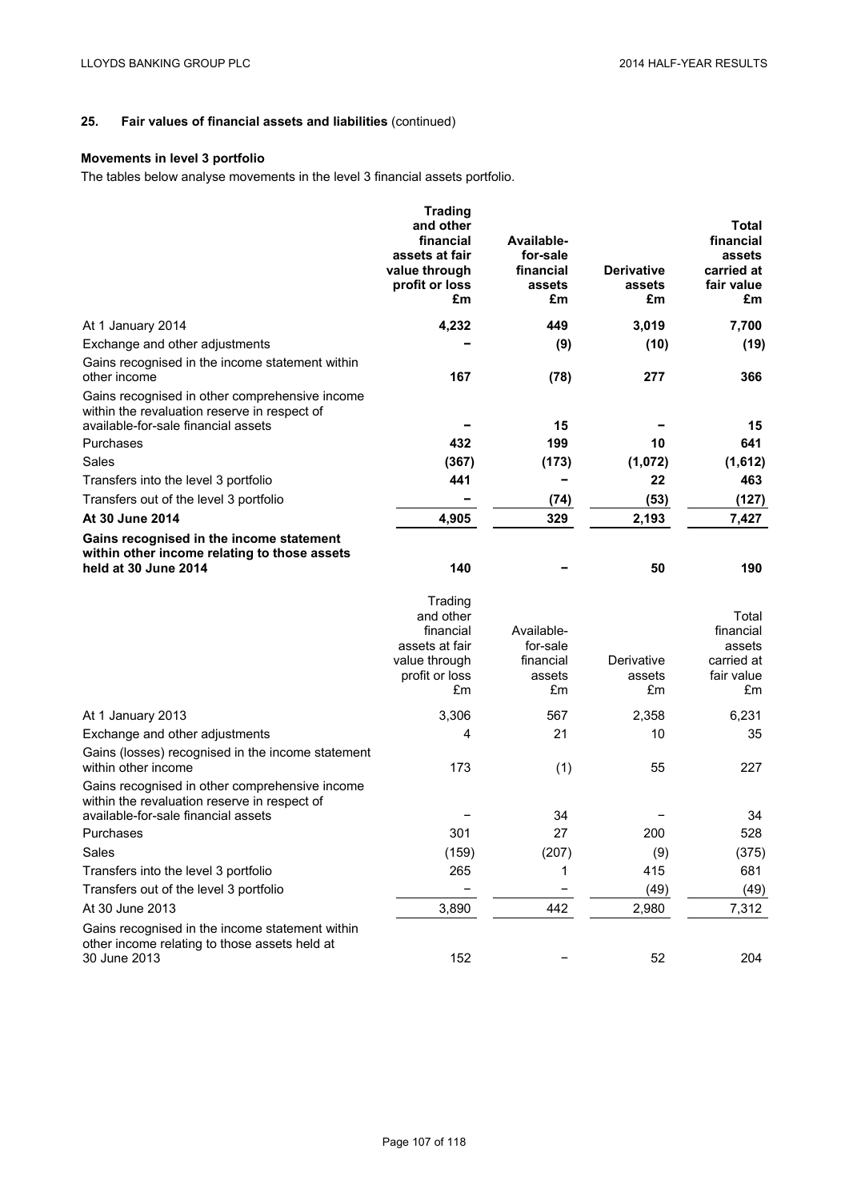## 25. Fair values of financial assets and liabilities (continued)

### Movements in level 3 portfolio

The tables below analyse movements in the level 3 financial assets portfolio.

| | **Trading and other financial assets at fair value through profit or loss £m** | **Available-for-sale financial assets £m** | **Derivative assets £m** | **Total financial assets carried at fair value £m** |
|---|---|---|---|---|
| At 1 January 2014 | **4,232** | **449** | **3,019** | **7,700** |
| Exchange and other adjustments | **–** | **(9)** | **(10)** | **(19)** |
| Gains recognised in the income statement within other income | **167** | **(78)** | **277** | **366** |
| Gains recognised in other comprehensive income within the revaluation reserve in respect of available-for-sale financial assets | **–** | **15** | **–** | **15** |
| Purchases | **432** | **199** | **10** | **641** |
| Sales | **(367)** | **(173)** | **(1,072)** | **(1,612)** |
| Transfers into the level 3 portfolio | **441** | **–** | **22** | **463** |
| Transfers out of the level 3 portfolio | **–** | **(74)** | **(53)** | **(127)** |
| **At 30 June 2014** | **4,905** | **329** | **2,193** | **7,427** |
| **Gains recognised in the income statement within other income relating to those assets held at 30 June 2014** | **140** | **–** | **50** | **190** |

| | Trading and other financial assets at fair value through profit or loss £m | Available-for-sale financial assets £m | Derivative assets £m | Total financial assets carried at fair value £m |
|---|---|---|---|---|
| At 1 January 2013 | 3,306 | 567 | 2,358 | 6,231 |
| Exchange and other adjustments | 4 | 21 | 10 | 35 |
| Gains (losses) recognised in the income statement within other income | 173 | (1) | 55 | 227 |
| Gains recognised in other comprehensive income within the revaluation reserve in respect of available-for-sale financial assets | – | 34 | – | 34 |
| Purchases | 301 | 27 | 200 | 528 |
| Sales | (159) | (207) | (9) | (375) |
| Transfers into the level 3 portfolio | 265 | 1 | 415 | 681 |
| Transfers out of the level 3 portfolio | – | – | (49) | (49) |
| At 30 June 2013 | 3,890 | 442 | 2,980 | 7,312 |
| Gains recognised in the income statement within other income relating to those assets held at 30 June 2013 | 152 | – | 52 | 204 |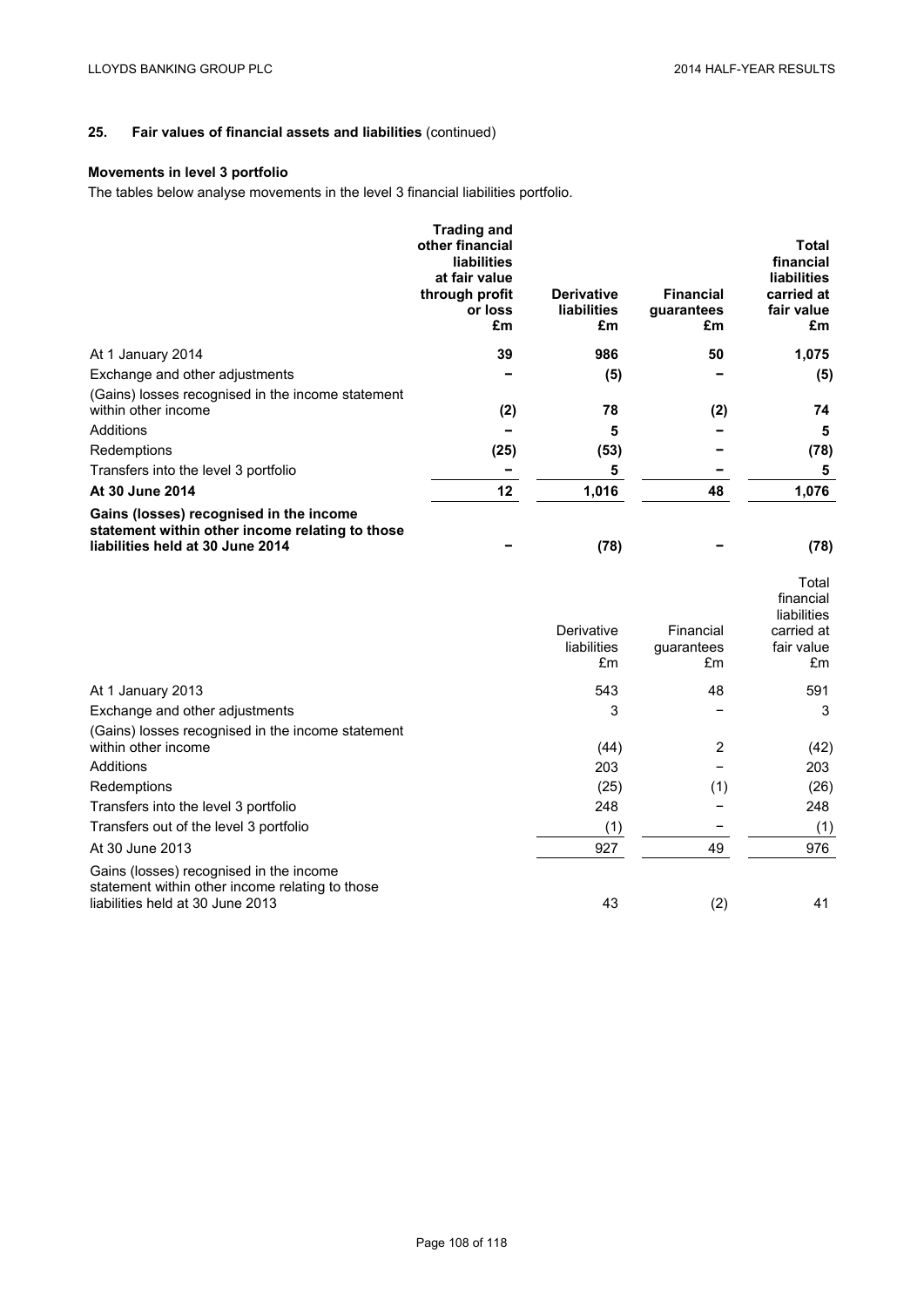## 25. Fair values of financial assets and liabilities (continued)

### Movements in level 3 portfolio

The tables below analyse movements in the level 3 financial liabilities portfolio.

| | **Trading and other financial liabilities at fair value through profit or loss £m** | **Derivative liabilities £m** | **Financial guarantees £m** | **Total financial liabilities carried at fair value £m** |
|---|---|---|---|---|
| At 1 January 2014 | **39** | **986** | **50** | **1,075** |
| Exchange and other adjustments | **–** | **(5)** | **–** | **(5)** |
| (Gains) losses recognised in the income statement within other income | **(2)** | **78** | **(2)** | **74** |
| Additions | **–** | **5** | **–** | **5** |
| Redemptions | **(25)** | **(53)** | **–** | **(78)** |
| Transfers into the level 3 portfolio | **–** | **5** | **–** | **5** |
| **At 30 June 2014** | **12** | **1,016** | **48** | **1,076** |
| **Gains (losses) recognised in the income statement within other income relating to those liabilities held at 30 June 2014** | **–** | **(78)** | **–** | **(78)** |

| | Derivative liabilities £m | Financial guarantees £m | Total financial liabilities carried at fair value £m |
|---|---|---|---|
| At 1 January 2013 | 543 | 48 | 591 |
| Exchange and other adjustments | 3 | – | 3 |
| (Gains) losses recognised in the income statement within other income | (44) | 2 | (42) |
| Additions | 203 | – | 203 |
| Redemptions | (25) | (1) | (26) |
| Transfers into the level 3 portfolio | 248 | – | 248 |
| Transfers out of the level 3 portfolio | (1) | – | (1) |
| At 30 June 2013 | 927 | 49 | 976 |
| Gains (losses) recognised in the income statement within other income relating to those liabilities held at 30 June 2013 | 43 | (2) | 41 |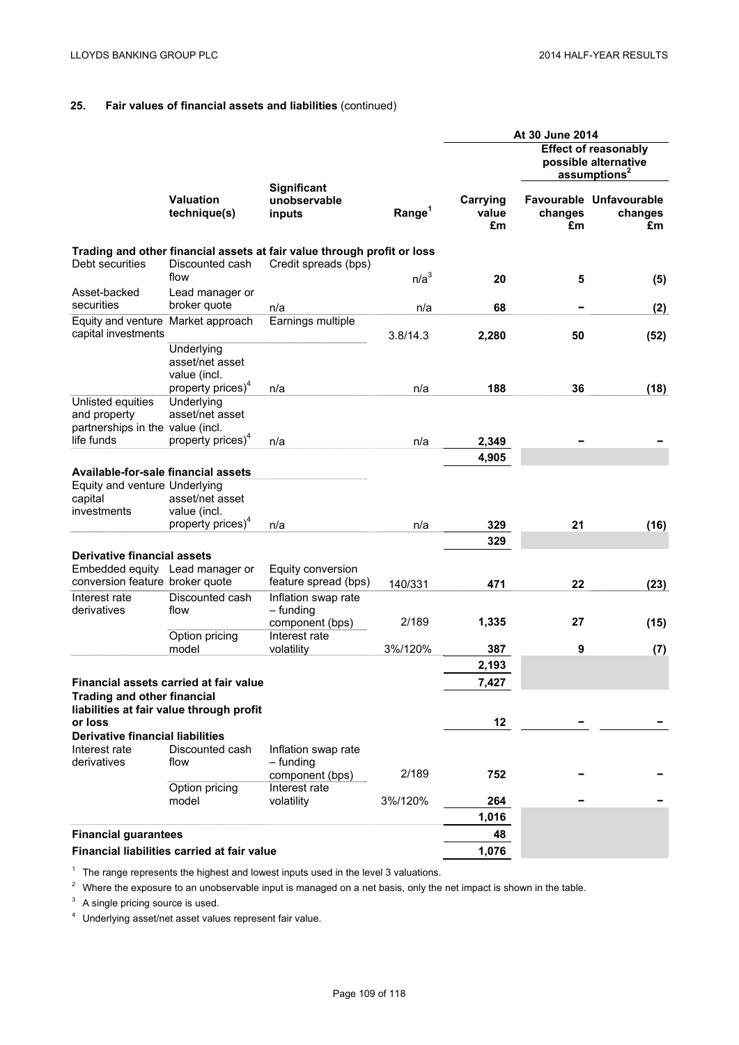## 25. Fair values of financial assets and liabilities (continued)

| | Valuation technique(s) | Significant unobservable inputs | Range[1] | At 30 June 2014 Carrying value £m | Effect of reasonably possible alternative assumptions[2] Favourable changes £m | Unfavourable changes £m |
|---|---|---|---|---|---|---|
| **Trading and other financial assets at fair value through profit or loss** | | | | | | |
| Debt securities | Discounted cash flow | Credit spreads (bps) | n/a[3] | 20 | 5 | (5) |
| Asset-backed securities | Lead manager or broker quote | n/a | n/a | 68 | – | (2) |
| Equity and venture capital investments | Market approach | Earnings multiple | 3.8/14.3 | 2,280 | 50 | (52) |
| | Underlying asset/net asset value (incl. property prices)[4] | n/a | n/a | 188 | 36 | (18) |
| Unlisted equities and property partnerships in the life funds | Underlying asset/net asset value (incl. property prices)[4] | n/a | n/a | 2,349 | – | – |
| | | | | 4,905 | | |
| **Available-for-sale financial assets** | | | | | | |
| Equity and venture capital investments | Underlying asset/net asset value (incl. property prices)[4] | n/a | n/a | 329 | 21 | (16) |
| | | | | 329 | | |
| **Derivative financial assets** | | | | | | |
| Embedded equity conversion feature | Lead manager or broker quote | Equity conversion feature spread (bps) | 140/331 | 471 | 22 | (23) |
| Interest rate derivatives | Discounted cash flow | Inflation swap rate – funding component (bps) | 2/189 | 1,335 | 27 | (15) |
| | Option pricing model | Interest rate volatility | 3%/120% | 387 | 9 | (7) |
| | | | | 2,193 | | |
| **Financial assets carried at fair value** | | | | 7,427 | | |
| **Trading and other financial liabilities at fair value through profit or loss** | | | | 12 | – | – |
| **Derivative financial liabilities** | | | | | | |
| Interest rate derivatives | Discounted cash flow | Inflation swap rate – funding component (bps) | 2/189 | 752 | – | – |
| | Option pricing model | Interest rate volatility | 3%/120% | 264 | – | – |
| | | | | 1,016 | | |
| **Financial guarantees** | | | | 48 | | |
| **Financial liabilities carried at fair value** | | | | 1,076 | | |

[1] The range represents the highest and lowest inputs used in the level 3 valuations.

[2] Where the exposure to an unobservable input is managed on a net basis, only the net impact is shown in the table.

[3] A single pricing source is used.

[4] Underlying asset/net asset values represent fair value.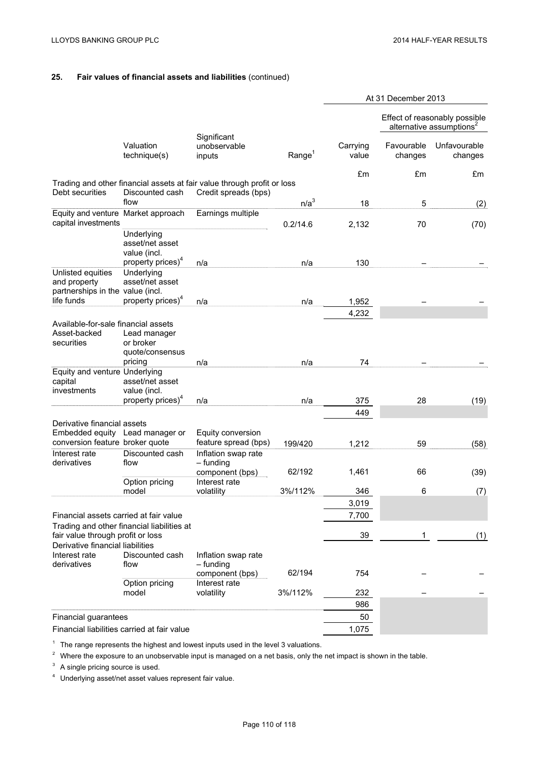## 25. Fair values of financial assets and liabilities (continued)

| | Valuation technique(s) | Significant unobservable inputs | Range[1] | At 31 December 2013 Carrying value | Effect of reasonably possible alternative assumptions[2] Favourable changes | Unfavourable changes |
|---|---|---|---|---|---|---|
| | | | | £m | £m | £m |
| **Trading and other financial assets at fair value through profit or loss** | | | | | | |
| Debt securities | Discounted cash flow | Credit spreads (bps) | n/a[3] | 18 | 5 | (2) |
| Equity and venture capital investments | Market approach | Earnings multiple | 0.2/14.6 | 2,132 | 70 | (70) |
| | Underlying asset/net asset value (incl. property prices)[4] | n/a | n/a | 130 | – | – |
| Unlisted equities and property partnerships in the life funds | Underlying asset/net asset value (incl. property prices)[4] | n/a | n/a | 1,952 | – | – |
| | | | | 4,232 | | |
| **Available-for-sale financial assets** | | | | | | |
| Asset-backed securities | Lead manager or broker quote/consensus pricing | n/a | n/a | 74 | – | – |
| Equity and venture capital investments | Underlying asset/net asset value (incl. property prices)[4] | n/a | n/a | 375 | 28 | (19) |
| | | | | 449 | | |
| **Derivative financial assets** | | | | | | |
| Embedded equity conversion feature | Lead manager or broker quote | Equity conversion feature spread (bps) | 199/420 | 1,212 | 59 | (58) |
| Interest rate derivatives | Discounted cash flow | Inflation swap rate – funding component (bps) | 62/192 | 1,461 | 66 | (39) |
| | Option pricing model | Interest rate volatility | 3%/112% | 346 | 6 | (7) |
| | | | | 3,019 | | |
| Financial assets carried at fair value | | | | 7,700 | | |
| Trading and other financial liabilities at fair value through profit or loss | | | | 39 | 1 | (1) |
| **Derivative financial liabilities** | | | | | | |
| Interest rate derivatives | Discounted cash flow | Inflation swap rate – funding component (bps) | 62/194 | 754 | – | – |
| | Option pricing model | Interest rate volatility | 3%/112% | 232 | – | – |
| | | | | 986 | | |
| Financial guarantees | | | | 50 | | |
| Financial liabilities carried at fair value | | | | 1,075 | | |

[1] The range represents the highest and lowest inputs used in the level 3 valuations.

[2] Where the exposure to an unobservable input is managed on a net basis, only the net impact is shown in the table.

[3] A single pricing source is used.

[4] Underlying asset/net asset values represent fair value.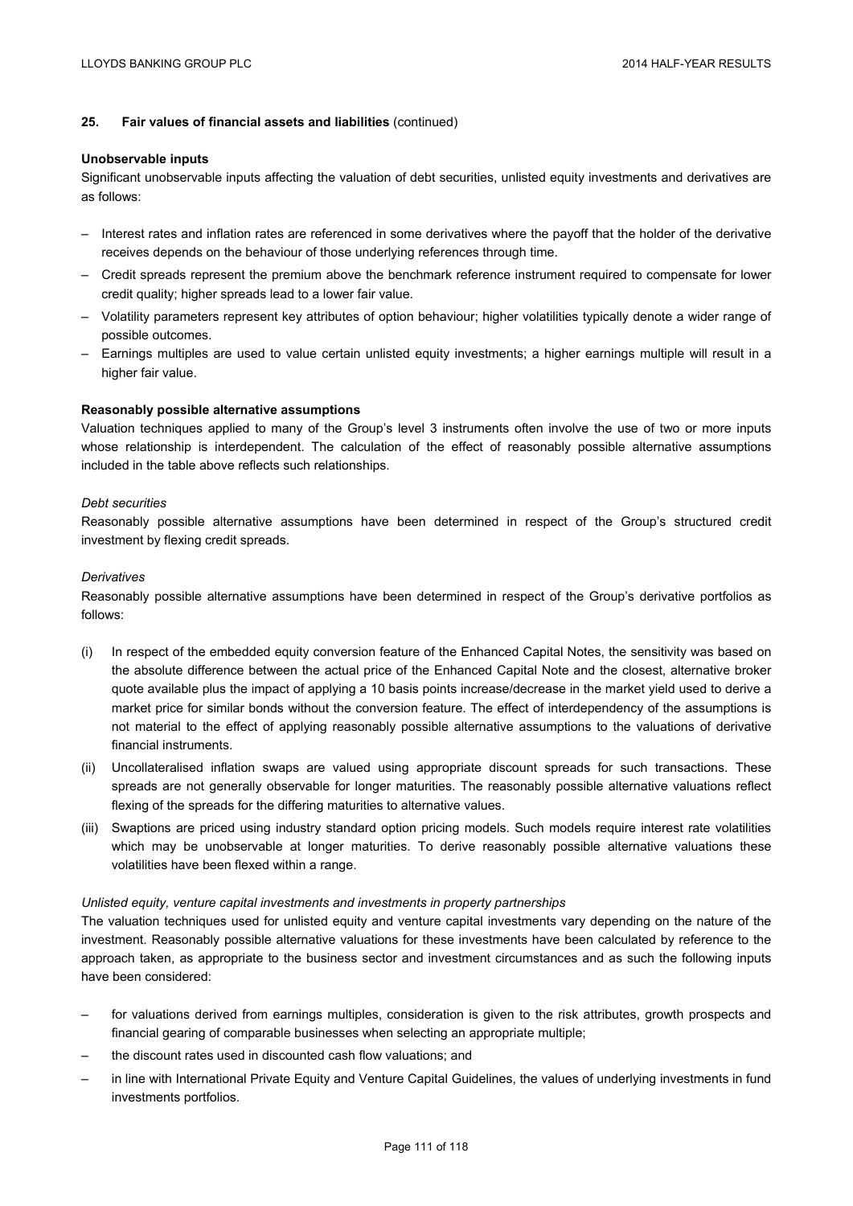## 25. Fair values of financial assets and liabilities (continued)

**Unobservable inputs**

Significant unobservable inputs affecting the valuation of debt securities, unlisted equity investments and derivatives are as follows:

- Interest rates and inflation rates are referenced in some derivatives where the payoff that the holder of the derivative receives depends on the behaviour of those underlying references through time.
- Credit spreads represent the premium above the benchmark reference instrument required to compensate for lower credit quality; higher spreads lead to a lower fair value.
- Volatility parameters represent key attributes of option behaviour; higher volatilities typically denote a wider range of possible outcomes.
- Earnings multiples are used to value certain unlisted equity investments; a higher earnings multiple will result in a higher fair value.

**Reasonably possible alternative assumptions**

Valuation techniques applied to many of the Group's level 3 instruments often involve the use of two or more inputs whose relationship is interdependent. The calculation of the effect of reasonably possible alternative assumptions included in the table above reflects such relationships.

*Debt securities*

Reasonably possible alternative assumptions have been determined in respect of the Group's structured credit investment by flexing credit spreads.

*Derivatives*

Reasonably possible alternative assumptions have been determined in respect of the Group's derivative portfolios as follows:

(i) In respect of the embedded equity conversion feature of the Enhanced Capital Notes, the sensitivity was based on the absolute difference between the actual price of the Enhanced Capital Note and the closest, alternative broker quote available plus the impact of applying a 10 basis points increase/decrease in the market yield used to derive a market price for similar bonds without the conversion feature. The effect of interdependency of the assumptions is not material to the effect of applying reasonably possible alternative assumptions to the valuations of derivative financial instruments.

(ii) Uncollateralised inflation swaps are valued using appropriate discount spreads for such transactions. These spreads are not generally observable for longer maturities. The reasonably possible alternative valuations reflect flexing of the spreads for the differing maturities to alternative values.

(iii) Swaptions are priced using industry standard option pricing models. Such models require interest rate volatilities which may be unobservable at longer maturities. To derive reasonably possible alternative valuations these volatilities have been flexed within a range.

*Unlisted equity, venture capital investments and investments in property partnerships*

The valuation techniques used for unlisted equity and venture capital investments vary depending on the nature of the investment. Reasonably possible alternative valuations for these investments have been calculated by reference to the approach taken, as appropriate to the business sector and investment circumstances and as such the following inputs have been considered:

- for valuations derived from earnings multiples, consideration is given to the risk attributes, growth prospects and financial gearing of comparable businesses when selecting an appropriate multiple;
- the discount rates used in discounted cash flow valuations; and
- in line with International Private Equity and Venture Capital Guidelines, the values of underlying investments in fund investments portfolios.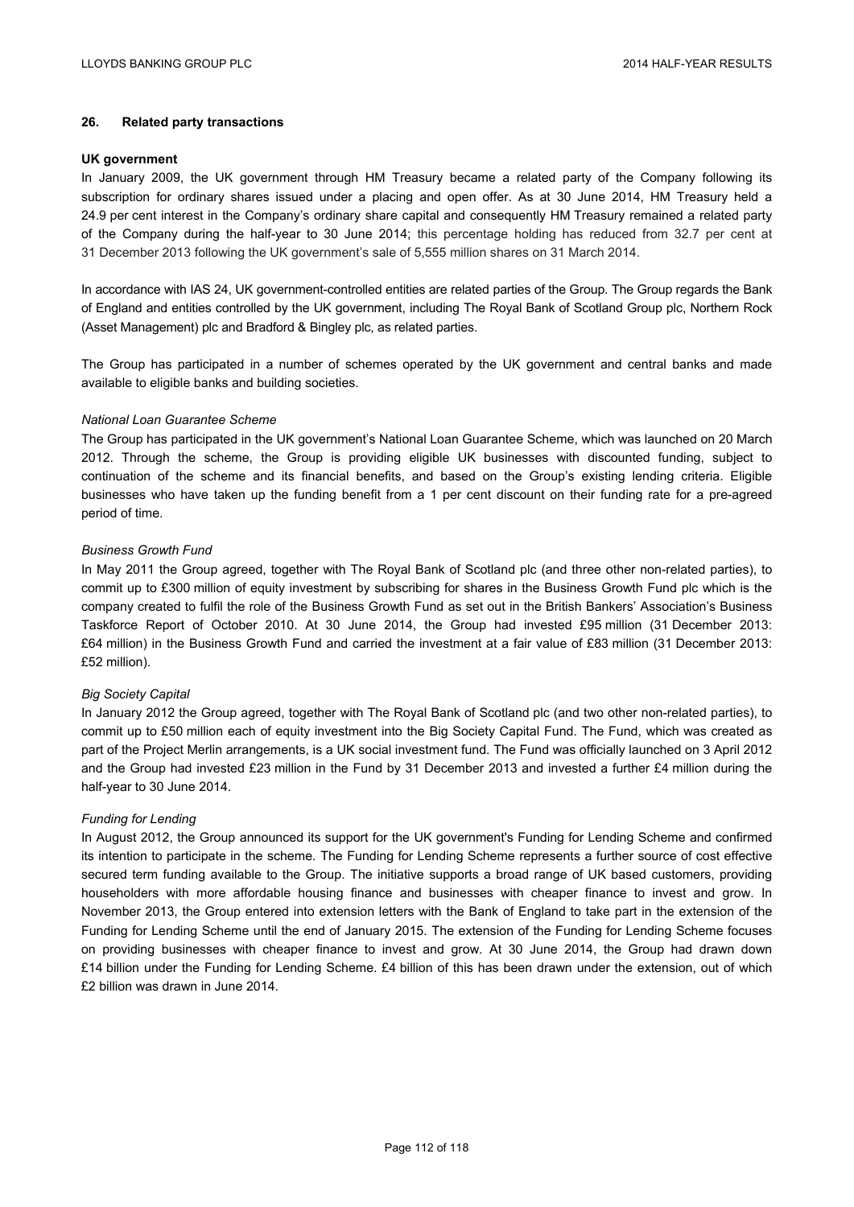## 26. Related party transactions

**UK government**

In January 2009, the UK government through HM Treasury became a related party of the Company following its subscription for ordinary shares issued under a placing and open offer. As at 30 June 2014, HM Treasury held a 24.9 per cent interest in the Company's ordinary share capital and consequently HM Treasury remained a related party of the Company during the half-year to 30 June 2014; this percentage holding has reduced from 32.7 per cent at 31 December 2013 following the UK government's sale of 5,555 million shares on 31 March 2014.

In accordance with IAS 24, UK government-controlled entities are related parties of the Group. The Group regards the Bank of England and entities controlled by the UK government, including The Royal Bank of Scotland Group plc, Northern Rock (Asset Management) plc and Bradford & Bingley plc, as related parties.

The Group has participated in a number of schemes operated by the UK government and central banks and made available to eligible banks and building societies.

*National Loan Guarantee Scheme*

The Group has participated in the UK government's National Loan Guarantee Scheme, which was launched on 20 March 2012. Through the scheme, the Group is providing eligible UK businesses with discounted funding, subject to continuation of the scheme and its financial benefits, and based on the Group's existing lending criteria. Eligible businesses who have taken up the funding benefit from a 1 per cent discount on their funding rate for a pre-agreed period of time.

*Business Growth Fund*

In May 2011 the Group agreed, together with The Royal Bank of Scotland plc (and three other non-related parties), to commit up to £300 million of equity investment by subscribing for shares in the Business Growth Fund plc which is the company created to fulfil the role of the Business Growth Fund as set out in the British Bankers' Association's Business Taskforce Report of October 2010. At 30 June 2014, the Group had invested £95 million (31 December 2013: £64 million) in the Business Growth Fund and carried the investment at a fair value of £83 million (31 December 2013: £52 million).

*Big Society Capital*

In January 2012 the Group agreed, together with The Royal Bank of Scotland plc (and two other non-related parties), to commit up to £50 million each of equity investment into the Big Society Capital Fund. The Fund, which was created as part of the Project Merlin arrangements, is a UK social investment fund. The Fund was officially launched on 3 April 2012 and the Group had invested £23 million in the Fund by 31 December 2013 and invested a further £4 million during the half-year to 30 June 2014.

*Funding for Lending*

In August 2012, the Group announced its support for the UK government's Funding for Lending Scheme and confirmed its intention to participate in the scheme. The Funding for Lending Scheme represents a further source of cost effective secured term funding available to the Group. The initiative supports a broad range of UK based customers, providing householders with more affordable housing finance and businesses with cheaper finance to invest and grow. In November 2013, the Group entered into extension letters with the Bank of England to take part in the extension of the Funding for Lending Scheme until the end of January 2015. The extension of the Funding for Lending Scheme focuses on providing businesses with cheaper finance to invest and grow. At 30 June 2014, the Group had drawn down £14 billion under the Funding for Lending Scheme. £4 billion of this has been drawn under the extension, out of which £2 billion was drawn in June 2014.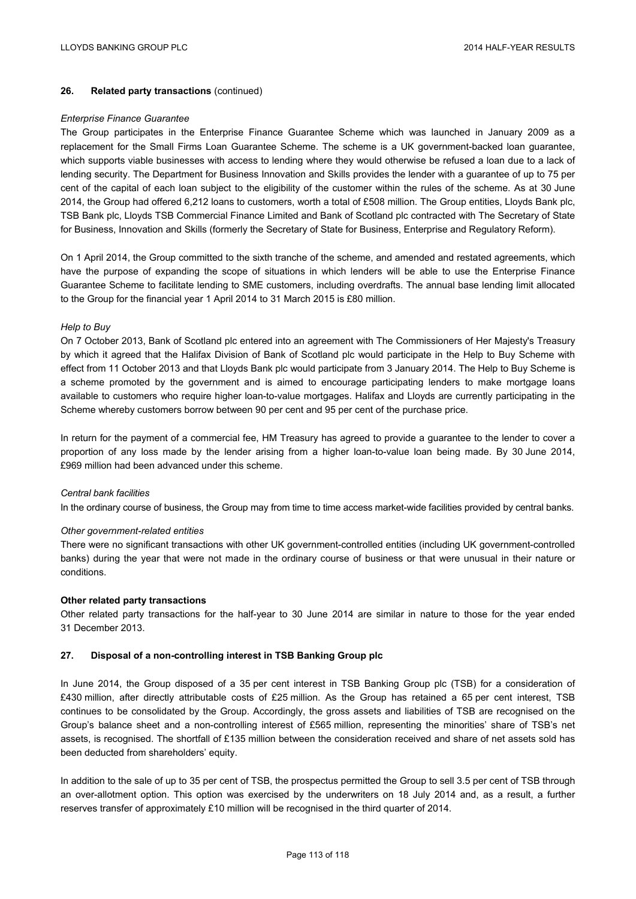## 26. Related party transactions (continued)

*Enterprise Finance Guarantee*

The Group participates in the Enterprise Finance Guarantee Scheme which was launched in January 2009 as a replacement for the Small Firms Loan Guarantee Scheme. The scheme is a UK government-backed loan guarantee, which supports viable businesses with access to lending where they would otherwise be refused a loan due to a lack of lending security. The Department for Business Innovation and Skills provides the lender with a guarantee of up to 75 per cent of the capital of each loan subject to the eligibility of the customer within the rules of the scheme. As at 30 June 2014, the Group had offered 6,212 loans to customers, worth a total of £508 million. The Group entities, Lloyds Bank plc, TSB Bank plc, Lloyds TSB Commercial Finance Limited and Bank of Scotland plc contracted with The Secretary of State for Business, Innovation and Skills (formerly the Secretary of State for Business, Enterprise and Regulatory Reform).

On 1 April 2014, the Group committed to the sixth tranche of the scheme, and amended and restated agreements, which have the purpose of expanding the scope of situations in which lenders will be able to use the Enterprise Finance Guarantee Scheme to facilitate lending to SME customers, including overdrafts. The annual base lending limit allocated to the Group for the financial year 1 April 2014 to 31 March 2015 is £80 million.

*Help to Buy*

On 7 October 2013, Bank of Scotland plc entered into an agreement with The Commissioners of Her Majesty's Treasury by which it agreed that the Halifax Division of Bank of Scotland plc would participate in the Help to Buy Scheme with effect from 11 October 2013 and that Lloyds Bank plc would participate from 3 January 2014. The Help to Buy Scheme is a scheme promoted by the government and is aimed to encourage participating lenders to make mortgage loans available to customers who require higher loan-to-value mortgages. Halifax and Lloyds are currently participating in the Scheme whereby customers borrow between 90 per cent and 95 per cent of the purchase price.

In return for the payment of a commercial fee, HM Treasury has agreed to provide a guarantee to the lender to cover a proportion of any loss made by the lender arising from a higher loan-to-value loan being made. By 30 June 2014, £969 million had been advanced under this scheme.

*Central bank facilities*

In the ordinary course of business, the Group may from time to time access market-wide facilities provided by central banks.

*Other government-related entities*

There were no significant transactions with other UK government-controlled entities (including UK government-controlled banks) during the year that were not made in the ordinary course of business or that were unusual in their nature or conditions.

**Other related party transactions**

Other related party transactions for the half-year to 30 June 2014 are similar in nature to those for the year ended 31 December 2013.

## 27. Disposal of a non-controlling interest in TSB Banking Group plc

In June 2014, the Group disposed of a 35 per cent interest in TSB Banking Group plc (TSB) for a consideration of £430 million, after directly attributable costs of £25 million. As the Group has retained a 65 per cent interest, TSB continues to be consolidated by the Group. Accordingly, the gross assets and liabilities of TSB are recognised on the Group's balance sheet and a non-controlling interest of £565 million, representing the minorities' share of TSB's net assets, is recognised. The shortfall of £135 million between the consideration received and share of net assets sold has been deducted from shareholders' equity.

In addition to the sale of up to 35 per cent of TSB, the prospectus permitted the Group to sell 3.5 per cent of TSB through an over-allotment option. This option was exercised by the underwriters on 18 July 2014 and, as a result, a further reserves transfer of approximately £10 million will be recognised in the third quarter of 2014.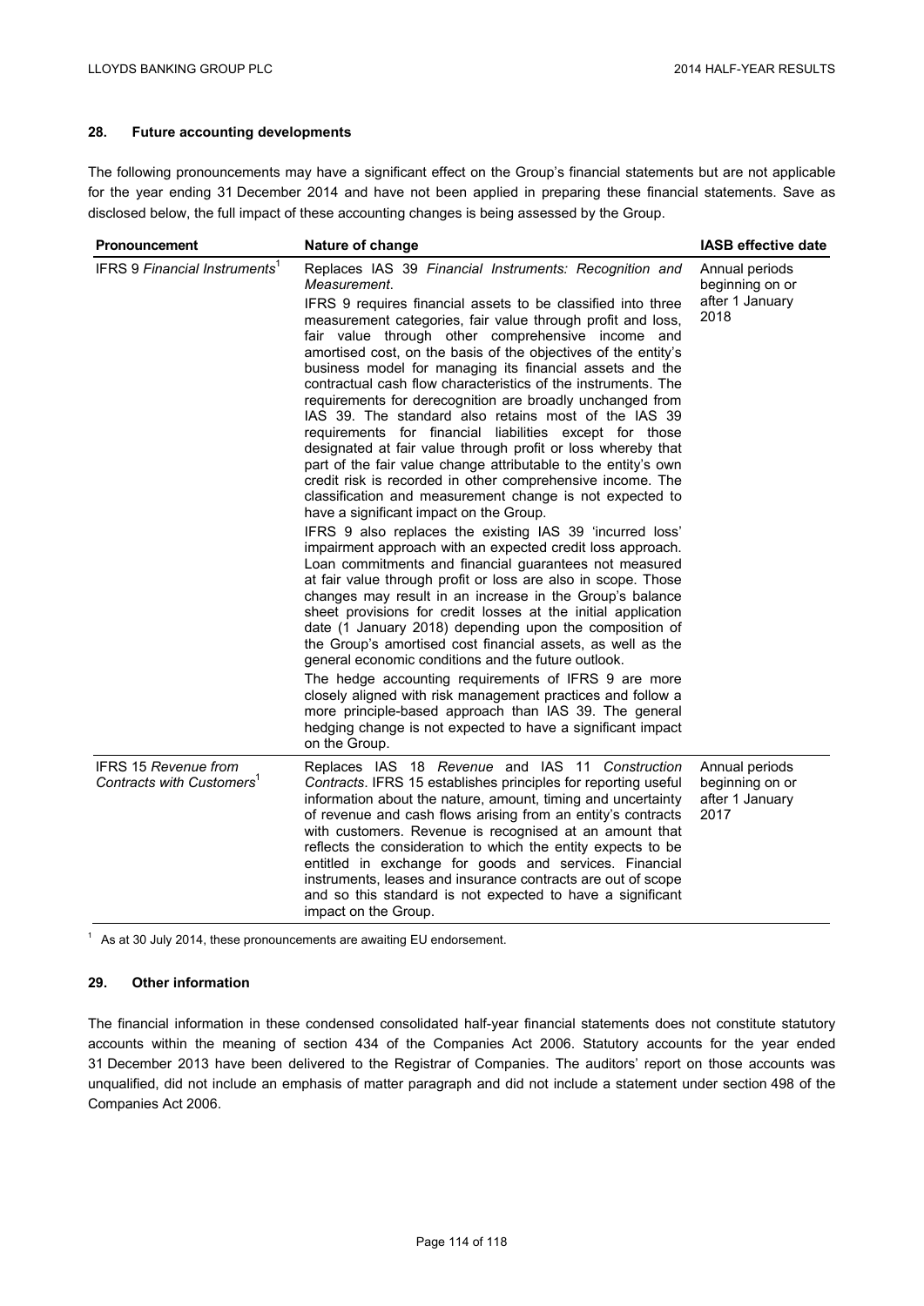## 28. Future accounting developments

The following pronouncements may have a significant effect on the Group's financial statements but are not applicable for the year ending 31 December 2014 and have not been applied in preparing these financial statements. Save as disclosed below, the full impact of these accounting changes is being assessed by the Group.

| Pronouncement | Nature of change | IASB effective date |
|---|---|---|
| IFRS 9 *Financial Instruments*[1] | Replaces IAS 39 *Financial Instruments: Recognition and Measurement*.<br><br>IFRS 9 requires financial assets to be classified into three measurement categories, fair value through profit and loss, fair value through other comprehensive income and amortised cost, on the basis of the objectives of the entity's business model for managing its financial assets and the contractual cash flow characteristics of the instruments. The requirements for derecognition are broadly unchanged from IAS 39. The standard also retains most of the IAS 39 requirements for financial liabilities except for those designated at fair value through profit or loss whereby that part of the fair value change attributable to the entity's own credit risk is recorded in other comprehensive income. The classification and measurement change is not expected to have a significant impact on the Group.<br><br>IFRS 9 also replaces the existing IAS 39 'incurred loss' impairment approach with an expected credit loss approach. Loan commitments and financial guarantees not measured at fair value through profit or loss are also in scope. Those changes may result in an increase in the Group's balance sheet provisions for credit losses at the initial application date (1 January 2018) depending upon the composition of the Group's amortised cost financial assets, as well as the general economic conditions and the future outlook.<br><br>The hedge accounting requirements of IFRS 9 are more closely aligned with risk management practices and follow a more principle-based approach than IAS 39. The general hedging change is not expected to have a significant impact on the Group. | Annual periods beginning on or after 1 January 2018 |
| IFRS 15 *Revenue from Contracts with Customers*[1] | Replaces IAS 18 *Revenue* and IAS 11 *Construction Contracts*. IFRS 15 establishes principles for reporting useful information about the nature, amount, timing and uncertainty of revenue and cash flows arising from an entity's contracts with customers. Revenue is recognised at an amount that reflects the consideration to which the entity expects to be entitled in exchange for goods and services. Financial instruments, leases and insurance contracts are out of scope and so this standard is not expected to have a significant impact on the Group. | Annual periods beginning on or after 1 January 2017 |

[1] As at 30 July 2014, these pronouncements are awaiting EU endorsement.

## 29. Other information

The financial information in these condensed consolidated half-year financial statements does not constitute statutory accounts within the meaning of section 434 of the Companies Act 2006. Statutory accounts for the year ended 31 December 2013 have been delivered to the Registrar of Companies. The auditors' report on those accounts was unqualified, did not include an emphasis of matter paragraph and did not include a statement under section 498 of the Companies Act 2006.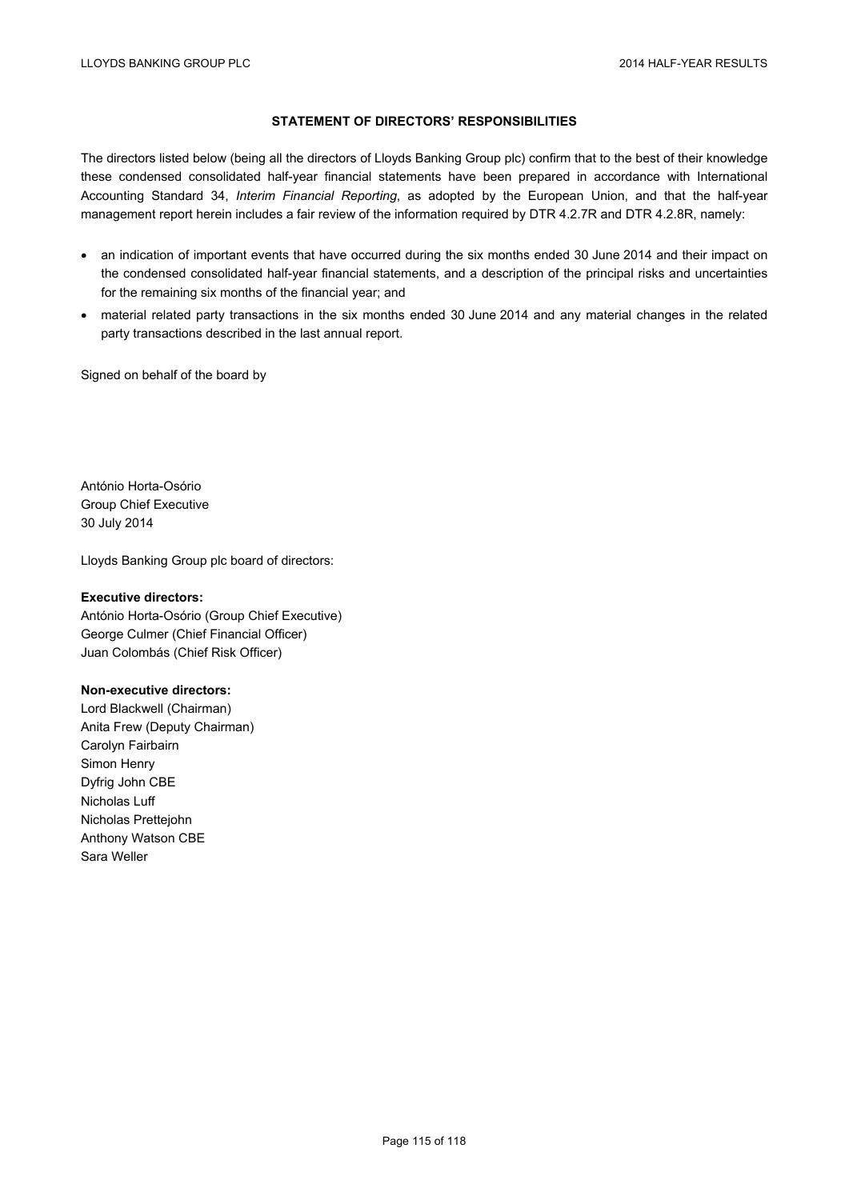## STATEMENT OF DIRECTORS' RESPONSIBILITIES

The directors listed below (being all the directors of Lloyds Banking Group plc) confirm that to the best of their knowledge these condensed consolidated half-year financial statements have been prepared in accordance with International Accounting Standard 34, *Interim Financial Reporting*, as adopted by the European Union, and that the half-year management report herein includes a fair review of the information required by DTR 4.2.7R and DTR 4.2.8R, namely:

- an indication of important events that have occurred during the six months ended 30 June 2014 and their impact on the condensed consolidated half-year financial statements, and a description of the principal risks and uncertainties for the remaining six months of the financial year; and
- material related party transactions in the six months ended 30 June 2014 and any material changes in the related party transactions described in the last annual report.

Signed on behalf of the board by

António Horta-Osório
Group Chief Executive
30 July 2014

Lloyds Banking Group plc board of directors:

**Executive directors:**
António Horta-Osório (Group Chief Executive)
George Culmer (Chief Financial Officer)
Juan Colombás (Chief Risk Officer)

**Non-executive directors:**
Lord Blackwell (Chairman)
Anita Frew (Deputy Chairman)
Carolyn Fairbairn
Simon Henry
Dyfrig John CBE
Nicholas Luff
Nicholas Prettejohn
Anthony Watson CBE
Sara Weller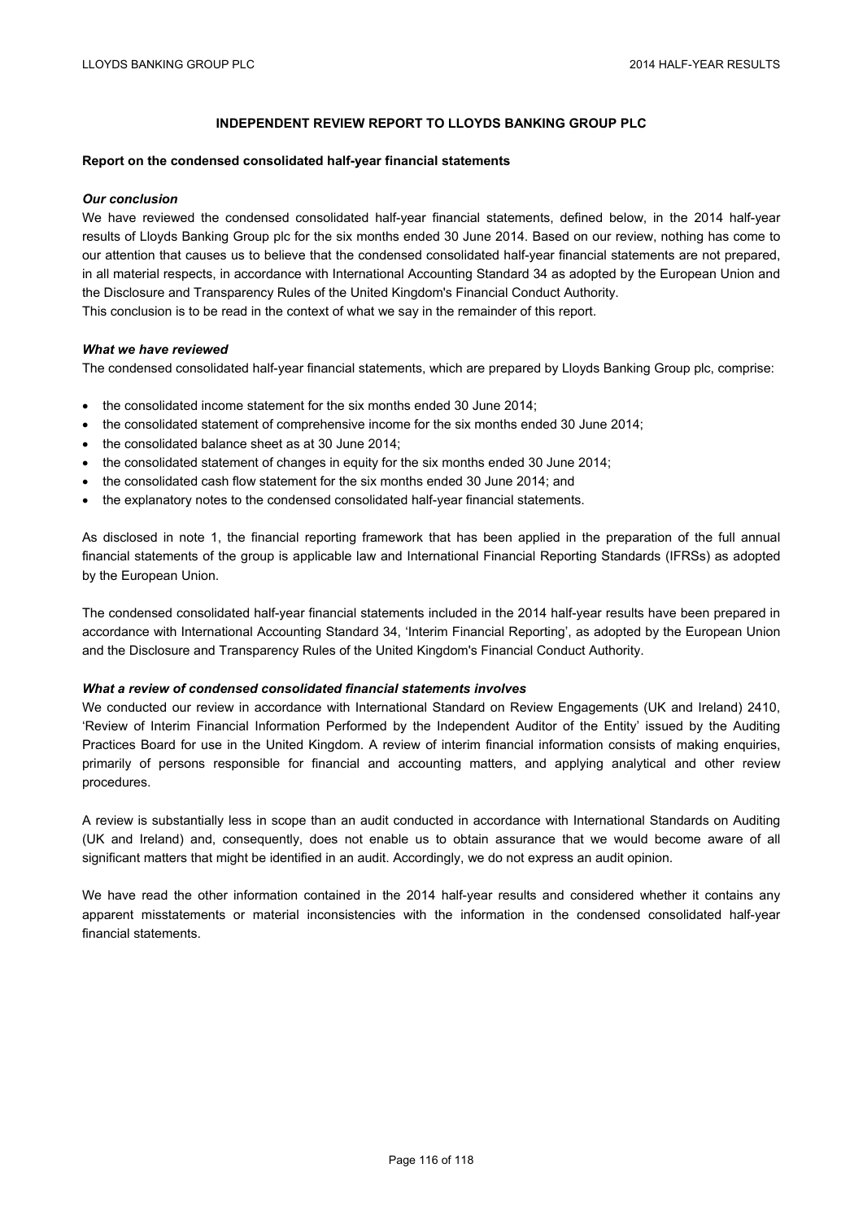# INDEPENDENT REVIEW REPORT TO LLOYDS BANKING GROUP PLC

## Report on the condensed consolidated half-year financial statements

### *Our conclusion*

We have reviewed the condensed consolidated half-year financial statements, defined below, in the 2014 half-year results of Lloyds Banking Group plc for the six months ended 30 June 2014. Based on our review, nothing has come to our attention that causes us to believe that the condensed consolidated half-year financial statements are not prepared, in all material respects, in accordance with International Accounting Standard 34 as adopted by the European Union and the Disclosure and Transparency Rules of the United Kingdom's Financial Conduct Authority.

This conclusion is to be read in the context of what we say in the remainder of this report.

### *What we have reviewed*

The condensed consolidated half-year financial statements, which are prepared by Lloyds Banking Group plc, comprise:

- the consolidated income statement for the six months ended 30 June 2014;
- the consolidated statement of comprehensive income for the six months ended 30 June 2014;
- the consolidated balance sheet as at 30 June 2014;
- the consolidated statement of changes in equity for the six months ended 30 June 2014;
- the consolidated cash flow statement for the six months ended 30 June 2014; and
- the explanatory notes to the condensed consolidated half-year financial statements.

As disclosed in note 1, the financial reporting framework that has been applied in the preparation of the full annual financial statements of the group is applicable law and International Financial Reporting Standards (IFRSs) as adopted by the European Union.

The condensed consolidated half-year financial statements included in the 2014 half-year results have been prepared in accordance with International Accounting Standard 34, 'Interim Financial Reporting', as adopted by the European Union and the Disclosure and Transparency Rules of the United Kingdom's Financial Conduct Authority.

### *What a review of condensed consolidated financial statements involves*

We conducted our review in accordance with International Standard on Review Engagements (UK and Ireland) 2410, 'Review of Interim Financial Information Performed by the Independent Auditor of the Entity' issued by the Auditing Practices Board for use in the United Kingdom. A review of interim financial information consists of making enquiries, primarily of persons responsible for financial and accounting matters, and applying analytical and other review procedures.

A review is substantially less in scope than an audit conducted in accordance with International Standards on Auditing (UK and Ireland) and, consequently, does not enable us to obtain assurance that we would become aware of all significant matters that might be identified in an audit. Accordingly, we do not express an audit opinion.

We have read the other information contained in the 2014 half-year results and considered whether it contains any apparent misstatements or material inconsistencies with the information in the condensed consolidated half-year financial statements.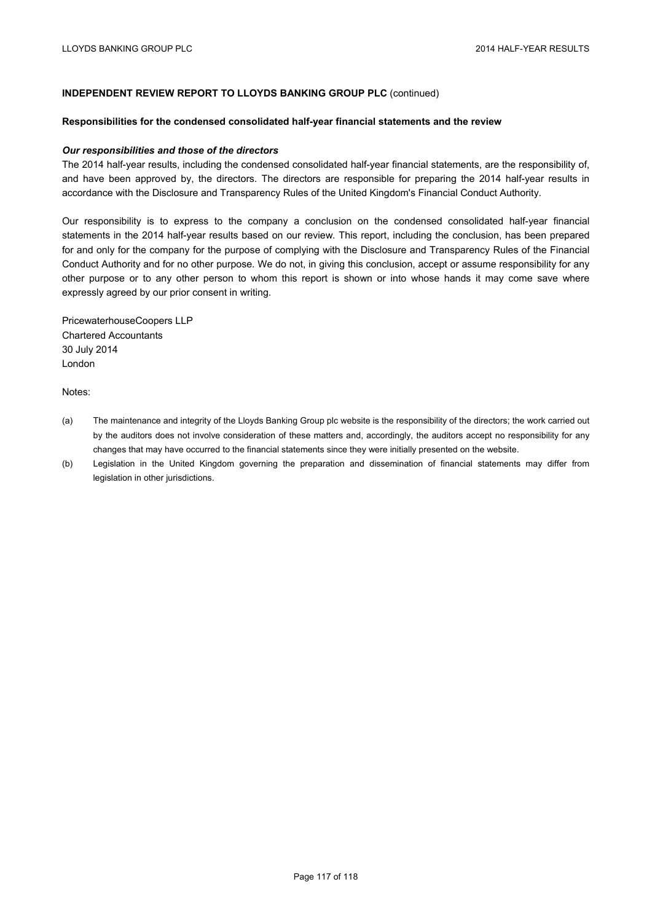**INDEPENDENT REVIEW REPORT TO LLOYDS BANKING GROUP PLC** (continued)

**Responsibilities for the condensed consolidated half-year financial statements and the review**

***Our responsibilities and those of the directors***

The 2014 half-year results, including the condensed consolidated half-year financial statements, are the responsibility of, and have been approved by, the directors. The directors are responsible for preparing the 2014 half-year results in accordance with the Disclosure and Transparency Rules of the United Kingdom's Financial Conduct Authority.

Our responsibility is to express to the company a conclusion on the condensed consolidated half-year financial statements in the 2014 half-year results based on our review. This report, including the conclusion, has been prepared for and only for the company for the purpose of complying with the Disclosure and Transparency Rules of the Financial Conduct Authority and for no other purpose. We do not, in giving this conclusion, accept or assume responsibility for any other purpose or to any other person to whom this report is shown or into whose hands it may come save where expressly agreed by our prior consent in writing.

PricewaterhouseCoopers LLP
Chartered Accountants
30 July 2014
London

Notes:

(a) The maintenance and integrity of the Lloyds Banking Group plc website is the responsibility of the directors; the work carried out by the auditors does not involve consideration of these matters and, accordingly, the auditors accept no responsibility for any changes that may have occurred to the financial statements since they were initially presented on the website.

(b) Legislation in the United Kingdom governing the preparation and dissemination of financial statements may differ from legislation in other jurisdictions.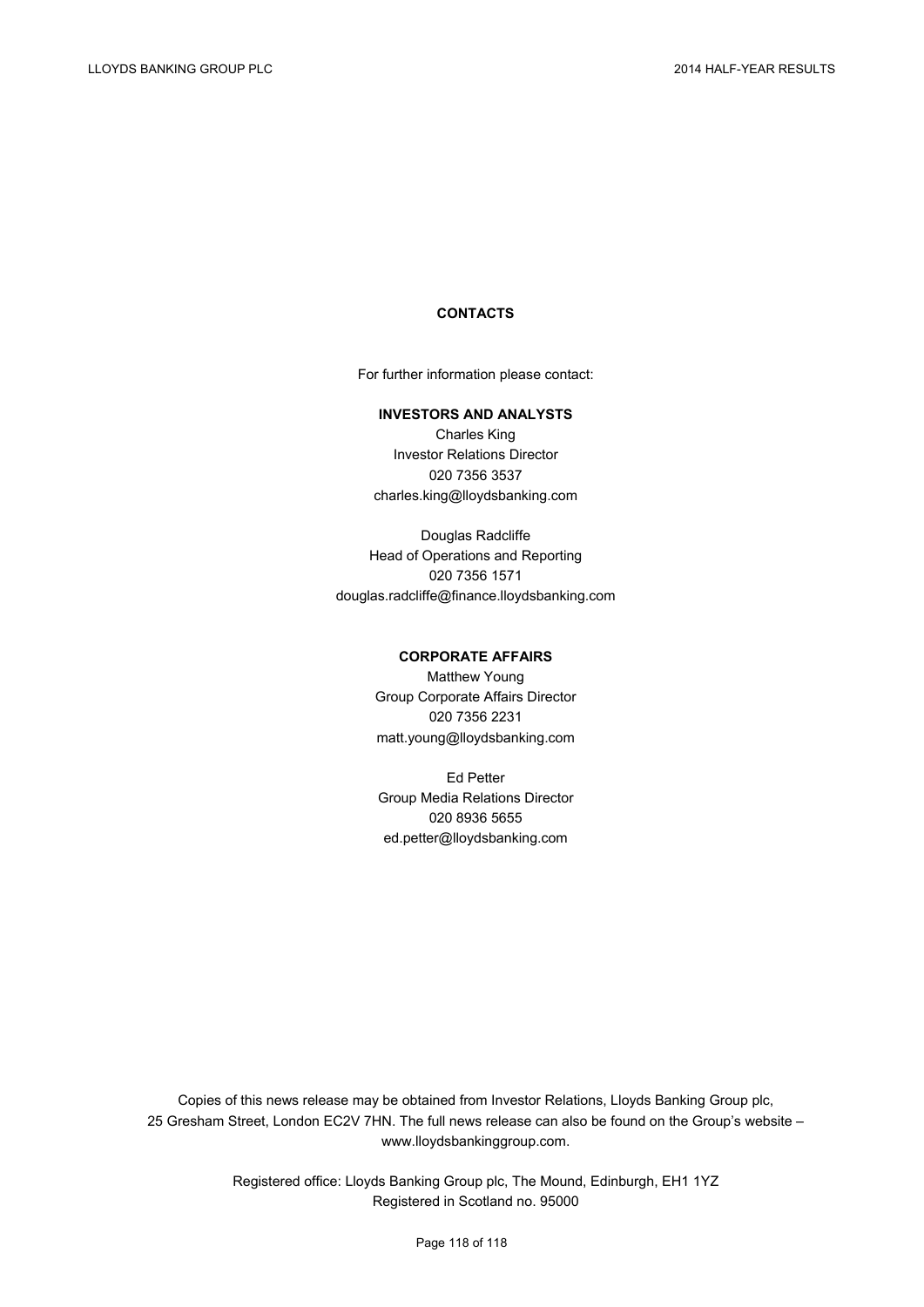## CONTACTS

For further information please contact:

**INVESTORS AND ANALYSTS**

Charles King
Investor Relations Director
020 7356 3537
charles.king@lloydsbanking.com

Douglas Radcliffe
Head of Operations and Reporting
020 7356 1571
douglas.radcliffe@finance.lloydsbanking.com

**CORPORATE AFFAIRS**

Matthew Young
Group Corporate Affairs Director
020 7356 2231
matt.young@lloydsbanking.com

Ed Petter
Group Media Relations Director
020 8936 5655
ed.petter@lloydsbanking.com

Copies of this news release may be obtained from Investor Relations, Lloyds Banking Group plc, 25 Gresham Street, London EC2V 7HN. The full news release can also be found on the Group's website – www.lloydsbankinggroup.com.

Registered office: Lloyds Banking Group plc, The Mound, Edinburgh, EH1 1YZ
Registered in Scotland no. 95000